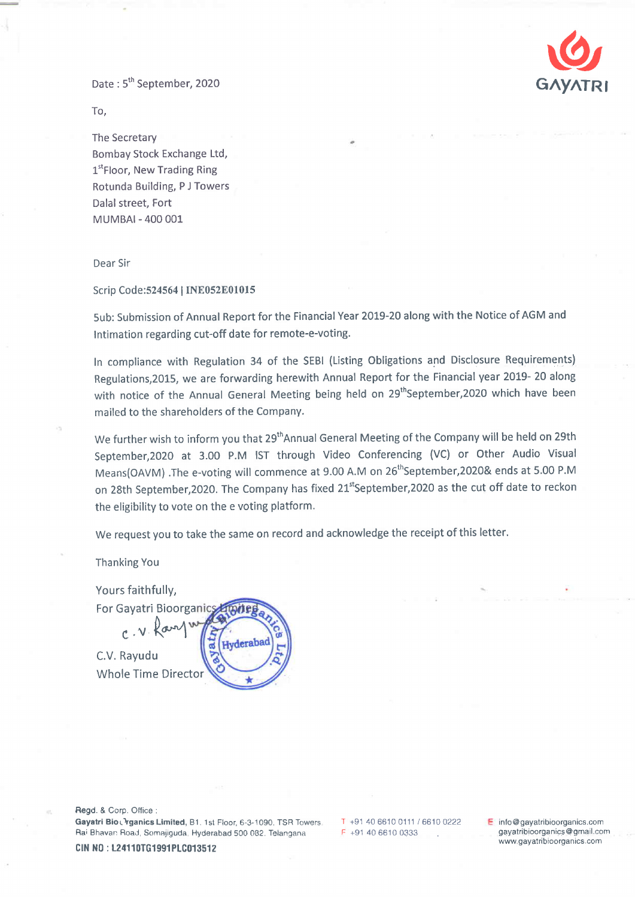GAYATRI

Date : 5th September, 2020

To,

The Secretary
Bombay Stock Exchange Ltd,
1st Floor, New Trading Ring
Rotunda Building, P J Towers
Dalal street, Fort
MUMBAI - 400 001

Dear Sir

Scrip Code:**524564 | INE052E01015**

Sub: Submission of Annual Report for the Financial Year 2019-20 along with the Notice of AGM and Intimation regarding cut-off date for remote-e-voting.

In compliance with Regulation 34 of the SEBI (Listing Obligations and Disclosure Requirements) Regulations,2015, we are forwarding herewith Annual Report for the Financial year 2019- 20 along with notice of the Annual General Meeting being held on 29th September,2020 which have been mailed to the shareholders of the Company.

We further wish to inform you that 29th Annual General Meeting of the Company will be held on 29th September,2020 at 3.00 P.M IST through Video Conferencing (VC) or Other Audio Visual Means(OAVM) .The e-voting will commence at 9.00 A.M on 26th September,2020& ends at 5.00 P.M on 28th September,2020. The Company has fixed 21st September,2020 as the cut off date to reckon the eligibility to vote on the e voting platform.

We request you to take the same on record and acknowledge the receipt of this letter.

Thanking You

Yours faithfully,
For Gayatri Bioorganics Limited

C.V. Rayudu
Whole Time Director

Regd. & Corp. Office :
**Gayatri BioOrganics Limited**, B1. 1st Floor, 6-3-1090. TSR Towers. Raj Bhavan Road, Somajiguda. Hyderabad 500 082. Telangana

**CIN NO : L24110TG1991PLC013512**

T +91 40 6610 0111 / 6610 0222
F +91 40 6610 0333

E info@gayatribioorganics.com
gayatribioorganics@gmail.com
www.gayatribioorganics.com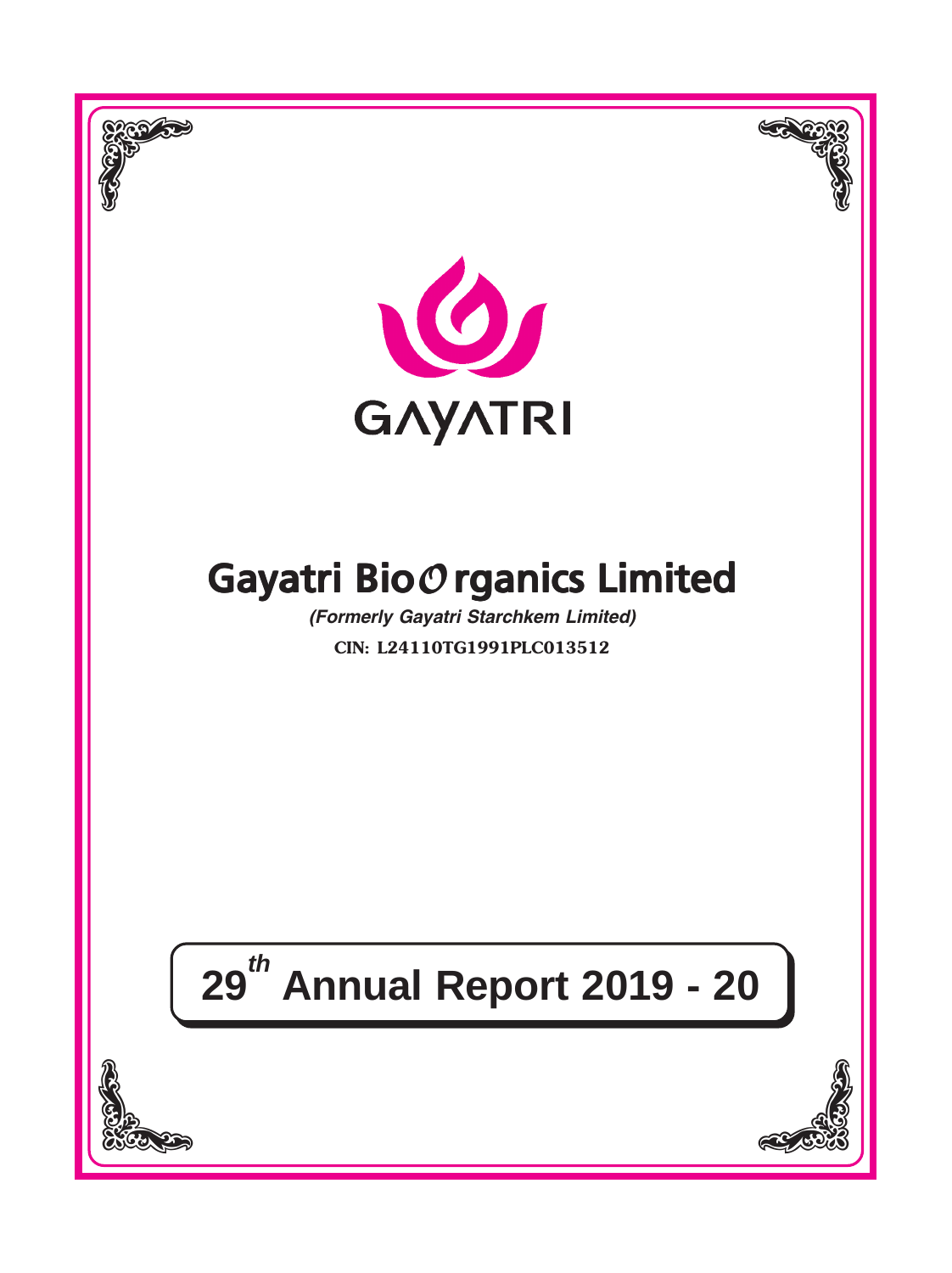GAYATRI

# Gayatri BioOrganics Limited

***(Formerly Gayatri Starchkem Limited)***

**CIN: L24110TG1991PLC013512**

# 29th Annual Report 2019 - 20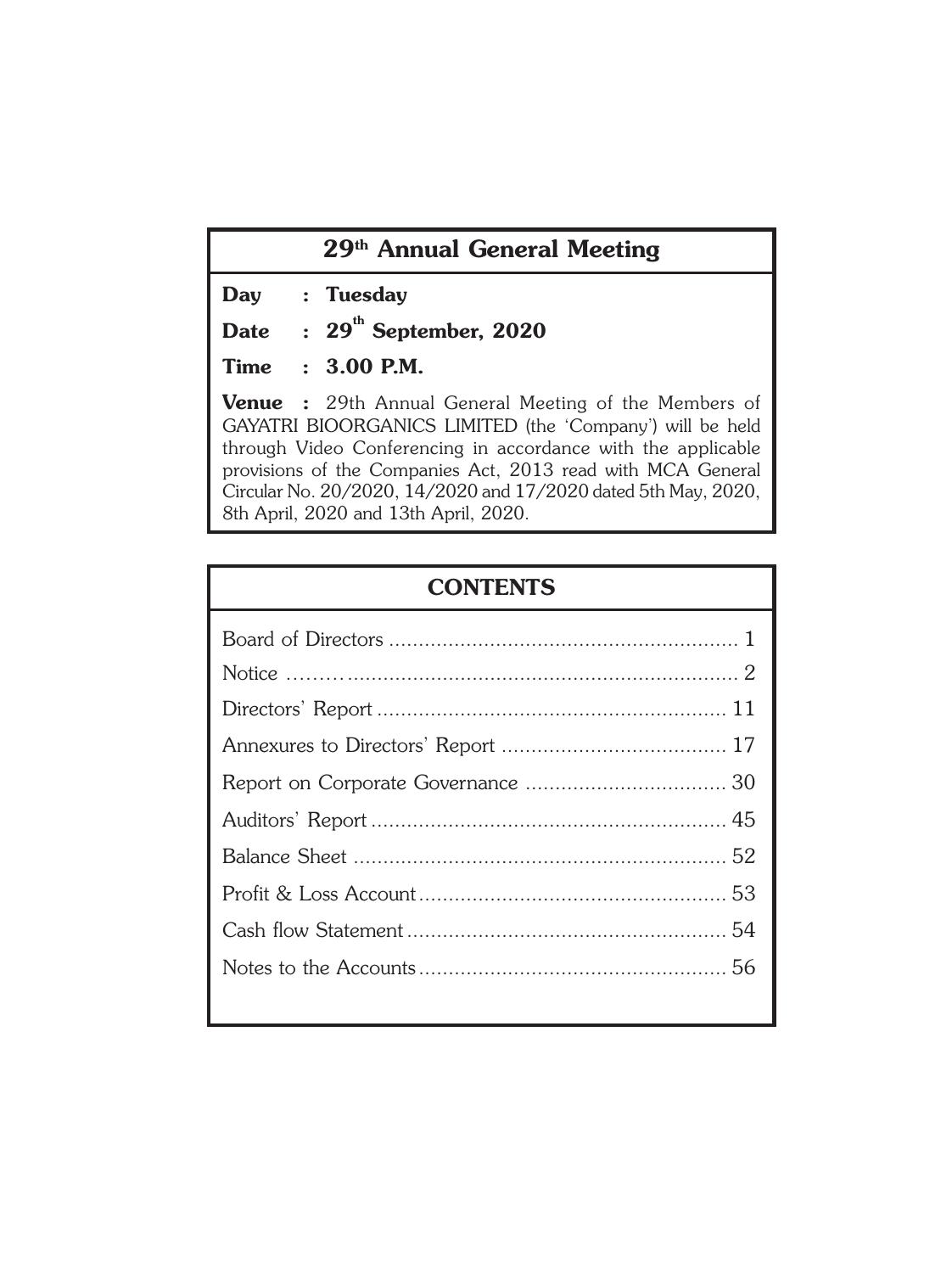## 29th Annual General Meeting

**Day : Tuesday**

**Date : 29th September, 2020**

**Time : 3.00 P.M.**

**Venue :** 29th Annual General Meeting of the Members of GAYATRI BIOORGANICS LIMITED (the 'Company') will be held through Video Conferencing in accordance with the applicable provisions of the Companies Act, 2013 read with MCA General Circular No. 20/2020, 14/2020 and 17/2020 dated 5th May, 2020, 8th April, 2020 and 13th April, 2020.

## CONTENTS

| | |
|---|---|
| Board of Directors | 1 |
| Notice | 2 |
| Directors' Report | 11 |
| Annexures to Directors' Report | 17 |
| Report on Corporate Governance | 30 |
| Auditors' Report | 45 |
| Balance Sheet | 52 |
| Profit & Loss Account | 53 |
| Cash flow Statement | 54 |
| Notes to the Accounts | 56 |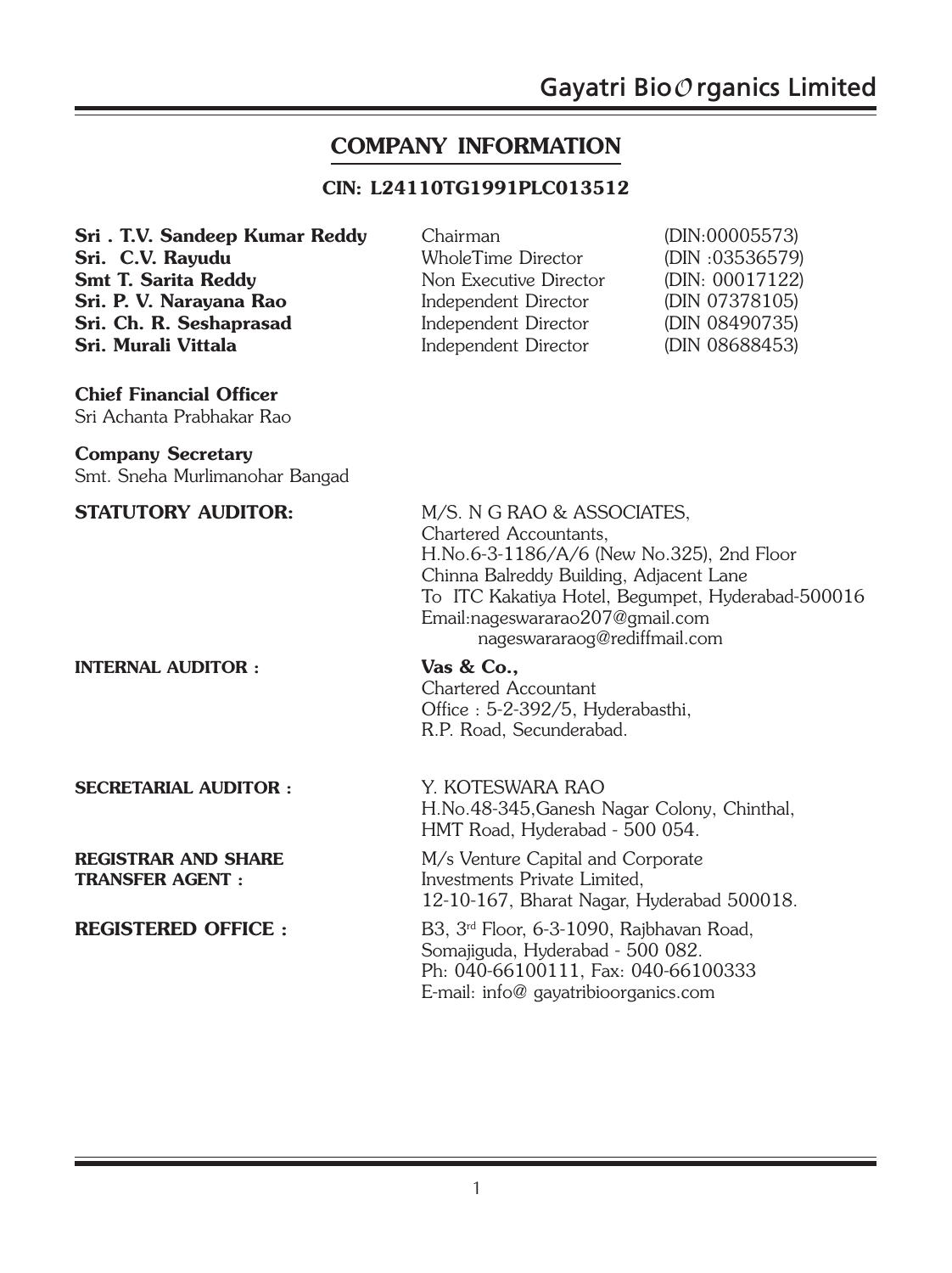## COMPANY INFORMATION

**CIN: L24110TG1991PLC013512**

| | | |
|---|---|---|
| **Sri . T.V. Sandeep Kumar Reddy** | Chairman | (DIN:00005573) |
| **Sri. C.V. Rayudu** | WholeTime Director | (DIN :03536579) |
| **Smt T. Sarita Reddy** | Non Executive Director | (DIN: 00017122) |
| **Sri. P. V. Narayana Rao** | Independent Director | (DIN 07378105) |
| **Sri. Ch. R. Seshaprasad** | Independent Director | (DIN 08490735) |
| **Sri. Murali Vittala** | Independent Director | (DIN 08688453) |

**Chief Financial Officer**
Sri Achanta Prabhakar Rao

**Company Secretary**
Smt. Sneha Murlimanohar Bangad

**STATUTORY AUDITOR:**
M/S. N G RAO & ASSOCIATES,
Chartered Accountants,
H.No.6-3-1186/A/6 (New No.325), 2nd Floor
Chinna Balreddy Building, Adjacent Lane
To ITC Kakatiya Hotel, Begumpet, Hyderabad-500016
Email:nageswararao207@gmail.com
nageswararaog@rediffmail.com

**INTERNAL AUDITOR :**
**Vas & Co.,**
Chartered Accountant
Office : 5-2-392/5, Hyderabasthi,
R.P. Road, Secunderabad.

**SECRETARIAL AUDITOR :**
Y. KOTESWARA RAO
H.No.48-345,Ganesh Nagar Colony, Chinthal,
HMT Road, Hyderabad - 500 054.

**REGISTRAR AND SHARE TRANSFER AGENT :**
M/s Venture Capital and Corporate
Investments Private Limited,
12-10-167, Bharat Nagar, Hyderabad 500018.

**REGISTERED OFFICE :**
B3, 3rd Floor, 6-3-1090, Rajbhavan Road,
Somajiguda, Hyderabad - 500 082.
Ph: 040-66100111, Fax: 040-66100333
E-mail: info@ gayatribioorganics.com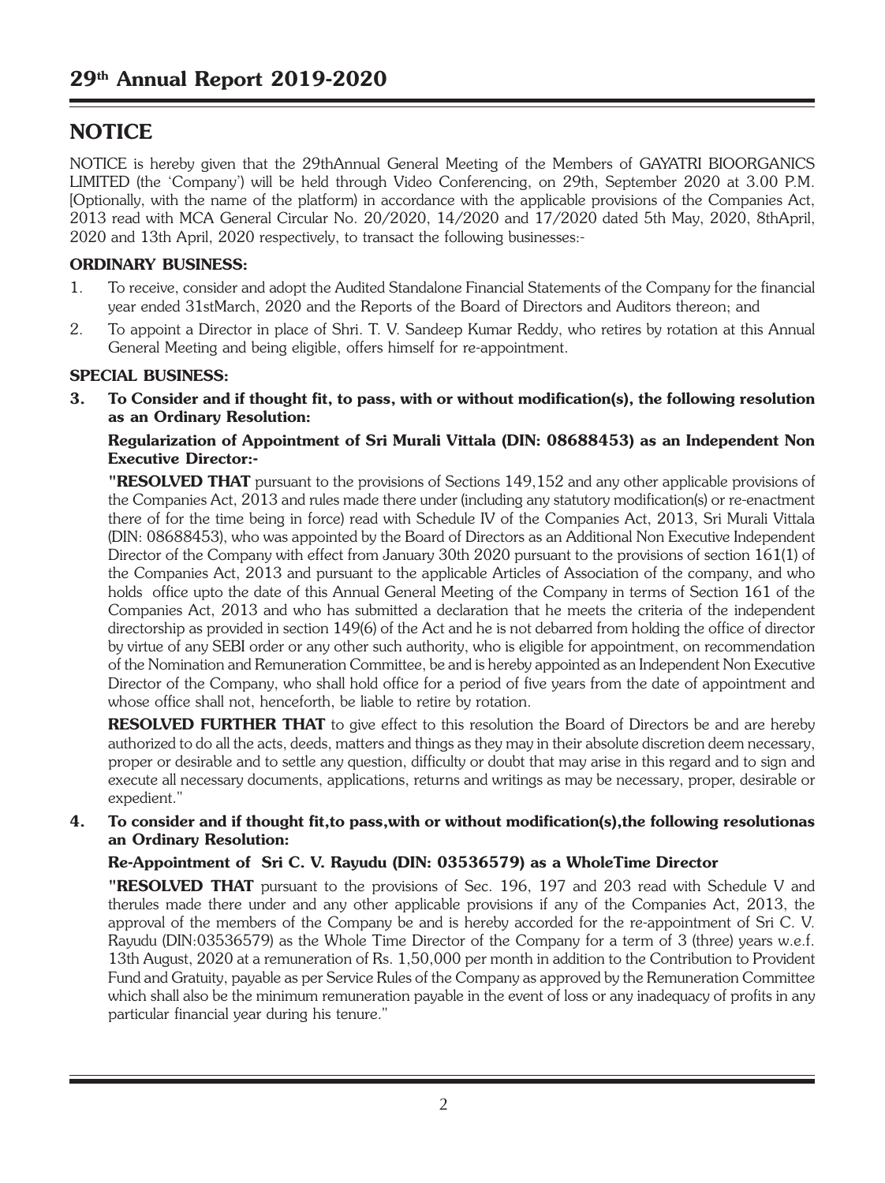# NOTICE

NOTICE is hereby given that the 29thAnnual General Meeting of the Members of GAYATRI BIOORGANICS LIMITED (the 'Company') will be held through Video Conferencing, on 29th, September 2020 at 3.00 P.M. [Optionally, with the name of the platform) in accordance with the applicable provisions of the Companies Act, 2013 read with MCA General Circular No. 20/2020, 14/2020 and 17/2020 dated 5th May, 2020, 8thApril, 2020 and 13th April, 2020 respectively, to transact the following businesses:-

### ORDINARY BUSINESS:

1. To receive, consider and adopt the Audited Standalone Financial Statements of the Company for the financial year ended 31stMarch, 2020 and the Reports of the Board of Directors and Auditors thereon; and
2. To appoint a Director in place of Shri. T. V. Sandeep Kumar Reddy, who retires by rotation at this Annual General Meeting and being eligible, offers himself for re-appointment.

### SPECIAL BUSINESS:

**3. To Consider and if thought fit, to pass, with or without modification(s), the following resolution as an Ordinary Resolution:**

**Regularization of Appointment of Sri Murali Vittala (DIN: 08688453) as an Independent Non Executive Director:-**

**"RESOLVED THAT** pursuant to the provisions of Sections 149,152 and any other applicable provisions of the Companies Act, 2013 and rules made there under (including any statutory modification(s) or re-enactment there of for the time being in force) read with Schedule IV of the Companies Act, 2013, Sri Murali Vittala (DIN: 08688453), who was appointed by the Board of Directors as an Additional Non Executive Independent Director of the Company with effect from January 30th 2020 pursuant to the provisions of section 161(1) of the Companies Act, 2013 and pursuant to the applicable Articles of Association of the company, and who holds office upto the date of this Annual General Meeting of the Company in terms of Section 161 of the Companies Act, 2013 and who has submitted a declaration that he meets the criteria of the independent directorship as provided in section 149(6) of the Act and he is not debarred from holding the office of director by virtue of any SEBI order or any other such authority, who is eligible for appointment, on recommendation of the Nomination and Remuneration Committee, be and is hereby appointed as an Independent Non Executive Director of the Company, who shall hold office for a period of five years from the date of appointment and whose office shall not, henceforth, be liable to retire by rotation.

**RESOLVED FURTHER THAT** to give effect to this resolution the Board of Directors be and are hereby authorized to do all the acts, deeds, matters and things as they may in their absolute discretion deem necessary, proper or desirable and to settle any question, difficulty or doubt that may arise in this regard and to sign and execute all necessary documents, applications, returns and writings as may be necessary, proper, desirable or expedient."

**4. To consider and if thought fit,to pass,with or without modification(s),the following resolutionas an Ordinary Resolution:**

**Re-Appointment of Sri C. V. Rayudu (DIN: 03536579) as a WholeTime Director**

**"RESOLVED THAT** pursuant to the provisions of Sec. 196, 197 and 203 read with Schedule V and therules made there under and any other applicable provisions if any of the Companies Act, 2013, the approval of the members of the Company be and is hereby accorded for the re-appointment of Sri C. V. Rayudu (DIN:03536579) as the Whole Time Director of the Company for a term of 3 (three) years w.e.f. 13th August, 2020 at a remuneration of Rs. 1,50,000 per month in addition to the Contribution to Provident Fund and Gratuity, payable as per Service Rules of the Company as approved by the Remuneration Committee which shall also be the minimum remuneration payable in the event of loss or any inadequacy of profits in any particular financial year during his tenure."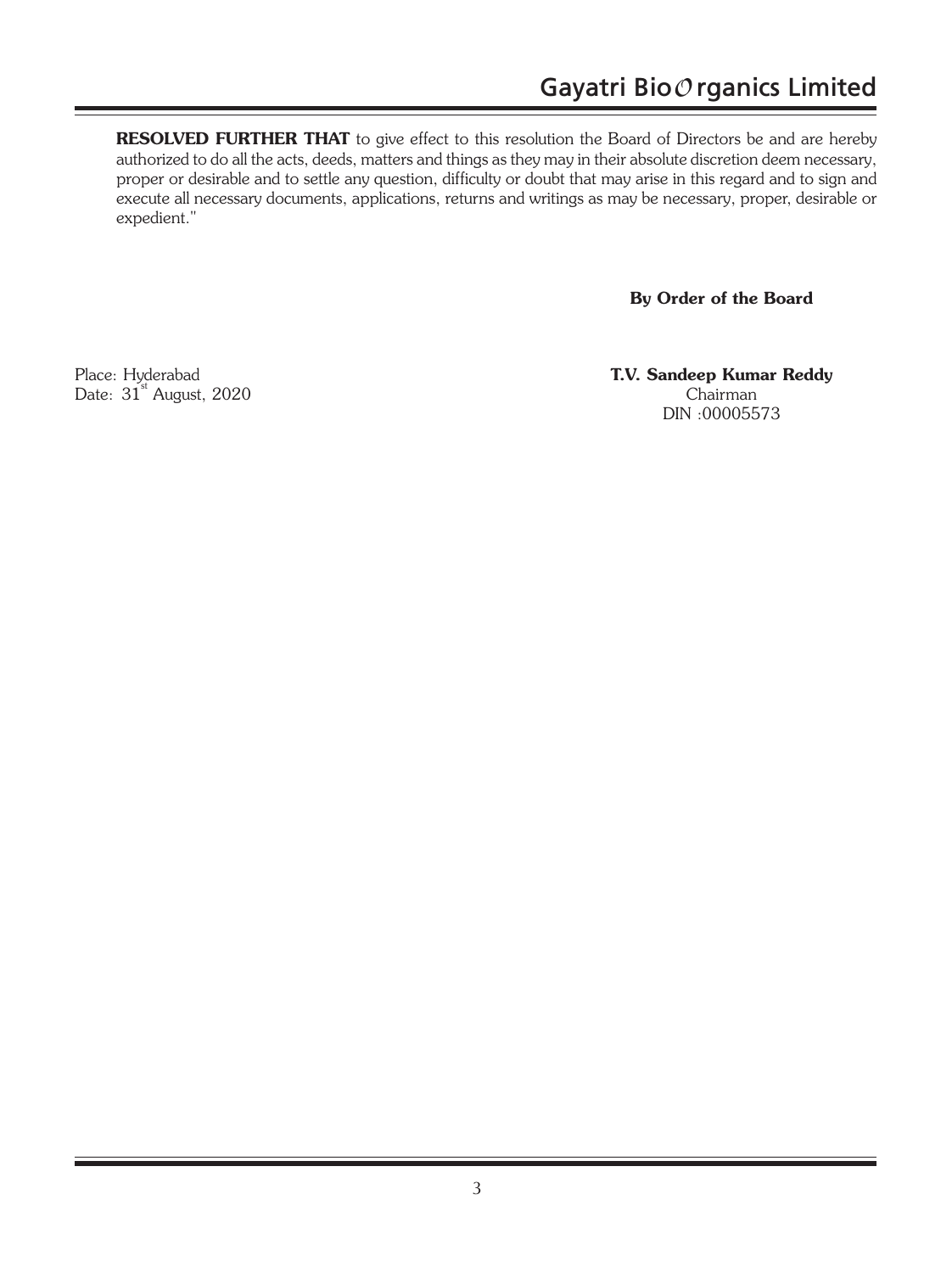**RESOLVED FURTHER THAT** to give effect to this resolution the Board of Directors be and are hereby authorized to do all the acts, deeds, matters and things as they may in their absolute discretion deem necessary, proper or desirable and to settle any question, difficulty or doubt that may arise in this regard and to sign and execute all necessary documents, applications, returns and writings as may be necessary, proper, desirable or expedient."

**By Order of the Board**

Place: Hyderabad
Date: 31st August, 2020

**T.V. Sandeep Kumar Reddy**
Chairman
DIN :00005573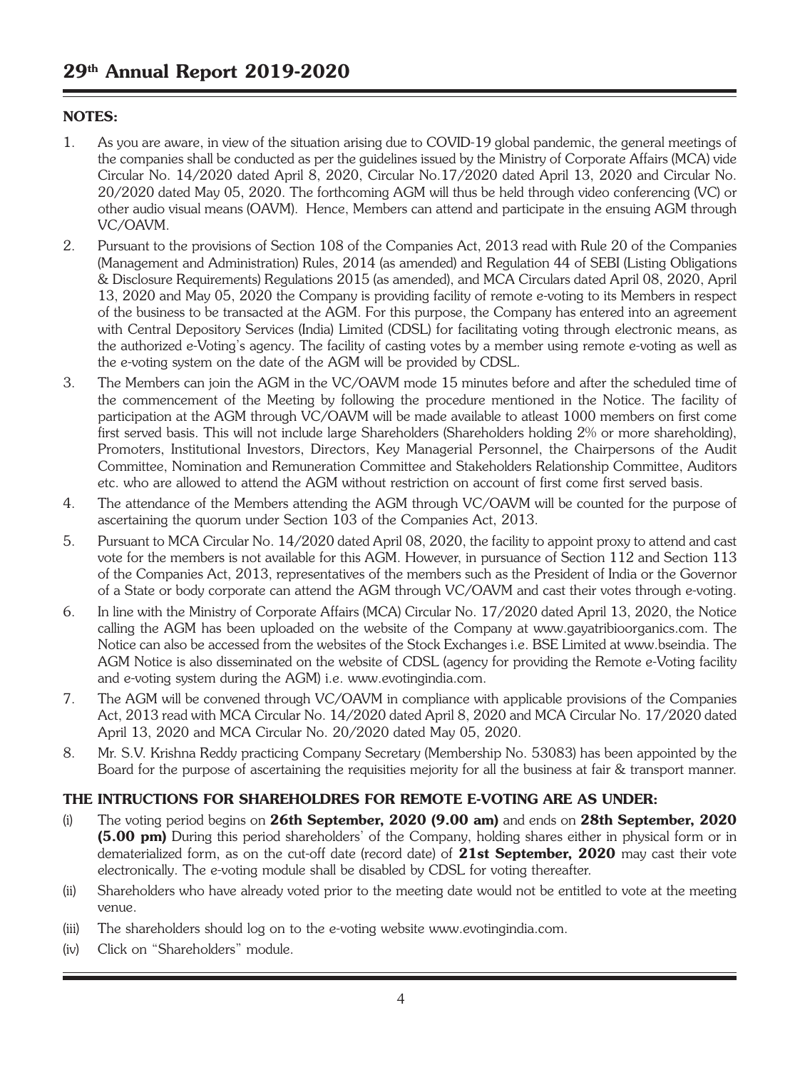**NOTES:**

1. As you are aware, in view of the situation arising due to COVID-19 global pandemic, the general meetings of the companies shall be conducted as per the guidelines issued by the Ministry of Corporate Affairs (MCA) vide Circular No. 14/2020 dated April 8, 2020, Circular No.17/2020 dated April 13, 2020 and Circular No. 20/2020 dated May 05, 2020. The forthcoming AGM will thus be held through video conferencing (VC) or other audio visual means (OAVM). Hence, Members can attend and participate in the ensuing AGM through VC/OAVM.
2. Pursuant to the provisions of Section 108 of the Companies Act, 2013 read with Rule 20 of the Companies (Management and Administration) Rules, 2014 (as amended) and Regulation 44 of SEBI (Listing Obligations & Disclosure Requirements) Regulations 2015 (as amended), and MCA Circulars dated April 08, 2020, April 13, 2020 and May 05, 2020 the Company is providing facility of remote e-voting to its Members in respect of the business to be transacted at the AGM. For this purpose, the Company has entered into an agreement with Central Depository Services (India) Limited (CDSL) for facilitating voting through electronic means, as the authorized e-Voting's agency. The facility of casting votes by a member using remote e-voting as well as the e-voting system on the date of the AGM will be provided by CDSL.
3. The Members can join the AGM in the VC/OAVM mode 15 minutes before and after the scheduled time of the commencement of the Meeting by following the procedure mentioned in the Notice. The facility of participation at the AGM through VC/OAVM will be made available to atleast 1000 members on first come first served basis. This will not include large Shareholders (Shareholders holding 2% or more shareholding), Promoters, Institutional Investors, Directors, Key Managerial Personnel, the Chairpersons of the Audit Committee, Nomination and Remuneration Committee and Stakeholders Relationship Committee, Auditors etc. who are allowed to attend the AGM without restriction on account of first come first served basis.
4. The attendance of the Members attending the AGM through VC/OAVM will be counted for the purpose of ascertaining the quorum under Section 103 of the Companies Act, 2013.
5. Pursuant to MCA Circular No. 14/2020 dated April 08, 2020, the facility to appoint proxy to attend and cast vote for the members is not available for this AGM. However, in pursuance of Section 112 and Section 113 of the Companies Act, 2013, representatives of the members such as the President of India or the Governor of a State or body corporate can attend the AGM through VC/OAVM and cast their votes through e-voting.
6. In line with the Ministry of Corporate Affairs (MCA) Circular No. 17/2020 dated April 13, 2020, the Notice calling the AGM has been uploaded on the website of the Company at www.gayatribioorganics.com. The Notice can also be accessed from the websites of the Stock Exchanges i.e. BSE Limited at www.bseindia. The AGM Notice is also disseminated on the website of CDSL (agency for providing the Remote e-Voting facility and e-voting system during the AGM) i.e. www.evotingindia.com.
7. The AGM will be convened through VC/OAVM in compliance with applicable provisions of the Companies Act, 2013 read with MCA Circular No. 14/2020 dated April 8, 2020 and MCA Circular No. 17/2020 dated April 13, 2020 and MCA Circular No. 20/2020 dated May 05, 2020.
8. Mr. S.V. Krishna Reddy practicing Company Secretary (Membership No. 53083) has been appointed by the Board for the purpose of ascertaining the requisities mejority for all the business at fair & transport manner.

**THE INTRUCTIONS FOR SHAREHOLDRES FOR REMOTE E-VOTING ARE AS UNDER:**

(i) The voting period begins on **26th September, 2020 (9.00 am)** and ends on **28th September, 2020 (5.00 pm)** During this period shareholders' of the Company, holding shares either in physical form or in dematerialized form, as on the cut-off date (record date) of **21st September, 2020** may cast their vote electronically. The e-voting module shall be disabled by CDSL for voting thereafter.

(ii) Shareholders who have already voted prior to the meeting date would not be entitled to vote at the meeting venue.

(iii) The shareholders should log on to the e-voting website www.evotingindia.com.

(iv) Click on "Shareholders" module.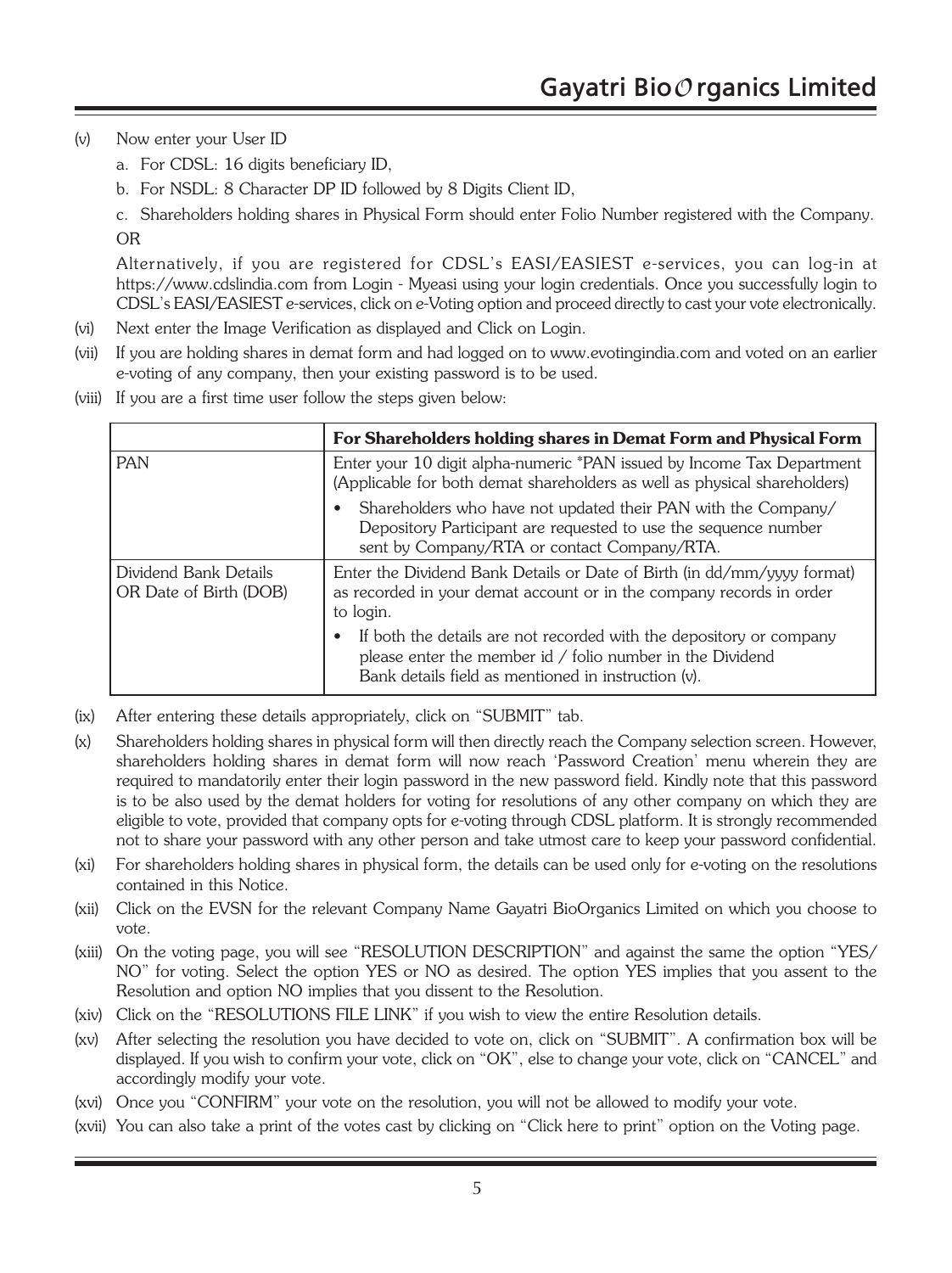(v) Now enter your User ID

a. For CDSL: 16 digits beneficiary ID,

b. For NSDL: 8 Character DP ID followed by 8 Digits Client ID,

c. Shareholders holding shares in Physical Form should enter Folio Number registered with the Company.

OR

Alternatively, if you are registered for CDSL's EASI/EASIEST e-services, you can log-in at https://www.cdslindia.com from Login - Myeasi using your login credentials. Once you successfully login to CDSL's EASI/EASIEST e-services, click on e-Voting option and proceed directly to cast your vote electronically.

(vi) Next enter the Image Verification as displayed and Click on Login.

(vii) If you are holding shares in demat form and had logged on to www.evotingindia.com and voted on an earlier e-voting of any company, then your existing password is to be used.

(viii) If you are a first time user follow the steps given below:

| | **For Shareholders holding shares in Demat Form and Physical Form** |
|---|---|
| PAN | Enter your 10 digit alpha-numeric *PAN issued by Income Tax Department (Applicable for both demat shareholders as well as physical shareholders)<br>• Shareholders who have not updated their PAN with the Company/ Depository Participant are requested to use the sequence number sent by Company/RTA or contact Company/RTA. |
| Dividend Bank Details OR Date of Birth (DOB) | Enter the Dividend Bank Details or Date of Birth (in dd/mm/yyyy format) as recorded in your demat account or in the company records in order to login.<br>• If both the details are not recorded with the depository or company please enter the member id / folio number in the Dividend Bank details field as mentioned in instruction (v). |

(ix) After entering these details appropriately, click on "SUBMIT" tab.

(x) Shareholders holding shares in physical form will then directly reach the Company selection screen. However, shareholders holding shares in demat form will now reach 'Password Creation' menu wherein they are required to mandatorily enter their login password in the new password field. Kindly note that this password is to be also used by the demat holders for voting for resolutions of any other company on which they are eligible to vote, provided that company opts for e-voting through CDSL platform. It is strongly recommended not to share your password with any other person and take utmost care to keep your password confidential.

(xi) For shareholders holding shares in physical form, the details can be used only for e-voting on the resolutions contained in this Notice.

(xii) Click on the EVSN for the relevant Company Name Gayatri BioOrganics Limited on which you choose to vote.

(xiii) On the voting page, you will see "RESOLUTION DESCRIPTION" and against the same the option "YES/ NO" for voting. Select the option YES or NO as desired. The option YES implies that you assent to the Resolution and option NO implies that you dissent to the Resolution.

(xiv) Click on the "RESOLUTIONS FILE LINK" if you wish to view the entire Resolution details.

(xv) After selecting the resolution you have decided to vote on, click on "SUBMIT". A confirmation box will be displayed. If you wish to confirm your vote, click on "OK", else to change your vote, click on "CANCEL" and accordingly modify your vote.

(xvi) Once you "CONFIRM" your vote on the resolution, you will not be allowed to modify your vote.

(xvii) You can also take a print of the votes cast by clicking on "Click here to print" option on the Voting page.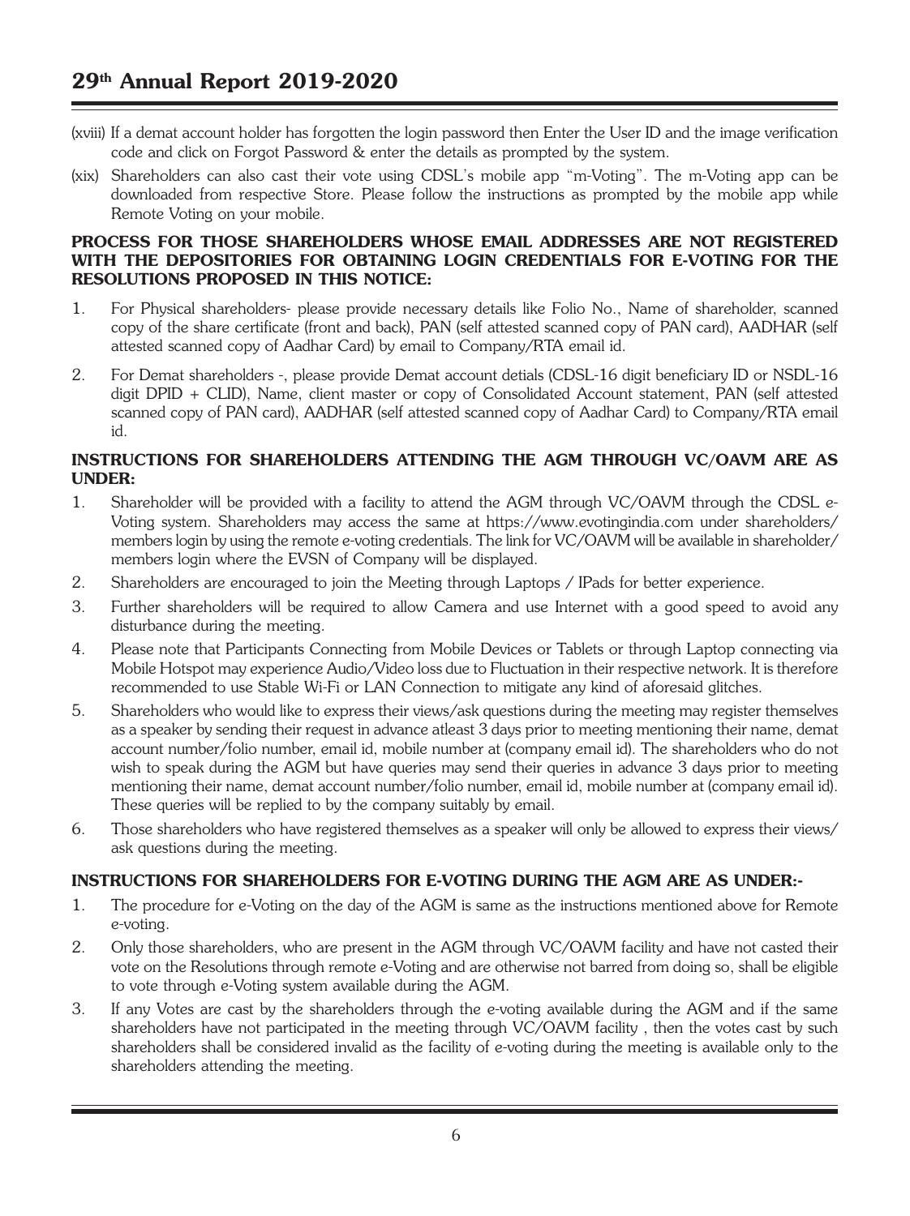(xviii) If a demat account holder has forgotten the login password then Enter the User ID and the image verification code and click on Forgot Password & enter the details as prompted by the system.

(xix) Shareholders can also cast their vote using CDSL's mobile app "m-Voting". The m-Voting app can be downloaded from respective Store. Please follow the instructions as prompted by the mobile app while Remote Voting on your mobile.

**PROCESS FOR THOSE SHAREHOLDERS WHOSE EMAIL ADDRESSES ARE NOT REGISTERED WITH THE DEPOSITORIES FOR OBTAINING LOGIN CREDENTIALS FOR E-VOTING FOR THE RESOLUTIONS PROPOSED IN THIS NOTICE:**

1. For Physical shareholders- please provide necessary details like Folio No., Name of shareholder, scanned copy of the share certificate (front and back), PAN (self attested scanned copy of PAN card), AADHAR (self attested scanned copy of Aadhar Card) by email to Company/RTA email id.

2. For Demat shareholders -, please provide Demat account detials (CDSL-16 digit beneficiary ID or NSDL-16 digit DPID + CLID), Name, client master or copy of Consolidated Account statement, PAN (self attested scanned copy of PAN card), AADHAR (self attested scanned copy of Aadhar Card) to Company/RTA email id.

**INSTRUCTIONS FOR SHAREHOLDERS ATTENDING THE AGM THROUGH VC/OAVM ARE AS UNDER:**

1. Shareholder will be provided with a facility to attend the AGM through VC/OAVM through the CDSL e-Voting system. Shareholders may access the same at https://www.evotingindia.com under shareholders/ members login by using the remote e-voting credentials. The link for VC/OAVM will be available in shareholder/ members login where the EVSN of Company will be displayed.
2. Shareholders are encouraged to join the Meeting through Laptops / IPads for better experience.
3. Further shareholders will be required to allow Camera and use Internet with a good speed to avoid any disturbance during the meeting.
4. Please note that Participants Connecting from Mobile Devices or Tablets or through Laptop connecting via Mobile Hotspot may experience Audio/Video loss due to Fluctuation in their respective network. It is therefore recommended to use Stable Wi-Fi or LAN Connection to mitigate any kind of aforesaid glitches.
5. Shareholders who would like to express their views/ask questions during the meeting may register themselves as a speaker by sending their request in advance atleast 3 days prior to meeting mentioning their name, demat account number/folio number, email id, mobile number at (company email id). The shareholders who do not wish to speak during the AGM but have queries may send their queries in advance 3 days prior to meeting mentioning their name, demat account number/folio number, email id, mobile number at (company email id). These queries will be replied to by the company suitably by email.
6. Those shareholders who have registered themselves as a speaker will only be allowed to express their views/ ask questions during the meeting.

**INSTRUCTIONS FOR SHAREHOLDERS FOR E-VOTING DURING THE AGM ARE AS UNDER:-**

1. The procedure for e-Voting on the day of the AGM is same as the instructions mentioned above for Remote e-voting.
2. Only those shareholders, who are present in the AGM through VC/OAVM facility and have not casted their vote on the Resolutions through remote e-Voting and are otherwise not barred from doing so, shall be eligible to vote through e-Voting system available during the AGM.
3. If any Votes are cast by the shareholders through the e-voting available during the AGM and if the same shareholders have not participated in the meeting through VC/OAVM facility , then the votes cast by such shareholders shall be considered invalid as the facility of e-voting during the meeting is available only to the shareholders attending the meeting.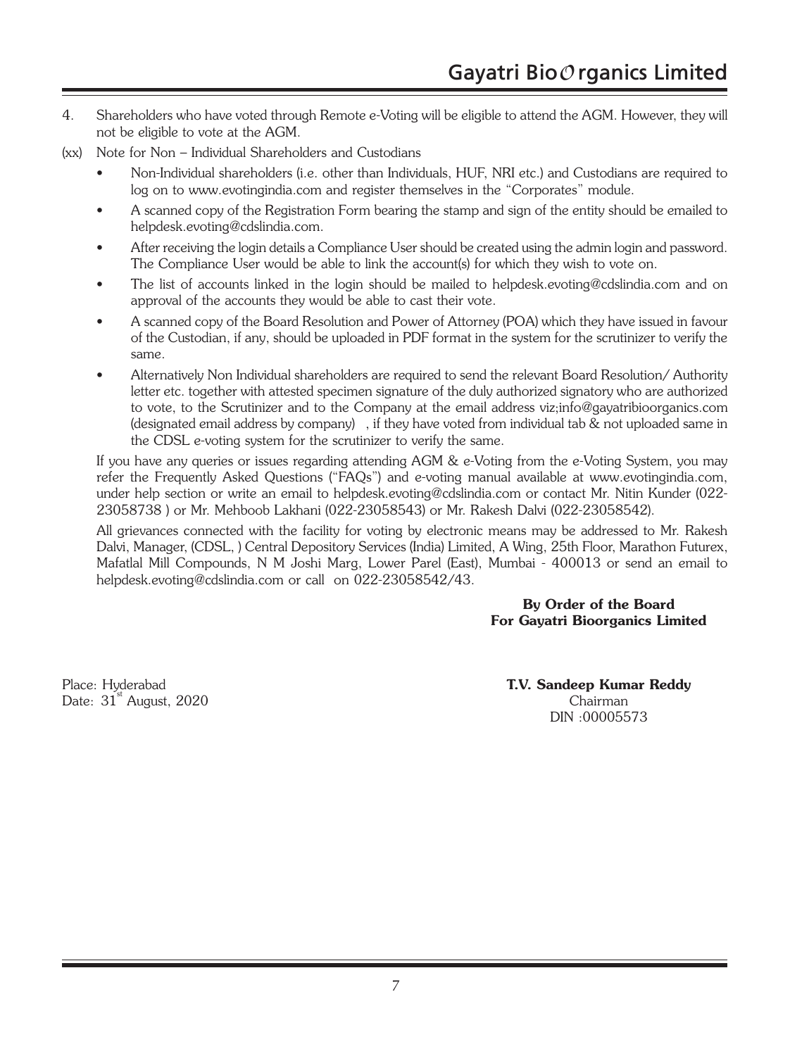4. Shareholders who have voted through Remote e-Voting will be eligible to attend the AGM. However, they will not be eligible to vote at the AGM.

(xx) Note for Non – Individual Shareholders and Custodians

- Non-Individual shareholders (i.e. other than Individuals, HUF, NRI etc.) and Custodians are required to log on to www.evotingindia.com and register themselves in the "Corporates" module.
- A scanned copy of the Registration Form bearing the stamp and sign of the entity should be emailed to helpdesk.evoting@cdslindia.com.
- After receiving the login details a Compliance User should be created using the admin login and password. The Compliance User would be able to link the account(s) for which they wish to vote on.
- The list of accounts linked in the login should be mailed to helpdesk.evoting@cdslindia.com and on approval of the accounts they would be able to cast their vote.
- A scanned copy of the Board Resolution and Power of Attorney (POA) which they have issued in favour of the Custodian, if any, should be uploaded in PDF format in the system for the scrutinizer to verify the same.
- Alternatively Non Individual shareholders are required to send the relevant Board Resolution/ Authority letter etc. together with attested specimen signature of the duly authorized signatory who are authorized to vote, to the Scrutinizer and to the Company at the email address viz;info@gayatribioorganics.com (designated email address by company) , if they have voted from individual tab & not uploaded same in the CDSL e-voting system for the scrutinizer to verify the same.

If you have any queries or issues regarding attending AGM & e-Voting from the e-Voting System, you may refer the Frequently Asked Questions ("FAQs") and e-voting manual available at www.evotingindia.com, under help section or write an email to helpdesk.evoting@cdslindia.com or contact Mr. Nitin Kunder (022-23058738 ) or Mr. Mehboob Lakhani (022-23058543) or Mr. Rakesh Dalvi (022-23058542).

All grievances connected with the facility for voting by electronic means may be addressed to Mr. Rakesh Dalvi, Manager, (CDSL, ) Central Depository Services (India) Limited, A Wing, 25th Floor, Marathon Futurex, Mafatlal Mill Compounds, N M Joshi Marg, Lower Parel (East), Mumbai - 400013 or send an email to helpdesk.evoting@cdslindia.com or call on 022-23058542/43.

**By Order of the Board**
**For Gayatri Bioorganics Limited**

Place: Hyderabad
Date: 31st August, 2020

**T.V. Sandeep Kumar Reddy**
Chairman
DIN :00005573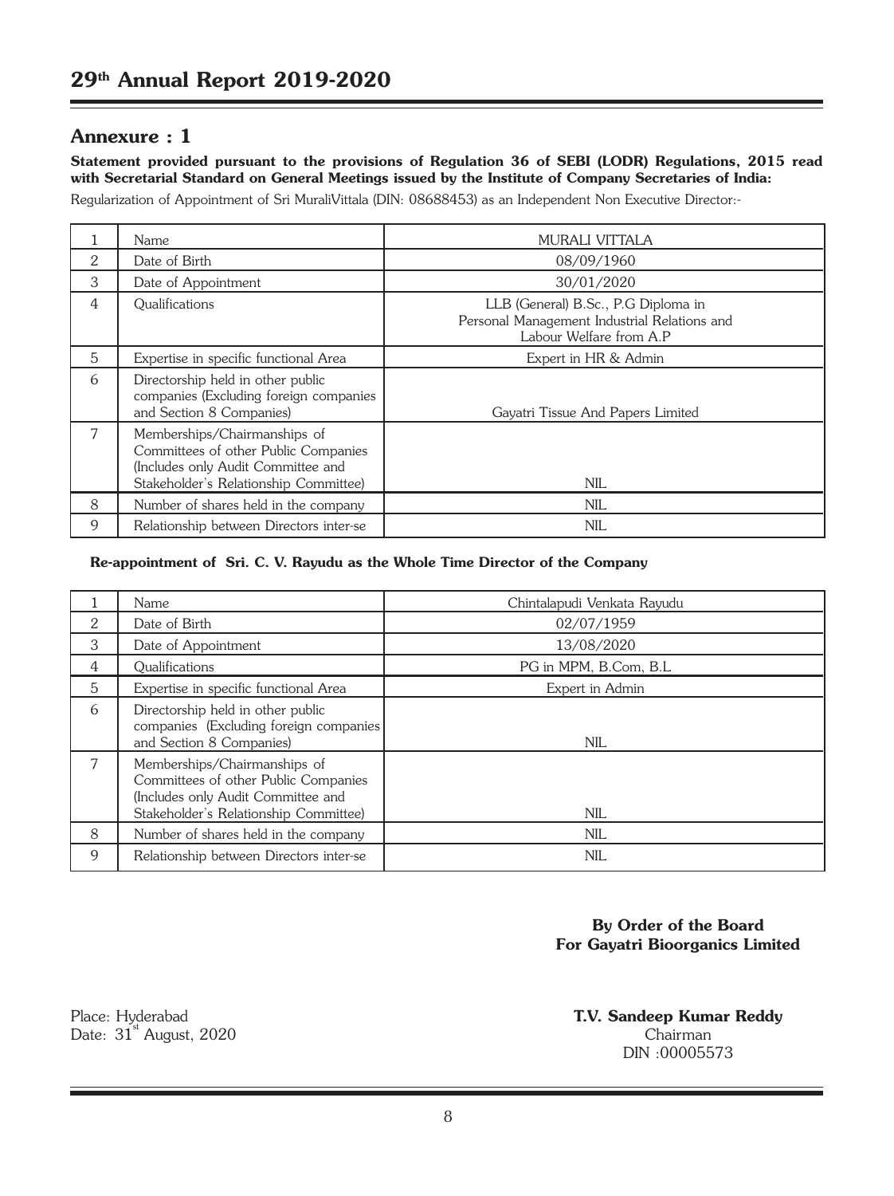## Annexure : 1

**Statement provided pursuant to the provisions of Regulation 36 of SEBI (LODR) Regulations, 2015 read with Secretarial Standard on General Meetings issued by the Institute of Company Secretaries of India:**

Regularization of Appointment of Sri MuraliVittala (DIN: 08688453) as an Independent Non Executive Director:-

| | | |
|---|---|---|
| 1 | Name | MURALI VITTALA |
| 2 | Date of Birth | 08/09/1960 |
| 3 | Date of Appointment | 30/01/2020 |
| 4 | Qualifications | LLB (General) B.Sc., P.G Diploma in Personal Management Industrial Relations and Labour Welfare from A.P |
| 5 | Expertise in specific functional Area | Expert in HR & Admin |
| 6 | Directorship held in other public companies (Excluding foreign companies and Section 8 Companies) | Gayatri Tissue And Papers Limited |
| 7 | Memberships/Chairmanships of Committees of other Public Companies (Includes only Audit Committee and Stakeholder's Relationship Committee) | NIL |
| 8 | Number of shares held in the company | NIL |
| 9 | Relationship between Directors inter-se | NIL |

**Re-appointment of Sri. C. V. Rayudu as the Whole Time Director of the Company**

| | | |
|---|---|---|
| 1 | Name | Chintalapudi Venkata Rayudu |
| 2 | Date of Birth | 02/07/1959 |
| 3 | Date of Appointment | 13/08/2020 |
| 4 | Qualifications | PG in MPM, B.Com, B.L |
| 5 | Expertise in specific functional Area | Expert in Admin |
| 6 | Directorship held in other public companies (Excluding foreign companies and Section 8 Companies) | NIL |
| 7 | Memberships/Chairmanships of Committees of other Public Companies (Includes only Audit Committee and Stakeholder's Relationship Committee) | NIL |
| 8 | Number of shares held in the company | NIL |
| 9 | Relationship between Directors inter-se | NIL |

**By Order of the Board**
**For Gayatri Bioorganics Limited**

Place: Hyderabad
Date: 31st August, 2020

**T.V. Sandeep Kumar Reddy**
Chairman
DIN :00005573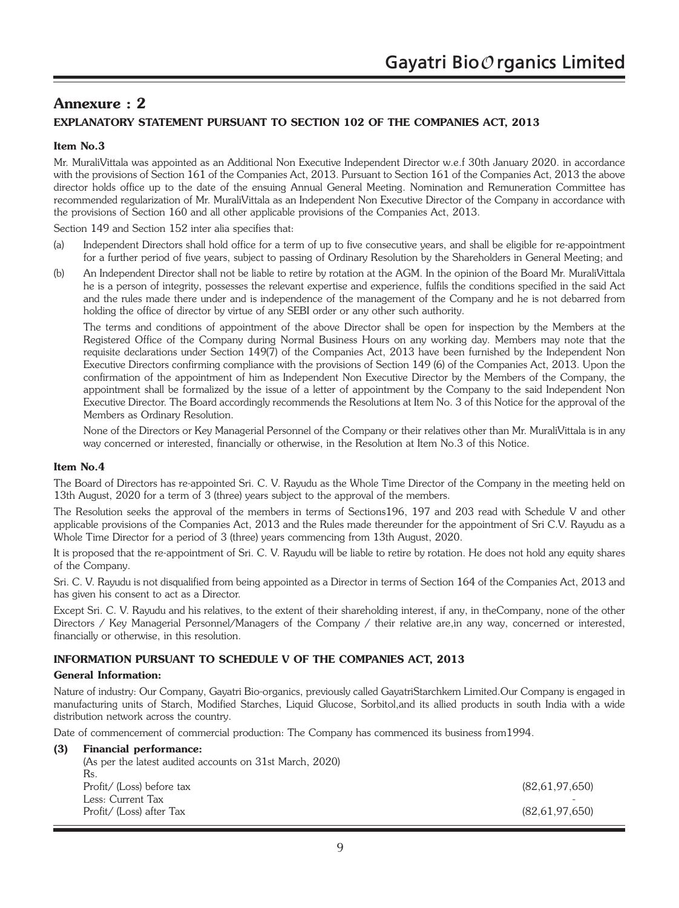## Annexure : 2

### EXPLANATORY STATEMENT PURSUANT TO SECTION 102 OF THE COMPANIES ACT, 2013

#### Item No.3

Mr. MuraliVittala was appointed as an Additional Non Executive Independent Director w.e.f 30th January 2020. in accordance with the provisions of Section 161 of the Companies Act, 2013. Pursuant to Section 161 of the Companies Act, 2013 the above director holds office up to the date of the ensuing Annual General Meeting. Nomination and Remuneration Committee has recommended regularization of Mr. MuraliVittala as an Independent Non Executive Director of the Company in accordance with the provisions of Section 160 and all other applicable provisions of the Companies Act, 2013.

Section 149 and Section 152 inter alia specifies that:

(a) Independent Directors shall hold office for a term of up to five consecutive years, and shall be eligible for re-appointment for a further period of five years, subject to passing of Ordinary Resolution by the Shareholders in General Meeting; and

(b) An Independent Director shall not be liable to retire by rotation at the AGM. In the opinion of the Board Mr. MuraliVittala he is a person of integrity, possesses the relevant expertise and experience, fulfils the conditions specified in the said Act and the rules made there under and is independence of the management of the Company and he is not debarred from holding the office of director by virtue of any SEBI order or any other such authority.

The terms and conditions of appointment of the above Director shall be open for inspection by the Members at the Registered Office of the Company during Normal Business Hours on any working day. Members may note that the requisite declarations under Section 149(7) of the Companies Act, 2013 have been furnished by the Independent Non Executive Directors confirming compliance with the provisions of Section 149 (6) of the Companies Act, 2013. Upon the confirmation of the appointment of him as Independent Non Executive Director by the Members of the Company, the appointment shall be formalized by the issue of a letter of appointment by the Company to the said Independent Non Executive Director. The Board accordingly recommends the Resolutions at Item No. 3 of this Notice for the approval of the Members as Ordinary Resolution.

None of the Directors or Key Managerial Personnel of the Company or their relatives other than Mr. MuraliVittala is in any way concerned or interested, financially or otherwise, in the Resolution at Item No.3 of this Notice.

#### Item No.4

The Board of Directors has re-appointed Sri. C. V. Rayudu as the Whole Time Director of the Company in the meeting held on 13th August, 2020 for a term of 3 (three) years subject to the approval of the members.

The Resolution seeks the approval of the members in terms of Sections196, 197 and 203 read with Schedule V and other applicable provisions of the Companies Act, 2013 and the Rules made thereunder for the appointment of Sri C.V. Rayudu as a Whole Time Director for a period of 3 (three) years commencing from 13th August, 2020.

It is proposed that the re-appointment of Sri. C. V. Rayudu will be liable to retire by rotation. He does not hold any equity shares of the Company.

Sri. C. V. Rayudu is not disqualified from being appointed as a Director in terms of Section 164 of the Companies Act, 2013 and has given his consent to act as a Director.

Except Sri. C. V. Rayudu and his relatives, to the extent of their shareholding interest, if any, in theCompany, none of the other Directors / Key Managerial Personnel/Managers of the Company / their relative are,in any way, concerned or interested, financially or otherwise, in this resolution.

### INFORMATION PURSUANT TO SCHEDULE V OF THE COMPANIES ACT, 2013

#### General Information:

Nature of industry: Our Company, Gayatri Bio-organics, previously called GayatriStarchkem Limited.Our Company is engaged in manufacturing units of Starch, Modified Starches, Liquid Glucose, Sorbitol,and its allied products in south India with a wide distribution network across the country.

Date of commencement of commercial production: The Company has commenced its business from1994.

**(3) Financial performance:**

(As per the latest audited accounts on 31st March, 2020)

| | Rs. |
|---|---|
| Profit/ (Loss) before tax | (82,61,97,650) |
| Less: Current Tax | - |
| Profit/ (Loss) after Tax | (82,61,97,650) |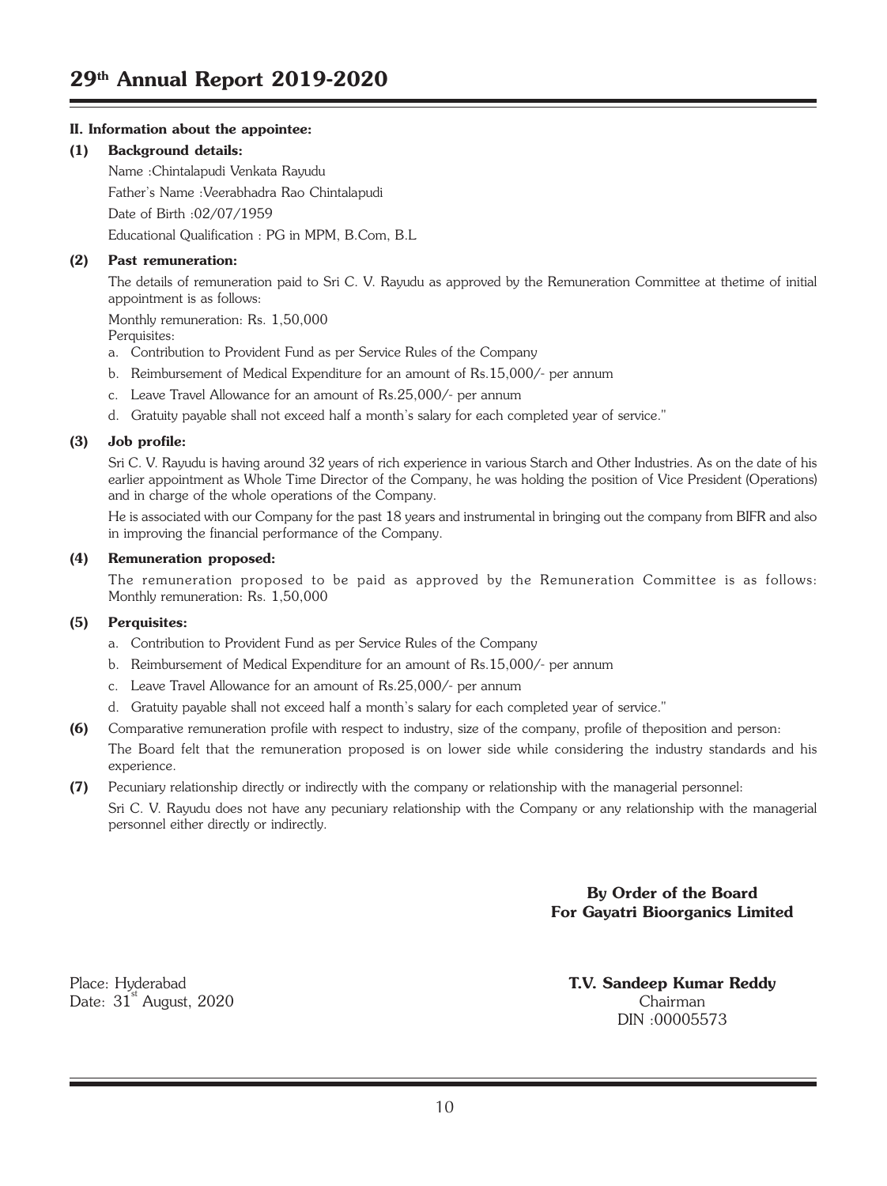**II. Information about the appointee:**

**(1) Background details:**

Name :Chintalapudi Venkata Rayudu

Father's Name :Veerabhadra Rao Chintalapudi

Date of Birth :02/07/1959

Educational Qualification : PG in MPM, B.Com, B.L

**(2) Past remuneration:**

The details of remuneration paid to Sri C. V. Rayudu as approved by the Remuneration Committee at thetime of initial appointment is as follows:

Monthly remuneration: Rs. 1,50,000

Perquisites:

a. Contribution to Provident Fund as per Service Rules of the Company

b. Reimbursement of Medical Expenditure for an amount of Rs.15,000/- per annum

c. Leave Travel Allowance for an amount of Rs.25,000/- per annum

d. Gratuity payable shall not exceed half a month's salary for each completed year of service."

**(3) Job profile:**

Sri C. V. Rayudu is having around 32 years of rich experience in various Starch and Other Industries. As on the date of his earlier appointment as Whole Time Director of the Company, he was holding the position of Vice President (Operations) and in charge of the whole operations of the Company.

He is associated with our Company for the past 18 years and instrumental in bringing out the company from BIFR and also in improving the financial performance of the Company.

**(4) Remuneration proposed:**

The remuneration proposed to be paid as approved by the Remuneration Committee is as follows: Monthly remuneration: Rs. 1,50,000

**(5) Perquisites:**

a. Contribution to Provident Fund as per Service Rules of the Company

b. Reimbursement of Medical Expenditure for an amount of Rs.15,000/- per annum

c. Leave Travel Allowance for an amount of Rs.25,000/- per annum

d. Gratuity payable shall not exceed half a month's salary for each completed year of service."

**(6)** Comparative remuneration profile with respect to industry, size of the company, profile of theposition and person:

The Board felt that the remuneration proposed is on lower side while considering the industry standards and his experience.

**(7)** Pecuniary relationship directly or indirectly with the company or relationship with the managerial personnel:

Sri C. V. Rayudu does not have any pecuniary relationship with the Company or any relationship with the managerial personnel either directly or indirectly.

**By Order of the Board**
**For Gayatri Bioorganics Limited**

Place: Hyderabad
Date: 31st August, 2020

**T.V. Sandeep Kumar Reddy**
Chairman
DIN :00005573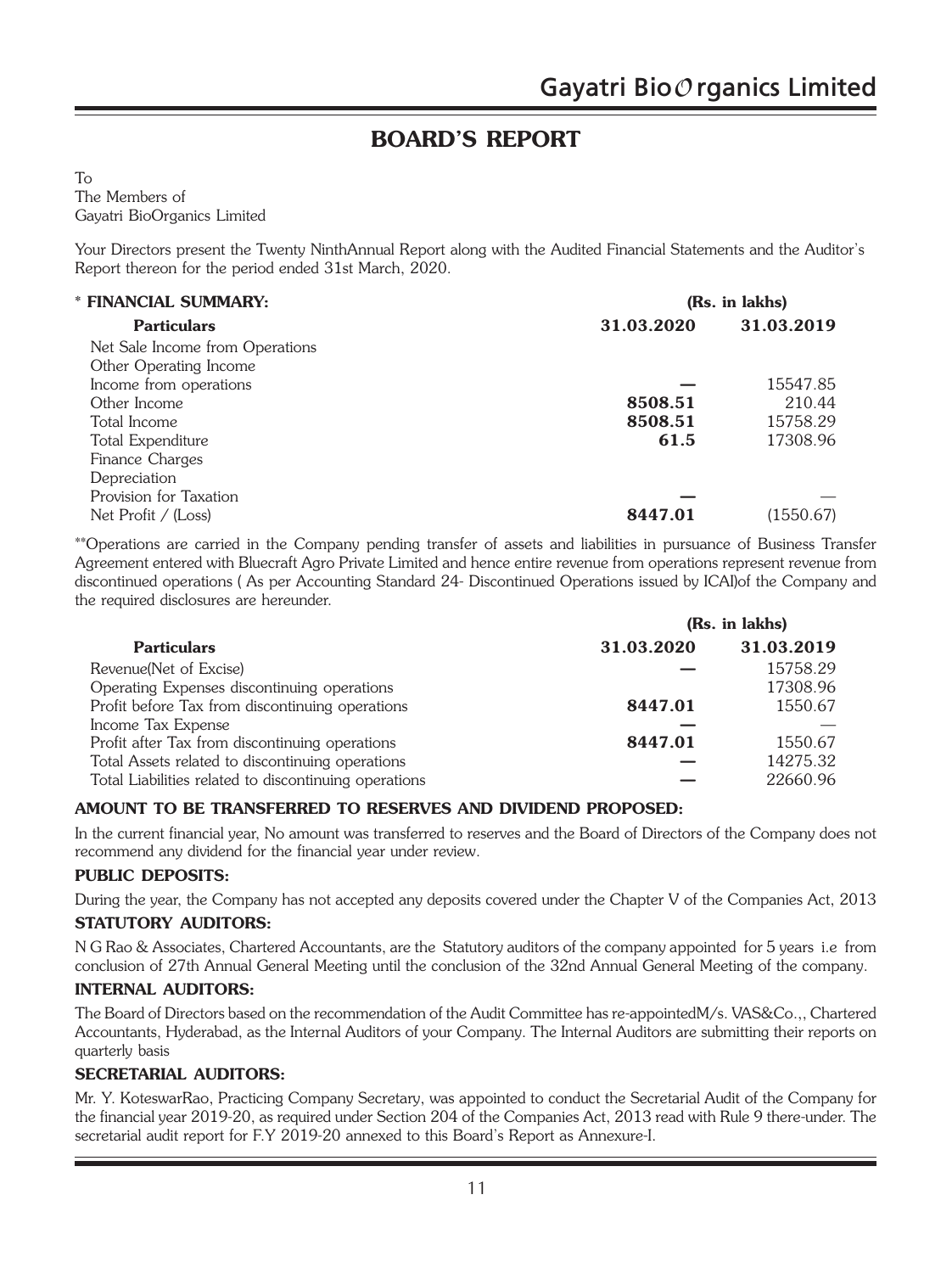# BOARD'S REPORT

To
The Members of
Gayatri BioOrganics Limited

Your Directors present the Twenty NinthAnnual Report along with the Audited Financial Statements and the Auditor's Report thereon for the period ended 31st March, 2020.

**\* FINANCIAL SUMMARY:** (Rs. in lakhs)

| Particulars | 31.03.2020 | 31.03.2019 |
|---|---|---|
| Net Sale Income from Operations | | |
| Other Operating Income | | |
| Income from operations | — | 15547.85 |
| Other Income | **8508.51** | 210.44 |
| Total Income | **8508.51** | 15758.29 |
| Total Expenditure | **61.5** | 17308.96 |
| Finance Charges | | |
| Depreciation | | |
| Provision for Taxation | — | — |
| Net Profit / (Loss) | **8447.01** | (1550.67) |

**Operations are carried in the Company pending transfer of assets and liabilities in pursuance of Business Transfer Agreement entered with Bluecraft Agro Private Limited and hence entire revenue from operations represent revenue from discontinued operations ( As per Accounting Standard 24- Discontinued Operations issued by ICAI)of the Company and the required disclosures are hereunder.

(Rs. in lakhs)

| Particulars | 31.03.2020 | 31.03.2019 |
|---|---|---|
| Revenue(Net of Excise) | — | 15758.29 |
| Operating Expenses discontinuing operations | | 17308.96 |
| Profit before Tax from discontinuing operations | **8447.01** | 1550.67 |
| Income Tax Expense | — | — |
| Profit after Tax from discontinuing operations | **8447.01** | 1550.67 |
| Total Assets related to discontinuing operations | — | 14275.32 |
| Total Liabilities related to discontinuing operations | — | 22660.96 |

### AMOUNT TO BE TRANSFERRED TO RESERVES AND DIVIDEND PROPOSED:

In the current financial year, No amount was transferred to reserves and the Board of Directors of the Company does not recommend any dividend for the financial year under review.

### PUBLIC DEPOSITS:

During the year, the Company has not accepted any deposits covered under the Chapter V of the Companies Act, 2013

### STATUTORY AUDITORS:

N G Rao & Associates, Chartered Accountants, are the Statutory auditors of the company appointed for 5 years i.e from conclusion of 27th Annual General Meeting until the conclusion of the 32nd Annual General Meeting of the company.

### INTERNAL AUDITORS:

The Board of Directors based on the recommendation of the Audit Committee has re-appointedM/s. VAS&Co.,, Chartered Accountants, Hyderabad, as the Internal Auditors of your Company. The Internal Auditors are submitting their reports on quarterly basis

### SECRETARIAL AUDITORS:

Mr. Y. KoteswarRao, Practicing Company Secretary, was appointed to conduct the Secretarial Audit of the Company for the financial year 2019-20, as required under Section 204 of the Companies Act, 2013 read with Rule 9 there-under. The secretarial audit report for F.Y 2019-20 annexed to this Board's Report as Annexure-I.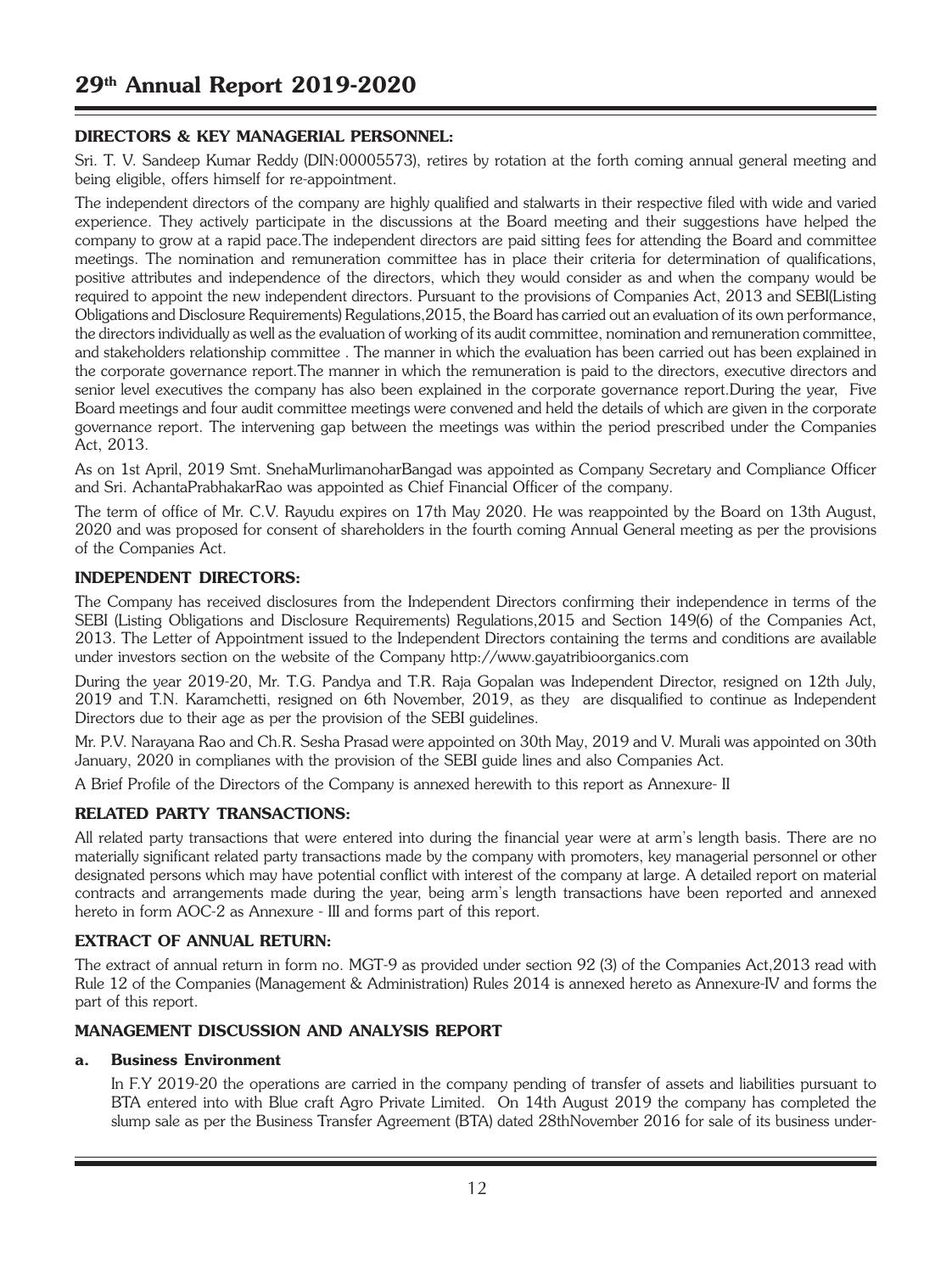## DIRECTORS & KEY MANAGERIAL PERSONNEL:

Sri. T. V. Sandeep Kumar Reddy (DIN:00005573), retires by rotation at the forth coming annual general meeting and being eligible, offers himself for re-appointment.

The independent directors of the company are highly qualified and stalwarts in their respective filed with wide and varied experience. They actively participate in the discussions at the Board meeting and their suggestions have helped the company to grow at a rapid pace.The independent directors are paid sitting fees for attending the Board and committee meetings. The nomination and remuneration committee has in place their criteria for determination of qualifications, positive attributes and independence of the directors, which they would consider as and when the company would be required to appoint the new independent directors. Pursuant to the provisions of Companies Act, 2013 and SEBI(Listing Obligations and Disclosure Requirements) Regulations,2015, the Board has carried out an evaluation of its own performance, the directors individually as well as the evaluation of working of its audit committee, nomination and remuneration committee, and stakeholders relationship committee . The manner in which the evaluation has been carried out has been explained in the corporate governance report.The manner in which the remuneration is paid to the directors, executive directors and senior level executives the company has also been explained in the corporate governance report.During the year, Five Board meetings and four audit committee meetings were convened and held the details of which are given in the corporate governance report. The intervening gap between the meetings was within the period prescribed under the Companies Act, 2013.

As on 1st April, 2019 Smt. SnehaMurlimanoharBangad was appointed as Company Secretary and Compliance Officer and Sri. AchantaPrabhakarRao was appointed as Chief Financial Officer of the company.

The term of office of Mr. C.V. Rayudu expires on 17th May 2020. He was reappointed by the Board on 13th August, 2020 and was proposed for consent of shareholders in the fourth coming Annual General meeting as per the provisions of the Companies Act.

## INDEPENDENT DIRECTORS:

The Company has received disclosures from the Independent Directors confirming their independence in terms of the SEBI (Listing Obligations and Disclosure Requirements) Regulations,2015 and Section 149(6) of the Companies Act, 2013. The Letter of Appointment issued to the Independent Directors containing the terms and conditions are available under investors section on the website of the Company http://www.gayatribioorganics.com

During the year 2019-20, Mr. T.G. Pandya and T.R. Raja Gopalan was Independent Director, resigned on 12th July, 2019 and T.N. Karamchetti, resigned on 6th November, 2019, as they are disqualified to continue as Independent Directors due to their age as per the provision of the SEBI guidelines.

Mr. P.V. Narayana Rao and Ch.R. Sesha Prasad were appointed on 30th May, 2019 and V. Murali was appointed on 30th January, 2020 in complianes with the provision of the SEBI guide lines and also Companies Act.

A Brief Profile of the Directors of the Company is annexed herewith to this report as Annexure- II

## RELATED PARTY TRANSACTIONS:

All related party transactions that were entered into during the financial year were at arm's length basis. There are no materially significant related party transactions made by the company with promoters, key managerial personnel or other designated persons which may have potential conflict with interest of the company at large. A detailed report on material contracts and arrangements made during the year, being arm's length transactions have been reported and annexed hereto in form AOC-2 as Annexure - III and forms part of this report.

## EXTRACT OF ANNUAL RETURN:

The extract of annual return in form no. MGT-9 as provided under section 92 (3) of the Companies Act,2013 read with Rule 12 of the Companies (Management & Administration) Rules 2014 is annexed hereto as Annexure-IV and forms the part of this report.

## MANAGEMENT DISCUSSION AND ANALYSIS REPORT

### a. Business Environment

In F.Y 2019-20 the operations are carried in the company pending of transfer of assets and liabilities pursuant to BTA entered into with Blue craft Agro Private Limited. On 14th August 2019 the company has completed the slump sale as per the Business Transfer Agreement (BTA) dated 28thNovember 2016 for sale of its business under-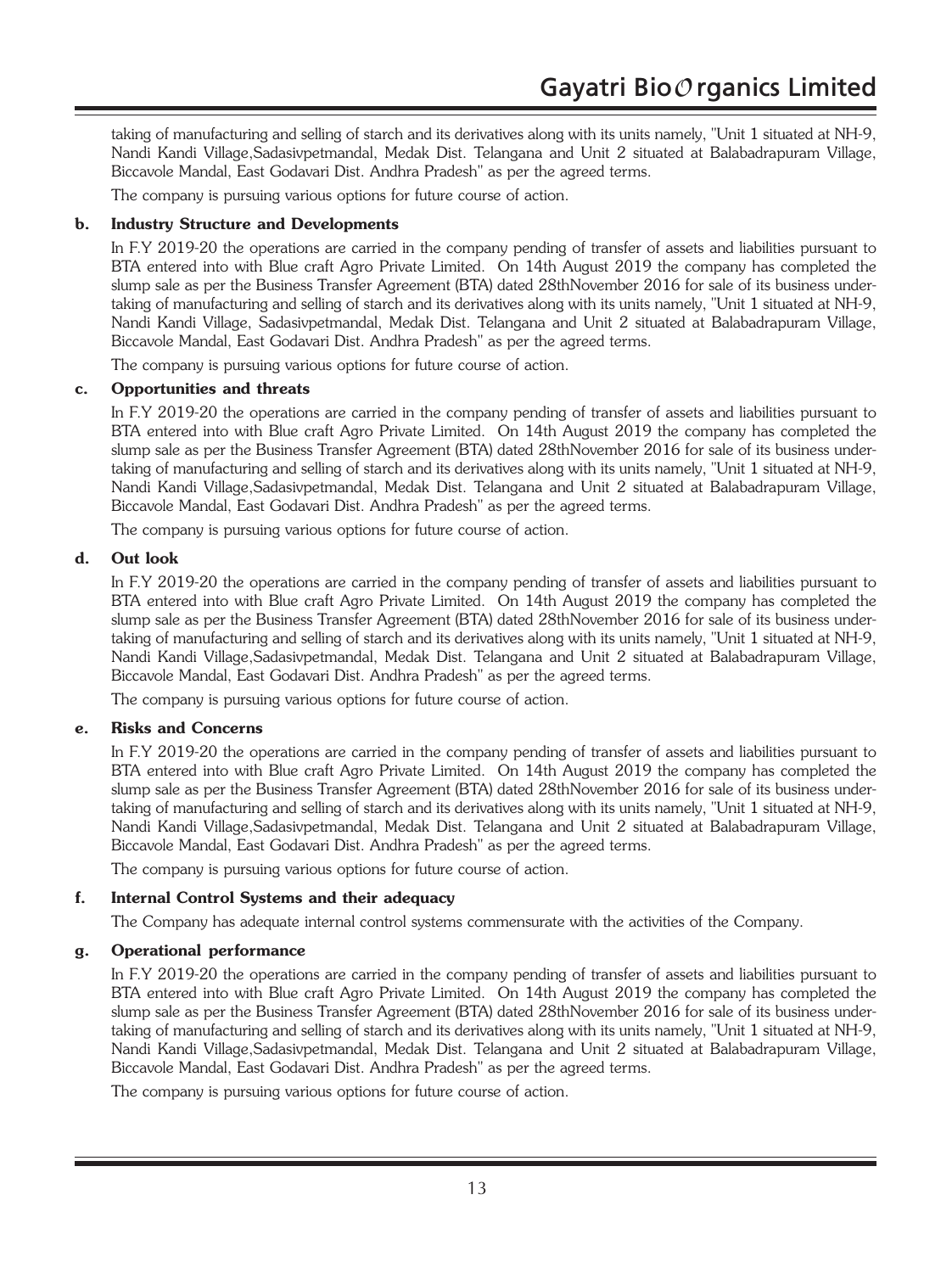taking of manufacturing and selling of starch and its derivatives along with its units namely, "Unit 1 situated at NH-9, Nandi Kandi Village,Sadasivpetmandal, Medak Dist. Telangana and Unit 2 situated at Balabadrapuram Village, Biccavole Mandal, East Godavari Dist. Andhra Pradesh" as per the agreed terms.

The company is pursuing various options for future course of action.

**b. Industry Structure and Developments**

In F.Y 2019-20 the operations are carried in the company pending of transfer of assets and liabilities pursuant to BTA entered into with Blue craft Agro Private Limited. On 14th August 2019 the company has completed the slump sale as per the Business Transfer Agreement (BTA) dated 28thNovember 2016 for sale of its business undertaking of manufacturing and selling of starch and its derivatives along with its units namely, "Unit 1 situated at NH-9, Nandi Kandi Village, Sadasivpetmandal, Medak Dist. Telangana and Unit 2 situated at Balabadrapuram Village, Biccavole Mandal, East Godavari Dist. Andhra Pradesh" as per the agreed terms.

The company is pursuing various options for future course of action.

**c. Opportunities and threats**

In F.Y 2019-20 the operations are carried in the company pending of transfer of assets and liabilities pursuant to BTA entered into with Blue craft Agro Private Limited. On 14th August 2019 the company has completed the slump sale as per the Business Transfer Agreement (BTA) dated 28thNovember 2016 for sale of its business undertaking of manufacturing and selling of starch and its derivatives along with its units namely, "Unit 1 situated at NH-9, Nandi Kandi Village,Sadasivpetmandal, Medak Dist. Telangana and Unit 2 situated at Balabadrapuram Village, Biccavole Mandal, East Godavari Dist. Andhra Pradesh" as per the agreed terms.

The company is pursuing various options for future course of action.

**d. Out look**

In F.Y 2019-20 the operations are carried in the company pending of transfer of assets and liabilities pursuant to BTA entered into with Blue craft Agro Private Limited. On 14th August 2019 the company has completed the slump sale as per the Business Transfer Agreement (BTA) dated 28thNovember 2016 for sale of its business undertaking of manufacturing and selling of starch and its derivatives along with its units namely, "Unit 1 situated at NH-9, Nandi Kandi Village,Sadasivpetmandal, Medak Dist. Telangana and Unit 2 situated at Balabadrapuram Village, Biccavole Mandal, East Godavari Dist. Andhra Pradesh" as per the agreed terms.

The company is pursuing various options for future course of action.

**e. Risks and Concerns**

In F.Y 2019-20 the operations are carried in the company pending of transfer of assets and liabilities pursuant to BTA entered into with Blue craft Agro Private Limited. On 14th August 2019 the company has completed the slump sale as per the Business Transfer Agreement (BTA) dated 28thNovember 2016 for sale of its business undertaking of manufacturing and selling of starch and its derivatives along with its units namely, "Unit 1 situated at NH-9, Nandi Kandi Village,Sadasivpetmandal, Medak Dist. Telangana and Unit 2 situated at Balabadrapuram Village, Biccavole Mandal, East Godavari Dist. Andhra Pradesh" as per the agreed terms.

The company is pursuing various options for future course of action.

**f. Internal Control Systems and their adequacy**

The Company has adequate internal control systems commensurate with the activities of the Company.

**g. Operational performance**

In F.Y 2019-20 the operations are carried in the company pending of transfer of assets and liabilities pursuant to BTA entered into with Blue craft Agro Private Limited. On 14th August 2019 the company has completed the slump sale as per the Business Transfer Agreement (BTA) dated 28thNovember 2016 for sale of its business undertaking of manufacturing and selling of starch and its derivatives along with its units namely, "Unit 1 situated at NH-9, Nandi Kandi Village,Sadasivpetmandal, Medak Dist. Telangana and Unit 2 situated at Balabadrapuram Village, Biccavole Mandal, East Godavari Dist. Andhra Pradesh" as per the agreed terms.

The company is pursuing various options for future course of action.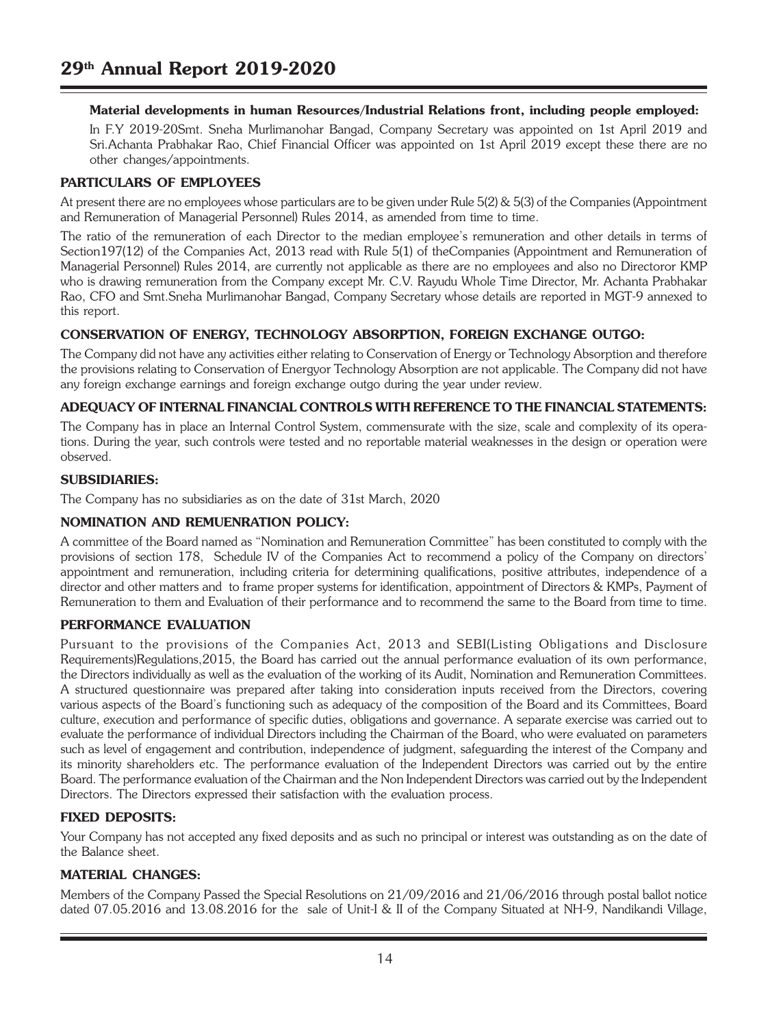**Material developments in human Resources/Industrial Relations front, including people employed:**

In F.Y 2019-20Smt. Sneha Murlimanohar Bangad, Company Secretary was appointed on 1st April 2019 and Sri.Achanta Prabhakar Rao, Chief Financial Officer was appointed on 1st April 2019 except these there are no other changes/appointments.

## PARTICULARS OF EMPLOYEES

At present there are no employees whose particulars are to be given under Rule 5(2) & 5(3) of the Companies (Appointment and Remuneration of Managerial Personnel) Rules 2014, as amended from time to time.

The ratio of the remuneration of each Director to the median employee's remuneration and other details in terms of Section197(12) of the Companies Act, 2013 read with Rule 5(1) of theCompanies (Appointment and Remuneration of Managerial Personnel) Rules 2014, are currently not applicable as there are no employees and also no Directoror KMP who is drawing remuneration from the Company except Mr. C.V. Rayudu Whole Time Director, Mr. Achanta Prabhakar Rao, CFO and Smt.Sneha Murlimanohar Bangad, Company Secretary whose details are reported in MGT-9 annexed to this report.

## CONSERVATION OF ENERGY, TECHNOLOGY ABSORPTION, FOREIGN EXCHANGE OUTGO:

The Company did not have any activities either relating to Conservation of Energy or Technology Absorption and therefore the provisions relating to Conservation of Energyor Technology Absorption are not applicable. The Company did not have any foreign exchange earnings and foreign exchange outgo during the year under review.

## ADEQUACY OF INTERNAL FINANCIAL CONTROLS WITH REFERENCE TO THE FINANCIAL STATEMENTS:

The Company has in place an Internal Control System, commensurate with the size, scale and complexity of its operations. During the year, such controls were tested and no reportable material weaknesses in the design or operation were observed.

## SUBSIDIARIES:

The Company has no subsidiaries as on the date of 31st March, 2020

## NOMINATION AND REMUENRATION POLICY:

A committee of the Board named as "Nomination and Remuneration Committee" has been constituted to comply with the provisions of section 178, Schedule IV of the Companies Act to recommend a policy of the Company on directors' appointment and remuneration, including criteria for determining qualifications, positive attributes, independence of a director and other matters and to frame proper systems for identification, appointment of Directors & KMPs, Payment of Remuneration to them and Evaluation of their performance and to recommend the same to the Board from time to time.

## PERFORMANCE EVALUATION

Pursuant to the provisions of the Companies Act, 2013 and SEBI(Listing Obligations and Disclosure Requirements)Regulations,2015, the Board has carried out the annual performance evaluation of its own performance, the Directors individually as well as the evaluation of the working of its Audit, Nomination and Remuneration Committees. A structured questionnaire was prepared after taking into consideration inputs received from the Directors, covering various aspects of the Board's functioning such as adequacy of the composition of the Board and its Committees, Board culture, execution and performance of specific duties, obligations and governance. A separate exercise was carried out to evaluate the performance of individual Directors including the Chairman of the Board, who were evaluated on parameters such as level of engagement and contribution, independence of judgment, safeguarding the interest of the Company and its minority shareholders etc. The performance evaluation of the Independent Directors was carried out by the entire Board. The performance evaluation of the Chairman and the Non Independent Directors was carried out by the Independent Directors. The Directors expressed their satisfaction with the evaluation process.

## FIXED DEPOSITS:

Your Company has not accepted any fixed deposits and as such no principal or interest was outstanding as on the date of the Balance sheet.

## MATERIAL CHANGES:

Members of the Company Passed the Special Resolutions on 21/09/2016 and 21/06/2016 through postal ballot notice dated 07.05.2016 and 13.08.2016 for the sale of Unit-I & II of the Company Situated at NH-9, Nandikandi Village,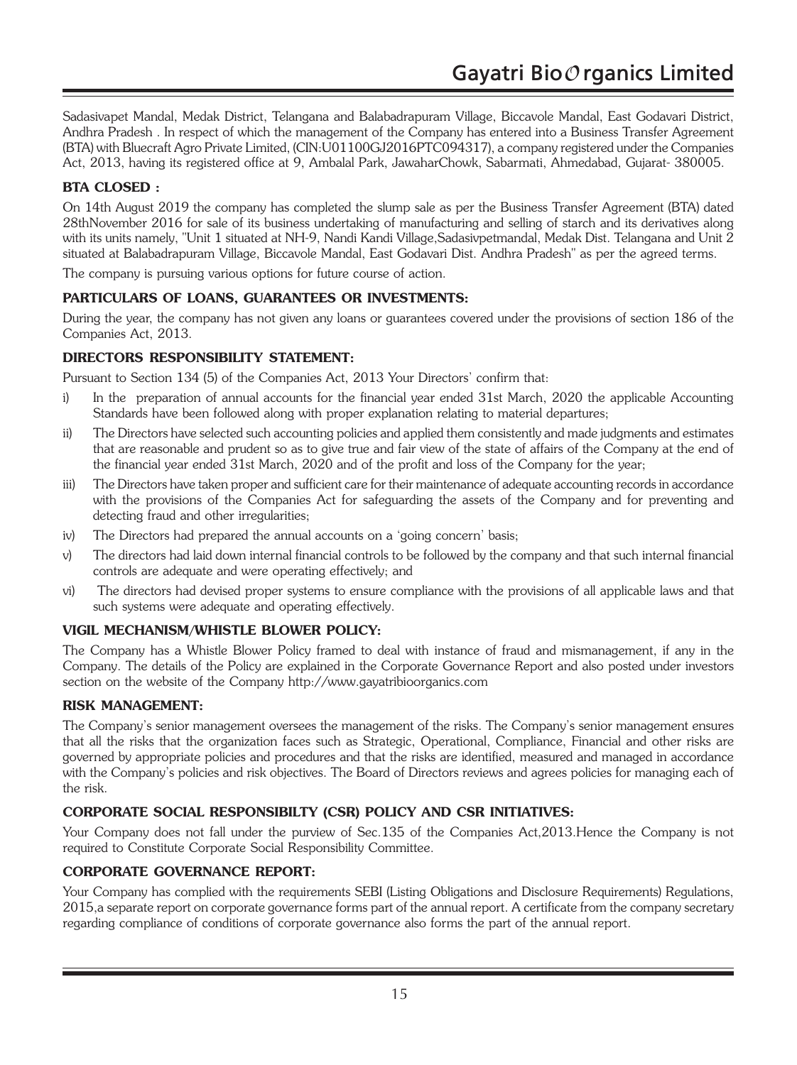Sadasivapet Mandal, Medak District, Telangana and Balabadrapuram Village, Biccavole Mandal, East Godavari District, Andhra Pradesh . In respect of which the management of the Company has entered into a Business Transfer Agreement (BTA) with Bluecraft Agro Private Limited, (CIN:U01100GJ2016PTC094317), a company registered under the Companies Act, 2013, having its registered office at 9, Ambalal Park, JawaharChowk, Sabarmati, Ahmedabad, Gujarat- 380005.

**BTA CLOSED :**

On 14th August 2019 the company has completed the slump sale as per the Business Transfer Agreement (BTA) dated 28thNovember 2016 for sale of its business undertaking of manufacturing and selling of starch and its derivatives along with its units namely, "Unit 1 situated at NH-9, Nandi Kandi Village,Sadasivpetmandal, Medak Dist. Telangana and Unit 2 situated at Balabadrapuram Village, Biccavole Mandal, East Godavari Dist. Andhra Pradesh" as per the agreed terms.

The company is pursuing various options for future course of action.

**PARTICULARS OF LOANS, GUARANTEES OR INVESTMENTS:**

During the year, the company has not given any loans or guarantees covered under the provisions of section 186 of the Companies Act, 2013.

**DIRECTORS RESPONSIBILITY STATEMENT:**

Pursuant to Section 134 (5) of the Companies Act, 2013 Your Directors' confirm that:

i) In the preparation of annual accounts for the financial year ended 31st March, 2020 the applicable Accounting Standards have been followed along with proper explanation relating to material departures;

ii) The Directors have selected such accounting policies and applied them consistently and made judgments and estimates that are reasonable and prudent so as to give true and fair view of the state of affairs of the Company at the end of the financial year ended 31st March, 2020 and of the profit and loss of the Company for the year;

iii) The Directors have taken proper and sufficient care for their maintenance of adequate accounting records in accordance with the provisions of the Companies Act for safeguarding the assets of the Company and for preventing and detecting fraud and other irregularities;

iv) The Directors had prepared the annual accounts on a 'going concern' basis;

v) The directors had laid down internal financial controls to be followed by the company and that such internal financial controls are adequate and were operating effectively; and

vi) The directors had devised proper systems to ensure compliance with the provisions of all applicable laws and that such systems were adequate and operating effectively.

**VIGIL MECHANISM/WHISTLE BLOWER POLICY:**

The Company has a Whistle Blower Policy framed to deal with instance of fraud and mismanagement, if any in the Company. The details of the Policy are explained in the Corporate Governance Report and also posted under investors section on the website of the Company http://www.gayatribioorganics.com

**RISK MANAGEMENT:**

The Company's senior management oversees the management of the risks. The Company's senior management ensures that all the risks that the organization faces such as Strategic, Operational, Compliance, Financial and other risks are governed by appropriate policies and procedures and that the risks are identified, measured and managed in accordance with the Company's policies and risk objectives. The Board of Directors reviews and agrees policies for managing each of the risk.

**CORPORATE SOCIAL RESPONSIBILTY (CSR) POLICY AND CSR INITIATIVES:**

Your Company does not fall under the purview of Sec.135 of the Companies Act,2013.Hence the Company is not required to Constitute Corporate Social Responsibility Committee.

**CORPORATE GOVERNANCE REPORT:**

Your Company has complied with the requirements SEBI (Listing Obligations and Disclosure Requirements) Regulations, 2015,a separate report on corporate governance forms part of the annual report. A certificate from the company secretary regarding compliance of conditions of corporate governance also forms the part of the annual report.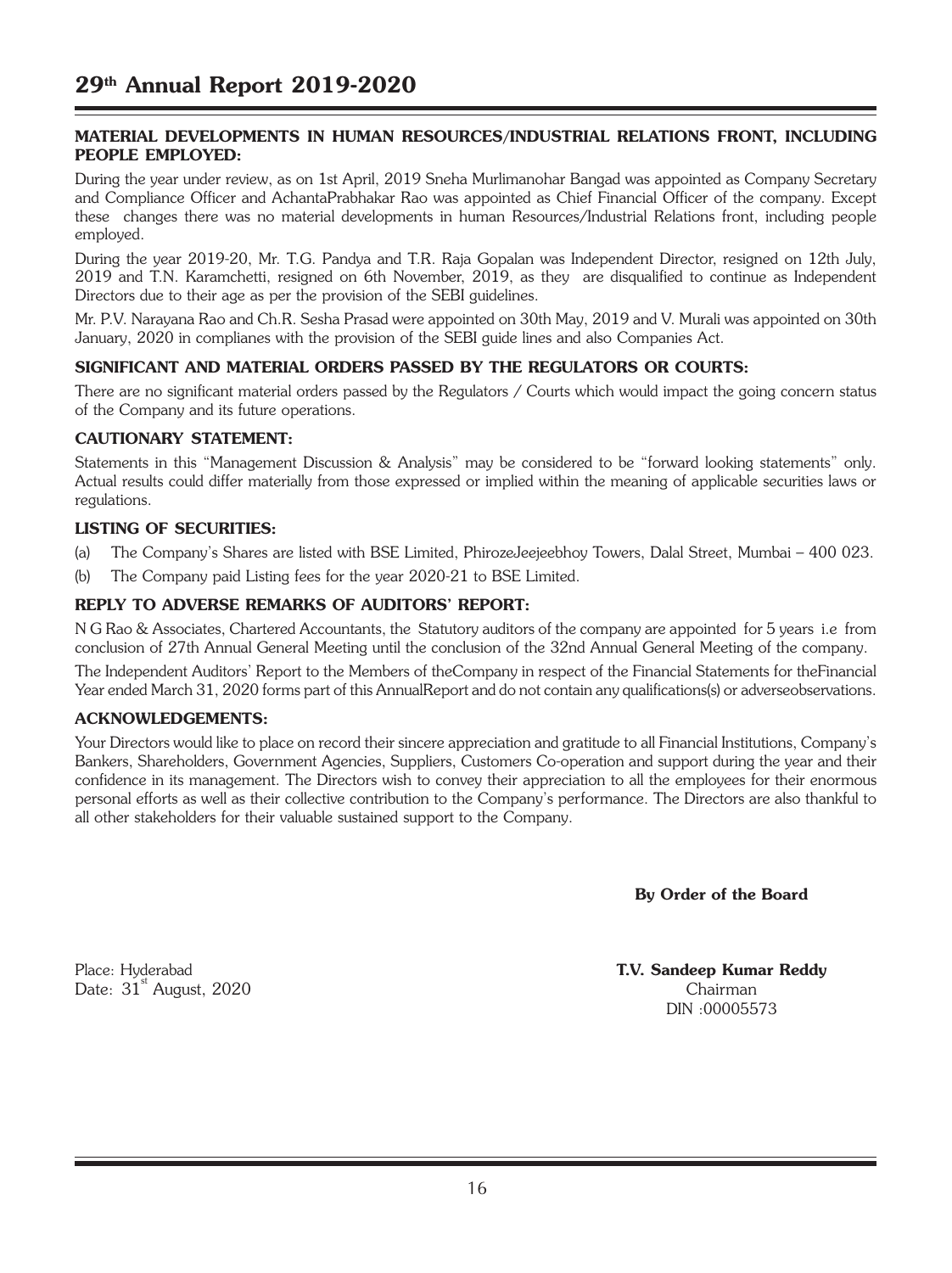**MATERIAL DEVELOPMENTS IN HUMAN RESOURCES/INDUSTRIAL RELATIONS FRONT, INCLUDING PEOPLE EMPLOYED:**

During the year under review, as on 1st April, 2019 Sneha Murlimanohar Bangad was appointed as Company Secretary and Compliance Officer and AchantaPrabhakar Rao was appointed as Chief Financial Officer of the company. Except these changes there was no material developments in human Resources/Industrial Relations front, including people employed.

During the year 2019-20, Mr. T.G. Pandya and T.R. Raja Gopalan was Independent Director, resigned on 12th July, 2019 and T.N. Karamchetti, resigned on 6th November, 2019, as they are disqualified to continue as Independent Directors due to their age as per the provision of the SEBI guidelines.

Mr. P.V. Narayana Rao and Ch.R. Sesha Prasad were appointed on 30th May, 2019 and V. Murali was appointed on 30th January, 2020 in complianes with the provision of the SEBI guide lines and also Companies Act.

**SIGNIFICANT AND MATERIAL ORDERS PASSED BY THE REGULATORS OR COURTS:**

There are no significant material orders passed by the Regulators / Courts which would impact the going concern status of the Company and its future operations.

**CAUTIONARY STATEMENT:**

Statements in this "Management Discussion & Analysis" may be considered to be "forward looking statements" only. Actual results could differ materially from those expressed or implied within the meaning of applicable securities laws or regulations.

**LISTING OF SECURITIES:**

(a) The Company's Shares are listed with BSE Limited, PhirozeJeejeebhoy Towers, Dalal Street, Mumbai – 400 023.

(b) The Company paid Listing fees for the year 2020-21 to BSE Limited.

**REPLY TO ADVERSE REMARKS OF AUDITORS' REPORT:**

N G Rao & Associates, Chartered Accountants, the Statutory auditors of the company are appointed for 5 years i.e from conclusion of 27th Annual General Meeting until the conclusion of the 32nd Annual General Meeting of the company.

The Independent Auditors' Report to the Members of theCompany in respect of the Financial Statements for theFinancial Year ended March 31, 2020 forms part of this AnnualReport and do not contain any qualifications(s) or adverseobservations.

**ACKNOWLEDGEMENTS:**

Your Directors would like to place on record their sincere appreciation and gratitude to all Financial Institutions, Company's Bankers, Shareholders, Government Agencies, Suppliers, Customers Co-operation and support during the year and their confidence in its management. The Directors wish to convey their appreciation to all the employees for their enormous personal efforts as well as their collective contribution to the Company's performance. The Directors are also thankful to all other stakeholders for their valuable sustained support to the Company.

**By Order of the Board**

Place: Hyderabad
Date: 31st August, 2020

**T.V. Sandeep Kumar Reddy**
Chairman
DIN :00005573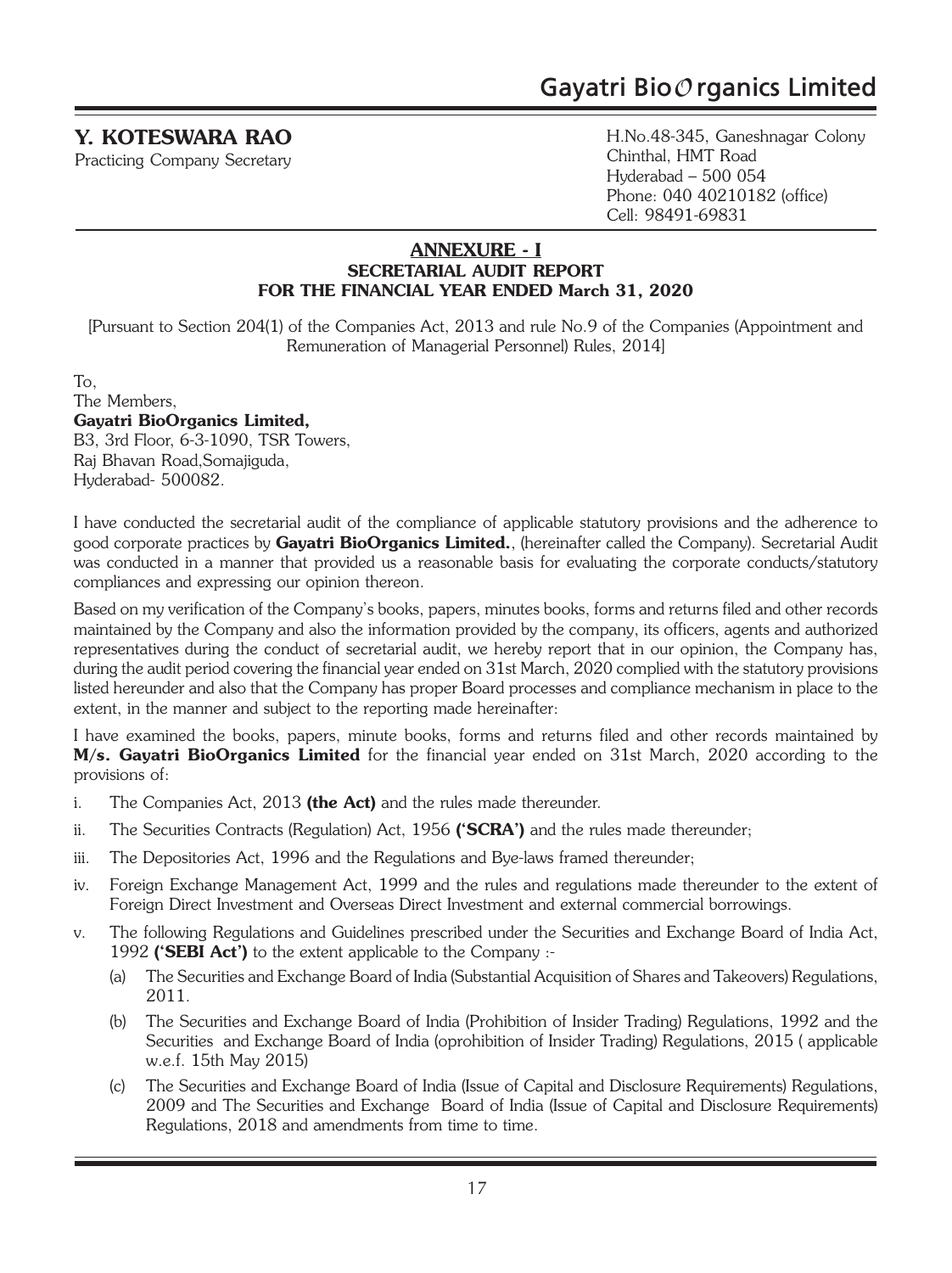**Y. KOTESWARA RAO**
Practicing Company Secretary

H.No.48-345, Ganeshnagar Colony
Chinthal, HMT Road
Hyderabad – 500 054
Phone: 040 40210182 (office)
Cell: 98491-69831

## ANNEXURE - I
### SECRETARIAL AUDIT REPORT
### FOR THE FINANCIAL YEAR ENDED March 31, 2020

[Pursuant to Section 204(1) of the Companies Act, 2013 and rule No.9 of the Companies (Appointment and Remuneration of Managerial Personnel) Rules, 2014]

To,
The Members,
**Gayatri BioOrganics Limited,**
B3, 3rd Floor, 6-3-1090, TSR Towers,
Raj Bhavan Road,Somajiguda,
Hyderabad- 500082.

I have conducted the secretarial audit of the compliance of applicable statutory provisions and the adherence to good corporate practices by **Gayatri BioOrganics Limited.**, (hereinafter called the Company). Secretarial Audit was conducted in a manner that provided us a reasonable basis for evaluating the corporate conducts/statutory compliances and expressing our opinion thereon.

Based on my verification of the Company's books, papers, minutes books, forms and returns filed and other records maintained by the Company and also the information provided by the company, its officers, agents and authorized representatives during the conduct of secretarial audit, we hereby report that in our opinion, the Company has, during the audit period covering the financial year ended on 31st March, 2020 complied with the statutory provisions listed hereunder and also that the Company has proper Board processes and compliance mechanism in place to the extent, in the manner and subject to the reporting made hereinafter:

I have examined the books, papers, minute books, forms and returns filed and other records maintained by **M/s. Gayatri BioOrganics Limited** for the financial year ended on 31st March, 2020 according to the provisions of:

i. The Companies Act, 2013 **(the Act)** and the rules made thereunder.

ii. The Securities Contracts (Regulation) Act, 1956 **('SCRA')** and the rules made thereunder;

iii. The Depositories Act, 1996 and the Regulations and Bye-laws framed thereunder;

iv. Foreign Exchange Management Act, 1999 and the rules and regulations made thereunder to the extent of Foreign Direct Investment and Overseas Direct Investment and external commercial borrowings.

v. The following Regulations and Guidelines prescribed under the Securities and Exchange Board of India Act, 1992 **('SEBI Act')** to the extent applicable to the Company :-

   (a) The Securities and Exchange Board of India (Substantial Acquisition of Shares and Takeovers) Regulations, 2011.

   (b) The Securities and Exchange Board of India (Prohibition of Insider Trading) Regulations, 1992 and the Securities and Exchange Board of India (oprohibition of Insider Trading) Regulations, 2015 ( applicable w.e.f. 15th May 2015)

   (c) The Securities and Exchange Board of India (Issue of Capital and Disclosure Requirements) Regulations, 2009 and The Securities and Exchange Board of India (Issue of Capital and Disclosure Requirements) Regulations, 2018 and amendments from time to time.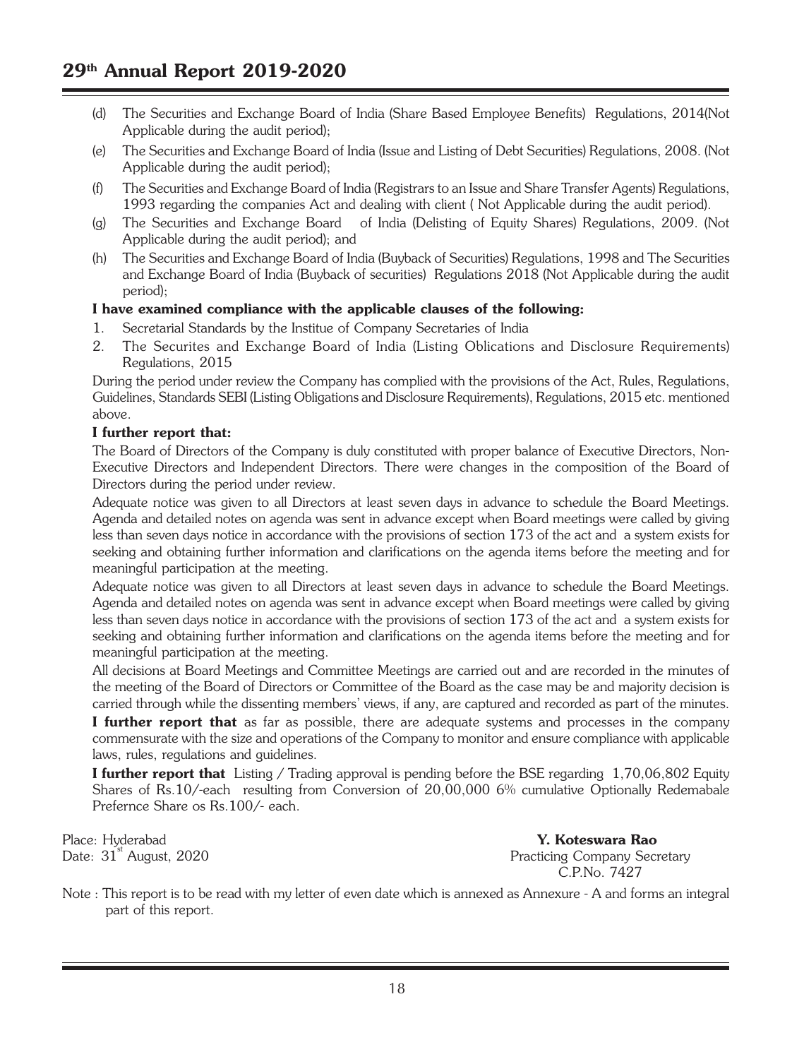(d) The Securities and Exchange Board of India (Share Based Employee Benefits) Regulations, 2014(Not Applicable during the audit period);

(e) The Securities and Exchange Board of India (Issue and Listing of Debt Securities) Regulations, 2008. (Not Applicable during the audit period);

(f) The Securities and Exchange Board of India (Registrars to an Issue and Share Transfer Agents) Regulations, 1993 regarding the companies Act and dealing with client ( Not Applicable during the audit period).

(g) The Securities and Exchange Board of India (Delisting of Equity Shares) Regulations, 2009. (Not Applicable during the audit period); and

(h) The Securities and Exchange Board of India (Buyback of Securities) Regulations, 1998 and The Securities and Exchange Board of India (Buyback of securities) Regulations 2018 (Not Applicable during the audit period);

**I have examined compliance with the applicable clauses of the following:**

1. Secretarial Standards by the Institue of Company Secretaries of India
2. The Securites and Exchange Board of India (Listing Oblications and Disclosure Requirements) Regulations, 2015

During the period under review the Company has complied with the provisions of the Act, Rules, Regulations, Guidelines, Standards SEBI (Listing Obligations and Disclosure Requirements), Regulations, 2015 etc. mentioned above.

**I further report that:**

The Board of Directors of the Company is duly constituted with proper balance of Executive Directors, Non-Executive Directors and Independent Directors. There were changes in the composition of the Board of Directors during the period under review.

Adequate notice was given to all Directors at least seven days in advance to schedule the Board Meetings. Agenda and detailed notes on agenda was sent in advance except when Board meetings were called by giving less than seven days notice in accordance with the provisions of section 173 of the act and a system exists for seeking and obtaining further information and clarifications on the agenda items before the meeting and for meaningful participation at the meeting.

Adequate notice was given to all Directors at least seven days in advance to schedule the Board Meetings. Agenda and detailed notes on agenda was sent in advance except when Board meetings were called by giving less than seven days notice in accordance with the provisions of section 173 of the act and a system exists for seeking and obtaining further information and clarifications on the agenda items before the meeting and for meaningful participation at the meeting.

All decisions at Board Meetings and Committee Meetings are carried out and are recorded in the minutes of the meeting of the Board of Directors or Committee of the Board as the case may be and majority decision is carried through while the dissenting members' views, if any, are captured and recorded as part of the minutes.

**I further report that** as far as possible, there are adequate systems and processes in the company commensurate with the size and operations of the Company to monitor and ensure compliance with applicable laws, rules, regulations and guidelines.

**I further report that** Listing / Trading approval is pending before the BSE regarding 1,70,06,802 Equity Shares of Rs.10/-each resulting from Conversion of 20,00,000 6% cumulative Optionally Redemabale Prefernce Share os Rs.100/- each.

Place: Hyderabad
Date: 31st August, 2020

**Y. Koteswara Rao**
Practicing Company Secretary
C.P.No. 7427

Note : This report is to be read with my letter of even date which is annexed as Annexure - A and forms an integral part of this report.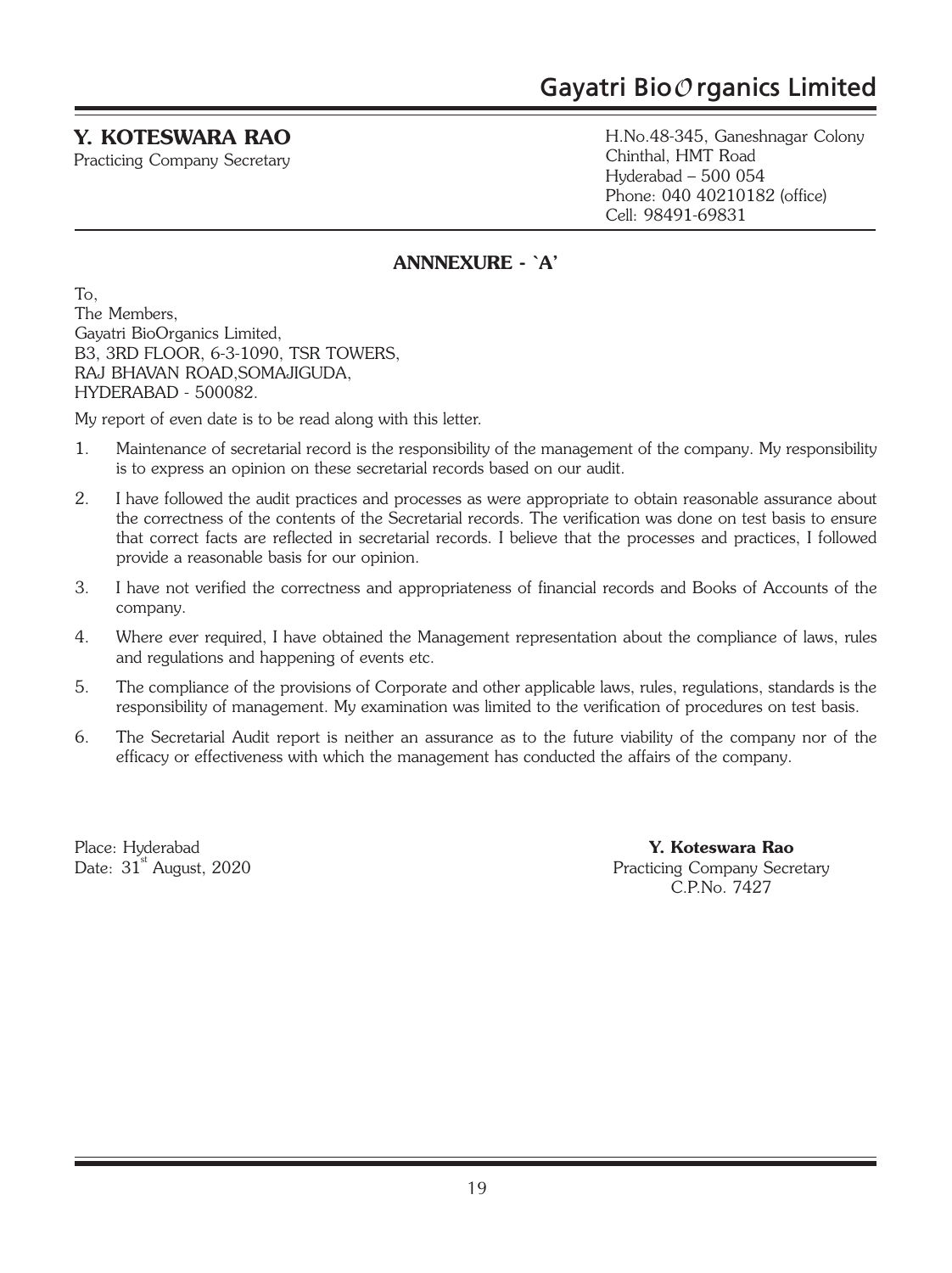**Y. KOTESWARA RAO**
Practicing Company Secretary

H.No.48-345, Ganeshnagar Colony
Chinthal, HMT Road
Hyderabad – 500 054
Phone: 040 40210182 (office)
Cell: 98491-69831

## ANNNEXURE - `A'

To,
The Members,
Gayatri BioOrganics Limited,
B3, 3RD FLOOR, 6-3-1090, TSR TOWERS,
RAJ BHAVAN ROAD,SOMAJIGUDA,
HYDERABAD - 500082.

My report of even date is to be read along with this letter.

1. Maintenance of secretarial record is the responsibility of the management of the company. My responsibility is to express an opinion on these secretarial records based on our audit.
2. I have followed the audit practices and processes as were appropriate to obtain reasonable assurance about the correctness of the contents of the Secretarial records. The verification was done on test basis to ensure that correct facts are reflected in secretarial records. I believe that the processes and practices, I followed provide a reasonable basis for our opinion.
3. I have not verified the correctness and appropriateness of financial records and Books of Accounts of the company.
4. Where ever required, I have obtained the Management representation about the compliance of laws, rules and regulations and happening of events etc.
5. The compliance of the provisions of Corporate and other applicable laws, rules, regulations, standards is the responsibility of management. My examination was limited to the verification of procedures on test basis.
6. The Secretarial Audit report is neither an assurance as to the future viability of the company nor of the efficacy or effectiveness with which the management has conducted the affairs of the company.

Place: Hyderabad
Date: 31st August, 2020

**Y. Koteswara Rao**
Practicing Company Secretary
C.P.No. 7427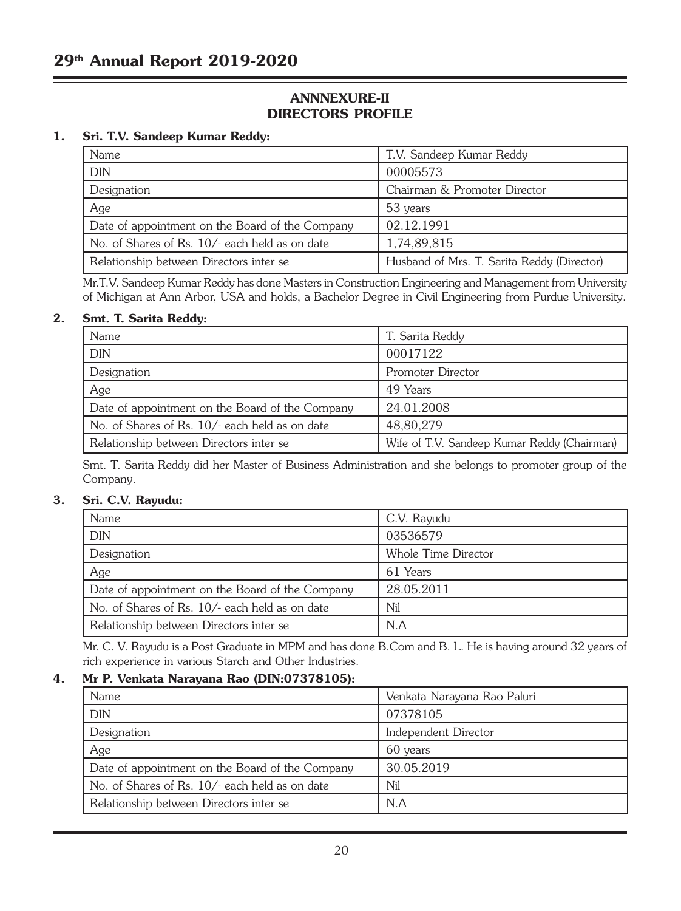## ANNNEXURE-II
## DIRECTORS PROFILE

### 1. Sri. T.V. Sandeep Kumar Reddy:

| Name | T.V. Sandeep Kumar Reddy |
|---|---|
| DIN | 00005573 |
| Designation | Chairman & Promoter Director |
| Age | 53 years |
| Date of appointment on the Board of the Company | 02.12.1991 |
| No. of Shares of Rs. 10/- each held as on date | 1,74,89,815 |
| Relationship between Directors inter se | Husband of Mrs. T. Sarita Reddy (Director) |

Mr.T.V. Sandeep Kumar Reddy has done Masters in Construction Engineering and Management from University of Michigan at Ann Arbor, USA and holds, a Bachelor Degree in Civil Engineering from Purdue University.

### 2. Smt. T. Sarita Reddy:

| Name | T. Sarita Reddy |
|---|---|
| DIN | 00017122 |
| Designation | Promoter Director |
| Age | 49 Years |
| Date of appointment on the Board of the Company | 24.01.2008 |
| No. of Shares of Rs. 10/- each held as on date | 48,80,279 |
| Relationship between Directors inter se | Wife of T.V. Sandeep Kumar Reddy (Chairman) |

Smt. T. Sarita Reddy did her Master of Business Administration and she belongs to promoter group of the Company.

### 3. Sri. C.V. Rayudu:

| Name | C.V. Rayudu |
|---|---|
| DIN | 03536579 |
| Designation | Whole Time Director |
| Age | 61 Years |
| Date of appointment on the Board of the Company | 28.05.2011 |
| No. of Shares of Rs. 10/- each held as on date | Nil |
| Relationship between Directors inter se | N.A |

Mr. C. V. Rayudu is a Post Graduate in MPM and has done B.Com and B. L. He is having around 32 years of rich experience in various Starch and Other Industries.

### 4. Mr P. Venkata Narayana Rao (DIN:07378105):

| Name | Venkata Narayana Rao Paluri |
|---|---|
| DIN | 07378105 |
| Designation | Independent Director |
| Age | 60 years |
| Date of appointment on the Board of the Company | 30.05.2019 |
| No. of Shares of Rs. 10/- each held as on date | Nil |
| Relationship between Directors inter se | N.A |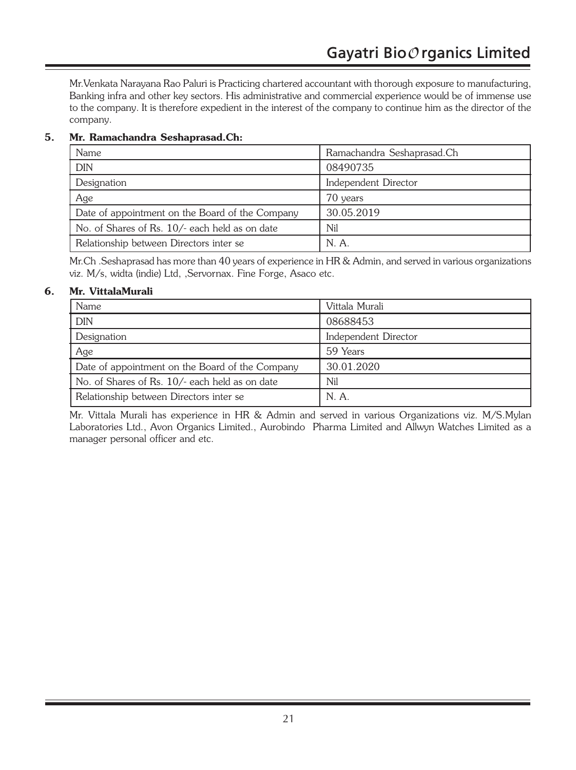Mr.Venkata Narayana Rao Paluri is Practicing chartered accountant with thorough exposure to manufacturing, Banking infra and other key sectors. His administrative and commercial experience would be of immense use to the company. It is therefore expedient in the interest of the company to continue him as the director of the company.

**5. Mr. Ramachandra Seshaprasad.Ch:**

| Name | Ramachandra Seshaprasad.Ch |
|---|---|
| DIN | 08490735 |
| Designation | Independent Director |
| Age | 70 years |
| Date of appointment on the Board of the Company | 30.05.2019 |
| No. of Shares of Rs. 10/- each held as on date | Nil |
| Relationship between Directors inter se | N. A. |

Mr.Ch .Seshaprasad has more than 40 years of experience in HR & Admin, and served in various organizations viz. M/s, widta (indie) Ltd, ,Servornax. Fine Forge, Asaco etc.

**6. Mr. VittalaMurali**

| Name | Vittala Murali |
|---|---|
| DIN | 08688453 |
| Designation | Independent Director |
| Age | 59 Years |
| Date of appointment on the Board of the Company | 30.01.2020 |
| No. of Shares of Rs. 10/- each held as on date | Nil |
| Relationship between Directors inter se | N. A. |

Mr. Vittala Murali has experience in HR & Admin and served in various Organizations viz. M/S.Mylan Laboratories Ltd., Avon Organics Limited., Aurobindo Pharma Limited and Allwyn Watches Limited as a manager personal officer and etc.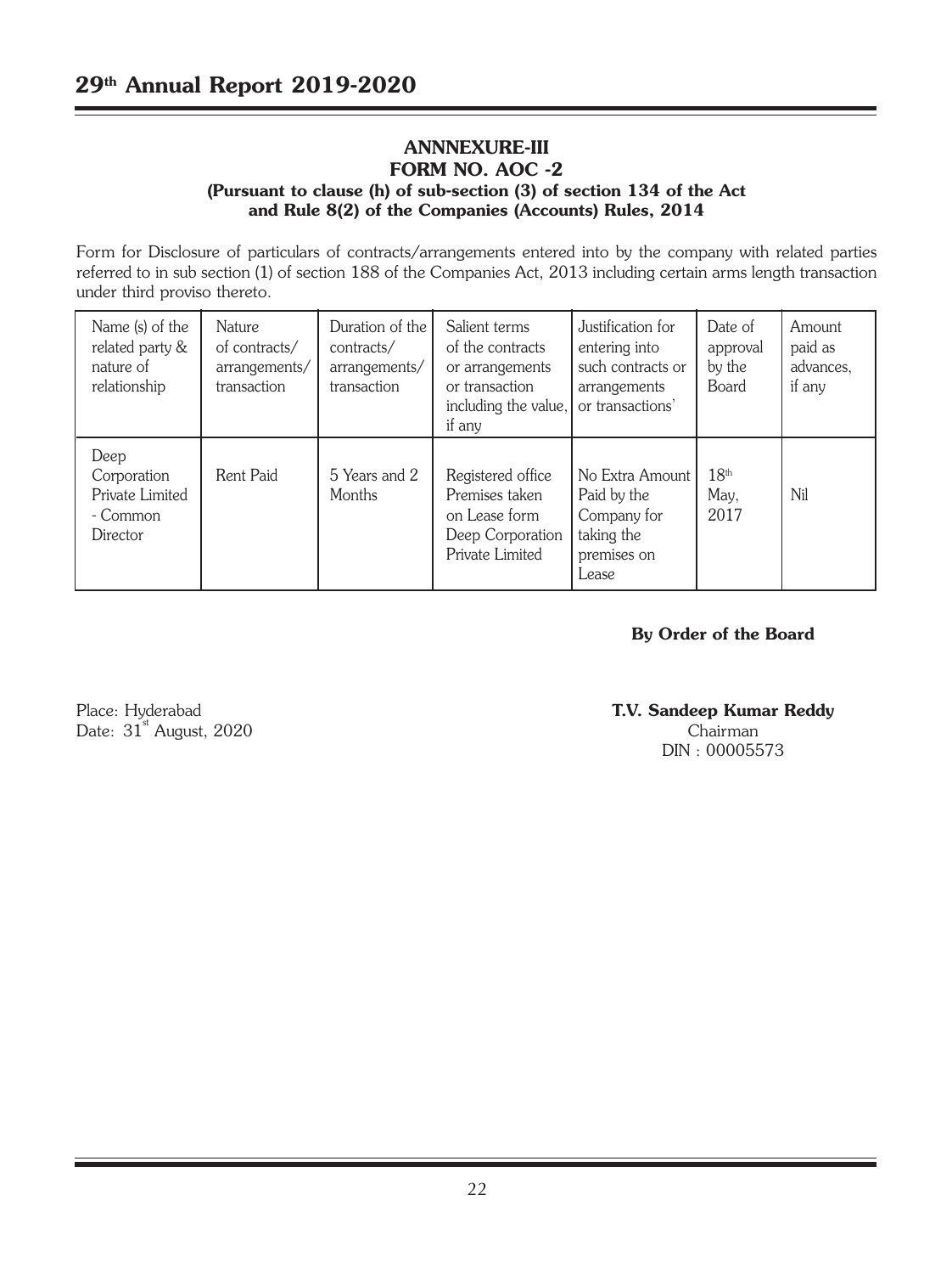## ANNNEXURE-III

## FORM NO. AOC -2

**(Pursuant to clause (h) of sub-section (3) of section 134 of the Act and Rule 8(2) of the Companies (Accounts) Rules, 2014**

Form for Disclosure of particulars of contracts/arrangements entered into by the company with related parties referred to in sub section (1) of section 188 of the Companies Act, 2013 including certain arms length transaction under third proviso thereto.

| Name (s) of the related party & nature of relationship | Nature of contracts/ arrangements/ transaction | Duration of the contracts/ arrangements/ transaction | Salient terms of the contracts or arrangements or transaction including the value, if any | Justification for entering into such contracts or arrangements or transactions' | Date of approval by the Board | Amount paid as advances, if any |
|---|---|---|---|---|---|---|
| Deep Corporation Private Limited - Common Director | Rent Paid | 5 Years and 2 Months | Registered office Premises taken on Lease form Deep Corporation Private Limited | No Extra Amount Paid by the Company for taking the premises on Lease | 18th May, 2017 | Nil |

**By Order of the Board**

Place: Hyderabad
Date: 31st August, 2020

**T.V. Sandeep Kumar Reddy**
Chairman
DIN : 00005573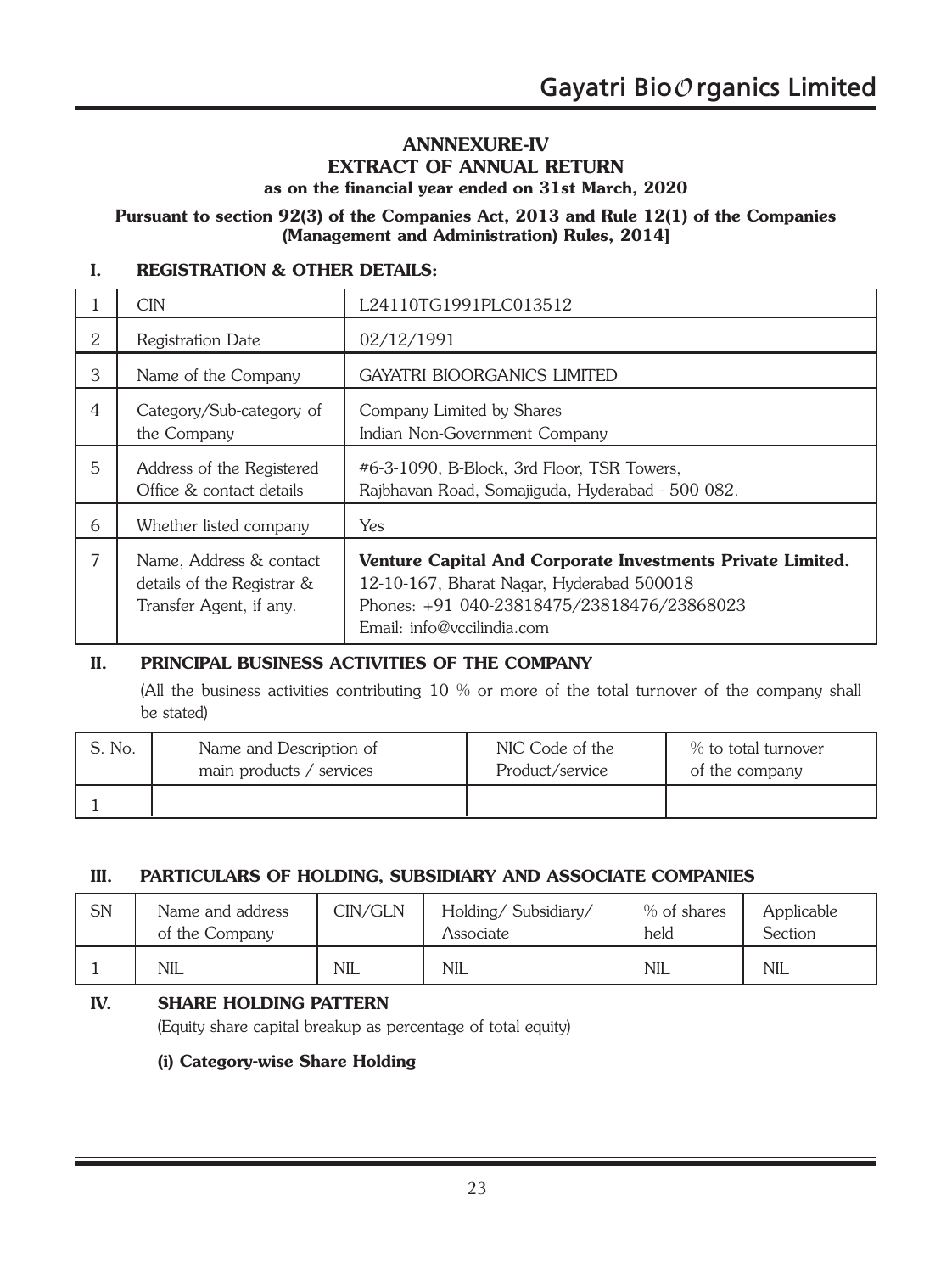# ANNNEXURE-IV

## EXTRACT OF ANNUAL RETURN

**as on the financial year ended on 31st March, 2020**

**Pursuant to section 92(3) of the Companies Act, 2013 and Rule 12(1) of the Companies (Management and Administration) Rules, 2014]**

## I. REGISTRATION & OTHER DETAILS:

| | | |
|---|---|---|
| 1 | CIN | L24110TG1991PLC013512 |
| 2 | Registration Date | 02/12/1991 |
| 3 | Name of the Company | GAYATRI BIOORGANICS LIMITED |
| 4 | Category/Sub-category of the Company | Company Limited by Shares<br>Indian Non-Government Company |
| 5 | Address of the Registered Office & contact details | #6-3-1090, B-Block, 3rd Floor, TSR Towers,<br>Rajbhavan Road, Somajiguda, Hyderabad - 500 082. |
| 6 | Whether listed company | Yes |
| 7 | Name, Address & contact details of the Registrar & Transfer Agent, if any. | **Venture Capital And Corporate Investments Private Limited.**<br>12-10-167, Bharat Nagar, Hyderabad 500018<br>Phones: +91 040-23818475/23818476/23868023<br>Email: info@vccilindia.com |

## II. PRINCIPAL BUSINESS ACTIVITIES OF THE COMPANY

(All the business activities contributing 10 % or more of the total turnover of the company shall be stated)

| S. No. | Name and Description of main products / services | NIC Code of the Product/service | % to total turnover of the company |
|---|---|---|---|
| 1 | | | |

## III. PARTICULARS OF HOLDING, SUBSIDIARY AND ASSOCIATE COMPANIES

| SN | Name and address of the Company | CIN/GLN | Holding/ Subsidiary/ Associate | % of shares held | Applicable Section |
|---|---|---|---|---|---|
| 1 | NIL | NIL | NIL | NIL | NIL |

## IV. SHARE HOLDING PATTERN

(Equity share capital breakup as percentage of total equity)

**(i) Category-wise Share Holding**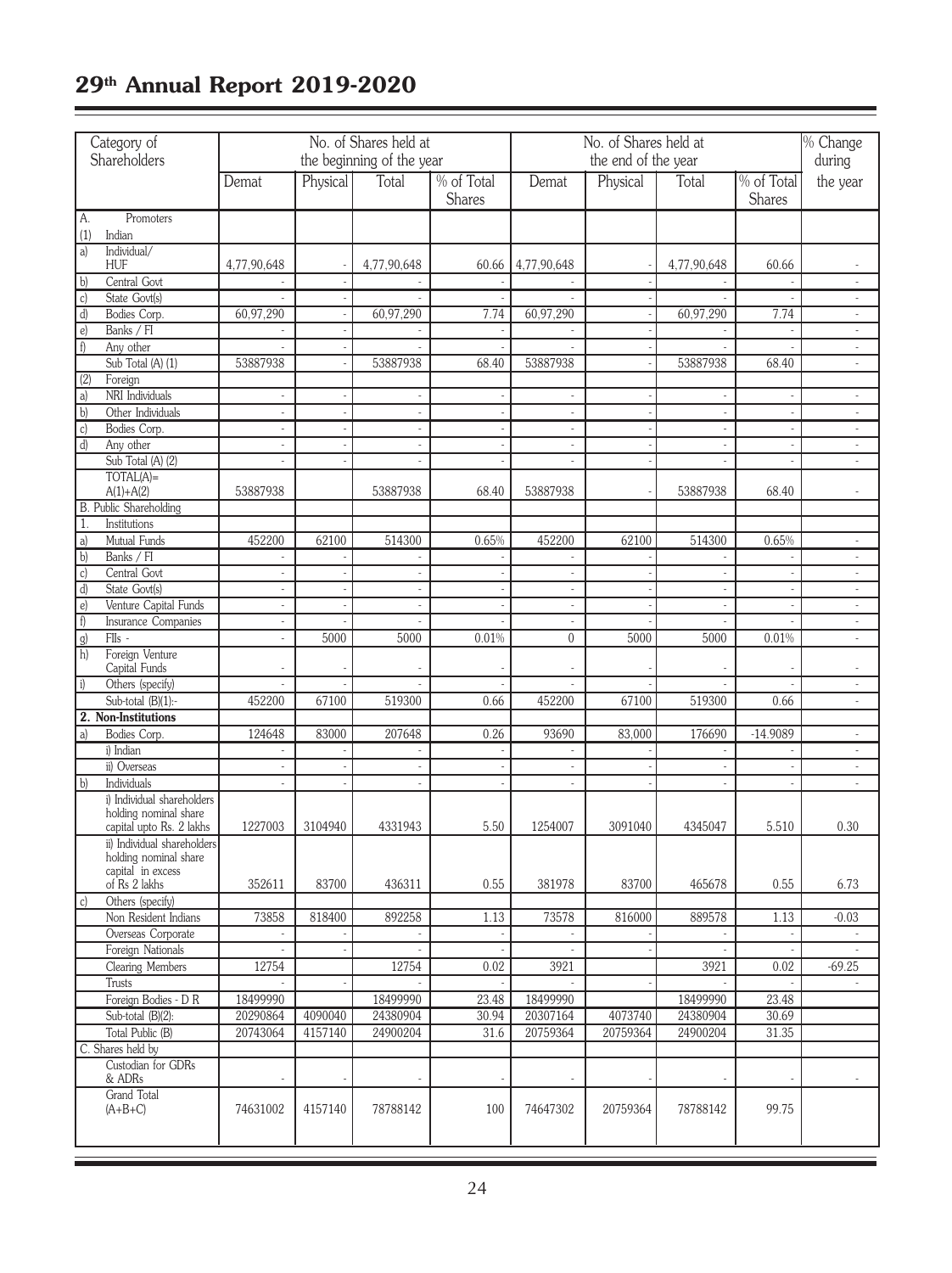| Category of Shareholders | No. of Shares held at the beginning of the year | | | | No. of Shares held at the end of the year | | | | % Change during the year |
|---|---|---|---|---|---|---|---|---|---|
| | Demat | Physical | Total | % of Total Shares | Demat | Physical | Total | % of Total Shares | |
| A. Promoters | | | | | | | | | |
| (1) Indian | | | | | | | | | |
| a) Individual/ HUF | 4,77,90,648 | - | 4,77,90,648 | 60.66 | 4,77,90,648 | - | 4,77,90,648 | 60.66 | - |
| b) Central Govt | - | - | - | - | - | - | - | - | - |
| c) State Govt(s) | - | - | - | - | - | - | - | - | - |
| d) Bodies Corp. | 60,97,290 | - | 60,97,290 | 7.74 | 60,97,290 | - | 60,97,290 | 7.74 | - |
| e) Banks / FI | - | - | - | - | - | - | - | - | - |
| f) Any other | - | - | - | - | - | - | - | - | - |
| Sub Total (A) (1) | 53887938 | - | 53887938 | 68.40 | 53887938 | - | 53887938 | 68.40 | - |
| (2) Foreign | | | | | | | | | |
| a) NRI Individuals | - | - | - | - | - | - | - | - | - |
| b) Other Individuals | - | - | - | - | - | - | - | - | - |
| c) Bodies Corp. | - | - | - | - | - | - | - | - | - |
| d) Any other | - | - | - | - | - | - | - | - | - |
| Sub Total (A) (2) | - | - | - | - | - | - | - | - | - |
| TOTAL(A)= A(1)+A(2) | 53887938 | | 53887938 | 68.40 | 53887938 | - | 53887938 | 68.40 | - |
| B. Public Shareholding | | | | | | | | | |
| 1. Institutions | | | | | | | | | |
| a) Mutual Funds | 452200 | 62100 | 514300 | 0.65% | 452200 | 62100 | 514300 | 0.65% | - |
| b) Banks / FI | - | - | - | - | - | - | - | - | - |
| c) Central Govt | - | - | - | - | - | - | - | - | - |
| d) State Govt(s) | - | - | - | - | - | - | - | - | - |
| e) Venture Capital Funds | - | - | - | - | - | - | - | - | - |
| f) Insurance Companies | - | - | - | - | - | - | - | - | - |
| g) FIIs - | - | 5000 | 5000 | 0.01% | 0 | 5000 | 5000 | 0.01% | - |
| h) Foreign Venture Capital Funds | - | - | - | - | - | - | - | - | - |
| i) Others (specify) | - | - | - | - | - | - | - | - | - |
| Sub-total (B)(1):- | 452200 | 67100 | 519300 | 0.66 | 452200 | 67100 | 519300 | 0.66 | - |
| **2. Non-Institutions** | | | | | | | | | |
| a) Bodies Corp. | 124648 | 83000 | 207648 | 0.26 | 93690 | 83,000 | 176690 | -14.9089 | - |
| i) Indian | - | - | - | - | - | - | - | - | - |
| ii) Overseas | - | - | - | - | - | - | - | - | - |
| b) Individuals | - | - | - | - | - | - | - | - | - |
| i) Individual shareholders holding nominal share capital upto Rs. 2 lakhs | 1227003 | 3104940 | 4331943 | 5.50 | 1254007 | 3091040 | 4345047 | 5.510 | 0.30 |
| ii) Individual shareholders holding nominal share capital in excess of Rs 2 lakhs | 352611 | 83700 | 436311 | 0.55 | 381978 | 83700 | 465678 | 0.55 | 6.73 |
| c) Others (specify) | | | | | | | | | |
| Non Resident Indians | 73858 | 818400 | 892258 | 1.13 | 73578 | 816000 | 889578 | 1.13 | -0.03 |
| Overseas Corporate | - | - | - | - | - | - | - | - | - |
| Foreign Nationals | - | - | - | - | - | - | - | - | - |
| Clearing Members | 12754 | | 12754 | 0.02 | 3921 | | 3921 | 0.02 | -69.25 |
| Trusts | - | - | - | - | - | - | - | - | - |
| Foreign Bodies - D R | 18499990 | | 18499990 | 23.48 | 18499990 | | 18499990 | 23.48 | |
| Sub-total (B)(2): | 20290864 | 4090040 | 24380904 | 30.94 | 20307164 | 4073740 | 24380904 | 30.69 | |
| Total Public (B) | 20743064 | 4157140 | 24900204 | 31.6 | 20759364 | 20759364 | 24900204 | 31.35 | |
| C. Shares held by | | | | | | | | | |
| Custodian for GDRs & ADRs | - | - | - | - | - | - | - | - | - |
| Grand Total (A+B+C) | 74631002 | 4157140 | 78788142 | 100 | 74647302 | 20759364 | 78788142 | 99.75 | |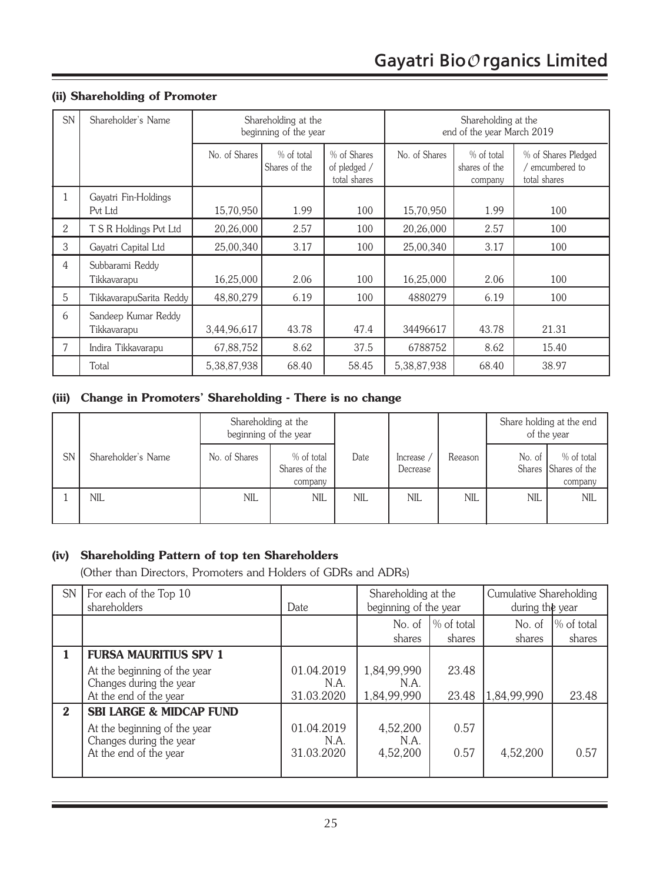### (ii) Shareholding of Promoter

| SN | Shareholder's Name | Shareholding at the beginning of the year | | | Shareholding at the end of the year March 2019 | | |
|---|---|---|---|---|---|---|---|
| | | No. of Shares | % of total Shares of the | % of Shares of pledged / total shares | No. of Shares | % of total shares of the company | % of Shares Pledged / emcumbered to total shares |
| 1 | Gayatri Fin-Holdings Pvt Ltd | 15,70,950 | 1.99 | 100 | 15,70,950 | 1.99 | 100 |
| 2 | T S R Holdings Pvt Ltd | 20,26,000 | 2.57 | 100 | 20,26,000 | 2.57 | 100 |
| 3 | Gayatri Capital Ltd | 25,00,340 | 3.17 | 100 | 25,00,340 | 3.17 | 100 |
| 4 | Subbarami Reddy Tikkavarapu | 16,25,000 | 2.06 | 100 | 16,25,000 | 2.06 | 100 |
| 5 | TikkavarapuSarita Reddy | 48,80,279 | 6.19 | 100 | 4880279 | 6.19 | 100 |
| 6 | Sandeep Kumar Reddy Tikkavarapu | 3,44,96,617 | 43.78 | 47.4 | 34496617 | 43.78 | 21.31 |
| 7 | Indira Tikkavarapu | 67,88,752 | 8.62 | 37.5 | 6788752 | 8.62 | 15.40 |
| | Total | 5,38,87,938 | 68.40 | 58.45 | 5,38,87,938 | 68.40 | 38.97 |

### (iii) Change in Promoters' Shareholding - There is no change

| SN | Shareholder's Name | Shareholding at the beginning of the year | | Date | Increase / Decrease | Reeason | Share holding at the end of the year | |
|---|---|---|---|---|---|---|---|---|
| | | No. of Shares | % of total Shares of the company | | | | No. of Shares | % of total Shares of the company |
| 1 | NIL | NIL | NIL | NIL | NIL | NIL | NIL | NIL |

### (iv) Shareholding Pattern of top ten Shareholders

(Other than Directors, Promoters and Holders of GDRs and ADRs)

| SN | For each of the Top 10 shareholders | Date | Shareholding at the beginning of the year | | Cumulative Shareholding during the year | |
|---|---|---|---|---|---|---|
| | | | No. of shares | % of total shares | No. of shares | % of total shares |
| **1** | **FURSA MAURITIUS SPV 1** | | | | | |
| | At the beginning of the year | 01.04.2019 | 1,84,99,990 | 23.48 | | |
| | Changes during the year | N.A. | N.A. | | | |
| | At the end of the year | 31.03.2020 | 1,84,99,990 | 23.48 | 1,84,99,990 | 23.48 |
| **2** | **SBI LARGE & MIDCAP FUND** | | | | | |
| | At the beginning of the year | 01.04.2019 | 4,52,200 | 0.57 | | |
| | Changes during the year | N.A. | N.A. | | | |
| | At the end of the year | 31.03.2020 | 4,52,200 | 0.57 | 4,52,200 | 0.57 |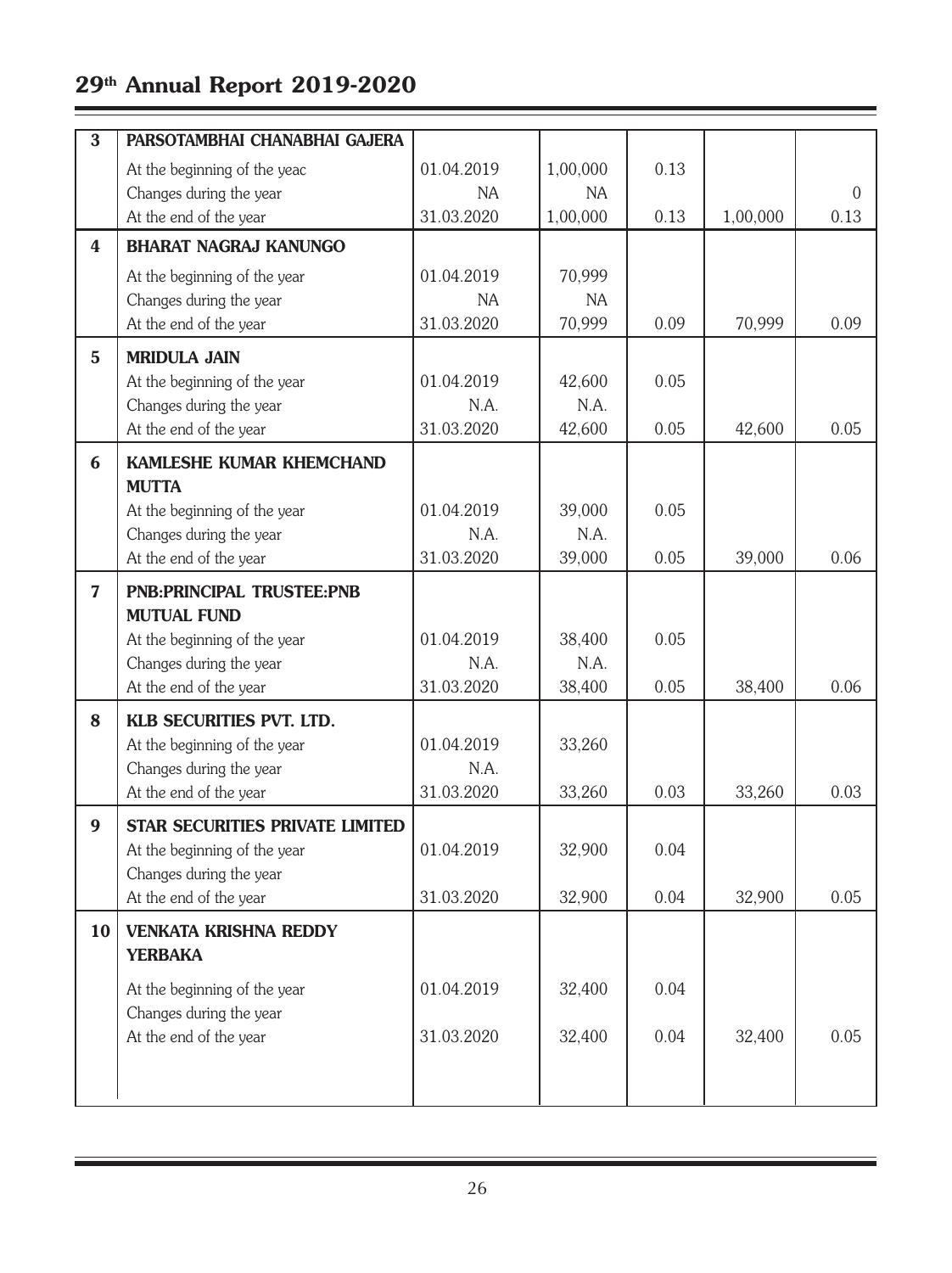| 3 | PARSOTAMBHAI CHANABHAI GAJERA | | | | | |
|---|---|---|---|---|---|---|
| | At the beginning of the yeac | 01.04.2019 | 1,00,000 | 0.13 | | |
| | Changes during the year | NA | NA | | | 0 |
| | At the end of the year | 31.03.2020 | 1,00,000 | 0.13 | 1,00,000 | 0.13 |
| 4 | **BHARAT NAGRAJ KANUNGO** | | | | | |
| | At the beginning of the year | 01.04.2019 | 70,999 | | | |
| | Changes during the year | NA | NA | | | |
| | At the end of the year | 31.03.2020 | 70,999 | 0.09 | 70,999 | 0.09 |
| 5 | **MRIDULA JAIN** | | | | | |
| | At the beginning of the year | 01.04.2019 | 42,600 | 0.05 | | |
| | Changes during the year | N.A. | N.A. | | | |
| | At the end of the year | 31.03.2020 | 42,600 | 0.05 | 42,600 | 0.05 |
| 6 | **KAMLESHE KUMAR KHEMCHAND MUTTA** | | | | | |
| | At the beginning of the year | 01.04.2019 | 39,000 | 0.05 | | |
| | Changes during the year | N.A. | N.A. | | | |
| | At the end of the year | 31.03.2020 | 39,000 | 0.05 | 39,000 | 0.06 |
| 7 | **PNB:PRINCIPAL TRUSTEE:PNB MUTUAL FUND** | | | | | |
| | At the beginning of the year | 01.04.2019 | 38,400 | 0.05 | | |
| | Changes during the year | N.A. | N.A. | | | |
| | At the end of the year | 31.03.2020 | 38,400 | 0.05 | 38,400 | 0.06 |
| 8 | **KLB SECURITIES PVT. LTD.** | | | | | |
| | At the beginning of the year | 01.04.2019 | 33,260 | | | |
| | Changes during the year | N.A. | | | | |
| | At the end of the year | 31.03.2020 | 33,260 | 0.03 | 33,260 | 0.03 |
| 9 | **STAR SECURITIES PRIVATE LIMITED** | | | | | |
| | At the beginning of the year | 01.04.2019 | 32,900 | 0.04 | | |
| | Changes during the year | | | | | |
| | At the end of the year | 31.03.2020 | 32,900 | 0.04 | 32,900 | 0.05 |
| 10 | **VENKATA KRISHNA REDDY YERBAKA** | | | | | |
| | At the beginning of the year | 01.04.2019 | 32,400 | 0.04 | | |
| | Changes during the year | | | | | |
| | At the end of the year | 31.03.2020 | 32,400 | 0.04 | 32,400 | 0.05 |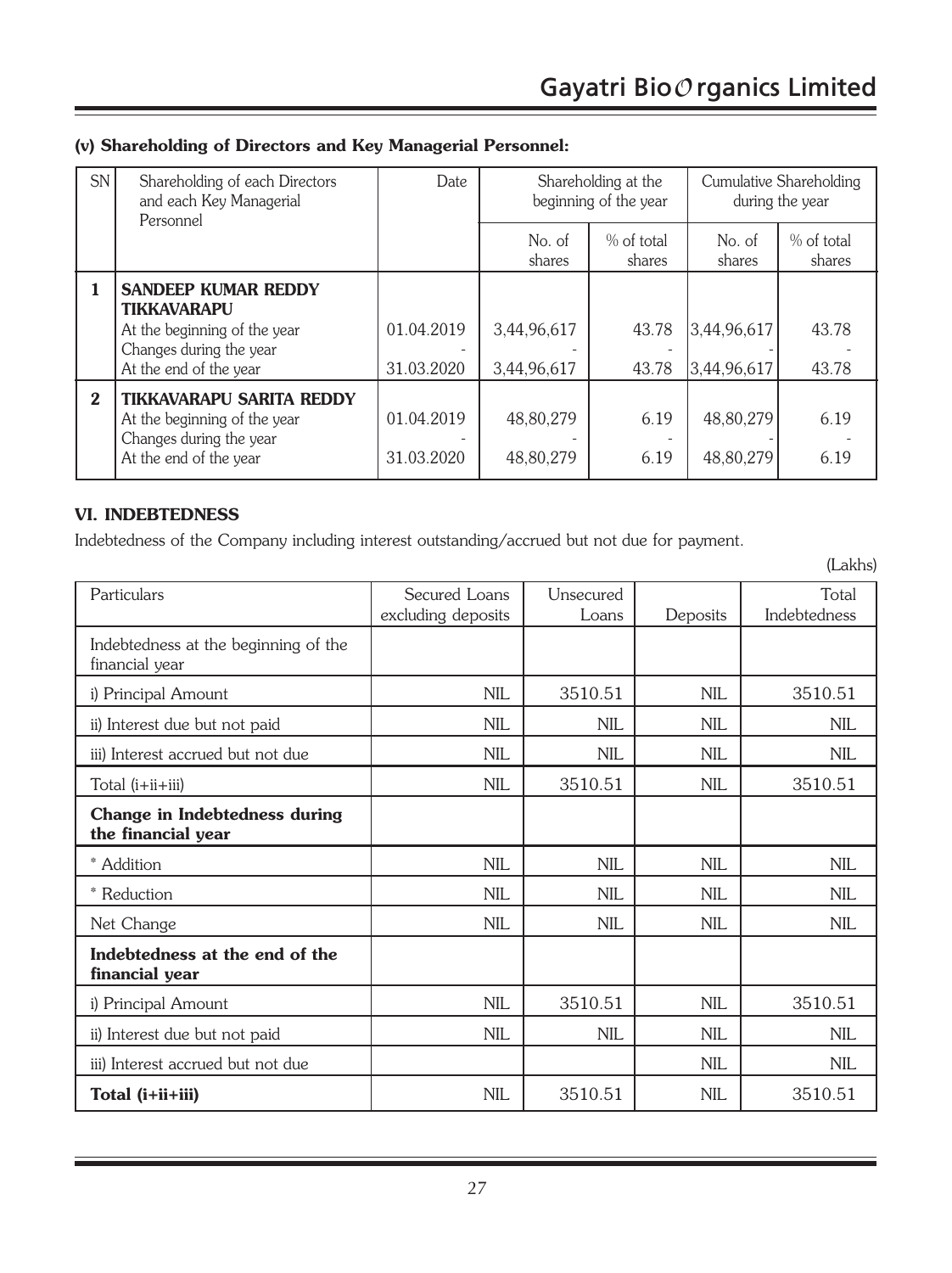### (v) Shareholding of Directors and Key Managerial Personnel:

| SN | Shareholding of each Directors and each Key Managerial Personnel | Date | Shareholding at the beginning of the year | | Cumulative Shareholding during the year | |
|---|---|---|---|---|---|---|
| | | | No. of shares | % of total shares | No. of shares | % of total shares |
| 1 | **SANDEEP KUMAR REDDY TIKKAVARAPU** | | | | | |
| | At the beginning of the year | 01.04.2019 | 3,44,96,617 | 43.78 | 3,44,96,617 | 43.78 |
| | Changes during the year | - | - | - | - | - |
| | At the end of the year | 31.03.2020 | 3,44,96,617 | 43.78 | 3,44,96,617 | 43.78 |
| 2 | **TIKKAVARAPU SARITA REDDY** | | | | | |
| | At the beginning of the year | 01.04.2019 | 48,80,279 | 6.19 | 48,80,279 | 6.19 |
| | Changes during the year | - | - | - | - | - |
| | At the end of the year | 31.03.2020 | 48,80,279 | 6.19 | 48,80,279 | 6.19 |

## VI. INDEBTEDNESS

Indebtedness of the Company including interest outstanding/accrued but not due for payment.

(Lakhs)

| Particulars | Secured Loans excluding deposits | Unsecured Loans | Deposits | Total Indebtedness |
|---|---|---|---|---|
| Indebtedness at the beginning of the financial year | | | | |
| i) Principal Amount | NIL | 3510.51 | NIL | 3510.51 |
| ii) Interest due but not paid | NIL | NIL | NIL | NIL |
| iii) Interest accrued but not due | NIL | NIL | NIL | NIL |
| Total (i+ii+iii) | NIL | 3510.51 | NIL | 3510.51 |
| **Change in Indebtedness during the financial year** | | | | |
| * Addition | NIL | NIL | NIL | NIL |
| * Reduction | NIL | NIL | NIL | NIL |
| Net Change | NIL | NIL | NIL | NIL |
| **Indebtedness at the end of the financial year** | | | | |
| i) Principal Amount | NIL | 3510.51 | NIL | 3510.51 |
| ii) Interest due but not paid | NIL | NIL | NIL | NIL |
| iii) Interest accrued but not due | | | NIL | NIL |
| **Total (i+ii+iii)** | NIL | 3510.51 | NIL | 3510.51 |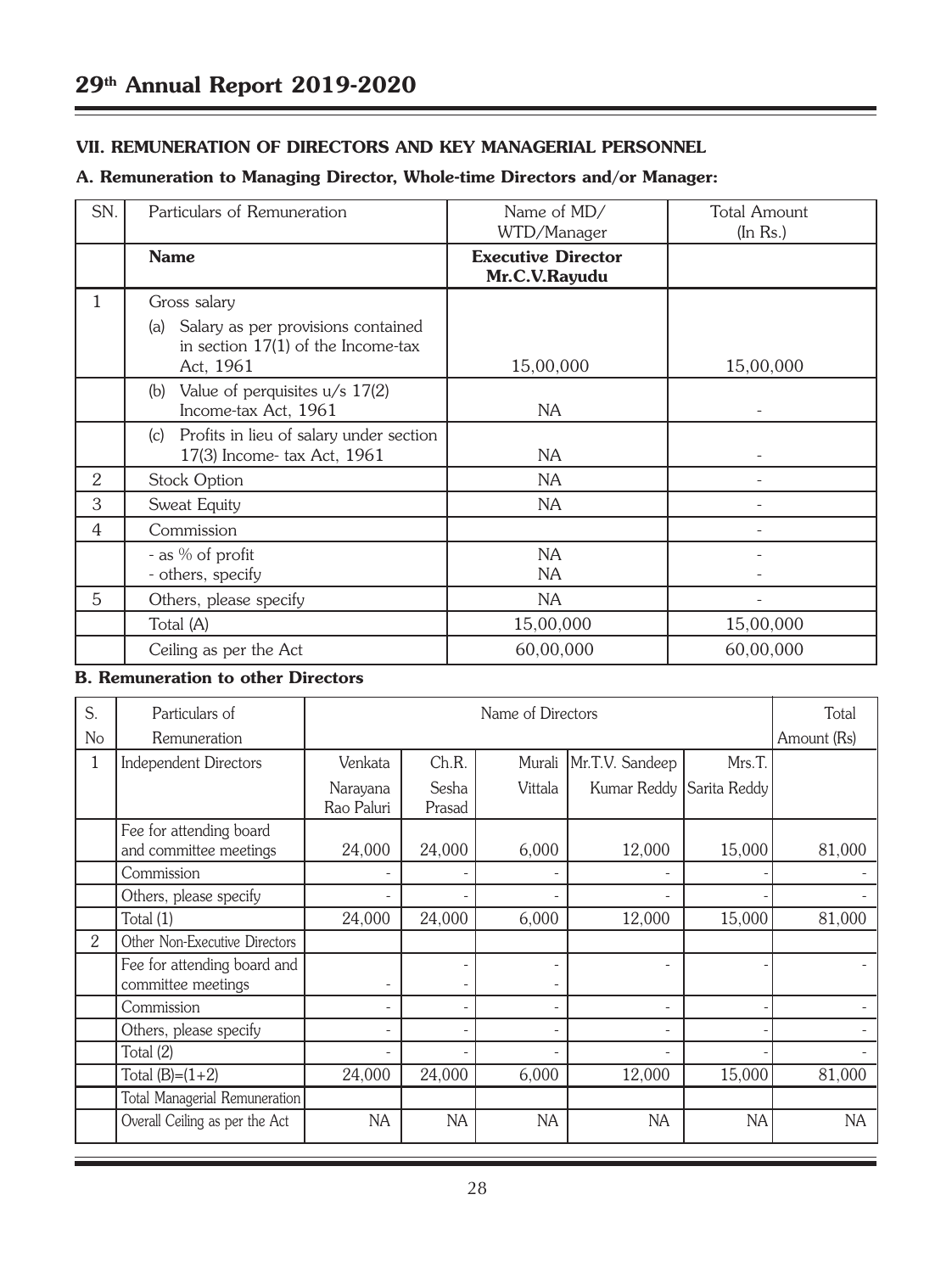## VII. REMUNERATION OF DIRECTORS AND KEY MANAGERIAL PERSONNEL

### A. Remuneration to Managing Director, Whole-time Directors and/or Manager:

| SN. | Particulars of Remuneration | Name of MD/ WTD/Manager | Total Amount (In Rs.) |
|---|---|---|---|
| | **Name** | **Executive Director Mr.C.V.Rayudu** | |
| 1 | Gross salary<br>(a) Salary as per provisions contained in section 17(1) of the Income-tax Act, 1961 | 15,00,000 | 15,00,000 |
| | (b) Value of perquisites u/s 17(2) Income-tax Act, 1961 | NA | - |
| | (c) Profits in lieu of salary under section 17(3) Income- tax Act, 1961 | NA | - |
| 2 | Stock Option | NA | - |
| 3 | Sweat Equity | NA | - |
| 4 | Commission | | - |
| | - as % of profit<br>- others, specify | NA<br>NA | -<br>- |
| 5 | Others, please specify | NA | - |
| | Total (A) | 15,00,000 | 15,00,000 |
| | Ceiling as per the Act | 60,00,000 | 60,00,000 |

### B. Remuneration to other Directors

| S. No | Particulars of Remuneration | Name of Directors | | | | | Total Amount (Rs) |
|---|---|---|---|---|---|---|---|
| 1 | Independent Directors | Venkata Narayana Rao Paluri | Ch.R. Sesha Prasad | Murali Vittala | Mr.T.V. Sandeep Kumar Reddy | Mrs.T. Sarita Reddy | |
| | Fee for attending board and committee meetings | 24,000 | 24,000 | 6,000 | 12,000 | 15,000 | 81,000 |
| | Commission | - | - | - | - | - | - |
| | Others, please specify | - | - | - | - | - | - |
| | Total (1) | 24,000 | 24,000 | 6,000 | 12,000 | 15,000 | 81,000 |
| 2 | Other Non-Executive Directors | | | | | | |
| | Fee for attending board and committee meetings | - | - | - | - | - | - |
| | Commission | - | - | - | - | - | - |
| | Others, please specify | - | - | - | - | - | - |
| | Total (2) | - | - | - | - | - | - |
| | Total (B)=(1+2) | 24,000 | 24,000 | 6,000 | 12,000 | 15,000 | 81,000 |
| | Total Managerial Remuneration | | | | | | |
| | Overall Ceiling as per the Act | NA | NA | NA | NA | NA | NA |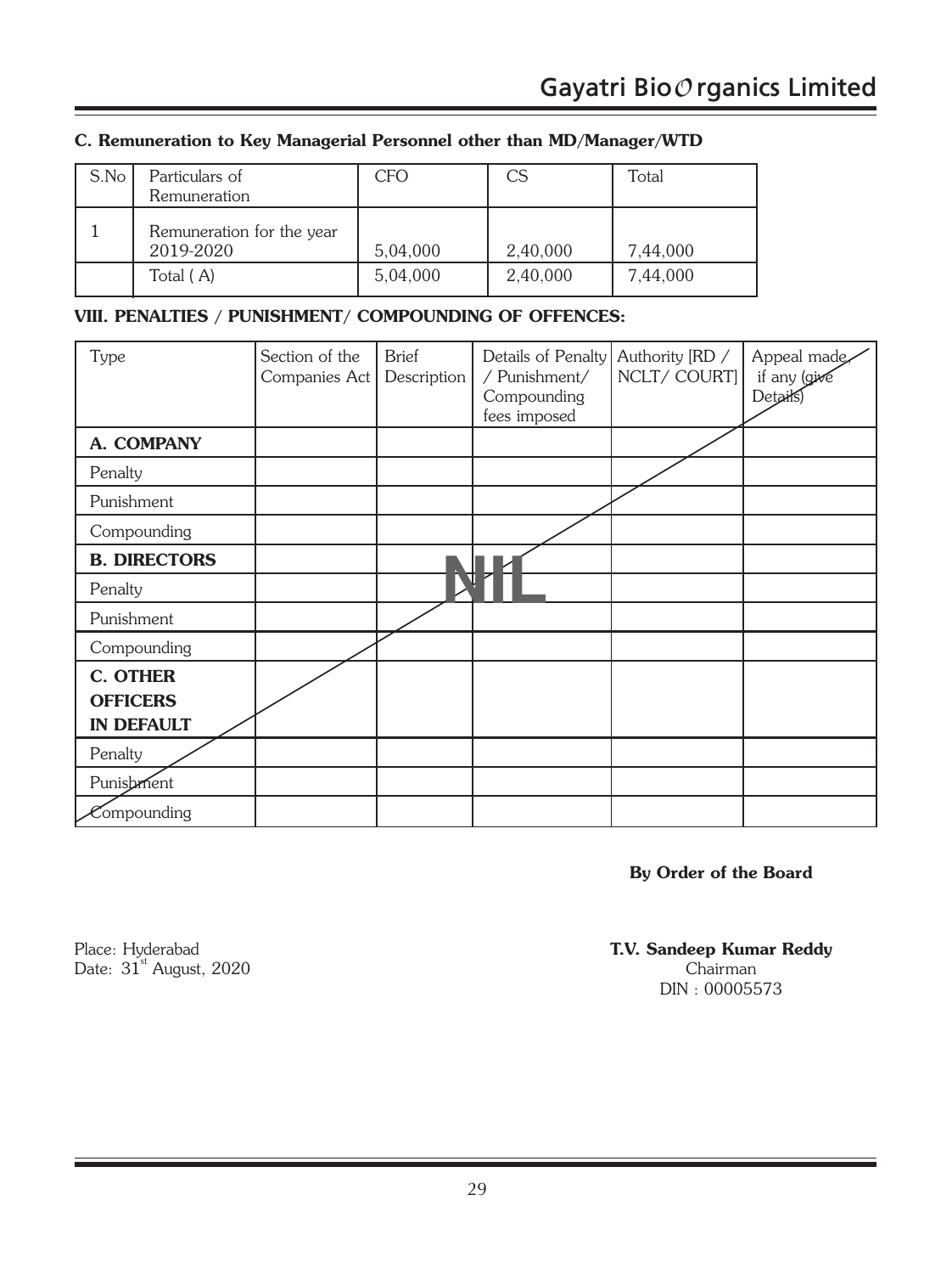### C. Remuneration to Key Managerial Personnel other than MD/Manager/WTD

| S.No | Particulars of Remuneration | CFO | CS | Total |
|---|---|---|---|---|
| 1 | Remuneration for the year 2019-2020 | 5,04,000 | 2,40,000 | 7,44,000 |
| | Total ( A) | 5,04,000 | 2,40,000 | 7,44,000 |

### VIII. PENALTIES / PUNISHMENT/ COMPOUNDING OF OFFENCES:

| Type | Section of the Companies Act | Brief Description | Details of Penalty / Punishment/ Compounding fees imposed | Authority [RD / NCLT/ COURT] | Appeal made, if any (give Details) |
|---|---|---|---|---|---|
| **A. COMPANY** | | | | | |
| Penalty | | | | | |
| Punishment | | | | | |
| Compounding | | | | | |
| **B. DIRECTORS** | | | NIL | | |
| Penalty | | | | | |
| Punishment | | | | | |
| Compounding | | | | | |
| **C. OTHER OFFICERS IN DEFAULT** | | | | | |
| Penalty | | | | | |
| Punishment | | | | | |
| Compounding | | | | | |

**By Order of the Board**

Place: Hyderabad
Date: 31st August, 2020

**T.V. Sandeep Kumar Reddy**
Chairman
DIN : 00005573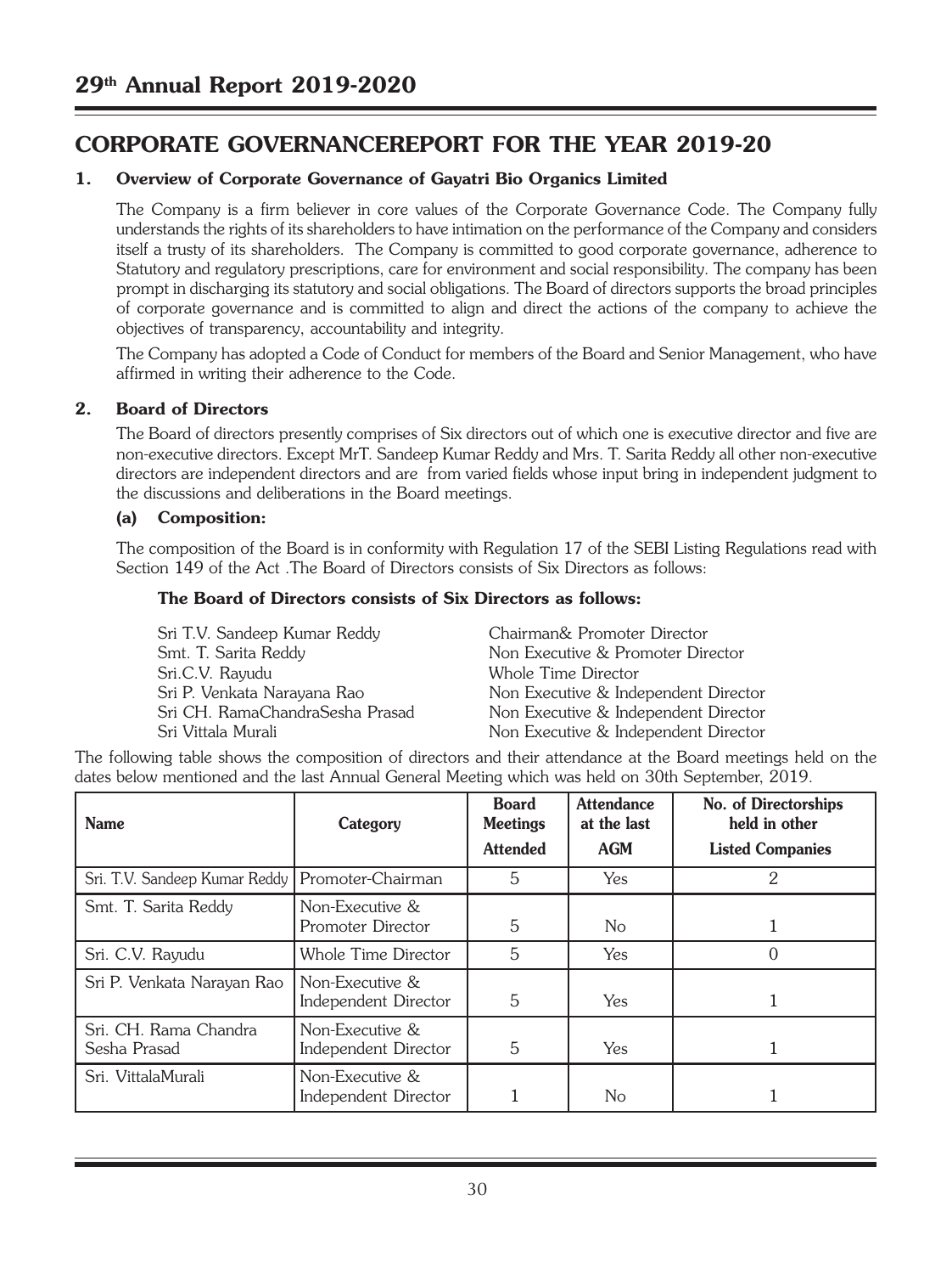# CORPORATE GOVERNANCEREPORT FOR THE YEAR 2019-20

## 1. Overview of Corporate Governance of Gayatri Bio Organics Limited

The Company is a firm believer in core values of the Corporate Governance Code. The Company fully understands the rights of its shareholders to have intimation on the performance of the Company and considers itself a trusty of its shareholders. The Company is committed to good corporate governance, adherence to Statutory and regulatory prescriptions, care for environment and social responsibility. The company has been prompt in discharging its statutory and social obligations. The Board of directors supports the broad principles of corporate governance and is committed to align and direct the actions of the company to achieve the objectives of transparency, accountability and integrity.

The Company has adopted a Code of Conduct for members of the Board and Senior Management, who have affirmed in writing their adherence to the Code.

## 2. Board of Directors

The Board of directors presently comprises of Six directors out of which one is executive director and five are non-executive directors. Except MrT. Sandeep Kumar Reddy and Mrs. T. Sarita Reddy all other non-executive directors are independent directors and are from varied fields whose input bring in independent judgment to the discussions and deliberations in the Board meetings.

### (a) Composition:

The composition of the Board is in conformity with Regulation 17 of the SEBI Listing Regulations read with Section 149 of the Act .The Board of Directors consists of Six Directors as follows:

**The Board of Directors consists of Six Directors as follows:**

| | |
|---|---|
| Sri T.V. Sandeep Kumar Reddy | Chairman& Promoter Director |
| Smt. T. Sarita Reddy | Non Executive & Promoter Director |
| Sri.C.V. Rayudu | Whole Time Director |
| Sri P. Venkata Narayana Rao | Non Executive & Independent Director |
| Sri CH. RamaChandraSesha Prasad | Non Executive & Independent Director |
| Sri Vittala Murali | Non Executive & Independent Director |

The following table shows the composition of directors and their attendance at the Board meetings held on the dates below mentioned and the last Annual General Meeting which was held on 30th September, 2019.

| Name | Category | Board Meetings Attended | Attendance at the last AGM | No. of Directorships held in other Listed Companies |
|---|---|---|---|---|
| Sri. T.V. Sandeep Kumar Reddy | Promoter-Chairman | 5 | Yes | 2 |
| Smt. T. Sarita Reddy | Non-Executive & Promoter Director | 5 | No | 1 |
| Sri. C.V. Rayudu | Whole Time Director | 5 | Yes | 0 |
| Sri P. Venkata Narayan Rao | Non-Executive & Independent Director | 5 | Yes | 1 |
| Sri. CH. Rama Chandra Sesha Prasad | Non-Executive & Independent Director | 5 | Yes | 1 |
| Sri. VittalaMurali | Non-Executive & Independent Director | 1 | No | 1 |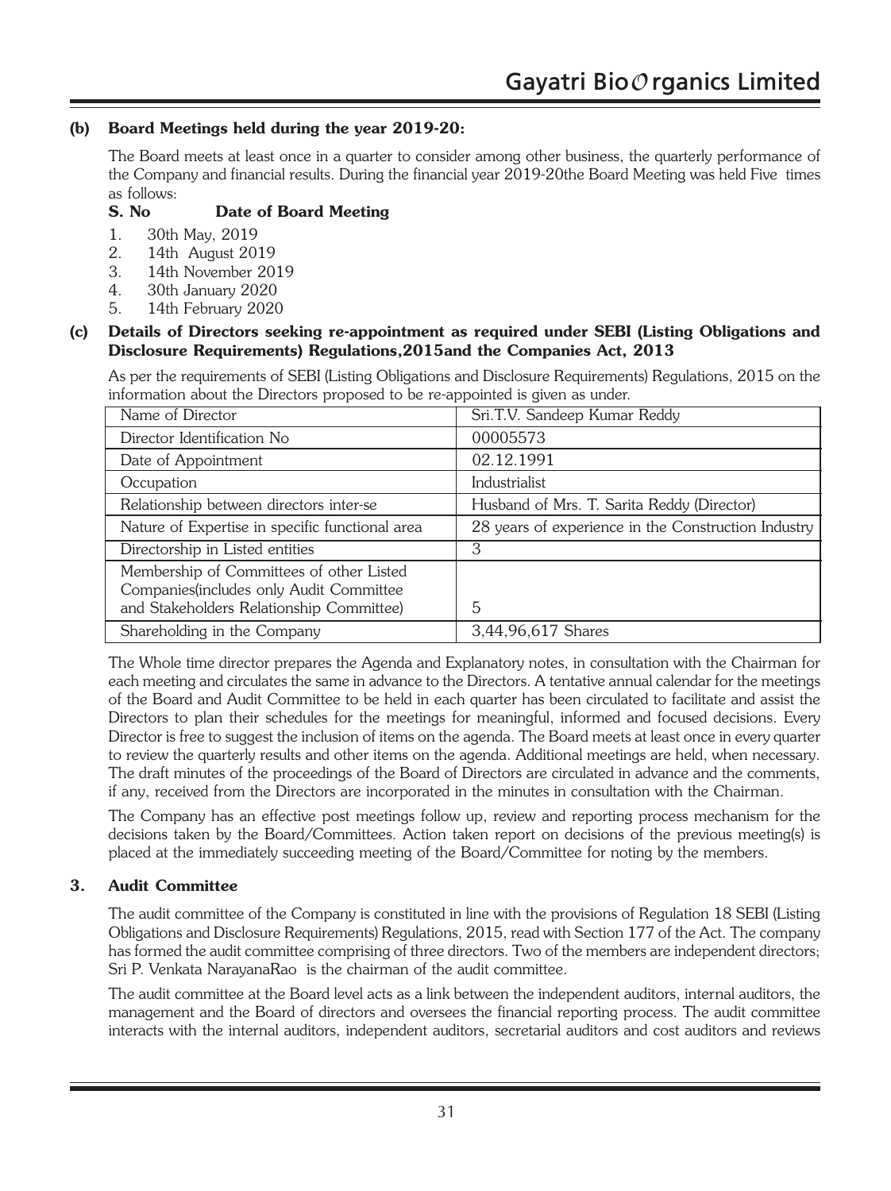### (b) Board Meetings held during the year 2019-20:

The Board meets at least once in a quarter to consider among other business, the quarterly performance of the Company and financial results. During the financial year 2019-20the Board Meeting was held Five times as follows:

| S. No | Date of Board Meeting |
|---|---|
| 1. | 30th May, 2019 |
| 2. | 14th August 2019 |
| 3. | 14th November 2019 |
| 4. | 30th January 2020 |
| 5. | 14th February 2020 |

### (c) Details of Directors seeking re-appointment as required under SEBI (Listing Obligations and Disclosure Requirements) Regulations,2015and the Companies Act, 2013

As per the requirements of SEBI (Listing Obligations and Disclosure Requirements) Regulations, 2015 on the information about the Directors proposed to be re-appointed is given as under.

| Name of Director | Sri.T.V. Sandeep Kumar Reddy |
|---|---|
| Director Identification No | 00005573 |
| Date of Appointment | 02.12.1991 |
| Occupation | Industrialist |
| Relationship between directors inter-se | Husband of Mrs. T. Sarita Reddy (Director) |
| Nature of Expertise in specific functional area | 28 years of experience in the Construction Industry |
| Directorship in Listed entities | 3 |
| Membership of Committees of other Listed Companies(includes only Audit Committee and Stakeholders Relationship Committee) | 5 |
| Shareholding in the Company | 3,44,96,617 Shares |

The Whole time director prepares the Agenda and Explanatory notes, in consultation with the Chairman for each meeting and circulates the same in advance to the Directors. A tentative annual calendar for the meetings of the Board and Audit Committee to be held in each quarter has been circulated to facilitate and assist the Directors to plan their schedules for the meetings for meaningful, informed and focused decisions. Every Director is free to suggest the inclusion of items on the agenda. The Board meets at least once in every quarter to review the quarterly results and other items on the agenda. Additional meetings are held, when necessary. The draft minutes of the proceedings of the Board of Directors are circulated in advance and the comments, if any, received from the Directors are incorporated in the minutes in consultation with the Chairman.

The Company has an effective post meetings follow up, review and reporting process mechanism for the decisions taken by the Board/Committees. Action taken report on decisions of the previous meeting(s) is placed at the immediately succeeding meeting of the Board/Committee for noting by the members.

## 3. Audit Committee

The audit committee of the Company is constituted in line with the provisions of Regulation 18 SEBI (Listing Obligations and Disclosure Requirements) Regulations, 2015, read with Section 177 of the Act. The company has formed the audit committee comprising of three directors. Two of the members are independent directors; Sri P. Venkata NarayanaRao is the chairman of the audit committee.

The audit committee at the Board level acts as a link between the independent auditors, internal auditors, the management and the Board of directors and oversees the financial reporting process. The audit committee interacts with the internal auditors, independent auditors, secretarial auditors and cost auditors and reviews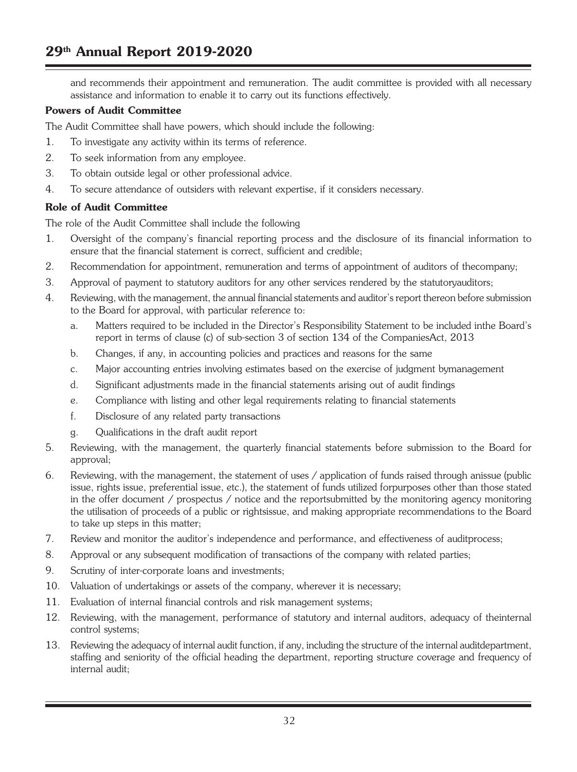and recommends their appointment and remuneration. The audit committee is provided with all necessary assistance and information to enable it to carry out its functions effectively.

**Powers of Audit Committee**

The Audit Committee shall have powers, which should include the following:

1. To investigate any activity within its terms of reference.
2. To seek information from any employee.
3. To obtain outside legal or other professional advice.
4. To secure attendance of outsiders with relevant expertise, if it considers necessary.

**Role of Audit Committee**

The role of the Audit Committee shall include the following

1. Oversight of the company's financial reporting process and the disclosure of its financial information to ensure that the financial statement is correct, sufficient and credible;
2. Recommendation for appointment, remuneration and terms of appointment of auditors of thecompany;
3. Approval of payment to statutory auditors for any other services rendered by the statutoryauditors;
4. Reviewing, with the management, the annual financial statements and auditor's report thereon before submission to the Board for approval, with particular reference to:
   a. Matters required to be included in the Director's Responsibility Statement to be included inthe Board's report in terms of clause (c) of sub-section 3 of section 134 of the CompaniesAct, 2013
   b. Changes, if any, in accounting policies and practices and reasons for the same
   c. Major accounting entries involving estimates based on the exercise of judgment bymanagement
   d. Significant adjustments made in the financial statements arising out of audit findings
   e. Compliance with listing and other legal requirements relating to financial statements
   f. Disclosure of any related party transactions
   g. Qualifications in the draft audit report
5. Reviewing, with the management, the quarterly financial statements before submission to the Board for approval;
6. Reviewing, with the management, the statement of uses / application of funds raised through anissue (public issue, rights issue, preferential issue, etc.), the statement of funds utilized forpurposes other than those stated in the offer document / prospectus / notice and the reportsubmitted by the monitoring agency monitoring the utilisation of proceeds of a public or rightsissue, and making appropriate recommendations to the Board to take up steps in this matter;
7. Review and monitor the auditor's independence and performance, and effectiveness of auditprocess;
8. Approval or any subsequent modification of transactions of the company with related parties;
9. Scrutiny of inter-corporate loans and investments;
10. Valuation of undertakings or assets of the company, wherever it is necessary;
11. Evaluation of internal financial controls and risk management systems;
12. Reviewing, with the management, performance of statutory and internal auditors, adequacy of theinternal control systems;
13. Reviewing the adequacy of internal audit function, if any, including the structure of the internal auditdepartment, staffing and seniority of the official heading the department, reporting structure coverage and frequency of internal audit;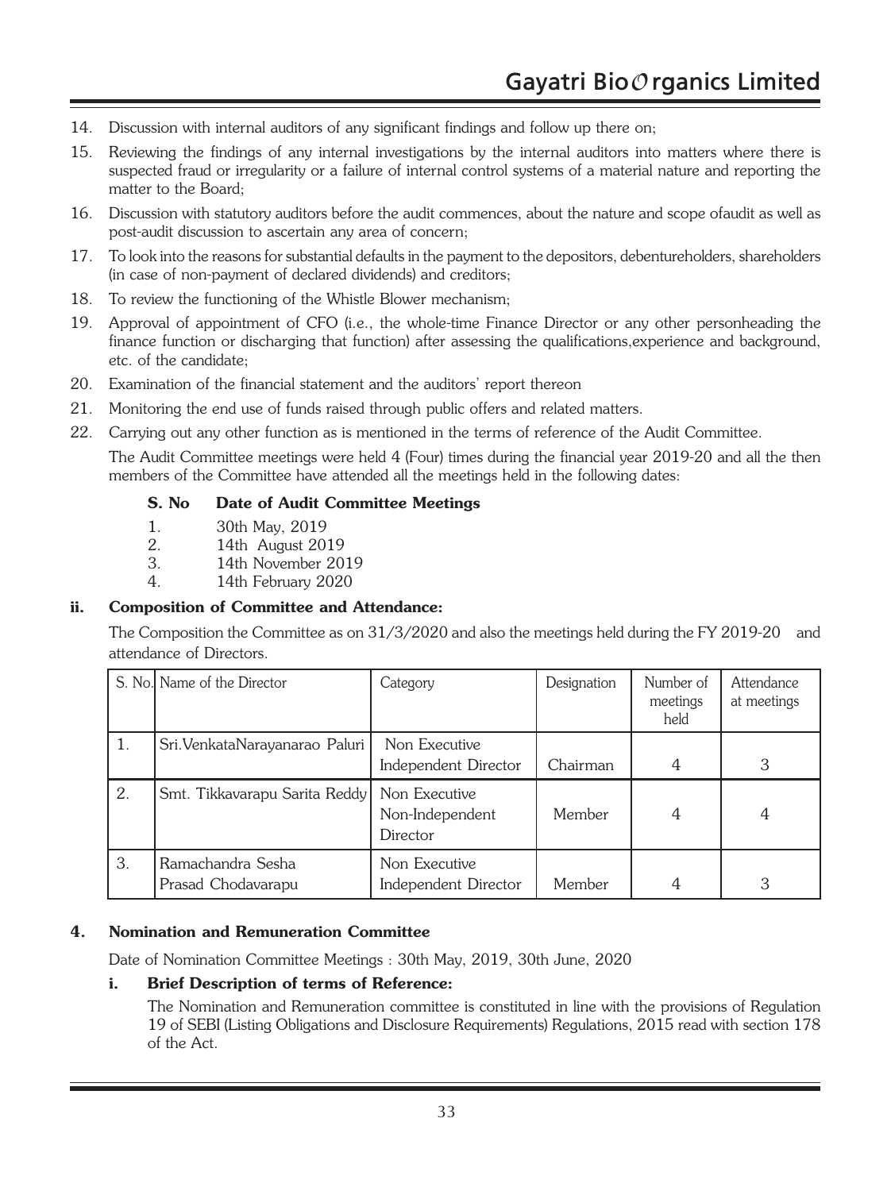14. Discussion with internal auditors of any significant findings and follow up there on;
15. Reviewing the findings of any internal investigations by the internal auditors into matters where there is suspected fraud or irregularity or a failure of internal control systems of a material nature and reporting the matter to the Board;
16. Discussion with statutory auditors before the audit commences, about the nature and scope ofaudit as well as post-audit discussion to ascertain any area of concern;
17. To look into the reasons for substantial defaults in the payment to the depositors, debentureholders, shareholders (in case of non-payment of declared dividends) and creditors;
18. To review the functioning of the Whistle Blower mechanism;
19. Approval of appointment of CFO (i.e., the whole-time Finance Director or any other personheading the finance function or discharging that function) after assessing the qualifications,experience and background, etc. of the candidate;
20. Examination of the financial statement and the auditors' report thereon
21. Monitoring the end use of funds raised through public offers and related matters.
22. Carrying out any other function as is mentioned in the terms of reference of the Audit Committee.

    The Audit Committee meetings were held 4 (Four) times during the financial year 2019-20 and all the then members of the Committee have attended all the meetings held in the following dates:

| S. No | Date of Audit Committee Meetings |
|---|---|
| 1. | 30th May, 2019 |
| 2. | 14th August 2019 |
| 3. | 14th November 2019 |
| 4. | 14th February 2020 |

**ii. Composition of Committee and Attendance:**

The Composition the Committee as on 31/3/2020 and also the meetings held during the FY 2019-20 and attendance of Directors.

| S. No. | Name of the Director | Category | Designation | Number of meetings held | Attendance at meetings |
|---|---|---|---|---|---|
| 1. | Sri.VenkataNarayanarao Paluri | Non Executive Independent Director | Chairman | 4 | 3 |
| 2. | Smt. Tikkavarapu Sarita Reddy | Non Executive Non-Independent Director | Member | 4 | 4 |
| 3. | Ramachandra Sesha Prasad Chodavarapu | Non Executive Independent Director | Member | 4 | 3 |

### 4. Nomination and Remuneration Committee

Date of Nomination Committee Meetings : 30th May, 2019, 30th June, 2020

**i. Brief Description of terms of Reference:**

The Nomination and Remuneration committee is constituted in line with the provisions of Regulation 19 of SEBI (Listing Obligations and Disclosure Requirements) Regulations, 2015 read with section 178 of the Act.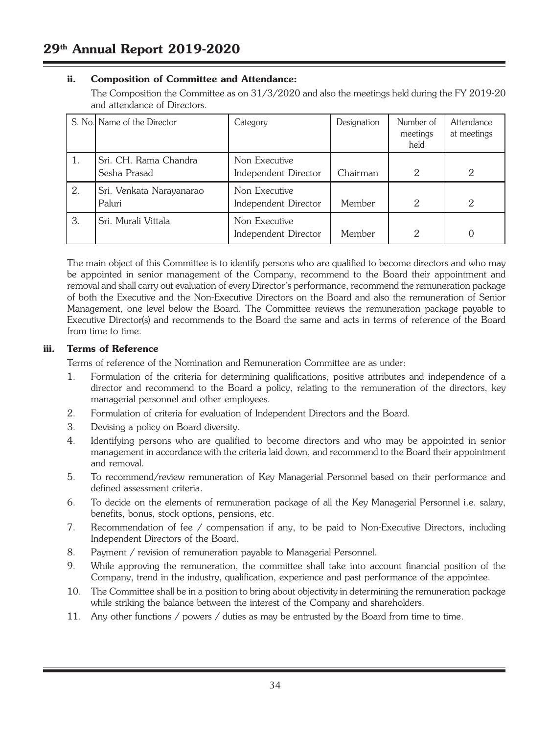### ii. Composition of Committee and Attendance:

The Composition the Committee as on 31/3/2020 and also the meetings held during the FY 2019-20 and attendance of Directors.

| S. No. | Name of the Director | Category | Designation | Number of meetings held | Attendance at meetings |
|---|---|---|---|---|---|
| 1. | Sri. CH. Rama Chandra Sesha Prasad | Non Executive Independent Director | Chairman | 2 | 2 |
| 2. | Sri. Venkata Narayanarao Paluri | Non Executive Independent Director | Member | 2 | 2 |
| 3. | Sri. Murali Vittala | Non Executive Independent Director | Member | 2 | 0 |

The main object of this Committee is to identify persons who are qualified to become directors and who may be appointed in senior management of the Company, recommend to the Board their appointment and removal and shall carry out evaluation of every Director's performance, recommend the remuneration package of both the Executive and the Non-Executive Directors on the Board and also the remuneration of Senior Management, one level below the Board. The Committee reviews the remuneration package payable to Executive Director(s) and recommends to the Board the same and acts in terms of reference of the Board from time to time.

### iii. Terms of Reference

Terms of reference of the Nomination and Remuneration Committee are as under:

1. Formulation of the criteria for determining qualifications, positive attributes and independence of a director and recommend to the Board a policy, relating to the remuneration of the directors, key managerial personnel and other employees.
2. Formulation of criteria for evaluation of Independent Directors and the Board.
3. Devising a policy on Board diversity.
4. Identifying persons who are qualified to become directors and who may be appointed in senior management in accordance with the criteria laid down, and recommend to the Board their appointment and removal.
5. To recommend/review remuneration of Key Managerial Personnel based on their performance and defined assessment criteria.
6. To decide on the elements of remuneration package of all the Key Managerial Personnel i.e. salary, benefits, bonus, stock options, pensions, etc.
7. Recommendation of fee / compensation if any, to be paid to Non-Executive Directors, including Independent Directors of the Board.
8. Payment / revision of remuneration payable to Managerial Personnel.
9. While approving the remuneration, the committee shall take into account financial position of the Company, trend in the industry, qualification, experience and past performance of the appointee.
10. The Committee shall be in a position to bring about objectivity in determining the remuneration package while striking the balance between the interest of the Company and shareholders.
11. Any other functions / powers / duties as may be entrusted by the Board from time to time.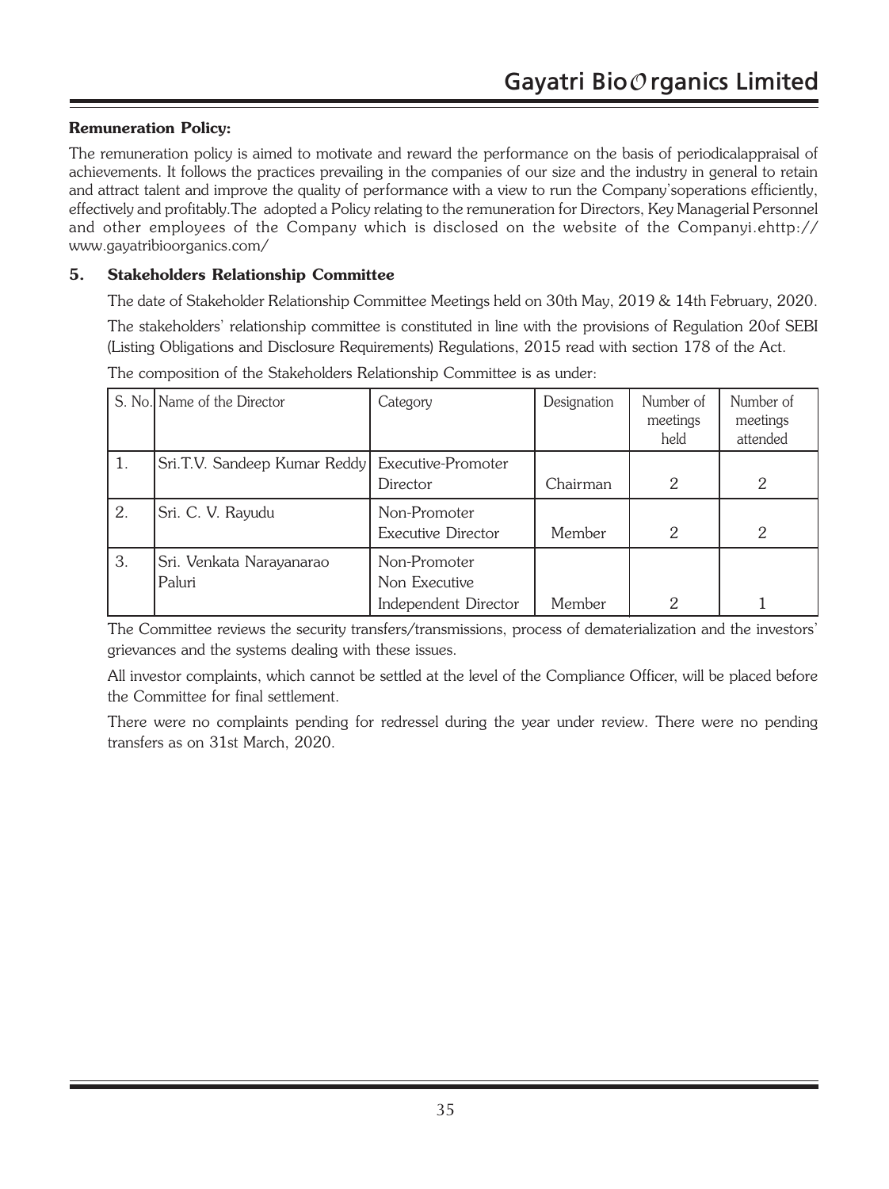**Remuneration Policy:**

The remuneration policy is aimed to motivate and reward the performance on the basis of periodicalappraisal of achievements. It follows the practices prevailing in the companies of our size and the industry in general to retain and attract talent and improve the quality of performance with a view to run the Company'soperations efficiently, effectively and profitably.The adopted a Policy relating to the remuneration for Directors, Key Managerial Personnel and other employees of the Company which is disclosed on the website of the Companyi.ehttp:// www.gayatribioorganics.com/

## 5. Stakeholders Relationship Committee

The date of Stakeholder Relationship Committee Meetings held on 30th May, 2019 & 14th February, 2020.

The stakeholders' relationship committee is constituted in line with the provisions of Regulation 20of SEBI (Listing Obligations and Disclosure Requirements) Regulations, 2015 read with section 178 of the Act.

The composition of the Stakeholders Relationship Committee is as under:

| S. No. | Name of the Director | Category | Designation | Number of meetings held | Number of meetings attended |
|---|---|---|---|---|---|
| 1. | Sri.T.V. Sandeep Kumar Reddy | Executive-Promoter Director | Chairman | 2 | 2 |
| 2. | Sri. C. V. Rayudu | Non-Promoter Executive Director | Member | 2 | 2 |
| 3. | Sri. Venkata Narayanarao Paluri | Non-Promoter Non Executive Independent Director | Member | 2 | 1 |

The Committee reviews the security transfers/transmissions, process of dematerialization and the investors' grievances and the systems dealing with these issues.

All investor complaints, which cannot be settled at the level of the Compliance Officer, will be placed before the Committee for final settlement.

There were no complaints pending for redressel during the year under review. There were no pending transfers as on 31st March, 2020.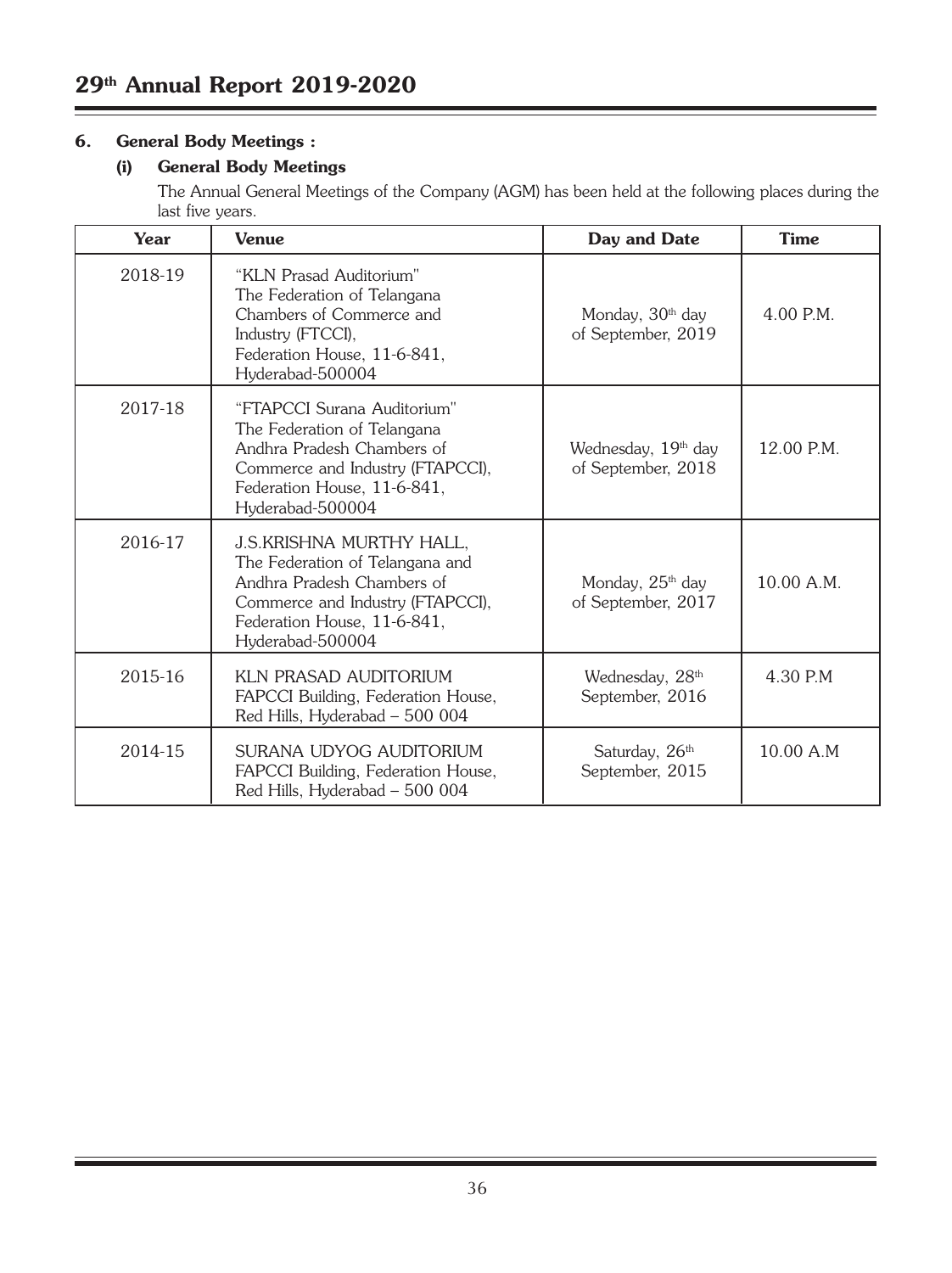## 6. General Body Meetings :

### (i) General Body Meetings

The Annual General Meetings of the Company (AGM) has been held at the following places during the last five years.

| Year | Venue | Day and Date | Time |
|---|---|---|---|
| 2018-19 | "KLN Prasad Auditorium" The Federation of Telangana Chambers of Commerce and Industry (FTCCI), Federation House, 11-6-841, Hyderabad-500004 | Monday, 30th day of September, 2019 | 4.00 P.M. |
| 2017-18 | "FTAPCCI Surana Auditorium" The Federation of Telangana Andhra Pradesh Chambers of Commerce and Industry (FTAPCCI), Federation House, 11-6-841, Hyderabad-500004 | Wednesday, 19th day of September, 2018 | 12.00 P.M. |
| 2016-17 | J.S.KRISHNA MURTHY HALL, The Federation of Telangana and Andhra Pradesh Chambers of Commerce and Industry (FTAPCCI), Federation House, 11-6-841, Hyderabad-500004 | Monday, 25th day of September, 2017 | 10.00 A.M. |
| 2015-16 | KLN PRASAD AUDITORIUM FAPCCI Building, Federation House, Red Hills, Hyderabad – 500 004 | Wednesday, 28th September, 2016 | 4.30 P.M |
| 2014-15 | SURANA UDYOG AUDITORIUM FAPCCI Building, Federation House, Red Hills, Hyderabad – 500 004 | Saturday, 26th September, 2015 | 10.00 A.M |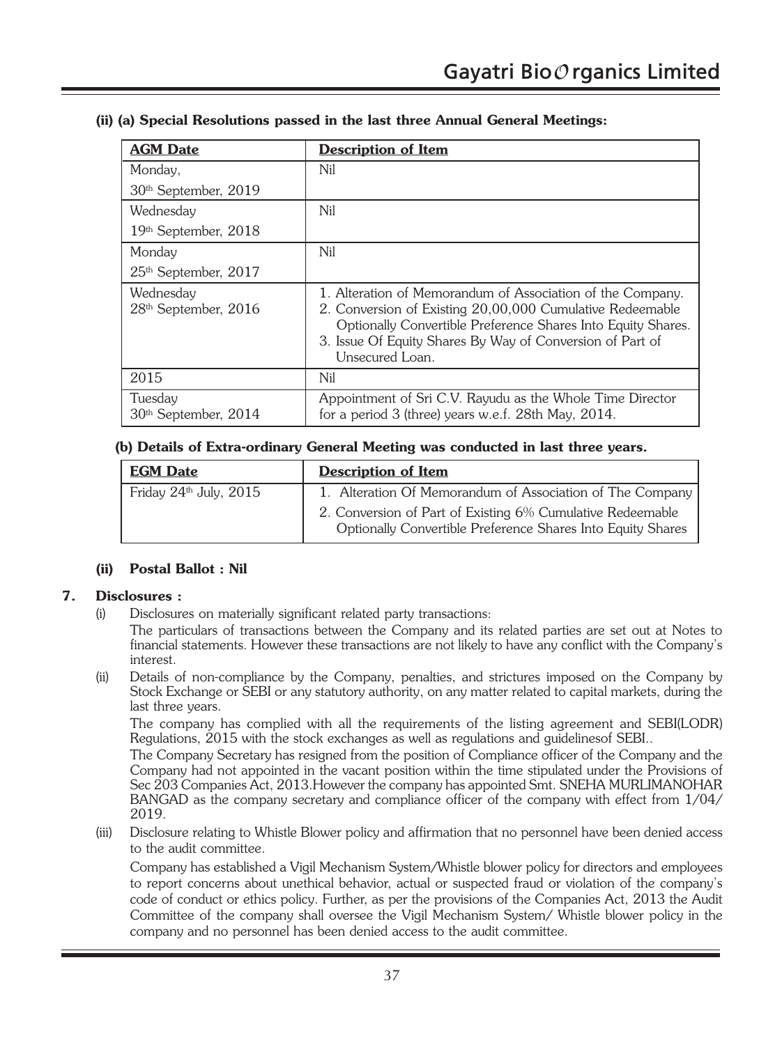**(ii) (a) Special Resolutions passed in the last three Annual General Meetings:**

| AGM Date | Description of Item |
|---|---|
| Monday, 30th September, 2019 | Nil |
| Wednesday 19th September, 2018 | Nil |
| Monday 25th September, 2017 | Nil |
| Wednesday 28th September, 2016 | 1. Alteration of Memorandum of Association of the Company. 2. Conversion of Existing 20,00,000 Cumulative Redeemable Optionally Convertible Preference Shares Into Equity Shares. 3. Issue Of Equity Shares By Way of Conversion of Part of Unsecured Loan. |
| 2015 | Nil |
| Tuesday 30th September, 2014 | Appointment of Sri C.V. Rayudu as the Whole Time Director for a period 3 (three) years w.e.f. 28th May, 2014. |

**(b) Details of Extra-ordinary General Meeting was conducted in last three years.**

| EGM Date | Description of Item |
|---|---|
| Friday 24th July, 2015 | 1. Alteration Of Memorandum of Association of The Company 2. Conversion of Part of Existing 6% Cumulative Redeemable Optionally Convertible Preference Shares Into Equity Shares |

**(ii) Postal Ballot : Nil**

**7. Disclosures :**

(i) Disclosures on materially significant related party transactions:

The particulars of transactions between the Company and its related parties are set out at Notes to financial statements. However these transactions are not likely to have any conflict with the Company's interest.

(ii) Details of non-compliance by the Company, penalties, and strictures imposed on the Company by Stock Exchange or SEBI or any statutory authority, on any matter related to capital markets, during the last three years.

The company has complied with all the requirements of the listing agreement and SEBI(LODR) Regulations, 2015 with the stock exchanges as well as regulations and guidelinesof SEBI..

The Company Secretary has resigned from the position of Compliance officer of the Company and the Company had not appointed in the vacant position within the time stipulated under the Provisions of Sec 203 Companies Act, 2013.However the company has appointed Smt. SNEHA MURLIMANOHAR BANGAD as the company secretary and compliance officer of the company with effect from 1/04/2019.

(iii) Disclosure relating to Whistle Blower policy and affirmation that no personnel have been denied access to the audit committee.

Company has established a Vigil Mechanism System/Whistle blower policy for directors and employees to report concerns about unethical behavior, actual or suspected fraud or violation of the company's code of conduct or ethics policy. Further, as per the provisions of the Companies Act, 2013 the Audit Committee of the company shall oversee the Vigil Mechanism System/ Whistle blower policy in the company and no personnel has been denied access to the audit committee.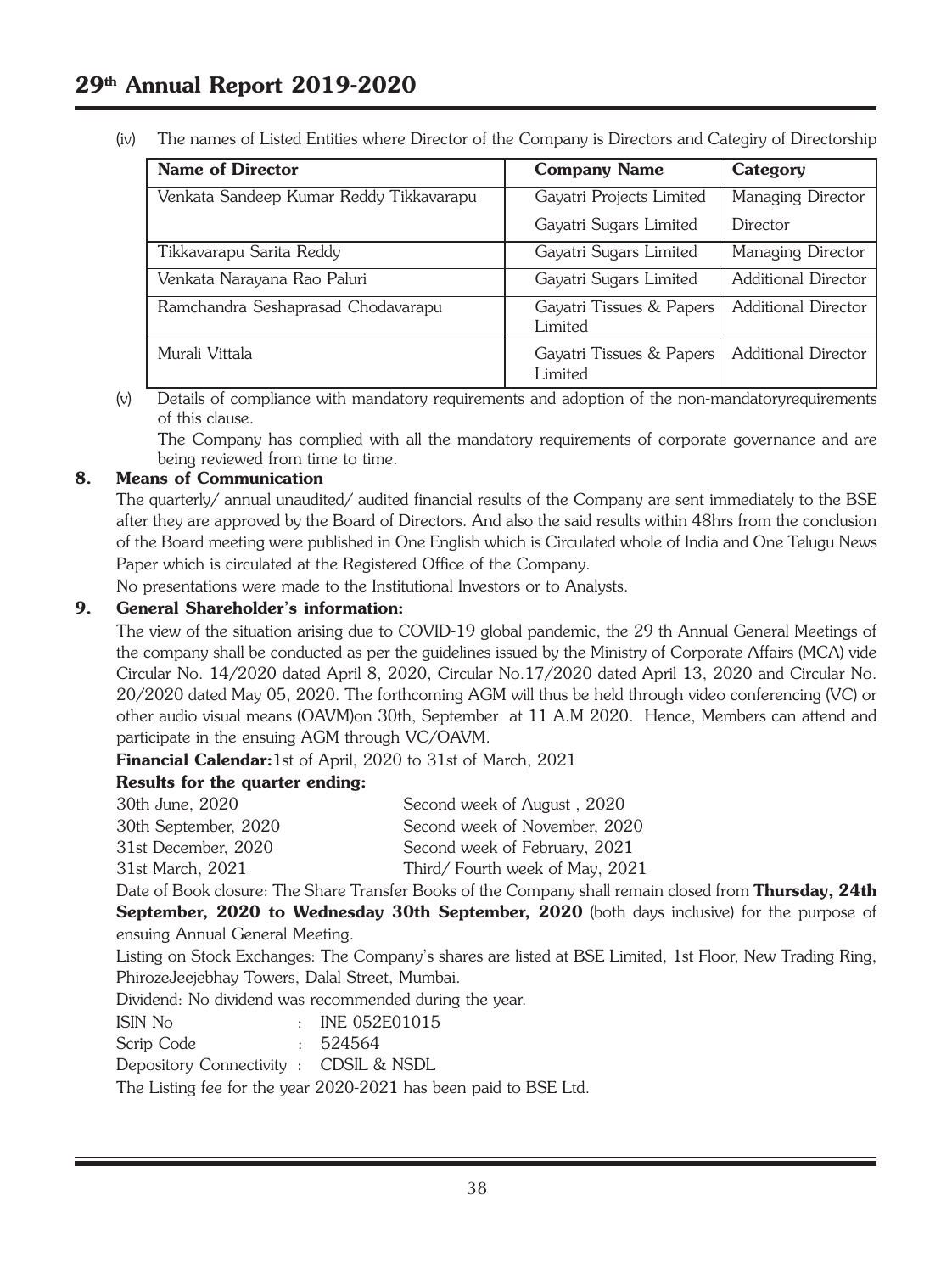(iv) The names of Listed Entities where Director of the Company is Directors and Categiry of Directorship

| Name of Director | Company Name | Category |
|---|---|---|
| Venkata Sandeep Kumar Reddy Tikkavarapu | Gayatri Projects Limited | Managing Director |
| | Gayatri Sugars Limited | Director |
| Tikkavarapu Sarita Reddy | Gayatri Sugars Limited | Managing Director |
| Venkata Narayana Rao Paluri | Gayatri Sugars Limited | Additional Director |
| Ramchandra Seshaprasad Chodavarapu | Gayatri Tissues & Papers Limited | Additional Director |
| Murali Vittala | Gayatri Tissues & Papers Limited | Additional Director |

(v) Details of compliance with mandatory requirements and adoption of the non-mandatoryrequirements of this clause.

The Company has complied with all the mandatory requirements of corporate governance and are being reviewed from time to time.

## 8. Means of Communication

The quarterly/ annual unaudited/ audited financial results of the Company are sent immediately to the BSE after they are approved by the Board of Directors. And also the said results within 48hrs from the conclusion of the Board meeting were published in One English which is Circulated whole of India and One Telugu News Paper which is circulated at the Registered Office of the Company.

No presentations were made to the Institutional Investors or to Analysts.

## 9. General Shareholder's information:

The view of the situation arising due to COVID-19 global pandemic, the 29 th Annual General Meetings of the company shall be conducted as per the guidelines issued by the Ministry of Corporate Affairs (MCA) vide Circular No. 14/2020 dated April 8, 2020, Circular No.17/2020 dated April 13, 2020 and Circular No. 20/2020 dated May 05, 2020. The forthcoming AGM will thus be held through video conferencing (VC) or other audio visual means (OAVM)on 30th, September at 11 A.M 2020. Hence, Members can attend and participate in the ensuing AGM through VC/OAVM.

**Financial Calendar:**1st of April, 2020 to 31st of March, 2021

**Results for the quarter ending:**

| | |
|---|---|
| 30th June, 2020 | Second week of August , 2020 |
| 30th September, 2020 | Second week of November, 2020 |
| 31st December, 2020 | Second week of February, 2021 |
| 31st March, 2021 | Third/ Fourth week of May, 2021 |

Date of Book closure: The Share Transfer Books of the Company shall remain closed from **Thursday, 24th September, 2020 to Wednesday 30th September, 2020** (both days inclusive) for the purpose of ensuing Annual General Meeting.

Listing on Stock Exchanges: The Company's shares are listed at BSE Limited, 1st Floor, New Trading Ring, PhirozeJeejebhay Towers, Dalal Street, Mumbai.

Dividend: No dividend was recommended during the year.

ISIN No : INE 052E01015

Scrip Code : 524564

Depository Connectivity : CDSIL & NSDL

The Listing fee for the year 2020-2021 has been paid to BSE Ltd.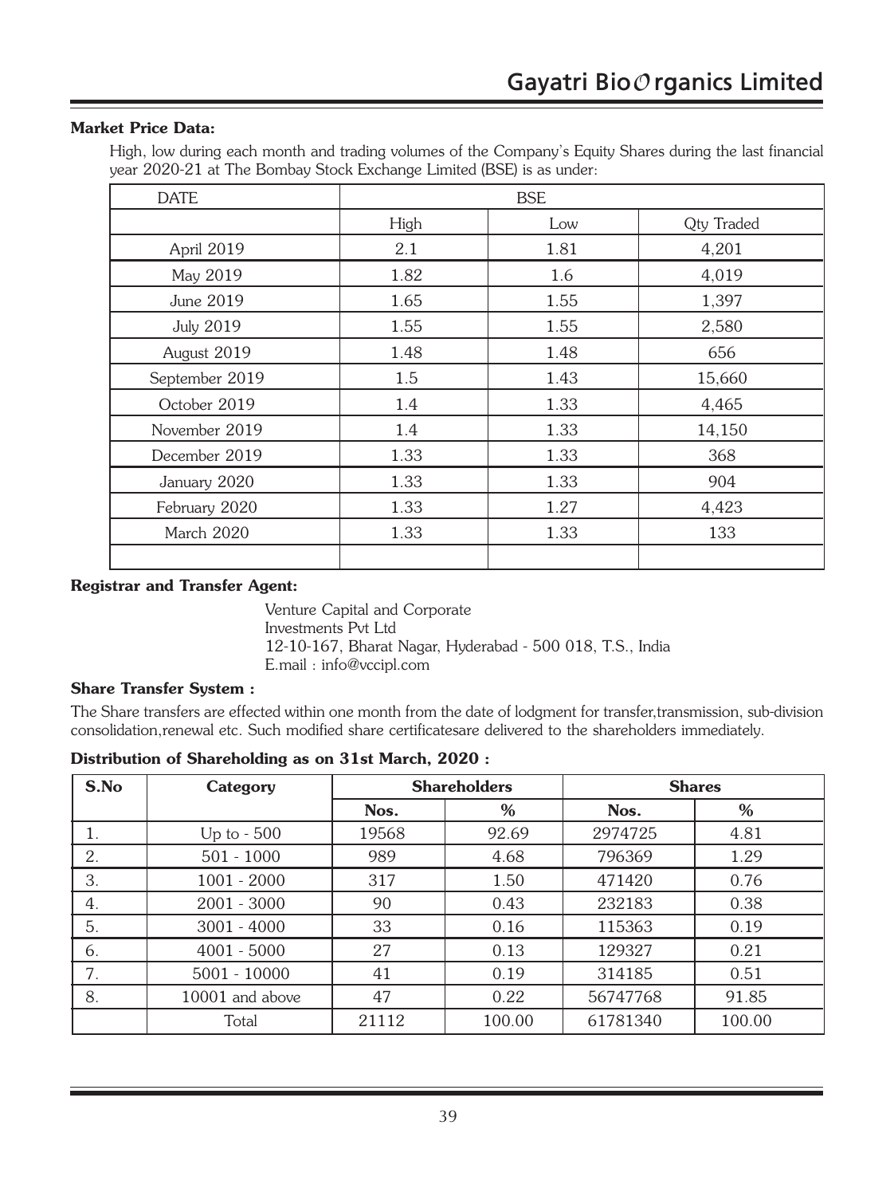**Market Price Data:**

High, low during each month and trading volumes of the Company's Equity Shares during the last financial year 2020-21 at The Bombay Stock Exchange Limited (BSE) is as under:

| DATE | BSE | | |
|---|---|---|---|
| | High | Low | Qty Traded |
| April 2019 | 2.1 | 1.81 | 4,201 |
| May 2019 | 1.82 | 1.6 | 4,019 |
| June 2019 | 1.65 | 1.55 | 1,397 |
| July 2019 | 1.55 | 1.55 | 2,580 |
| August 2019 | 1.48 | 1.48 | 656 |
| September 2019 | 1.5 | 1.43 | 15,660 |
| October 2019 | 1.4 | 1.33 | 4,465 |
| November 2019 | 1.4 | 1.33 | 14,150 |
| December 2019 | 1.33 | 1.33 | 368 |
| January 2020 | 1.33 | 1.33 | 904 |
| February 2020 | 1.33 | 1.27 | 4,423 |
| March 2020 | 1.33 | 1.33 | 133 |
| | | | |

**Registrar and Transfer Agent:**

Venture Capital and Corporate
Investments Pvt Ltd
12-10-167, Bharat Nagar, Hyderabad - 500 018, T.S., India
E.mail : info@vccipl.com

**Share Transfer System :**

The Share transfers are effected within one month from the date of lodgment for transfer,transmission, sub-division consolidation,renewal etc. Such modified share certificatesare delivered to the shareholders immediately.

**Distribution of Shareholding as on 31st March, 2020 :**

| S.No | Category | Shareholders | | Shares | |
|---|---|---|---|---|---|
| | | Nos. | % | Nos. | % |
| 1. | Up to - 500 | 19568 | 92.69 | 2974725 | 4.81 |
| 2. | 501 - 1000 | 989 | 4.68 | 796369 | 1.29 |
| 3. | 1001 - 2000 | 317 | 1.50 | 471420 | 0.76 |
| 4. | 2001 - 3000 | 90 | 0.43 | 232183 | 0.38 |
| 5. | 3001 - 4000 | 33 | 0.16 | 115363 | 0.19 |
| 6. | 4001 - 5000 | 27 | 0.13 | 129327 | 0.21 |
| 7. | 5001 - 10000 | 41 | 0.19 | 314185 | 0.51 |
| 8. | 10001 and above | 47 | 0.22 | 56747768 | 91.85 |
| | Total | 21112 | 100.00 | 61781340 | 100.00 |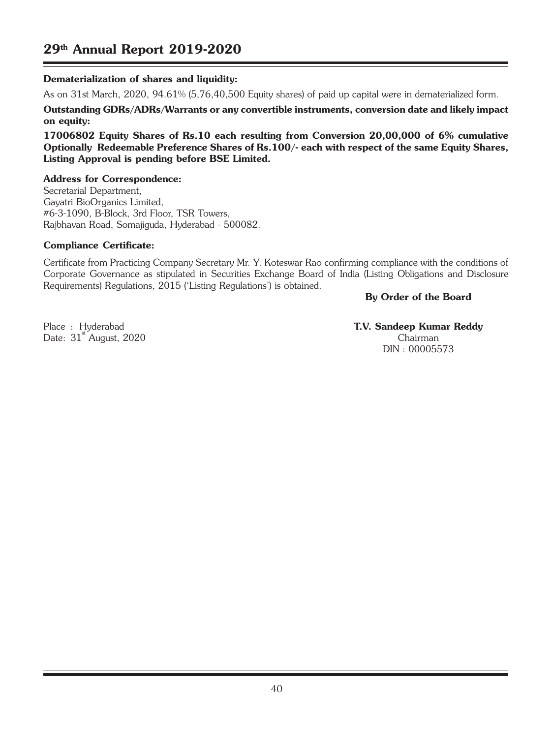**Dematerialization of shares and liquidity:**

As on 31st March, 2020, 94.61% (5,76,40,500 Equity shares) of paid up capital were in dematerialized form.

**Outstanding GDRs/ADRs/Warrants or any convertible instruments, conversion date and likely impact on equity:**

**17006802 Equity Shares of Rs.10 each resulting from Conversion 20,00,000 of 6% cumulative Optionally Redeemable Preference Shares of Rs.100/- each with respect of the same Equity Shares, Listing Approval is pending before BSE Limited.**

**Address for Correspondence:**

Secretarial Department,
Gayatri BioOrganics Limited,
#6-3-1090, B-Block, 3rd Floor, TSR Towers,
Rajbhavan Road, Somajiguda, Hyderabad - 500082.

**Compliance Certificate:**

Certificate from Practicing Company Secretary Mr. Y. Koteswar Rao confirming compliance with the conditions of Corporate Governance as stipulated in Securities Exchange Board of India (Listing Obligations and Disclosure Requirements) Regulations, 2015 ('Listing Regulations') is obtained.

**By Order of the Board**

Place : Hyderabad
Date: 31st August, 2020

**T.V. Sandeep Kumar Reddy**
Chairman
DIN : 00005573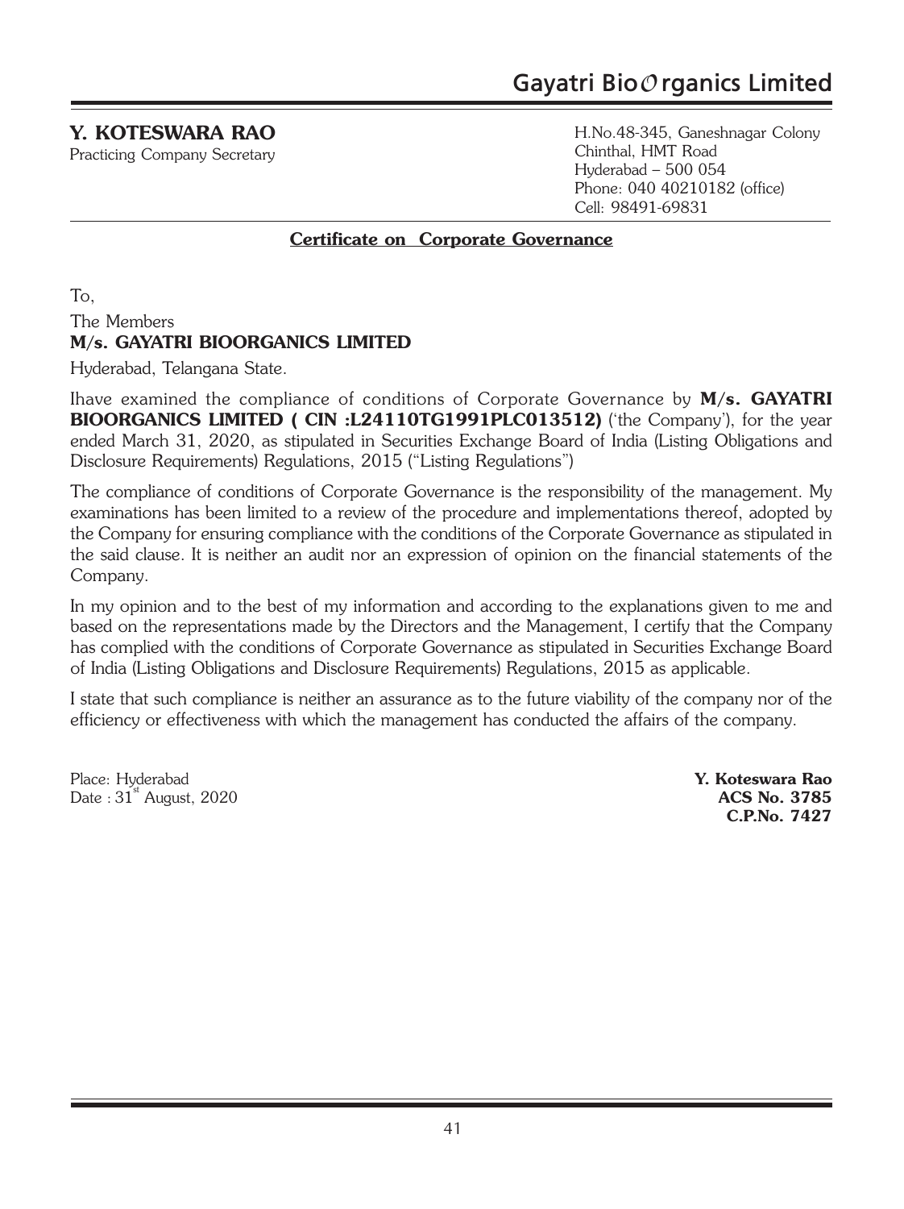**Y. KOTESWARA RAO**
Practicing Company Secretary

H.No.48-345, Ganeshnagar Colony
Chinthal, HMT Road
Hyderabad – 500 054
Phone: 040 40210182 (office)
Cell: 98491-69831

## Certificate on Corporate Governance

To,

The Members
**M/s. GAYATRI BIOORGANICS LIMITED**
Hyderabad, Telangana State.

Ihave examined the compliance of conditions of Corporate Governance by **M/s. GAYATRI BIOORGANICS LIMITED ( CIN :L24110TG1991PLC013512)** ('the Company'), for the year ended March 31, 2020, as stipulated in Securities Exchange Board of India (Listing Obligations and Disclosure Requirements) Regulations, 2015 ("Listing Regulations")

The compliance of conditions of Corporate Governance is the responsibility of the management. My examinations has been limited to a review of the procedure and implementations thereof, adopted by the Company for ensuring compliance with the conditions of the Corporate Governance as stipulated in the said clause. It is neither an audit nor an expression of opinion on the financial statements of the Company.

In my opinion and to the best of my information and according to the explanations given to me and based on the representations made by the Directors and the Management, I certify that the Company has complied with the conditions of Corporate Governance as stipulated in Securities Exchange Board of India (Listing Obligations and Disclosure Requirements) Regulations, 2015 as applicable.

I state that such compliance is neither an assurance as to the future viability of the company nor of the efficiency or effectiveness with which the management has conducted the affairs of the company.

Place: Hyderabad
Date : 31st August, 2020

**Y. Koteswara Rao**
**ACS No. 3785**
**C.P.No. 7427**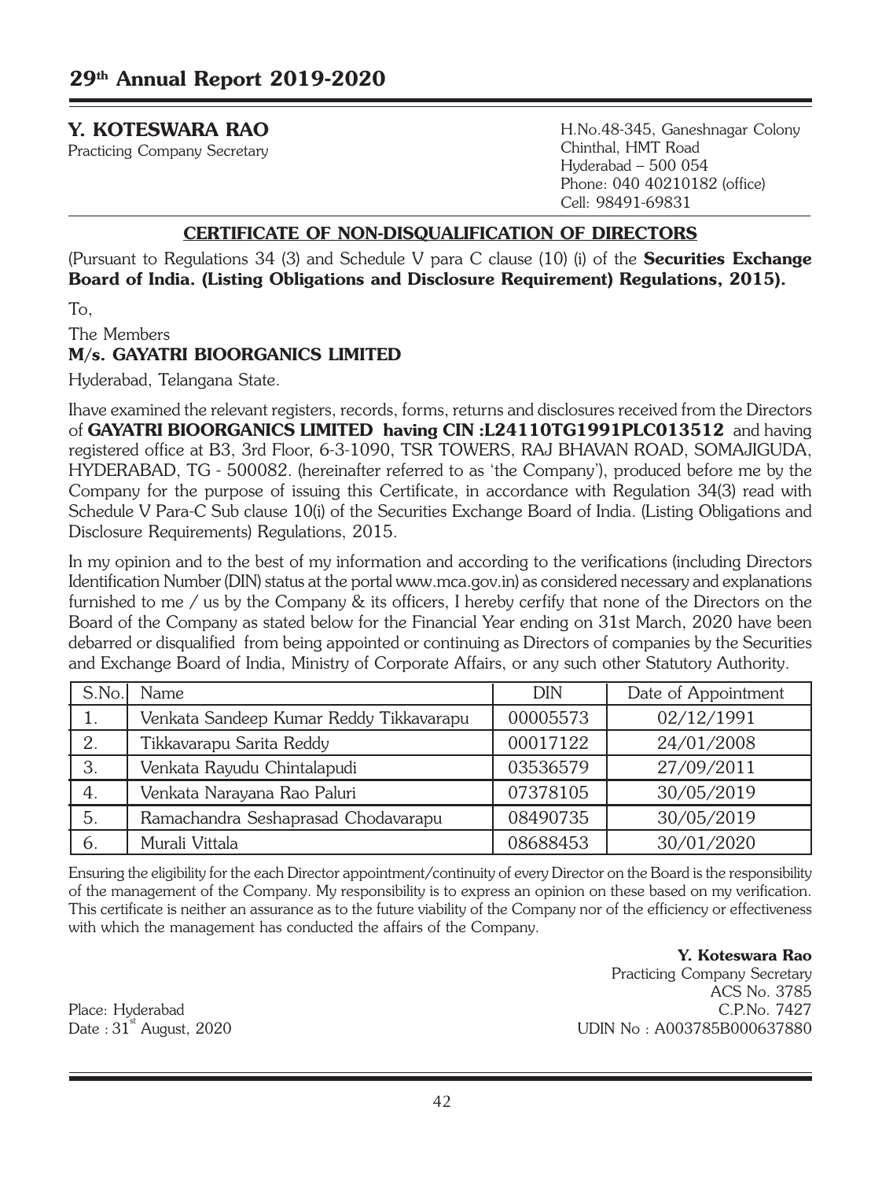**Y. KOTESWARA RAO**
Practicing Company Secretary

H.No.48-345, Ganeshnagar Colony
Chinthal, HMT Road
Hyderabad – 500 054
Phone: 040 40210182 (office)
Cell: 98491-69831

## CERTIFICATE OF NON-DISQUALIFICATION OF DIRECTORS

(Pursuant to Regulations 34 (3) and Schedule V para C clause (10) (i) of the **Securities Exchange Board of India. (Listing Obligations and Disclosure Requirement) Regulations, 2015).**

To,

The Members
**M/s. GAYATRI BIOORGANICS LIMITED**

Hyderabad, Telangana State.

Ihave examined the relevant registers, records, forms, returns and disclosures received from the Directors of **GAYATRI BIOORGANICS LIMITED having CIN :L24110TG1991PLC013512** and having registered office at B3, 3rd Floor, 6-3-1090, TSR TOWERS, RAJ BHAVAN ROAD, SOMAJIGUDA, HYDERABAD, TG - 500082. (hereinafter referred to as 'the Company'), produced before me by the Company for the purpose of issuing this Certificate, in accordance with Regulation 34(3) read with Schedule V Para-C Sub clause 10(i) of the Securities Exchange Board of India. (Listing Obligations and Disclosure Requirements) Regulations, 2015.

In my opinion and to the best of my information and according to the verifications (including Directors Identification Number (DIN) status at the portal www.mca.gov.in) as considered necessary and explanations furnished to me / us by the Company & its officers, I hereby cerfify that none of the Directors on the Board of the Company as stated below for the Financial Year ending on 31st March, 2020 have been debarred or disqualified from being appointed or continuing as Directors of companies by the Securities and Exchange Board of India, Ministry of Corporate Affairs, or any such other Statutory Authority.

| S.No. | Name | DIN | Date of Appointment |
|---|---|---|---|
| 1. | Venkata Sandeep Kumar Reddy Tikkavarapu | 00005573 | 02/12/1991 |
| 2. | Tikkavarapu Sarita Reddy | 00017122 | 24/01/2008 |
| 3. | Venkata Rayudu Chintalapudi | 03536579 | 27/09/2011 |
| 4. | Venkata Narayana Rao Paluri | 07378105 | 30/05/2019 |
| 5. | Ramachandra Seshaprasad Chodavarapu | 08490735 | 30/05/2019 |
| 6. | Murali Vittala | 08688453 | 30/01/2020 |

Ensuring the eligibility for the each Director appointment/continuity of every Director on the Board is the responsibility of the management of the Company. My responsibility is to express an opinion on these based on my verification. This certificate is neither an assurance as to the future viability of the Company nor of the efficiency or effectiveness with which the management has conducted the affairs of the Company.

**Y. Koteswara Rao**
Practicing Company Secretary
ACS No. 3785
C.P.No. 7427
UDIN No : A003785B000637880

Place: Hyderabad
Date : 31st August, 2020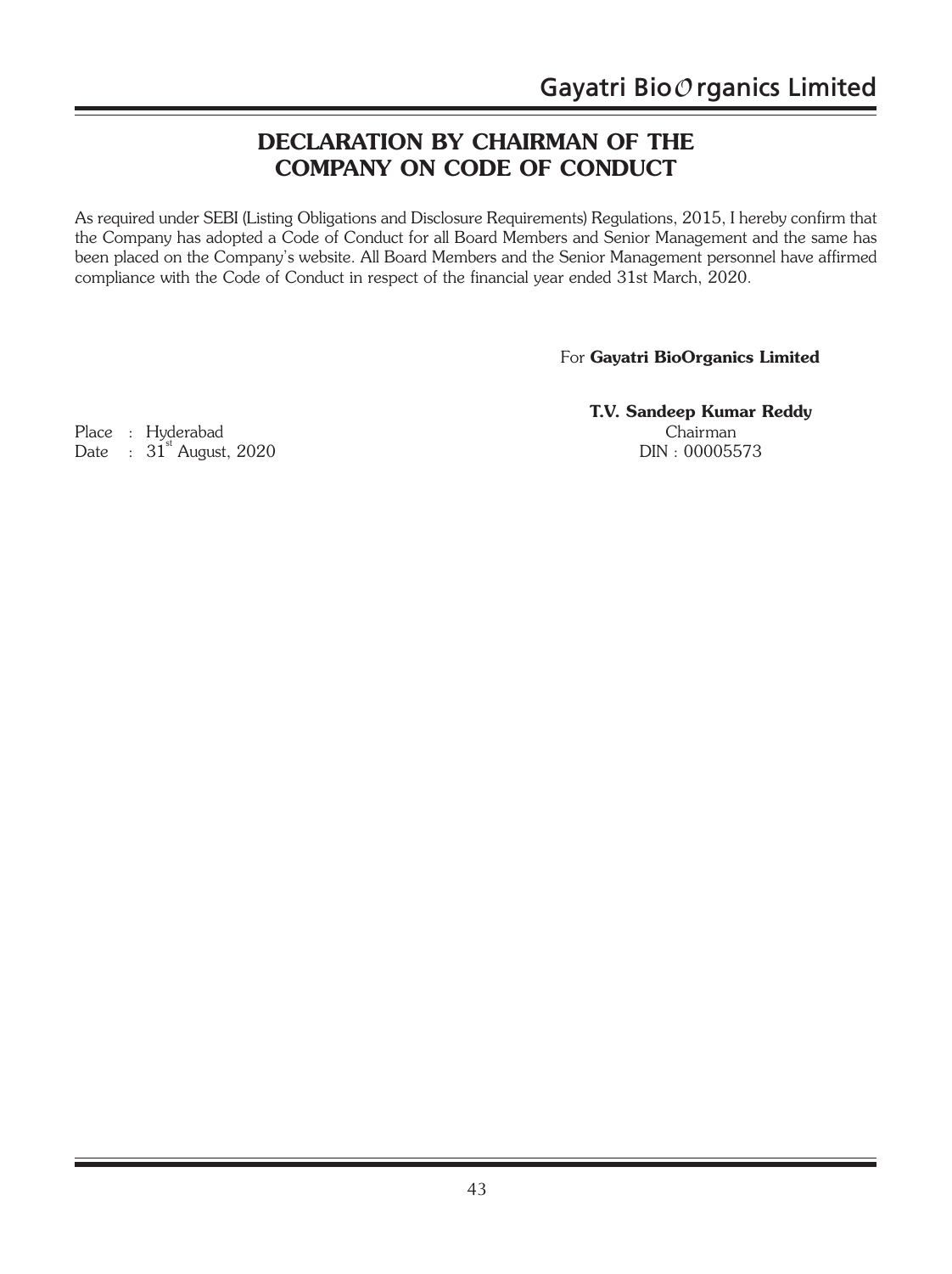# DECLARATION BY CHAIRMAN OF THE COMPANY ON CODE OF CONDUCT

As required under SEBI (Listing Obligations and Disclosure Requirements) Regulations, 2015, I hereby confirm that the Company has adopted a Code of Conduct for all Board Members and Senior Management and the same has been placed on the Company's website. All Board Members and the Senior Management personnel have affirmed compliance with the Code of Conduct in respect of the financial year ended 31st March, 2020.

For **Gayatri BioOrganics Limited**

**T.V. Sandeep Kumar Reddy**
Chairman
DIN : 00005573

Place : Hyderabad
Date : 31st August, 2020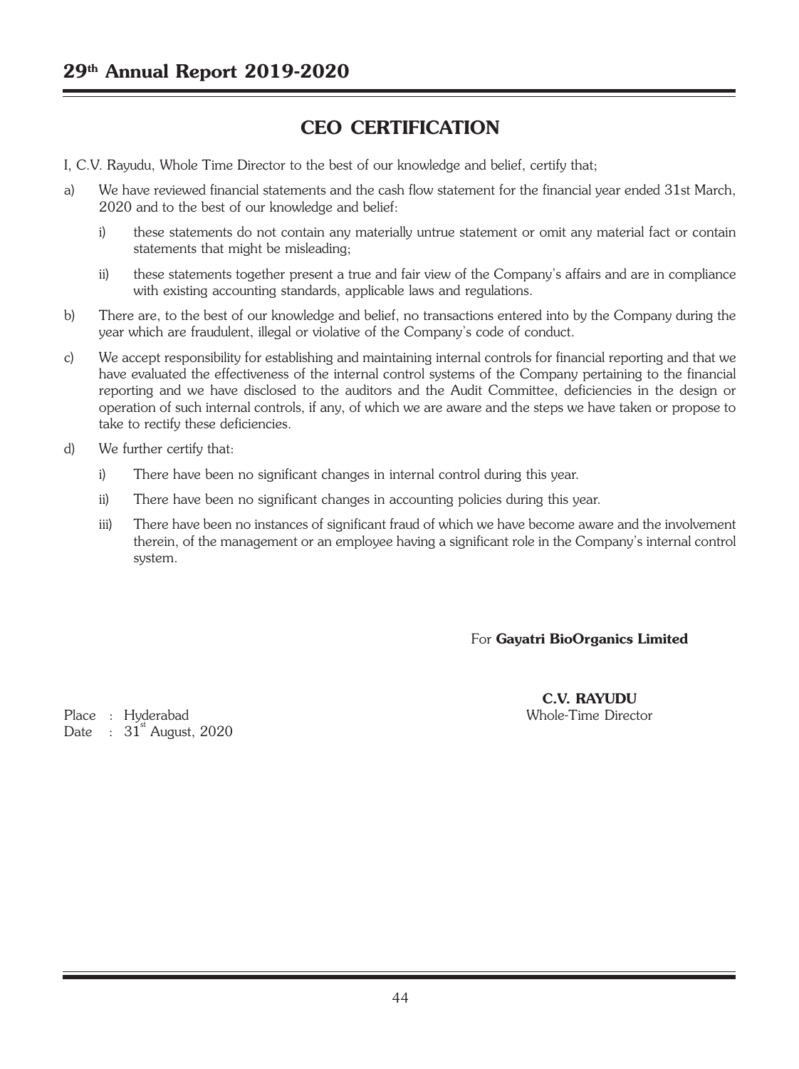# CEO CERTIFICATION

I, C.V. Rayudu, Whole Time Director to the best of our knowledge and belief, certify that;

a) We have reviewed financial statements and the cash flow statement for the financial year ended 31st March, 2020 and to the best of our knowledge and belief:

   i) these statements do not contain any materially untrue statement or omit any material fact or contain statements that might be misleading;

   ii) these statements together present a true and fair view of the Company's affairs and are in compliance with existing accounting standards, applicable laws and regulations.

b) There are, to the best of our knowledge and belief, no transactions entered into by the Company during the year which are fraudulent, illegal or violative of the Company's code of conduct.

c) We accept responsibility for establishing and maintaining internal controls for financial reporting and that we have evaluated the effectiveness of the internal control systems of the Company pertaining to the financial reporting and we have disclosed to the auditors and the Audit Committee, deficiencies in the design or operation of such internal controls, if any, of which we are aware and the steps we have taken or propose to take to rectify these deficiencies.

d) We further certify that:

   i) There have been no significant changes in internal control during this year.

   ii) There have been no significant changes in accounting policies during this year.

   iii) There have been no instances of significant fraud of which we have become aware and the involvement therein, of the management or an employee having a significant role in the Company's internal control system.

For **Gayatri BioOrganics Limited**

**C.V. RAYUDU**
Whole-Time Director

Place : Hyderabad
Date : 31st August, 2020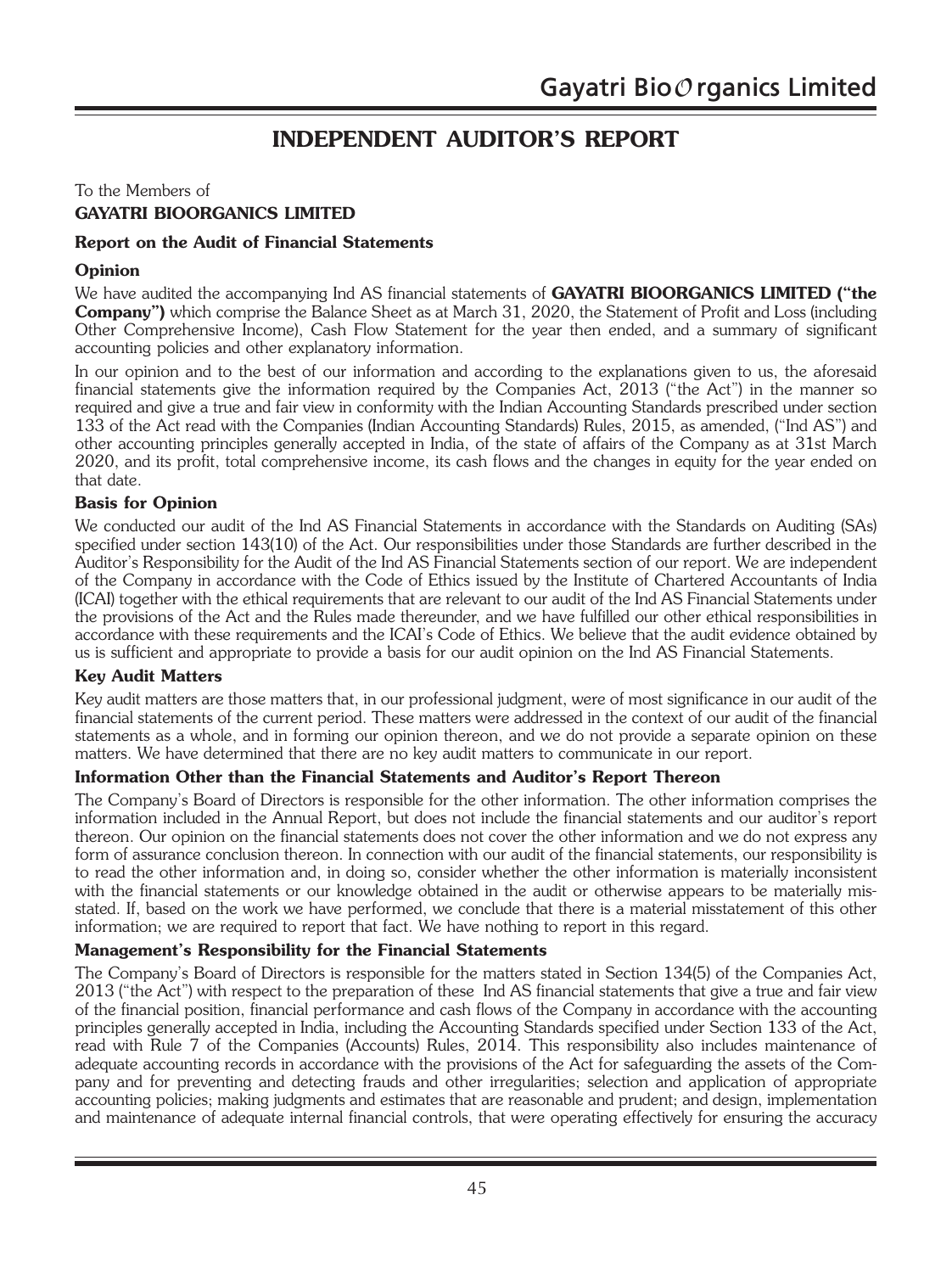# INDEPENDENT AUDITOR'S REPORT

To the Members of

**GAYATRI BIOORGANICS LIMITED**

## Report on the Audit of Financial Statements

### Opinion

We have audited the accompanying Ind AS financial statements of **GAYATRI BIOORGANICS LIMITED ("the Company")** which comprise the Balance Sheet as at March 31, 2020, the Statement of Profit and Loss (including Other Comprehensive Income), Cash Flow Statement for the year then ended, and a summary of significant accounting policies and other explanatory information.

In our opinion and to the best of our information and according to the explanations given to us, the aforesaid financial statements give the information required by the Companies Act, 2013 ("the Act") in the manner so required and give a true and fair view in conformity with the Indian Accounting Standards prescribed under section 133 of the Act read with the Companies (Indian Accounting Standards) Rules, 2015, as amended, ("Ind AS") and other accounting principles generally accepted in India, of the state of affairs of the Company as at 31st March 2020, and its profit, total comprehensive income, its cash flows and the changes in equity for the year ended on that date.

### Basis for Opinion

We conducted our audit of the Ind AS Financial Statements in accordance with the Standards on Auditing (SAs) specified under section 143(10) of the Act. Our responsibilities under those Standards are further described in the Auditor's Responsibility for the Audit of the Ind AS Financial Statements section of our report. We are independent of the Company in accordance with the Code of Ethics issued by the Institute of Chartered Accountants of India (ICAI) together with the ethical requirements that are relevant to our audit of the Ind AS Financial Statements under the provisions of the Act and the Rules made thereunder, and we have fulfilled our other ethical responsibilities in accordance with these requirements and the ICAI's Code of Ethics. We believe that the audit evidence obtained by us is sufficient and appropriate to provide a basis for our audit opinion on the Ind AS Financial Statements.

### Key Audit Matters

Key audit matters are those matters that, in our professional judgment, were of most significance in our audit of the financial statements of the current period. These matters were addressed in the context of our audit of the financial statements as a whole, and in forming our opinion thereon, and we do not provide a separate opinion on these matters. We have determined that there are no key audit matters to communicate in our report.

### Information Other than the Financial Statements and Auditor's Report Thereon

The Company's Board of Directors is responsible for the other information. The other information comprises the information included in the Annual Report, but does not include the financial statements and our auditor's report thereon. Our opinion on the financial statements does not cover the other information and we do not express any form of assurance conclusion thereon. In connection with our audit of the financial statements, our responsibility is to read the other information and, in doing so, consider whether the other information is materially inconsistent with the financial statements or our knowledge obtained in the audit or otherwise appears to be materially mis-stated. If, based on the work we have performed, we conclude that there is a material misstatement of this other information; we are required to report that fact. We have nothing to report in this regard.

### Management's Responsibility for the Financial Statements

The Company's Board of Directors is responsible for the matters stated in Section 134(5) of the Companies Act, 2013 ("the Act") with respect to the preparation of these Ind AS financial statements that give a true and fair view of the financial position, financial performance and cash flows of the Company in accordance with the accounting principles generally accepted in India, including the Accounting Standards specified under Section 133 of the Act, read with Rule 7 of the Companies (Accounts) Rules, 2014. This responsibility also includes maintenance of adequate accounting records in accordance with the provisions of the Act for safeguarding the assets of the Company and for preventing and detecting frauds and other irregularities; selection and application of appropriate accounting policies; making judgments and estimates that are reasonable and prudent; and design, implementation and maintenance of adequate internal financial controls, that were operating effectively for ensuring the accuracy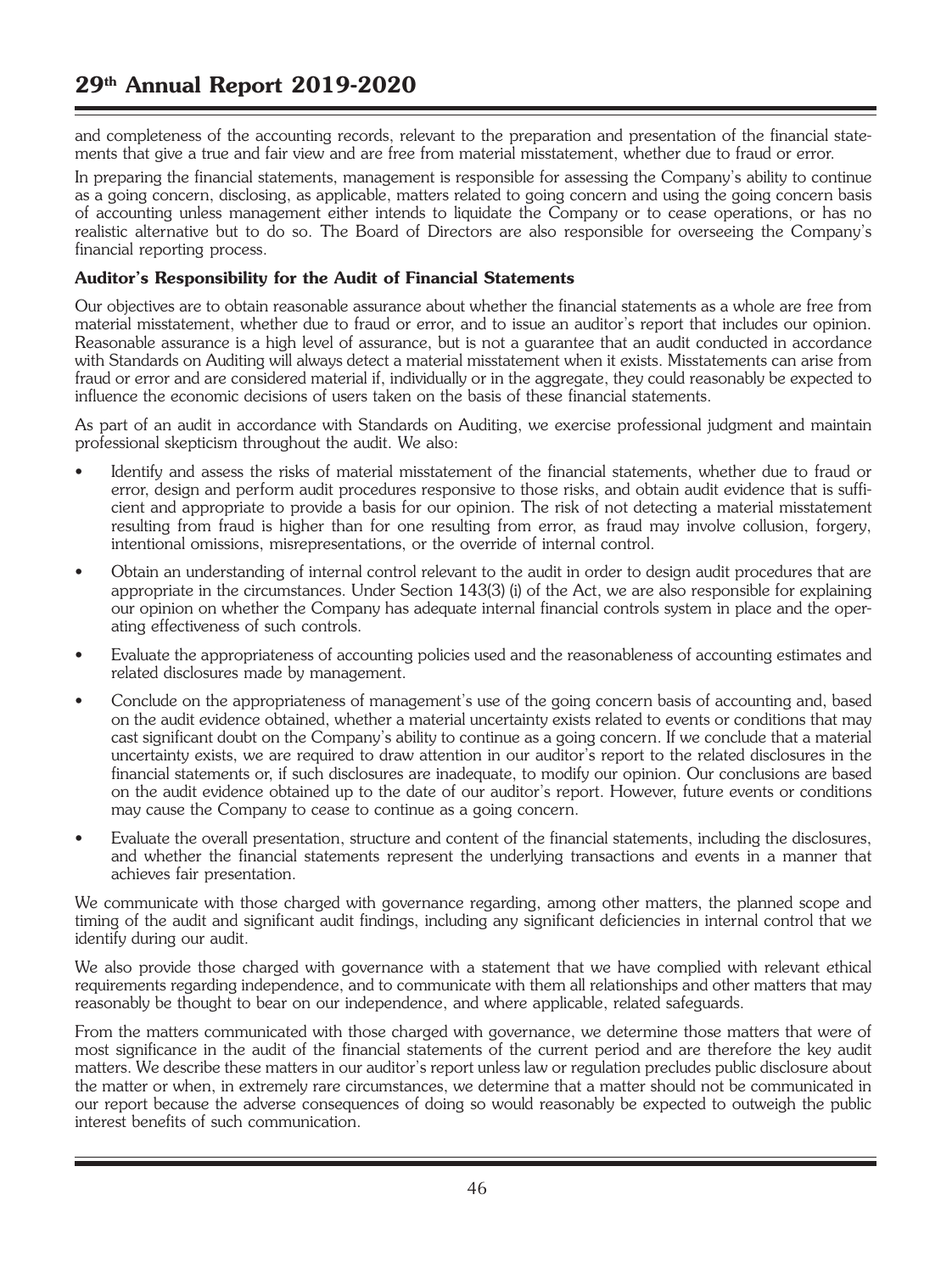and completeness of the accounting records, relevant to the preparation and presentation of the financial statements that give a true and fair view and are free from material misstatement, whether due to fraud or error.

In preparing the financial statements, management is responsible for assessing the Company's ability to continue as a going concern, disclosing, as applicable, matters related to going concern and using the going concern basis of accounting unless management either intends to liquidate the Company or to cease operations, or has no realistic alternative but to do so. The Board of Directors are also responsible for overseeing the Company's financial reporting process.

**Auditor's Responsibility for the Audit of Financial Statements**

Our objectives are to obtain reasonable assurance about whether the financial statements as a whole are free from material misstatement, whether due to fraud or error, and to issue an auditor's report that includes our opinion. Reasonable assurance is a high level of assurance, but is not a guarantee that an audit conducted in accordance with Standards on Auditing will always detect a material misstatement when it exists. Misstatements can arise from fraud or error and are considered material if, individually or in the aggregate, they could reasonably be expected to influence the economic decisions of users taken on the basis of these financial statements.

As part of an audit in accordance with Standards on Auditing, we exercise professional judgment and maintain professional skepticism throughout the audit. We also:

- Identify and assess the risks of material misstatement of the financial statements, whether due to fraud or error, design and perform audit procedures responsive to those risks, and obtain audit evidence that is sufficient and appropriate to provide a basis for our opinion. The risk of not detecting a material misstatement resulting from fraud is higher than for one resulting from error, as fraud may involve collusion, forgery, intentional omissions, misrepresentations, or the override of internal control.
- Obtain an understanding of internal control relevant to the audit in order to design audit procedures that are appropriate in the circumstances. Under Section 143(3) (i) of the Act, we are also responsible for explaining our opinion on whether the Company has adequate internal financial controls system in place and the operating effectiveness of such controls.
- Evaluate the appropriateness of accounting policies used and the reasonableness of accounting estimates and related disclosures made by management.
- Conclude on the appropriateness of management's use of the going concern basis of accounting and, based on the audit evidence obtained, whether a material uncertainty exists related to events or conditions that may cast significant doubt on the Company's ability to continue as a going concern. If we conclude that a material uncertainty exists, we are required to draw attention in our auditor's report to the related disclosures in the financial statements or, if such disclosures are inadequate, to modify our opinion. Our conclusions are based on the audit evidence obtained up to the date of our auditor's report. However, future events or conditions may cause the Company to cease to continue as a going concern.
- Evaluate the overall presentation, structure and content of the financial statements, including the disclosures, and whether the financial statements represent the underlying transactions and events in a manner that achieves fair presentation.

We communicate with those charged with governance regarding, among other matters, the planned scope and timing of the audit and significant audit findings, including any significant deficiencies in internal control that we identify during our audit.

We also provide those charged with governance with a statement that we have complied with relevant ethical requirements regarding independence, and to communicate with them all relationships and other matters that may reasonably be thought to bear on our independence, and where applicable, related safeguards.

From the matters communicated with those charged with governance, we determine those matters that were of most significance in the audit of the financial statements of the current period and are therefore the key audit matters. We describe these matters in our auditor's report unless law or regulation precludes public disclosure about the matter or when, in extremely rare circumstances, we determine that a matter should not be communicated in our report because the adverse consequences of doing so would reasonably be expected to outweigh the public interest benefits of such communication.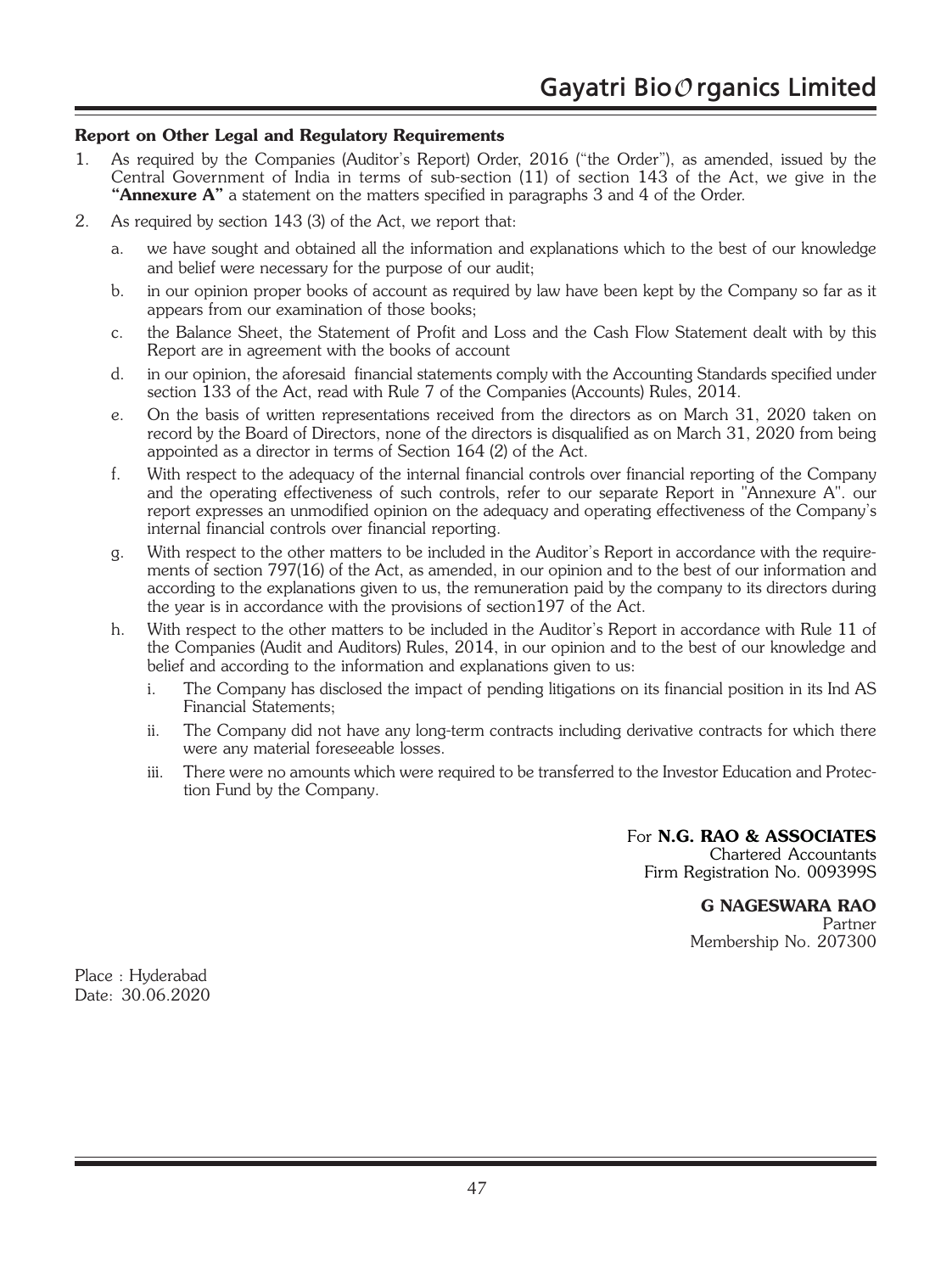### Report on Other Legal and Regulatory Requirements

1. As required by the Companies (Auditor's Report) Order, 2016 ("the Order"), as amended, issued by the Central Government of India in terms of sub-section (11) of section 143 of the Act, we give in the **"Annexure A"** a statement on the matters specified in paragraphs 3 and 4 of the Order.

2. As required by section 143 (3) of the Act, we report that:

   a. we have sought and obtained all the information and explanations which to the best of our knowledge and belief were necessary for the purpose of our audit;

   b. in our opinion proper books of account as required by law have been kept by the Company so far as it appears from our examination of those books;

   c. the Balance Sheet, the Statement of Profit and Loss and the Cash Flow Statement dealt with by this Report are in agreement with the books of account

   d. in our opinion, the aforesaid financial statements comply with the Accounting Standards specified under section 133 of the Act, read with Rule 7 of the Companies (Accounts) Rules, 2014.

   e. On the basis of written representations received from the directors as on March 31, 2020 taken on record by the Board of Directors, none of the directors is disqualified as on March 31, 2020 from being appointed as a director in terms of Section 164 (2) of the Act.

   f. With respect to the adequacy of the internal financial controls over financial reporting of the Company and the operating effectiveness of such controls, refer to our separate Report in "Annexure A". our report expresses an unmodified opinion on the adequacy and operating effectiveness of the Company's internal financial controls over financial reporting.

   g. With respect to the other matters to be included in the Auditor's Report in accordance with the requirements of section 797(16) of the Act, as amended, in our opinion and to the best of our information and according to the explanations given to us, the remuneration paid by the company to its directors during the year is in accordance with the provisions of section197 of the Act.

   h. With respect to the other matters to be included in the Auditor's Report in accordance with Rule 11 of the Companies (Audit and Auditors) Rules, 2014, in our opinion and to the best of our knowledge and belief and according to the information and explanations given to us:

      i. The Company has disclosed the impact of pending litigations on its financial position in its Ind AS Financial Statements;

      ii. The Company did not have any long-term contracts including derivative contracts for which there were any material foreseeable losses.

      iii. There were no amounts which were required to be transferred to the Investor Education and Protection Fund by the Company.

For **N.G. RAO & ASSOCIATES**
Chartered Accountants
Firm Registration No. 009399S

**G NAGESWARA RAO**
Partner
Membership No. 207300

Place : Hyderabad
Date: 30.06.2020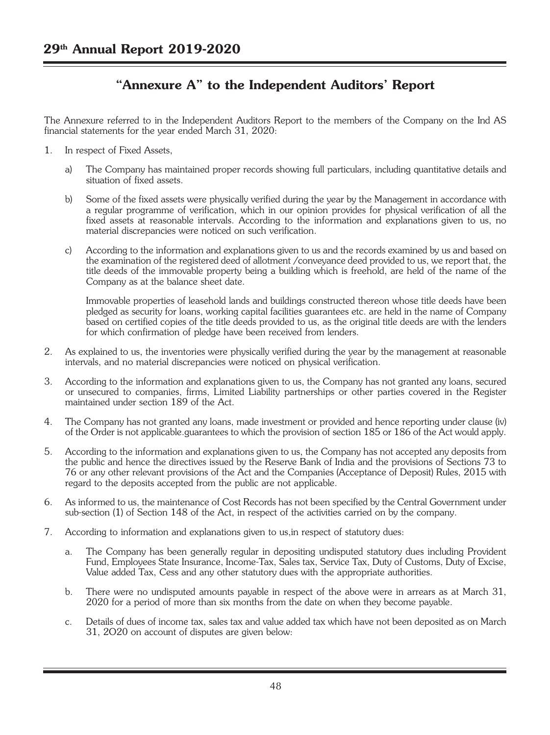## "Annexure A" to the Independent Auditors' Report

The Annexure referred to in the Independent Auditors Report to the members of the Company on the Ind AS financial statements for the year ended March 31, 2020:

1. In respect of Fixed Assets,

   a) The Company has maintained proper records showing full particulars, including quantitative details and situation of fixed assets.

   b) Some of the fixed assets were physically verified during the year by the Management in accordance with a regular programme of verification, which in our opinion provides for physical verification of all the fixed assets at reasonable intervals. According to the information and explanations given to us, no material discrepancies were noticed on such verification.

   c) According to the information and explanations given to us and the records examined by us and based on the examination of the registered deed of allotment /conveyance deed provided to us, we report that, the title deeds of the immovable property being a building which is freehold, are held of the name of the Company as at the balance sheet date.

      Immovable properties of leasehold lands and buildings constructed thereon whose title deeds have been pledged as security for loans, working capital facilities guarantees etc. are held in the name of Company based on certified copies of the title deeds provided to us, as the original title deeds are with the lenders for which confirmation of pledge have been received from lenders.

2. As explained to us, the inventories were physically verified during the year by the management at reasonable intervals, and no material discrepancies were noticed on physical verification.

3. According to the information and explanations given to us, the Company has not granted any loans, secured or unsecured to companies, firms, Limited Liability partnerships or other parties covered in the Register maintained under section 189 of the Act.

4. The Company has not granted any loans, made investment or provided and hence reporting under clause (iv) of the Order is not applicable.guarantees to which the provision of section 185 or 186 of the Act would apply.

5. According to the information and explanations given to us, the Company has not accepted any deposits from the public and hence the directives issued by the Reserve Bank of India and the provisions of Sections 73 to 76 or any other relevant provisions of the Act and the Companies (Acceptance of Deposit) Rules, 2015 with regard to the deposits accepted from the public are not applicable.

6. As informed to us, the maintenance of Cost Records has not been specified by the Central Government under sub-section (1) of Section 148 of the Act, in respect of the activities carried on by the company.

7. According to information and explanations given to us,in respect of statutory dues:

   a. The Company has been generally regular in depositing undisputed statutory dues including Provident Fund, Employees State Insurance, Income-Tax, Sales tax, Service Tax, Duty of Customs, Duty of Excise, Value added Tax, Cess and any other statutory dues with the appropriate authorities.

   b. There were no undisputed amounts payable in respect of the above were in arrears as at March 31, 2020 for a period of more than six months from the date on when they become payable.

   c. Details of dues of income tax, sales tax and value added tax which have not been deposited as on March 31, 2O20 on account of disputes are given below: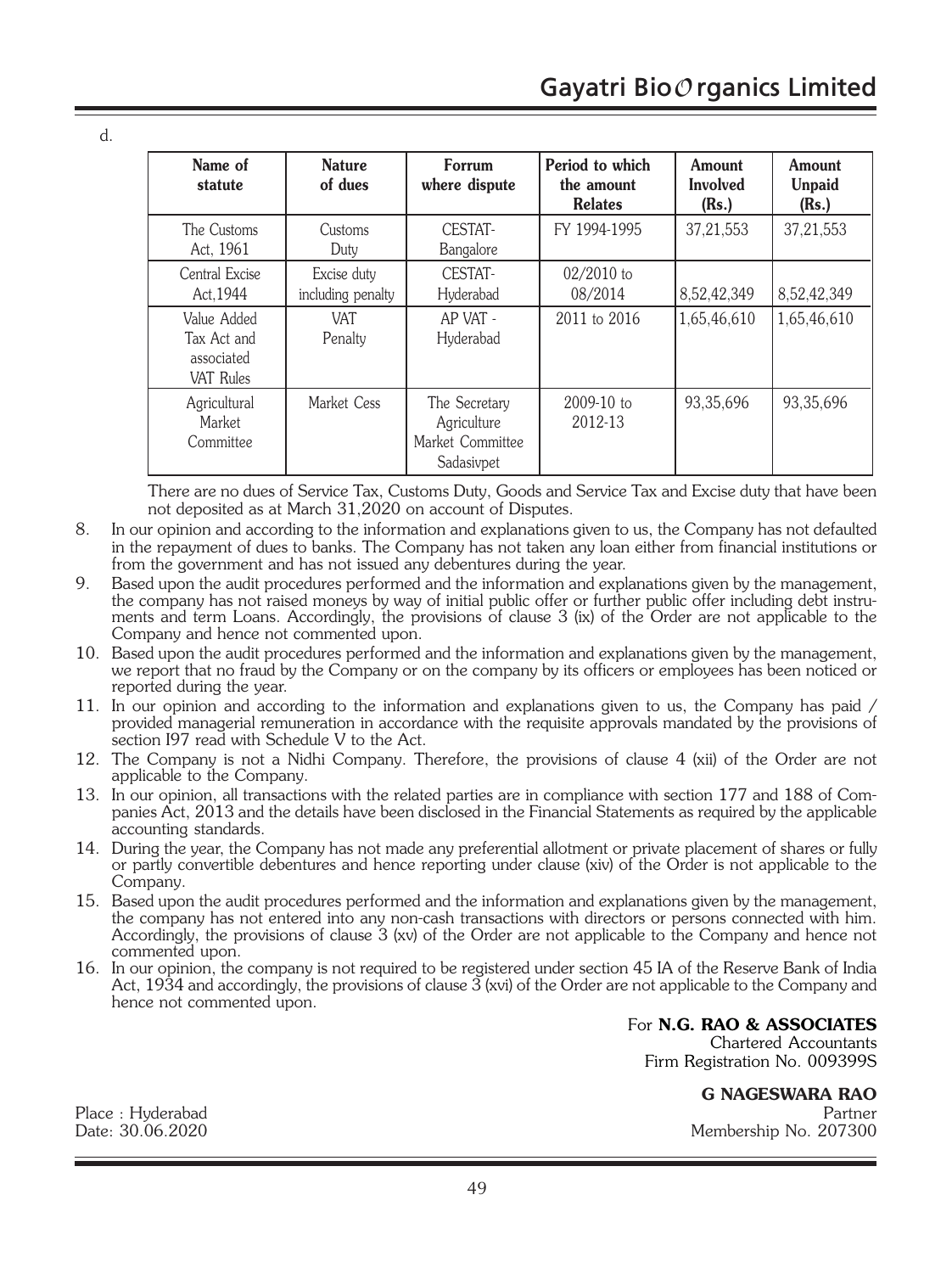d.

| Name of statute | Nature of dues | Forrum where dispute | Period to which the amount Relates | Amount Involved (Rs.) | Amount Unpaid (Rs.) |
|---|---|---|---|---|---|
| The Customs Act, 1961 | Customs Duty | CESTAT-Bangalore | FY 1994-1995 | 37,21,553 | 37,21,553 |
| Central Excise Act,1944 | Excise duty including penalty | CESTAT-Hyderabad | 02/2010 to 08/2014 | 8,52,42,349 | 8,52,42,349 |
| Value Added Tax Act and associated VAT Rules | VAT Penalty | AP VAT - Hyderabad | 2011 to 2016 | 1,65,46,610 | 1,65,46,610 |
| Agricultural Market Committee | Market Cess | The Secretary Agriculture Market Committee Sadasivpet | 2009-10 to 2012-13 | 93,35,696 | 93,35,696 |

There are no dues of Service Tax, Customs Duty, Goods and Service Tax and Excise duty that have been not deposited as at March 31,2020 on account of Disputes.

8. In our opinion and according to the information and explanations given to us, the Company has not defaulted in the repayment of dues to banks. The Company has not taken any loan either from financial institutions or from the government and has not issued any debentures during the year.
9. Based upon the audit procedures performed and the information and explanations given by the management, the company has not raised moneys by way of initial public offer or further public offer including debt instruments and term Loans. Accordingly, the provisions of clause 3 (ix) of the Order are not applicable to the Company and hence not commented upon.
10. Based upon the audit procedures performed and the information and explanations given by the management, we report that no fraud by the Company or on the company by its officers or employees has been noticed or reported during the year.
11. In our opinion and according to the information and explanations given to us, the Company has paid / provided managerial remuneration in accordance with the requisite approvals mandated by the provisions of section I97 read with Schedule V to the Act.
12. The Company is not a Nidhi Company. Therefore, the provisions of clause 4 (xii) of the Order are not applicable to the Company.
13. In our opinion, all transactions with the related parties are in compliance with section 177 and 188 of Companies Act, 2013 and the details have been disclosed in the Financial Statements as required by the applicable accounting standards.
14. During the year, the Company has not made any preferential allotment or private placement of shares or fully or partly convertible debentures and hence reporting under clause (xiv) of the Order is not applicable to the Company.
15. Based upon the audit procedures performed and the information and explanations given by the management, the company has not entered into any non-cash transactions with directors or persons connected with him. Accordingly, the provisions of clause 3 (xv) of the Order are not applicable to the Company and hence not commented upon.
16. In our opinion, the company is not required to be registered under section 45 IA of the Reserve Bank of India Act, 1934 and accordingly, the provisions of clause 3 (xvi) of the Order are not applicable to the Company and hence not commented upon.

For **N.G. RAO & ASSOCIATES**
Chartered Accountants
Firm Registration No. 009399S

**G NAGESWARA RAO**
Partner
Membership No. 207300

Place : Hyderabad
Date: 30.06.2020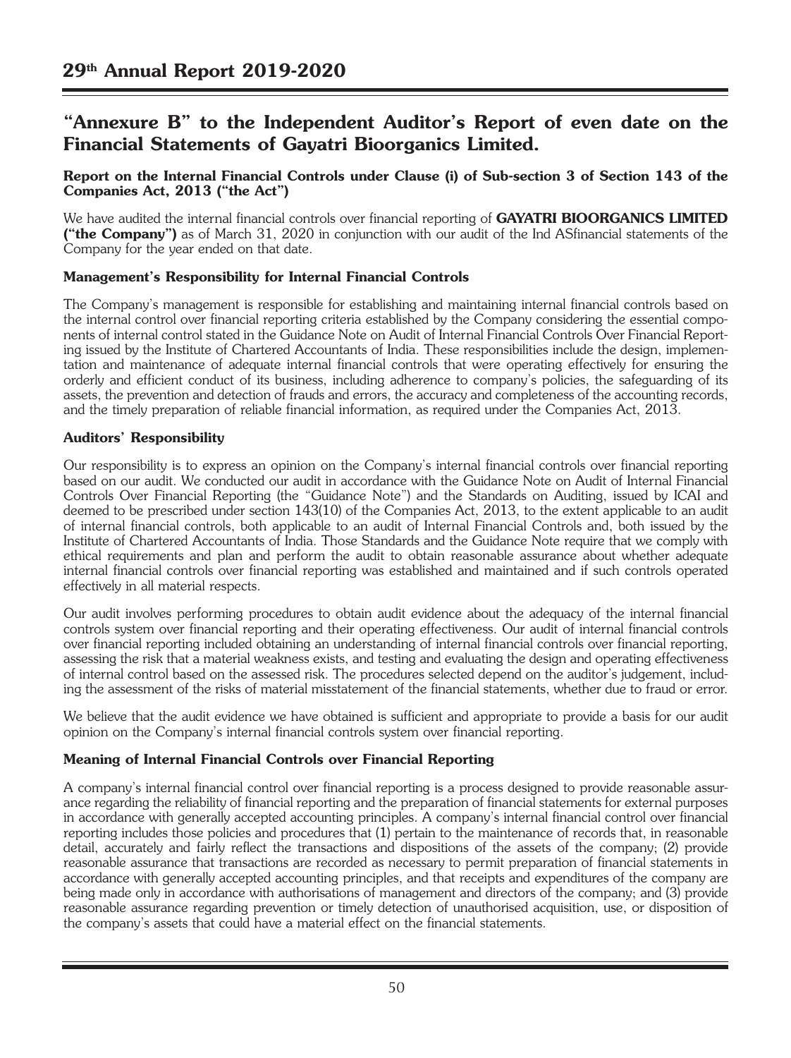## "Annexure B" to the Independent Auditor's Report of even date on the Financial Statements of Gayatri Bioorganics Limited.

**Report on the Internal Financial Controls under Clause (i) of Sub-section 3 of Section 143 of the Companies Act, 2013 ("the Act")**

We have audited the internal financial controls over financial reporting of **GAYATRI BIOORGANICS LIMITED ("the Company")** as of March 31, 2020 in conjunction with our audit of the Ind ASfinancial statements of the Company for the year ended on that date.

### Management's Responsibility for Internal Financial Controls

The Company's management is responsible for establishing and maintaining internal financial controls based on the internal control over financial reporting criteria established by the Company considering the essential components of internal control stated in the Guidance Note on Audit of Internal Financial Controls Over Financial Reporting issued by the Institute of Chartered Accountants of India. These responsibilities include the design, implementation and maintenance of adequate internal financial controls that were operating effectively for ensuring the orderly and efficient conduct of its business, including adherence to company's policies, the safeguarding of its assets, the prevention and detection of frauds and errors, the accuracy and completeness of the accounting records, and the timely preparation of reliable financial information, as required under the Companies Act, 2013.

### Auditors' Responsibility

Our responsibility is to express an opinion on the Company's internal financial controls over financial reporting based on our audit. We conducted our audit in accordance with the Guidance Note on Audit of Internal Financial Controls Over Financial Reporting (the "Guidance Note") and the Standards on Auditing, issued by ICAI and deemed to be prescribed under section 143(10) of the Companies Act, 2013, to the extent applicable to an audit of internal financial controls, both applicable to an audit of Internal Financial Controls and, both issued by the Institute of Chartered Accountants of India. Those Standards and the Guidance Note require that we comply with ethical requirements and plan and perform the audit to obtain reasonable assurance about whether adequate internal financial controls over financial reporting was established and maintained and if such controls operated effectively in all material respects.

Our audit involves performing procedures to obtain audit evidence about the adequacy of the internal financial controls system over financial reporting and their operating effectiveness. Our audit of internal financial controls over financial reporting included obtaining an understanding of internal financial controls over financial reporting, assessing the risk that a material weakness exists, and testing and evaluating the design and operating effectiveness of internal control based on the assessed risk. The procedures selected depend on the auditor's judgement, including the assessment of the risks of material misstatement of the financial statements, whether due to fraud or error.

We believe that the audit evidence we have obtained is sufficient and appropriate to provide a basis for our audit opinion on the Company's internal financial controls system over financial reporting.

### Meaning of Internal Financial Controls over Financial Reporting

A company's internal financial control over financial reporting is a process designed to provide reasonable assurance regarding the reliability of financial reporting and the preparation of financial statements for external purposes in accordance with generally accepted accounting principles. A company's internal financial control over financial reporting includes those policies and procedures that (1) pertain to the maintenance of records that, in reasonable detail, accurately and fairly reflect the transactions and dispositions of the assets of the company; (2) provide reasonable assurance that transactions are recorded as necessary to permit preparation of financial statements in accordance with generally accepted accounting principles, and that receipts and expenditures of the company are being made only in accordance with authorisations of management and directors of the company; and (3) provide reasonable assurance regarding prevention or timely detection of unauthorised acquisition, use, or disposition of the company's assets that could have a material effect on the financial statements.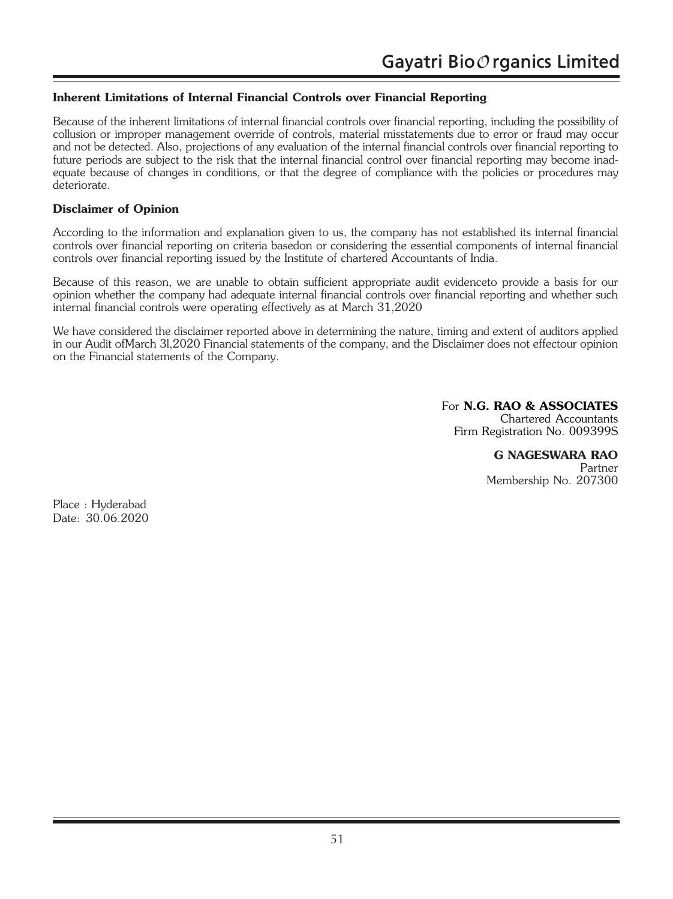### Inherent Limitations of Internal Financial Controls over Financial Reporting

Because of the inherent limitations of internal financial controls over financial reporting, including the possibility of collusion or improper management override of controls, material misstatements due to error or fraud may occur and not be detected. Also, projections of any evaluation of the internal financial controls over financial reporting to future periods are subject to the risk that the internal financial control over financial reporting may become inadequate because of changes in conditions, or that the degree of compliance with the policies or procedures may deteriorate.

### Disclaimer of Opinion

According to the information and explanation given to us, the company has not established its internal financial controls over financial reporting on criteria basedon or considering the essential components of internal financial controls over financial reporting issued by the Institute of chartered Accountants of India.

Because of this reason, we are unable to obtain sufficient appropriate audit evidenceto provide a basis for our opinion whether the company had adequate internal financial controls over financial reporting and whether such internal financial controls were operating effectively as at March 31,2020

We have considered the disclaimer reported above in determining the nature, timing and extent of auditors applied in our Audit ofMarch 3l,2020 Financial statements of the company, and the Disclaimer does not effectour opinion on the Financial statements of the Company.

For **N.G. RAO & ASSOCIATES**
Chartered Accountants
Firm Registration No. 009399S

**G NAGESWARA RAO**
Partner
Membership No. 207300

Place : Hyderabad
Date: 30.06.2020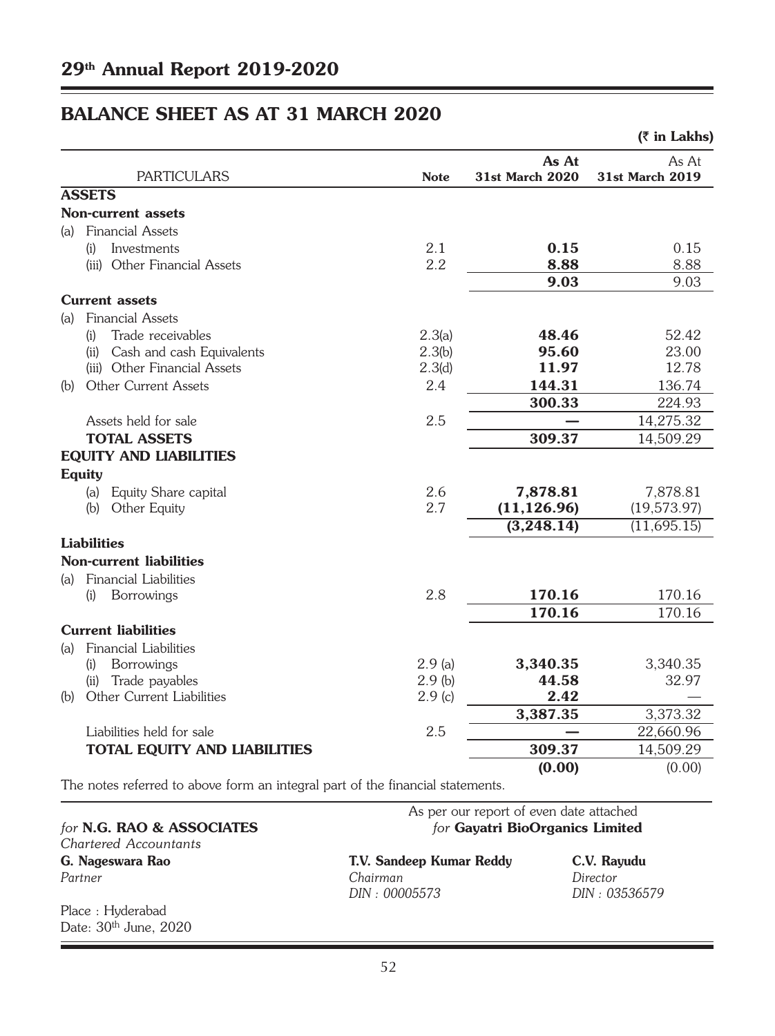## BALANCE SHEET AS AT 31 MARCH 2020

(₹ in Lakhs)

| PARTICULARS | Note | As At 31st March 2020 | As At 31st March 2019 |
|---|---|---|---|
| **ASSETS** | | | |
| **Non-current assets** | | | |
| (a) Financial Assets | | | |
| (i) Investments | 2.1 | **0.15** | 0.15 |
| (iii) Other Financial Assets | 2.2 | **8.88** | 8.88 |
| | | **9.03** | 9.03 |
| **Current assets** | | | |
| (a) Financial Assets | | | |
| (i) Trade receivables | 2.3(a) | **48.46** | 52.42 |
| (ii) Cash and cash Equivalents | 2.3(b) | **95.60** | 23.00 |
| (iii) Other Financial Assets | 2.3(d) | **11.97** | 12.78 |
| (b) Other Current Assets | 2.4 | **144.31** | 136.74 |
| | | **300.33** | 224.93 |
| Assets held for sale | 2.5 | **—** | 14,275.32 |
| **TOTAL ASSETS** | | **309.37** | 14,509.29 |
| **EQUITY AND LIABILITIES** | | | |
| **Equity** | | | |
| (a) Equity Share capital | 2.6 | **7,878.81** | 7,878.81 |
| (b) Other Equity | 2.7 | **(11,126.96)** | (19,573.97) |
| | | **(3,248.14)** | (11,695.15) |
| **Liabilities** | | | |
| **Non-current liabilities** | | | |
| (a) Financial Liabilities | | | |
| (i) Borrowings | 2.8 | **170.16** | 170.16 |
| | | **170.16** | 170.16 |
| **Current liabilities** | | | |
| (a) Financial Liabilities | | | |
| (i) Borrowings | 2.9 (a) | **3,340.35** | 3,340.35 |
| (ii) Trade payables | 2.9 (b) | **44.58** | 32.97 |
| (b) Other Current Liabilities | 2.9 (c) | **2.42** | — |
| | | **3,387.35** | 3,373.32 |
| Liabilities held for sale | 2.5 | **—** | 22,660.96 |
| **TOTAL EQUITY AND LIABILITIES** | | **309.37** | 14,509.29 |
| | | **(0.00)** | (0.00) |

The notes referred to above form an integral part of the financial statements.

As per our report of even date attached

*for* **N.G. RAO & ASSOCIATES**
*Chartered Accountants*

**G. Nageswara Rao**
*Partner*

Place : Hyderabad
Date: 30th June, 2020

*for* **Gayatri BioOrganics Limited**

**T.V. Sandeep Kumar Reddy**
*Chairman*
*DIN : 00005573*

**C.V. Rayudu**
*Director*
*DIN : 03536579*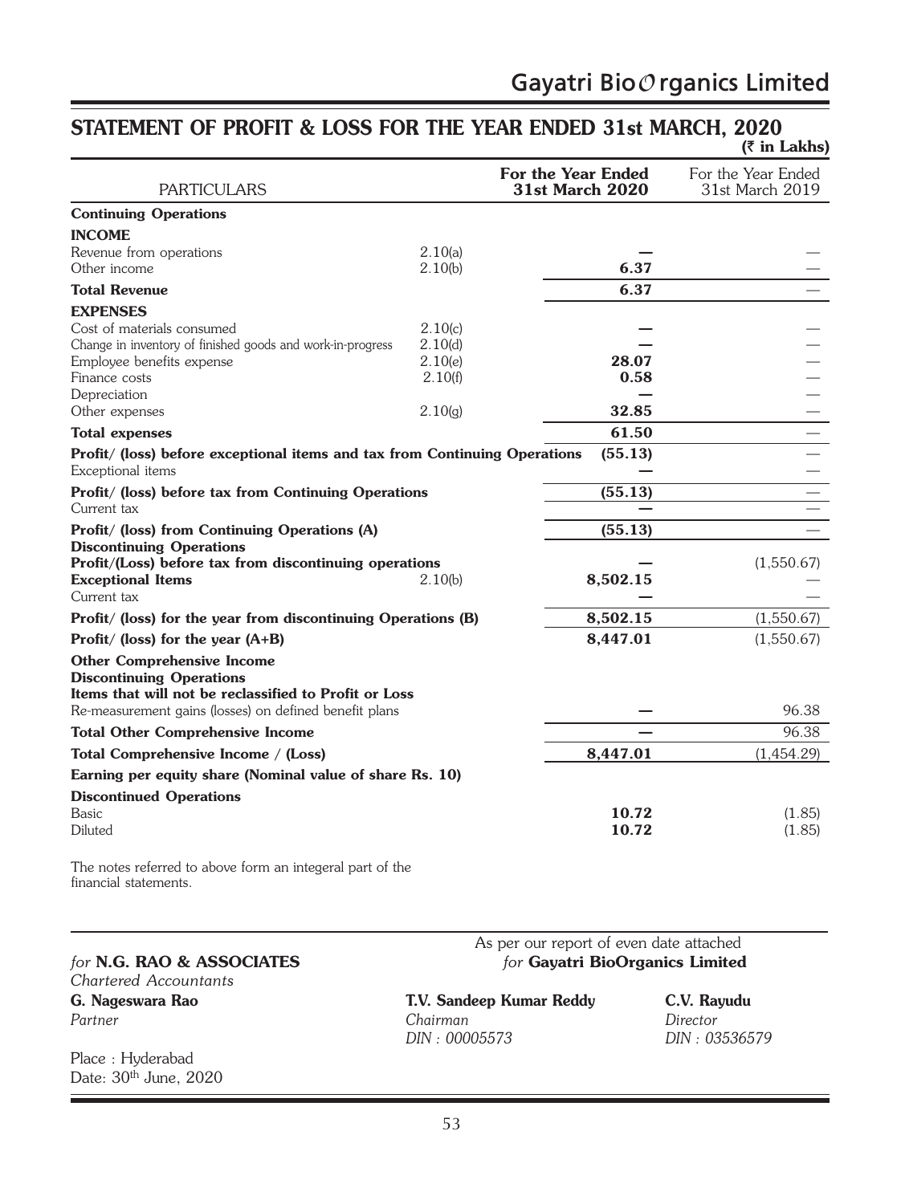# STATEMENT OF PROFIT & LOSS FOR THE YEAR ENDED 31st MARCH, 2020

(₹ in Lakhs)

| PARTICULARS | | For the Year Ended 31st March 2020 | For the Year Ended 31st March 2019 |
|---|---|---|---|
| **Continuing Operations** | | | |
| **INCOME** | | | |
| Revenue from operations | 2.10(a) | — | — |
| Other income | 2.10(b) | 6.37 | — |
| **Total Revenue** | | **6.37** | — |
| **EXPENSES** | | | |
| Cost of materials consumed | 2.10(c) | — | — |
| Change in inventory of finished goods and work-in-progress | 2.10(d) | — | — |
| Employee benefits expense | 2.10(e) | 28.07 | — |
| Finance costs | 2.10(f) | 0.58 | — |
| Depreciation | | — | — |
| Other expenses | 2.10(g) | 32.85 | — |
| **Total expenses** | | **61.50** | — |
| **Profit/ (loss) before exceptional items and tax from Continuing Operations** | | **(55.13)** | — |
| Exceptional items | | — | — |
| **Profit/ (loss) before tax from Continuing Operations** | | **(55.13)** | — |
| Current tax | | — | — |
| **Profit/ (loss) from Continuing Operations (A)** | | **(55.13)** | — |
| **Discontinuing Operations** | | | |
| **Profit/(Loss) before tax from discontinuing operations** | | — | (1,550.67) |
| **Exceptional Items** | 2.10(b) | **8,502.15** | — |
| Current tax | | — | — |
| **Profit/ (loss) for the year from discontinuing Operations (B)** | | **8,502.15** | (1,550.67) |
| **Profit/ (loss) for the year (A+B)** | | **8,447.01** | (1,550.67) |
| **Other Comprehensive Income** | | | |
| **Discontinuing Operations** | | | |
| **Items that will not be reclassified to Profit or Loss** | | | |
| Re-measurement gains (losses) on defined benefit plans | | — | 96.38 |
| **Total Other Comprehensive Income** | | — | 96.38 |
| **Total Comprehensive Income / (Loss)** | | **8,447.01** | (1,454.29) |
| **Earning per equity share (Nominal value of share Rs. 10)** | | | |
| **Discontinued Operations** | | | |
| Basic | | **10.72** | (1.85) |
| Diluted | | **10.72** | (1.85) |

The notes referred to above form an integeral part of the financial statements.

As per our report of even date attached

*for* **N.G. RAO & ASSOCIATES**
*Chartered Accountants*
**G. Nageswara Rao**
*Partner*

*for* **Gayatri BioOrganics Limited**

**T.V. Sandeep Kumar Reddy**
*Chairman*
*DIN : 00005573*

**C.V. Rayudu**
*Director*
*DIN : 03536579*

Place : Hyderabad
Date: 30th June, 2020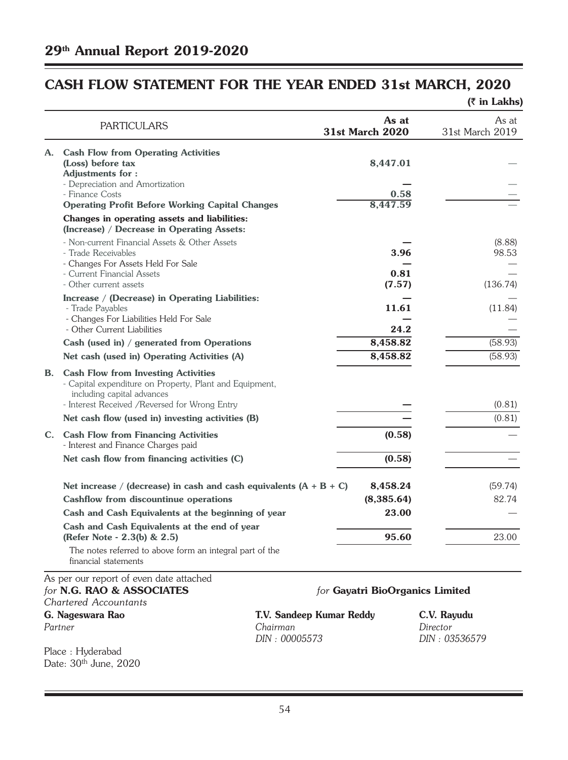## CASH FLOW STATEMENT FOR THE YEAR ENDED 31st MARCH, 2020

(₹ in Lakhs)

| | PARTICULARS | As at 31st March 2020 | As at 31st March 2019 |
|---|---|---|---|
| **A.** | **Cash Flow from Operating Activities** | | |
| | **(Loss) before tax** | **8,447.01** | — |
| | **Adjustments for :** | | |
| | - Depreciation and Amortization | — | — |
| | - Finance Costs | **0.58** | — |
| | **Operating Profit Before Working Capital Changes** | **8,447.59** | — |
| | **Changes in operating assets and liabilities:** | | |
| | **(Increase) / Decrease in Operating Assets:** | | |
| | - Non-current Financial Assets & Other Assets | — | (8.88) |
| | - Trade Receivables | **3.96** | 98.53 |
| | - Changes For Assets Held For Sale | — | — |
| | - Current Financial Assets | **0.81** | — |
| | - Other current assets | **(7.57)** | (136.74) |
| | **Increase / (Decrease) in Operating Liabilities:** | — | — |
| | - Trade Payables | **11.61** | (11.84) |
| | - Changes For Liabilities Held For Sale | — | — |
| | - Other Current Liabilities | **24.2** | — |
| | **Cash (used in) / generated from Operations** | **8,458.82** | (58.93) |
| | **Net cash (used in) Operating Activities (A)** | **8,458.82** | (58.93) |
| **B.** | **Cash Flow from Investing Activities** | | |
| | - Capital expenditure on Property, Plant and Equipment, including capital advances | | |
| | - Interest Received /Reversed for Wrong Entry | — | (0.81) |
| | **Net cash flow (used in) investing activities (B)** | — | (0.81) |
| **C.** | **Cash Flow from Financing Activities** | **(0.58)** | — |
| | - Interest and Finance Charges paid | | |
| | **Net cash flow from financing activities (C)** | **(0.58)** | — |
| | **Net increase / (decrease) in cash and cash equivalents (A + B + C)** | **8,458.24** | (59.74) |
| | **Cashflow from discountinue operations** | **(8,385.64)** | 82.74 |
| | **Cash and Cash Equivalents at the beginning of year** | **23.00** | — |
| | **Cash and Cash Equivalents at the end of year (Refer Note - 2.3(b) & 2.5)** | **95.60** | 23.00 |

The notes referred to above form an integral part of the financial statements

As per our report of even date attached
*for* **N.G. RAO & ASSOCIATES**
*Chartered Accountants*

**G. Nageswara Rao**
*Partner*

*for* **Gayatri BioOrganics Limited**

**T.V. Sandeep Kumar Reddy**
*Chairman*
*DIN : 00005573*

**C.V. Rayudu**
*Director*
*DIN : 03536579*

Place : Hyderabad
Date: 30th June, 2020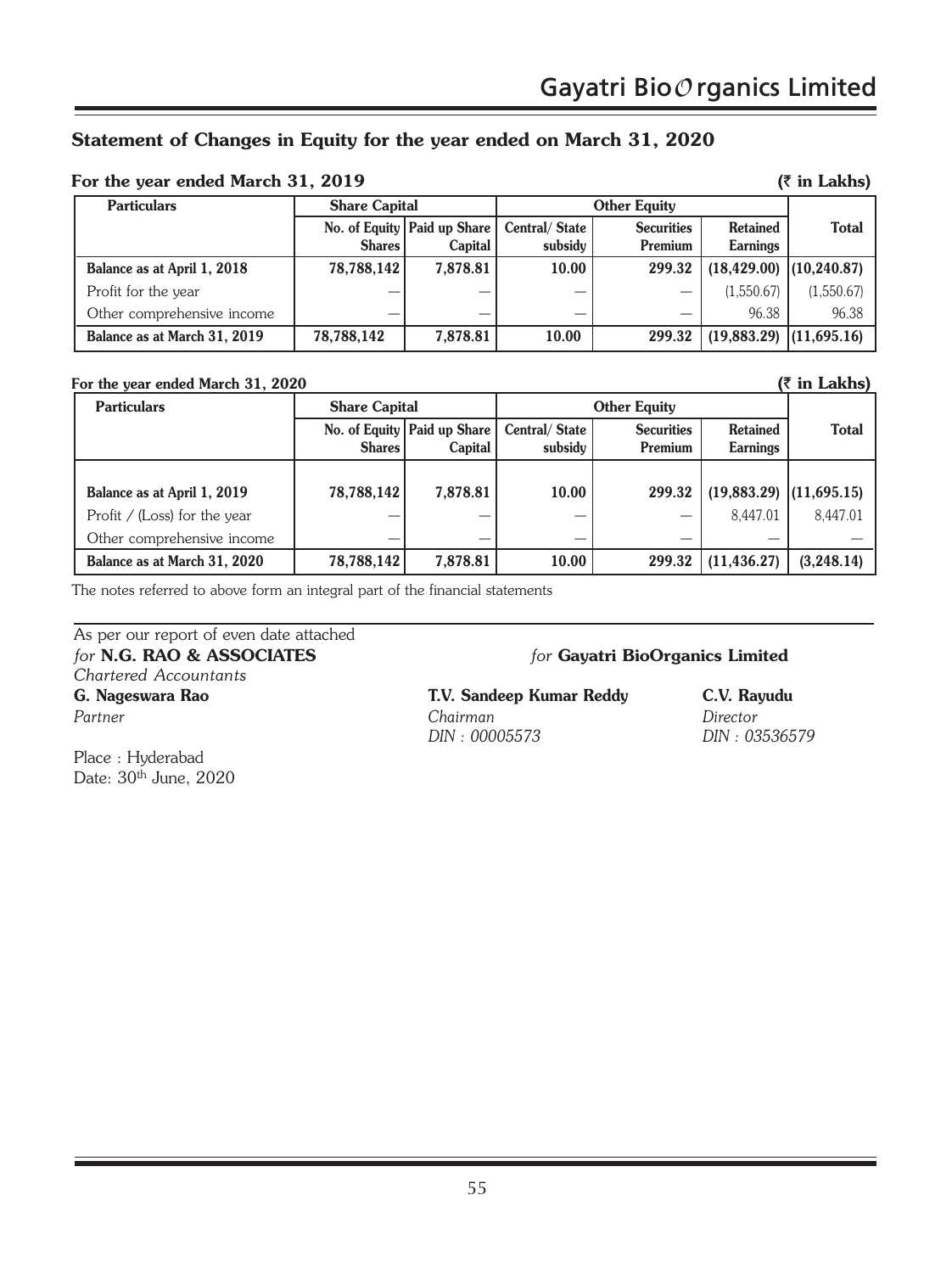## Statement of Changes in Equity for the year ended on March 31, 2020

**For the year ended March 31, 2019** **(₹ in Lakhs)**

| Particulars | Share Capital | | Other Equity | | | Total |
|---|---|---|---|---|---|---|
| | No. of Equity Shares | Paid up Share Capital | Central/ State subsidy | Securities Premium | Retained Earnings | |
| **Balance as at April 1, 2018** | **78,788,142** | **7,878.81** | **10.00** | **299.32** | **(18,429.00)** | **(10,240.87)** |
| Profit for the year | — | — | — | — | (1,550.67) | (1,550.67) |
| Other comprehensive income | — | — | — | — | 96.38 | 96.38 |
| **Balance as at March 31, 2019** | **78,788,142** | **7,878.81** | **10.00** | **299.32** | **(19,883.29)** | **(11,695.16)** |

**For the year ended March 31, 2020** **(₹ in Lakhs)**

| Particulars | Share Capital | | Other Equity | | | Total |
|---|---|---|---|---|---|---|
| | No. of Equity Shares | Paid up Share Capital | Central/ State subsidy | Securities Premium | Retained Earnings | |
| **Balance as at April 1, 2019** | **78,788,142** | **7,878.81** | **10.00** | **299.32** | **(19,883.29)** | **(11,695.15)** |
| Profit / (Loss) for the year | — | — | — | — | 8,447.01 | 8,447.01 |
| Other comprehensive income | — | — | — | — | — | — |
| **Balance as at March 31, 2020** | **78,788,142** | **7,878.81** | **10.00** | **299.32** | **(11,436.27)** | **(3,248.14)** |

The notes referred to above form an integral part of the financial statements

As per our report of even date attached
*for* **N.G. RAO & ASSOCIATES**
*Chartered Accountants*
**G. Nageswara Rao**
*Partner*

Place : Hyderabad
Date: 30th June, 2020

*for* **Gayatri BioOrganics Limited**

**T.V. Sandeep Kumar Reddy**
*Chairman*
*DIN : 00005573*

**C.V. Rayudu**
*Director*
*DIN : 03536579*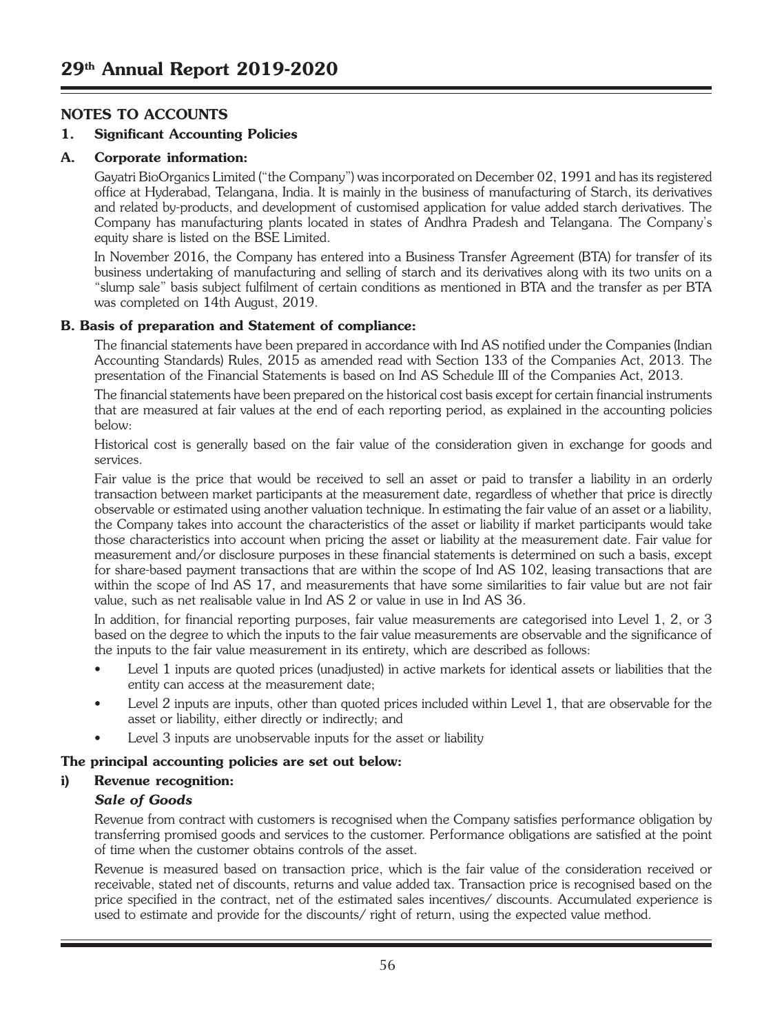## NOTES TO ACCOUNTS

### 1. Significant Accounting Policies

### A. Corporate information:

Gayatri BioOrganics Limited ("the Company") was incorporated on December 02, 1991 and has its registered office at Hyderabad, Telangana, India. It is mainly in the business of manufacturing of Starch, its derivatives and related by-products, and development of customised application for value added starch derivatives. The Company has manufacturing plants located in states of Andhra Pradesh and Telangana. The Company's equity share is listed on the BSE Limited.

In November 2016, the Company has entered into a Business Transfer Agreement (BTA) for transfer of its business undertaking of manufacturing and selling of starch and its derivatives along with its two units on a "slump sale" basis subject fulfilment of certain conditions as mentioned in BTA and the transfer as per BTA was completed on 14th August, 2019.

### B. Basis of preparation and Statement of compliance:

The financial statements have been prepared in accordance with Ind AS notified under the Companies (Indian Accounting Standards) Rules, 2015 as amended read with Section 133 of the Companies Act, 2013. The presentation of the Financial Statements is based on Ind AS Schedule III of the Companies Act, 2013.

The financial statements have been prepared on the historical cost basis except for certain financial instruments that are measured at fair values at the end of each reporting period, as explained in the accounting policies below:

Historical cost is generally based on the fair value of the consideration given in exchange for goods and services.

Fair value is the price that would be received to sell an asset or paid to transfer a liability in an orderly transaction between market participants at the measurement date, regardless of whether that price is directly observable or estimated using another valuation technique. In estimating the fair value of an asset or a liability, the Company takes into account the characteristics of the asset or liability if market participants would take those characteristics into account when pricing the asset or liability at the measurement date. Fair value for measurement and/or disclosure purposes in these financial statements is determined on such a basis, except for share-based payment transactions that are within the scope of Ind AS 102, leasing transactions that are within the scope of Ind AS 17, and measurements that have some similarities to fair value but are not fair value, such as net realisable value in Ind AS 2 or value in use in Ind AS 36.

In addition, for financial reporting purposes, fair value measurements are categorised into Level 1, 2, or 3 based on the degree to which the inputs to the fair value measurements are observable and the significance of the inputs to the fair value measurement in its entirety, which are described as follows:

- Level 1 inputs are quoted prices (unadjusted) in active markets for identical assets or liabilities that the entity can access at the measurement date;
- Level 2 inputs are inputs, other than quoted prices included within Level 1, that are observable for the asset or liability, either directly or indirectly; and
- Level 3 inputs are unobservable inputs for the asset or liability

**The principal accounting policies are set out below:**

### i) Revenue recognition:

***Sale of Goods***

Revenue from contract with customers is recognised when the Company satisfies performance obligation by transferring promised goods and services to the customer. Performance obligations are satisfied at the point of time when the customer obtains controls of the asset.

Revenue is measured based on transaction price, which is the fair value of the consideration received or receivable, stated net of discounts, returns and value added tax. Transaction price is recognised based on the price specified in the contract, net of the estimated sales incentives/ discounts. Accumulated experience is used to estimate and provide for the discounts/ right of return, using the expected value method.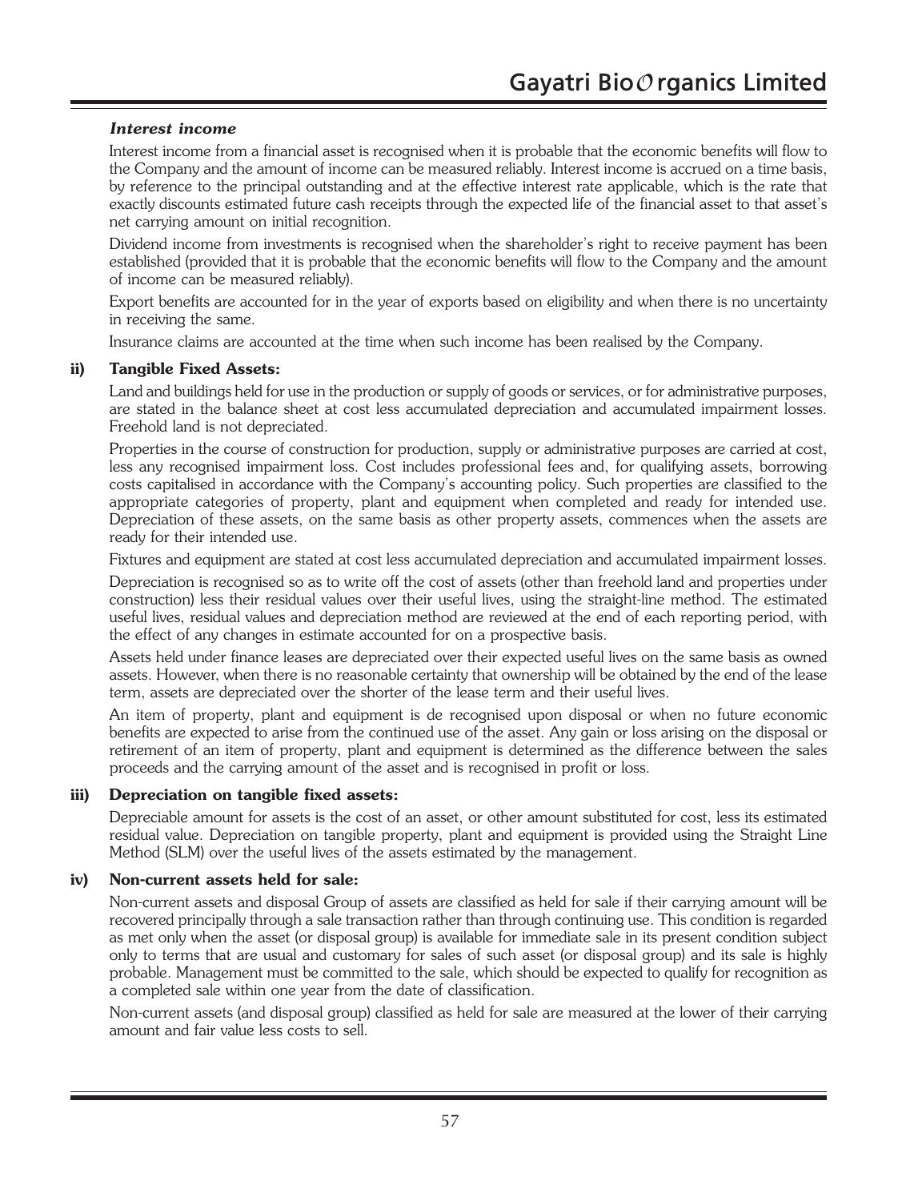***Interest income***

Interest income from a financial asset is recognised when it is probable that the economic benefits will flow to the Company and the amount of income can be measured reliably. Interest income is accrued on a time basis, by reference to the principal outstanding and at the effective interest rate applicable, which is the rate that exactly discounts estimated future cash receipts through the expected life of the financial asset to that asset's net carrying amount on initial recognition.

Dividend income from investments is recognised when the shareholder's right to receive payment has been established (provided that it is probable that the economic benefits will flow to the Company and the amount of income can be measured reliably).

Export benefits are accounted for in the year of exports based on eligibility and when there is no uncertainty in receiving the same.

Insurance claims are accounted at the time when such income has been realised by the Company.

**ii) Tangible Fixed Assets:**

Land and buildings held for use in the production or supply of goods or services, or for administrative purposes, are stated in the balance sheet at cost less accumulated depreciation and accumulated impairment losses. Freehold land is not depreciated.

Properties in the course of construction for production, supply or administrative purposes are carried at cost, less any recognised impairment loss. Cost includes professional fees and, for qualifying assets, borrowing costs capitalised in accordance with the Company's accounting policy. Such properties are classified to the appropriate categories of property, plant and equipment when completed and ready for intended use. Depreciation of these assets, on the same basis as other property assets, commences when the assets are ready for their intended use.

Fixtures and equipment are stated at cost less accumulated depreciation and accumulated impairment losses.

Depreciation is recognised so as to write off the cost of assets (other than freehold land and properties under construction) less their residual values over their useful lives, using the straight-line method. The estimated useful lives, residual values and depreciation method are reviewed at the end of each reporting period, with the effect of any changes in estimate accounted for on a prospective basis.

Assets held under finance leases are depreciated over their expected useful lives on the same basis as owned assets. However, when there is no reasonable certainty that ownership will be obtained by the end of the lease term, assets are depreciated over the shorter of the lease term and their useful lives.

An item of property, plant and equipment is de recognised upon disposal or when no future economic benefits are expected to arise from the continued use of the asset. Any gain or loss arising on the disposal or retirement of an item of property, plant and equipment is determined as the difference between the sales proceeds and the carrying amount of the asset and is recognised in profit or loss.

**iii) Depreciation on tangible fixed assets:**

Depreciable amount for assets is the cost of an asset, or other amount substituted for cost, less its estimated residual value. Depreciation on tangible property, plant and equipment is provided using the Straight Line Method (SLM) over the useful lives of the assets estimated by the management.

**iv) Non-current assets held for sale:**

Non-current assets and disposal Group of assets are classified as held for sale if their carrying amount will be recovered principally through a sale transaction rather than through continuing use. This condition is regarded as met only when the asset (or disposal group) is available for immediate sale in its present condition subject only to terms that are usual and customary for sales of such asset (or disposal group) and its sale is highly probable. Management must be committed to the sale, which should be expected to qualify for recognition as a completed sale within one year from the date of classification.

Non-current assets (and disposal group) classified as held for sale are measured at the lower of their carrying amount and fair value less costs to sell.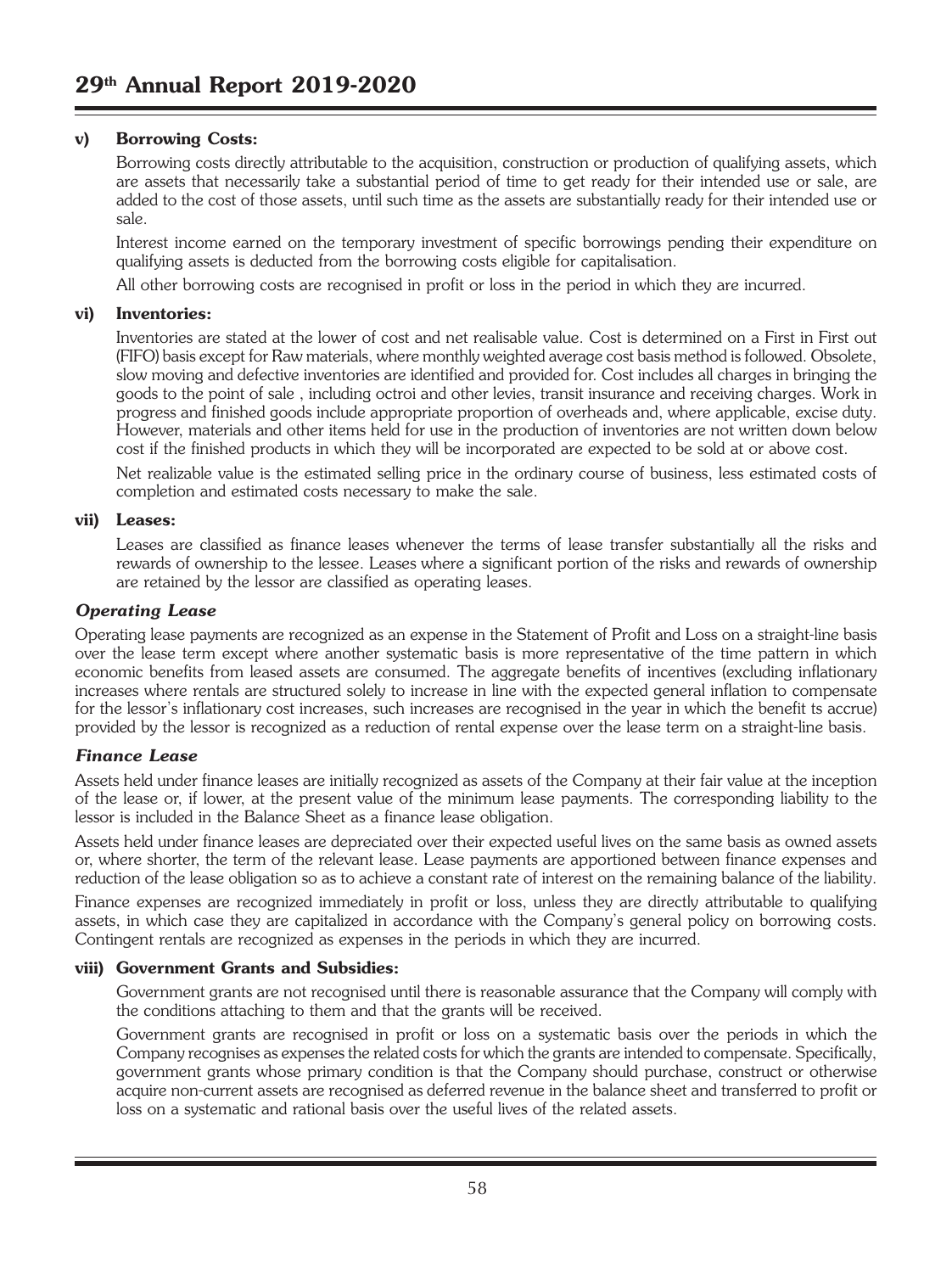#### v) Borrowing Costs:

Borrowing costs directly attributable to the acquisition, construction or production of qualifying assets, which are assets that necessarily take a substantial period of time to get ready for their intended use or sale, are added to the cost of those assets, until such time as the assets are substantially ready for their intended use or sale.

Interest income earned on the temporary investment of specific borrowings pending their expenditure on qualifying assets is deducted from the borrowing costs eligible for capitalisation.

All other borrowing costs are recognised in profit or loss in the period in which they are incurred.

#### vi) Inventories:

Inventories are stated at the lower of cost and net realisable value. Cost is determined on a First in First out (FIFO) basis except for Raw materials, where monthly weighted average cost basis method is followed. Obsolete, slow moving and defective inventories are identified and provided for. Cost includes all charges in bringing the goods to the point of sale , including octroi and other levies, transit insurance and receiving charges. Work in progress and finished goods include appropriate proportion of overheads and, where applicable, excise duty. However, materials and other items held for use in the production of inventories are not written down below cost if the finished products in which they will be incorporated are expected to be sold at or above cost.

Net realizable value is the estimated selling price in the ordinary course of business, less estimated costs of completion and estimated costs necessary to make the sale.

#### vii) Leases:

Leases are classified as finance leases whenever the terms of lease transfer substantially all the risks and rewards of ownership to the lessee. Leases where a significant portion of the risks and rewards of ownership are retained by the lessor are classified as operating leases.

***Operating Lease***

Operating lease payments are recognized as an expense in the Statement of Profit and Loss on a straight-line basis over the lease term except where another systematic basis is more representative of the time pattern in which economic benefits from leased assets are consumed. The aggregate benefits of incentives (excluding inflationary increases where rentals are structured solely to increase in line with the expected general inflation to compensate for the lessor's inflationary cost increases, such increases are recognised in the year in which the benefit ts accrue) provided by the lessor is recognized as a reduction of rental expense over the lease term on a straight-line basis.

***Finance Lease***

Assets held under finance leases are initially recognized as assets of the Company at their fair value at the inception of the lease or, if lower, at the present value of the minimum lease payments. The corresponding liability to the lessor is included in the Balance Sheet as a finance lease obligation.

Assets held under finance leases are depreciated over their expected useful lives on the same basis as owned assets or, where shorter, the term of the relevant lease. Lease payments are apportioned between finance expenses and reduction of the lease obligation so as to achieve a constant rate of interest on the remaining balance of the liability.

Finance expenses are recognized immediately in profit or loss, unless they are directly attributable to qualifying assets, in which case they are capitalized in accordance with the Company's general policy on borrowing costs. Contingent rentals are recognized as expenses in the periods in which they are incurred.

#### viii) Government Grants and Subsidies:

Government grants are not recognised until there is reasonable assurance that the Company will comply with the conditions attaching to them and that the grants will be received.

Government grants are recognised in profit or loss on a systematic basis over the periods in which the Company recognises as expenses the related costs for which the grants are intended to compensate. Specifically, government grants whose primary condition is that the Company should purchase, construct or otherwise acquire non-current assets are recognised as deferred revenue in the balance sheet and transferred to profit or loss on a systematic and rational basis over the useful lives of the related assets.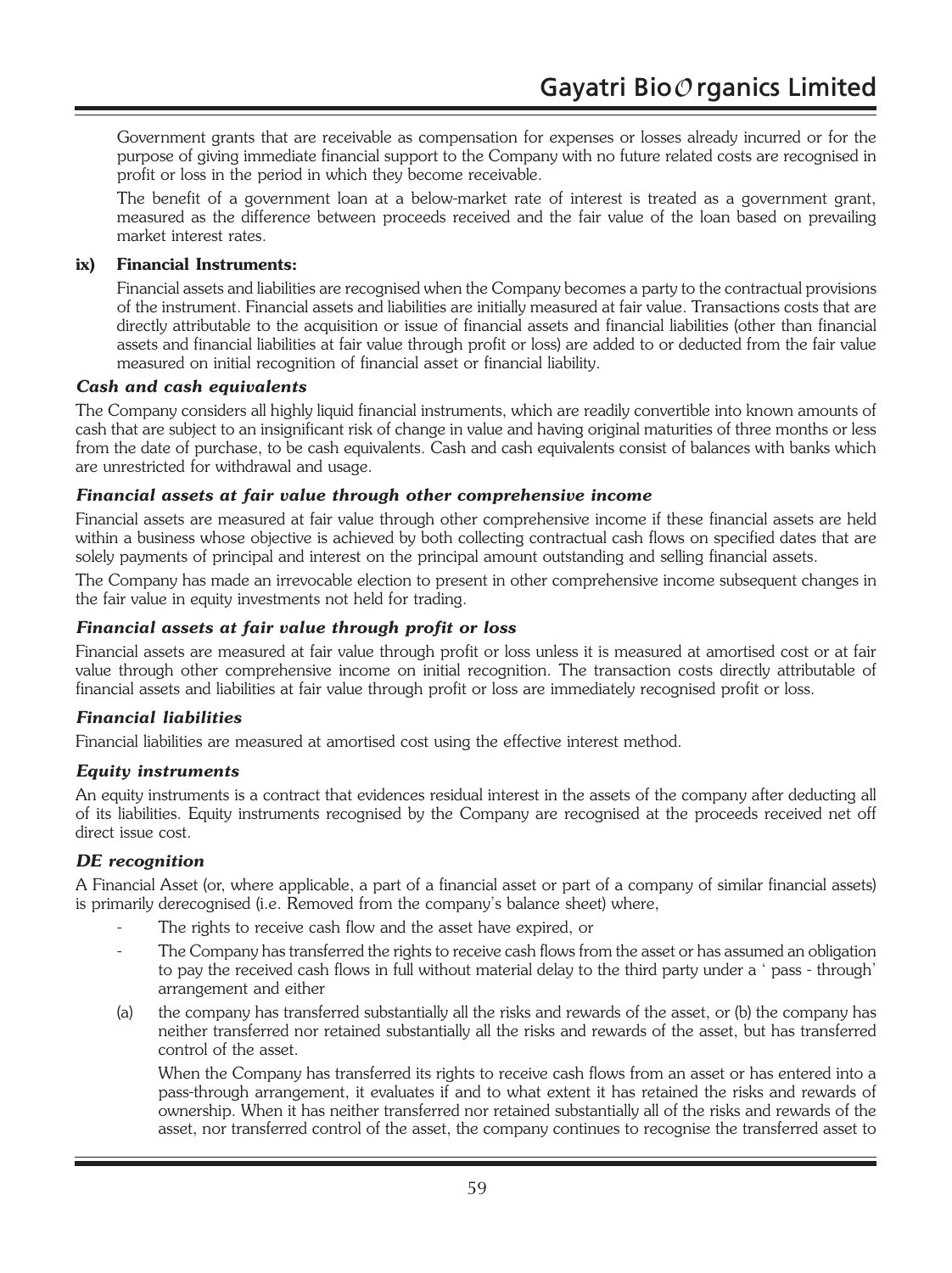Government grants that are receivable as compensation for expenses or losses already incurred or for the purpose of giving immediate financial support to the Company with no future related costs are recognised in profit or loss in the period in which they become receivable.

The benefit of a government loan at a below-market rate of interest is treated as a government grant, measured as the difference between proceeds received and the fair value of the loan based on prevailing market interest rates.

**ix) Financial Instruments:**

Financial assets and liabilities are recognised when the Company becomes a party to the contractual provisions of the instrument. Financial assets and liabilities are initially measured at fair value. Transactions costs that are directly attributable to the acquisition or issue of financial assets and financial liabilities (other than financial assets and financial liabilities at fair value through profit or loss) are added to or deducted from the fair value measured on initial recognition of financial asset or financial liability.

***Cash and cash equivalents***

The Company considers all highly liquid financial instruments, which are readily convertible into known amounts of cash that are subject to an insignificant risk of change in value and having original maturities of three months or less from the date of purchase, to be cash equivalents. Cash and cash equivalents consist of balances with banks which are unrestricted for withdrawal and usage.

***Financial assets at fair value through other comprehensive income***

Financial assets are measured at fair value through other comprehensive income if these financial assets are held within a business whose objective is achieved by both collecting contractual cash flows on specified dates that are solely payments of principal and interest on the principal amount outstanding and selling financial assets.

The Company has made an irrevocable election to present in other comprehensive income subsequent changes in the fair value in equity investments not held for trading.

***Financial assets at fair value through profit or loss***

Financial assets are measured at fair value through profit or loss unless it is measured at amortised cost or at fair value through other comprehensive income on initial recognition. The transaction costs directly attributable of financial assets and liabilities at fair value through profit or loss are immediately recognised profit or loss.

***Financial liabilities***

Financial liabilities are measured at amortised cost using the effective interest method.

***Equity instruments***

An equity instruments is a contract that evidences residual interest in the assets of the company after deducting all of its liabilities. Equity instruments recognised by the Company are recognised at the proceeds received net off direct issue cost.

***DE recognition***

A Financial Asset (or, where applicable, a part of a financial asset or part of a company of similar financial assets) is primarily derecognised (i.e. Removed from the company's balance sheet) where,

- The rights to receive cash flow and the asset have expired, or
- The Company has transferred the rights to receive cash flows from the asset or has assumed an obligation to pay the received cash flows in full without material delay to the third party under a ' pass - through' arrangement and either

(a) the company has transferred substantially all the risks and rewards of the asset, or (b) the company has neither transferred nor retained substantially all the risks and rewards of the asset, but has transferred control of the asset.

When the Company has transferred its rights to receive cash flows from an asset or has entered into a pass-through arrangement, it evaluates if and to what extent it has retained the risks and rewards of ownership. When it has neither transferred nor retained substantially all of the risks and rewards of the asset, nor transferred control of the asset, the company continues to recognise the transferred asset to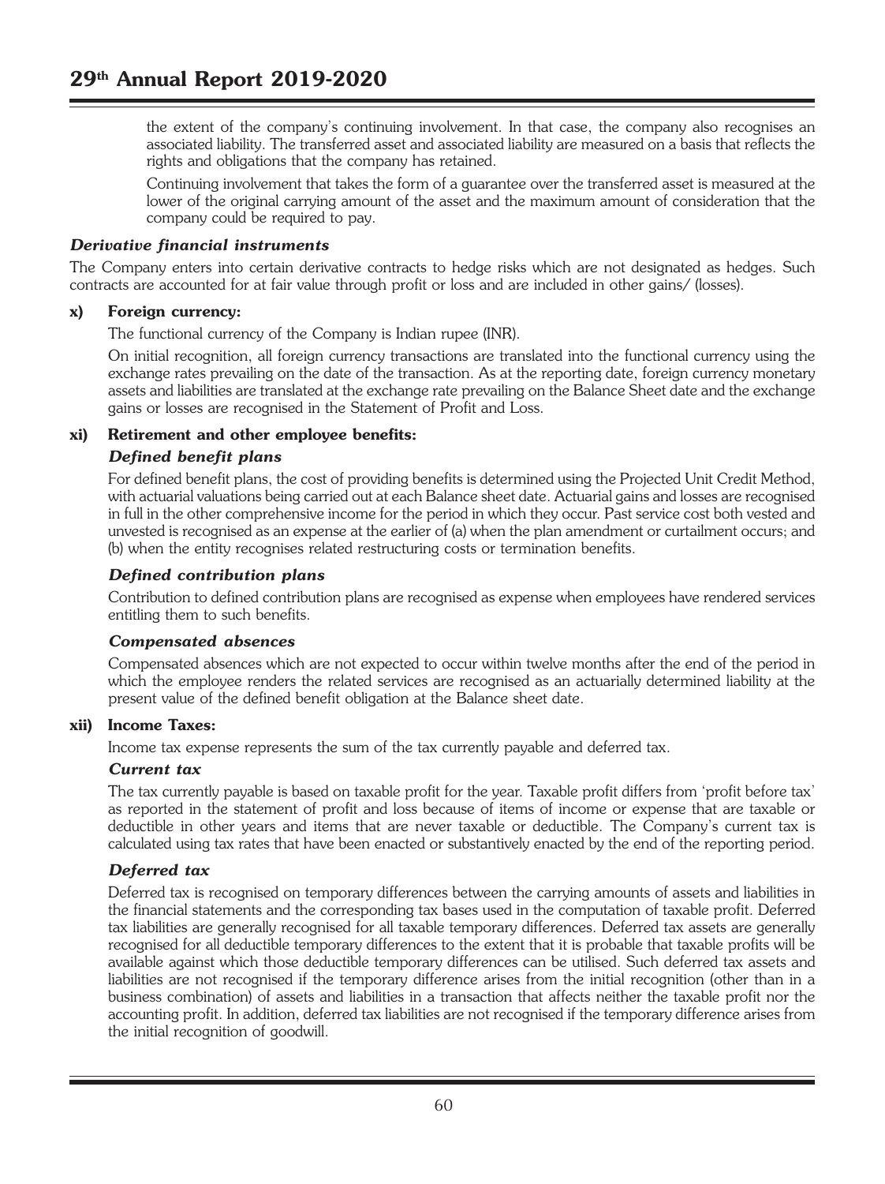the extent of the company's continuing involvement. In that case, the company also recognises an associated liability. The transferred asset and associated liability are measured on a basis that reflects the rights and obligations that the company has retained.

Continuing involvement that takes the form of a guarantee over the transferred asset is measured at the lower of the original carrying amount of the asset and the maximum amount of consideration that the company could be required to pay.

***Derivative financial instruments***

The Company enters into certain derivative contracts to hedge risks which are not designated as hedges. Such contracts are accounted for at fair value through profit or loss and are included in other gains/ (losses).

**x) Foreign currency:**

The functional currency of the Company is Indian rupee (INR).

On initial recognition, all foreign currency transactions are translated into the functional currency using the exchange rates prevailing on the date of the transaction. As at the reporting date, foreign currency monetary assets and liabilities are translated at the exchange rate prevailing on the Balance Sheet date and the exchange gains or losses are recognised in the Statement of Profit and Loss.

**xi) Retirement and other employee benefits:**

***Defined benefit plans***

For defined benefit plans, the cost of providing benefits is determined using the Projected Unit Credit Method, with actuarial valuations being carried out at each Balance sheet date. Actuarial gains and losses are recognised in full in the other comprehensive income for the period in which they occur. Past service cost both vested and unvested is recognised as an expense at the earlier of (a) when the plan amendment or curtailment occurs; and (b) when the entity recognises related restructuring costs or termination benefits.

***Defined contribution plans***

Contribution to defined contribution plans are recognised as expense when employees have rendered services entitling them to such benefits.

***Compensated absences***

Compensated absences which are not expected to occur within twelve months after the end of the period in which the employee renders the related services are recognised as an actuarially determined liability at the present value of the defined benefit obligation at the Balance sheet date.

**xii) Income Taxes:**

Income tax expense represents the sum of the tax currently payable and deferred tax.

***Current tax***

The tax currently payable is based on taxable profit for the year. Taxable profit differs from 'profit before tax' as reported in the statement of profit and loss because of items of income or expense that are taxable or deductible in other years and items that are never taxable or deductible. The Company's current tax is calculated using tax rates that have been enacted or substantively enacted by the end of the reporting period.

***Deferred tax***

Deferred tax is recognised on temporary differences between the carrying amounts of assets and liabilities in the financial statements and the corresponding tax bases used in the computation of taxable profit. Deferred tax liabilities are generally recognised for all taxable temporary differences. Deferred tax assets are generally recognised for all deductible temporary differences to the extent that it is probable that taxable profits will be available against which those deductible temporary differences can be utilised. Such deferred tax assets and liabilities are not recognised if the temporary difference arises from the initial recognition (other than in a business combination) of assets and liabilities in a transaction that affects neither the taxable profit nor the accounting profit. In addition, deferred tax liabilities are not recognised if the temporary difference arises from the initial recognition of goodwill.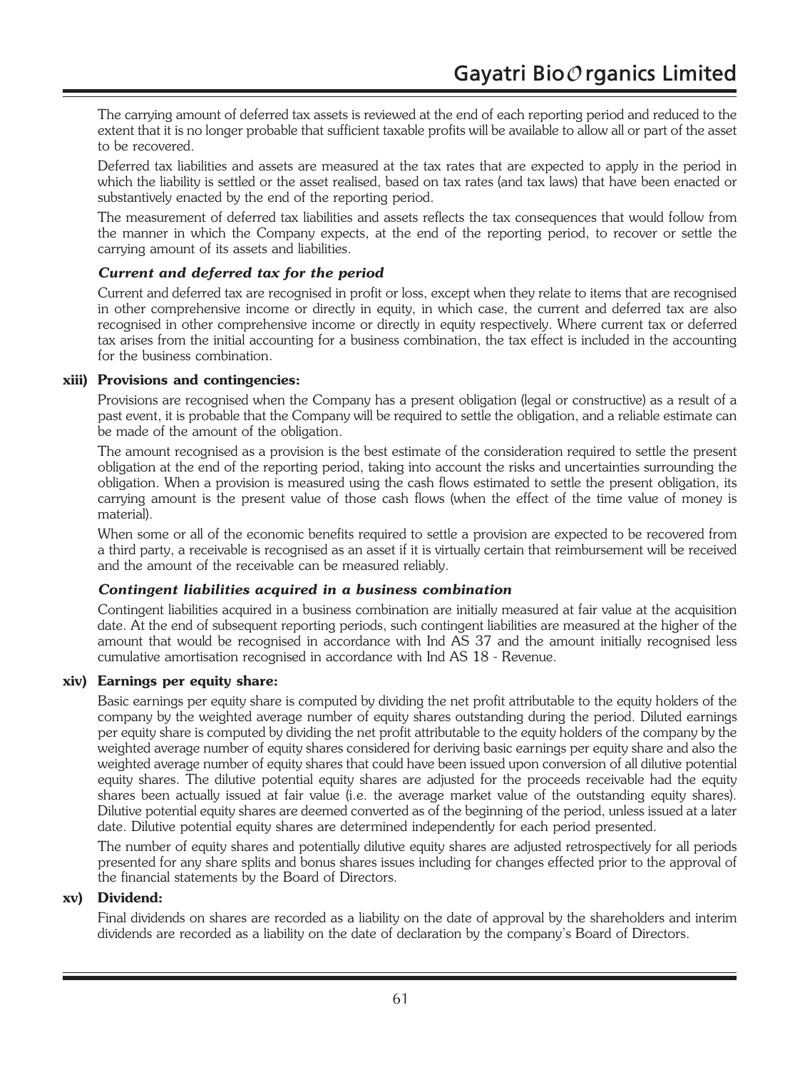The carrying amount of deferred tax assets is reviewed at the end of each reporting period and reduced to the extent that it is no longer probable that sufficient taxable profits will be available to allow all or part of the asset to be recovered.

Deferred tax liabilities and assets are measured at the tax rates that are expected to apply in the period in which the liability is settled or the asset realised, based on tax rates (and tax laws) that have been enacted or substantively enacted by the end of the reporting period.

The measurement of deferred tax liabilities and assets reflects the tax consequences that would follow from the manner in which the Company expects, at the end of the reporting period, to recover or settle the carrying amount of its assets and liabilities.

***Current and deferred tax for the period***

Current and deferred tax are recognised in profit or loss, except when they relate to items that are recognised in other comprehensive income or directly in equity, in which case, the current and deferred tax are also recognised in other comprehensive income or directly in equity respectively. Where current tax or deferred tax arises from the initial accounting for a business combination, the tax effect is included in the accounting for the business combination.

**xiii) Provisions and contingencies:**

Provisions are recognised when the Company has a present obligation (legal or constructive) as a result of a past event, it is probable that the Company will be required to settle the obligation, and a reliable estimate can be made of the amount of the obligation.

The amount recognised as a provision is the best estimate of the consideration required to settle the present obligation at the end of the reporting period, taking into account the risks and uncertainties surrounding the obligation. When a provision is measured using the cash flows estimated to settle the present obligation, its carrying amount is the present value of those cash flows (when the effect of the time value of money is material).

When some or all of the economic benefits required to settle a provision are expected to be recovered from a third party, a receivable is recognised as an asset if it is virtually certain that reimbursement will be received and the amount of the receivable can be measured reliably.

***Contingent liabilities acquired in a business combination***

Contingent liabilities acquired in a business combination are initially measured at fair value at the acquisition date. At the end of subsequent reporting periods, such contingent liabilities are measured at the higher of the amount that would be recognised in accordance with Ind AS 37 and the amount initially recognised less cumulative amortisation recognised in accordance with Ind AS 18 - Revenue.

**xiv) Earnings per equity share:**

Basic earnings per equity share is computed by dividing the net profit attributable to the equity holders of the company by the weighted average number of equity shares outstanding during the period. Diluted earnings per equity share is computed by dividing the net profit attributable to the equity holders of the company by the weighted average number of equity shares considered for deriving basic earnings per equity share and also the weighted average number of equity shares that could have been issued upon conversion of all dilutive potential equity shares. The dilutive potential equity shares are adjusted for the proceeds receivable had the equity shares been actually issued at fair value (i.e. the average market value of the outstanding equity shares). Dilutive potential equity shares are deemed converted as of the beginning of the period, unless issued at a later date. Dilutive potential equity shares are determined independently for each period presented.

The number of equity shares and potentially dilutive equity shares are adjusted retrospectively for all periods presented for any share splits and bonus shares issues including for changes effected prior to the approval of the financial statements by the Board of Directors.

**xv) Dividend:**

Final dividends on shares are recorded as a liability on the date of approval by the shareholders and interim dividends are recorded as a liability on the date of declaration by the company's Board of Directors.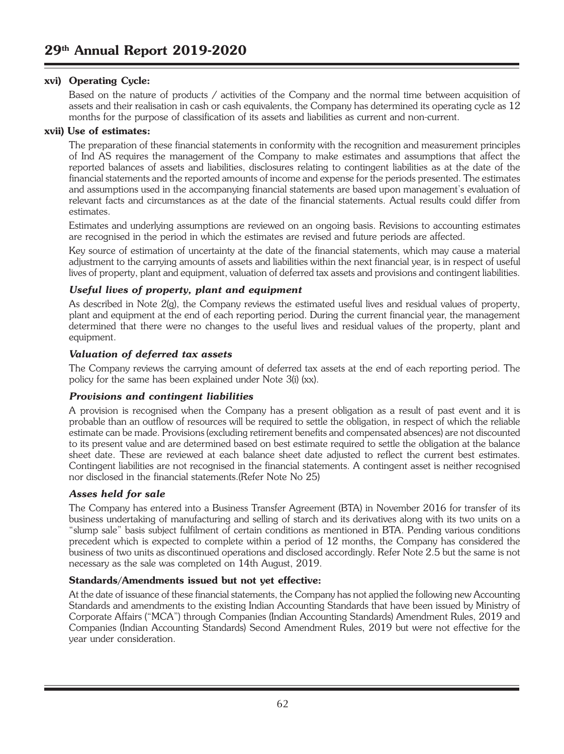#### xvi) Operating Cycle:

Based on the nature of products / activities of the Company and the normal time between acquisition of assets and their realisation in cash or cash equivalents, the Company has determined its operating cycle as 12 months for the purpose of classification of its assets and liabilities as current and non-current.

#### xvii) Use of estimates:

The preparation of these financial statements in conformity with the recognition and measurement principles of Ind AS requires the management of the Company to make estimates and assumptions that affect the reported balances of assets and liabilities, disclosures relating to contingent liabilities as at the date of the financial statements and the reported amounts of income and expense for the periods presented. The estimates and assumptions used in the accompanying financial statements are based upon management's evaluation of relevant facts and circumstances as at the date of the financial statements. Actual results could differ from estimates.

Estimates and underlying assumptions are reviewed on an ongoing basis. Revisions to accounting estimates are recognised in the period in which the estimates are revised and future periods are affected.

Key source of estimation of uncertainty at the date of the financial statements, which may cause a material adjustment to the carrying amounts of assets and liabilities within the next financial year, is in respect of useful lives of property, plant and equipment, valuation of deferred tax assets and provisions and contingent liabilities.

***Useful lives of property, plant and equipment***

As described in Note 2(g), the Company reviews the estimated useful lives and residual values of property, plant and equipment at the end of each reporting period. During the current financial year, the management determined that there were no changes to the useful lives and residual values of the property, plant and equipment.

***Valuation of deferred tax assets***

The Company reviews the carrying amount of deferred tax assets at the end of each reporting period. The policy for the same has been explained under Note 3(i) (xx).

***Provisions and contingent liabilities***

A provision is recognised when the Company has a present obligation as a result of past event and it is probable than an outflow of resources will be required to settle the obligation, in respect of which the reliable estimate can be made. Provisions (excluding retirement benefits and compensated absences) are not discounted to its present value and are determined based on best estimate required to settle the obligation at the balance sheet date. These are reviewed at each balance sheet date adjusted to reflect the current best estimates. Contingent liabilities are not recognised in the financial statements. A contingent asset is neither recognised nor disclosed in the financial statements.(Refer Note No 25)

***Asses held for sale***

The Company has entered into a Business Transfer Agreement (BTA) in November 2016 for transfer of its business undertaking of manufacturing and selling of starch and its derivatives along with its two units on a "slump sale" basis subject fulfilment of certain conditions as mentioned in BTA. Pending various conditions precedent which is expected to complete within a period of 12 months, the Company has considered the business of two units as discontinued operations and disclosed accordingly. Refer Note 2.5 but the same is not necessary as the sale was completed on 14th August, 2019.

**Standards/Amendments issued but not yet effective:**

At the date of issuance of these financial statements, the Company has not applied the following new Accounting Standards and amendments to the existing Indian Accounting Standards that have been issued by Ministry of Corporate Affairs ("MCA") through Companies (Indian Accounting Standards) Amendment Rules, 2019 and Companies (Indian Accounting Standards) Second Amendment Rules, 2019 but were not effective for the year under consideration.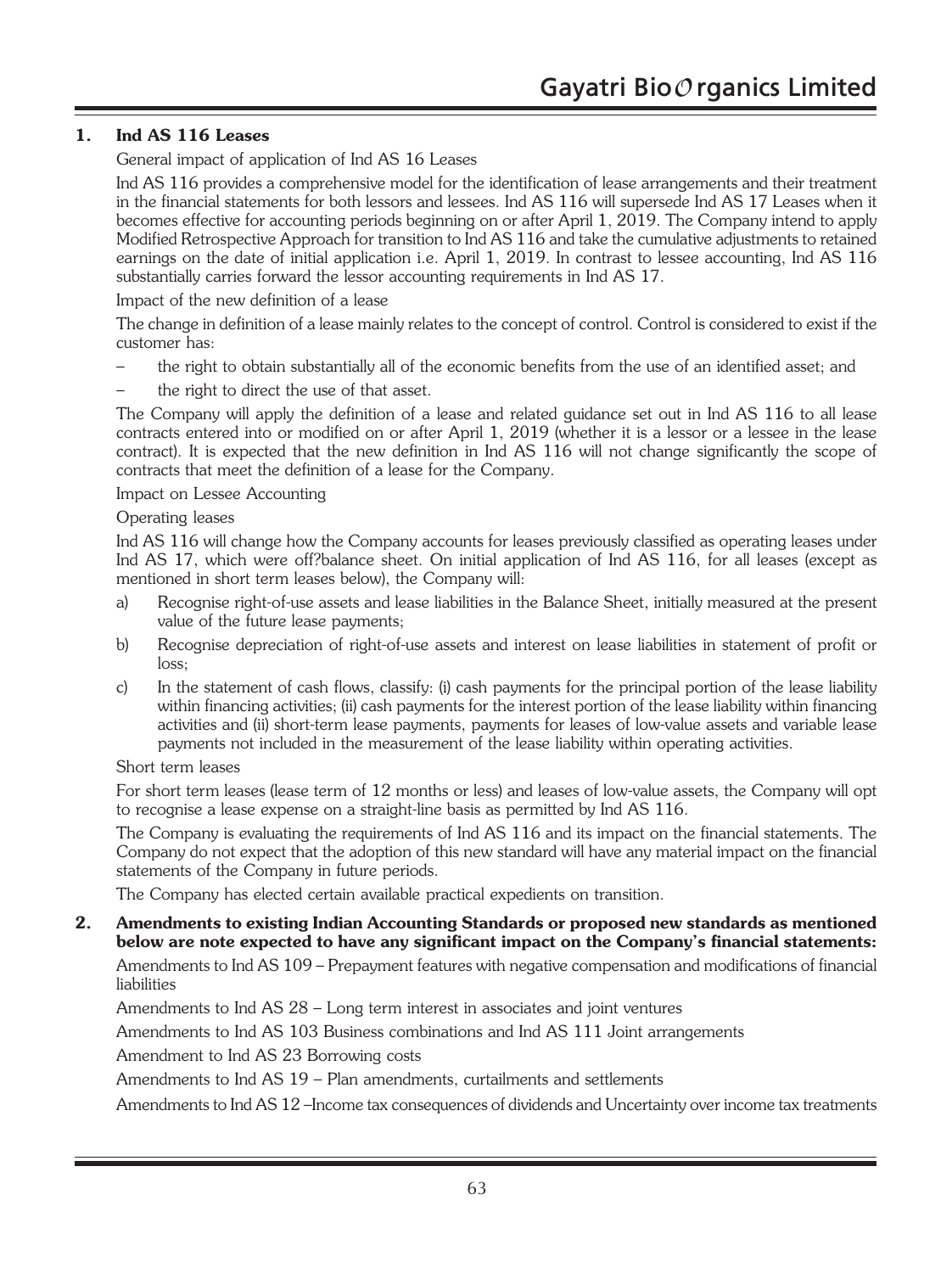## 1. Ind AS 116 Leases

General impact of application of Ind AS 16 Leases

Ind AS 116 provides a comprehensive model for the identification of lease arrangements and their treatment in the financial statements for both lessors and lessees. Ind AS 116 will supersede Ind AS 17 Leases when it becomes effective for accounting periods beginning on or after April 1, 2019. The Company intend to apply Modified Retrospective Approach for transition to Ind AS 116 and take the cumulative adjustments to retained earnings on the date of initial application i.e. April 1, 2019. In contrast to lessee accounting, Ind AS 116 substantially carries forward the lessor accounting requirements in Ind AS 17.

Impact of the new definition of a lease

The change in definition of a lease mainly relates to the concept of control. Control is considered to exist if the customer has:

- the right to obtain substantially all of the economic benefits from the use of an identified asset; and
- the right to direct the use of that asset.

The Company will apply the definition of a lease and related guidance set out in Ind AS 116 to all lease contracts entered into or modified on or after April 1, 2019 (whether it is a lessor or a lessee in the lease contract). It is expected that the new definition in Ind AS 116 will not change significantly the scope of contracts that meet the definition of a lease for the Company.

Impact on Lessee Accounting

Operating leases

Ind AS 116 will change how the Company accounts for leases previously classified as operating leases under Ind AS 17, which were off?balance sheet. On initial application of Ind AS 116, for all leases (except as mentioned in short term leases below), the Company will:

a) Recognise right-of-use assets and lease liabilities in the Balance Sheet, initially measured at the present value of the future lease payments;

b) Recognise depreciation of right-of-use assets and interest on lease liabilities in statement of profit or loss;

c) In the statement of cash flows, classify: (i) cash payments for the principal portion of the lease liability within financing activities; (ii) cash payments for the interest portion of the lease liability within financing activities and (ii) short-term lease payments, payments for leases of low-value assets and variable lease payments not included in the measurement of the lease liability within operating activities.

Short term leases

For short term leases (lease term of 12 months or less) and leases of low-value assets, the Company will opt to recognise a lease expense on a straight-line basis as permitted by Ind AS 116.

The Company is evaluating the requirements of Ind AS 116 and its impact on the financial statements. The Company do not expect that the adoption of this new standard will have any material impact on the financial statements of the Company in future periods.

The Company has elected certain available practical expedients on transition.

## 2. Amendments to existing Indian Accounting Standards or proposed new standards as mentioned below are note expected to have any significant impact on the Company's financial statements:

Amendments to Ind AS 109 – Prepayment features with negative compensation and modifications of financial liabilities

Amendments to Ind AS 28 – Long term interest in associates and joint ventures

Amendments to Ind AS 103 Business combinations and Ind AS 111 Joint arrangements

Amendment to Ind AS 23 Borrowing costs

Amendments to Ind AS 19 – Plan amendments, curtailments and settlements

Amendments to Ind AS 12 –Income tax consequences of dividends and Uncertainty over income tax treatments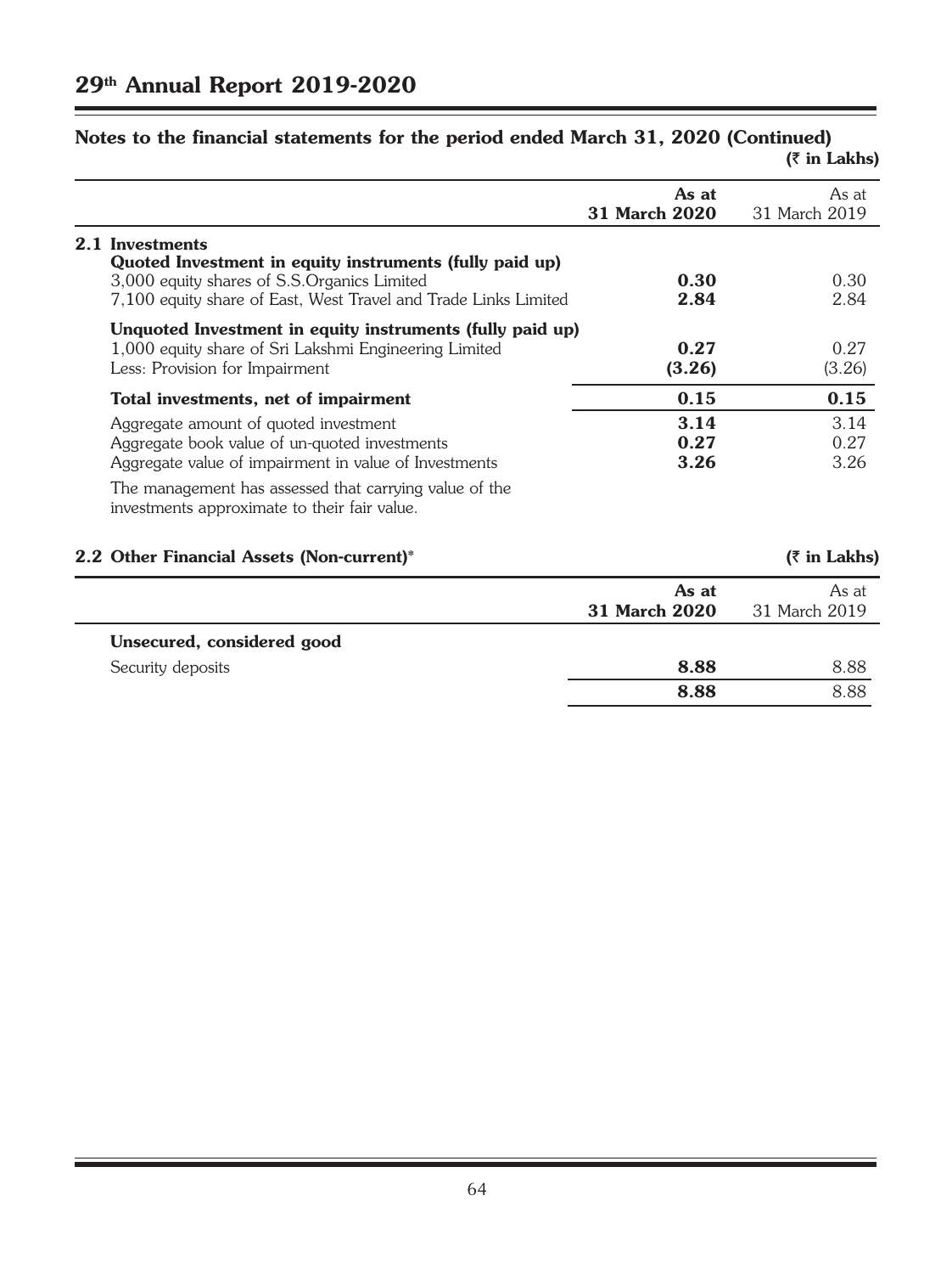## Notes to the financial statements for the period ended March 31, 2020 (Continued)

(₹ in Lakhs)

| | As at 31 March 2020 | As at 31 March 2019 |
|---|---|---|
| **2.1 Investments** | | |
| **Quoted Investment in equity instruments (fully paid up)** | | |
| 3,000 equity shares of S.S.Organics Limited | **0.30** | 0.30 |
| 7,100 equity share of East, West Travel and Trade Links Limited | **2.84** | 2.84 |
| **Unquoted Investment in equity instruments (fully paid up)** | | |
| 1,000 equity share of Sri Lakshmi Engineering Limited | **0.27** | 0.27 |
| Less: Provision for Impairment | **(3.26)** | (3.26) |
| **Total investments, net of impairment** | **0.15** | **0.15** |
| Aggregate amount of quoted investment | **3.14** | 3.14 |
| Aggregate book value of un-quoted investments | **0.27** | 0.27 |
| Aggregate value of impairment in value of Investments | **3.26** | 3.26 |

The management has assessed that carrying value of the investments approximate to their fair value.

### 2.2 Other Financial Assets (Non-current)*

(₹ in Lakhs)

| | As at 31 March 2020 | As at 31 March 2019 |
|---|---|---|
| **Unsecured, considered good** | | |
| Security deposits | **8.88** | 8.88 |
| | **8.88** | 8.88 |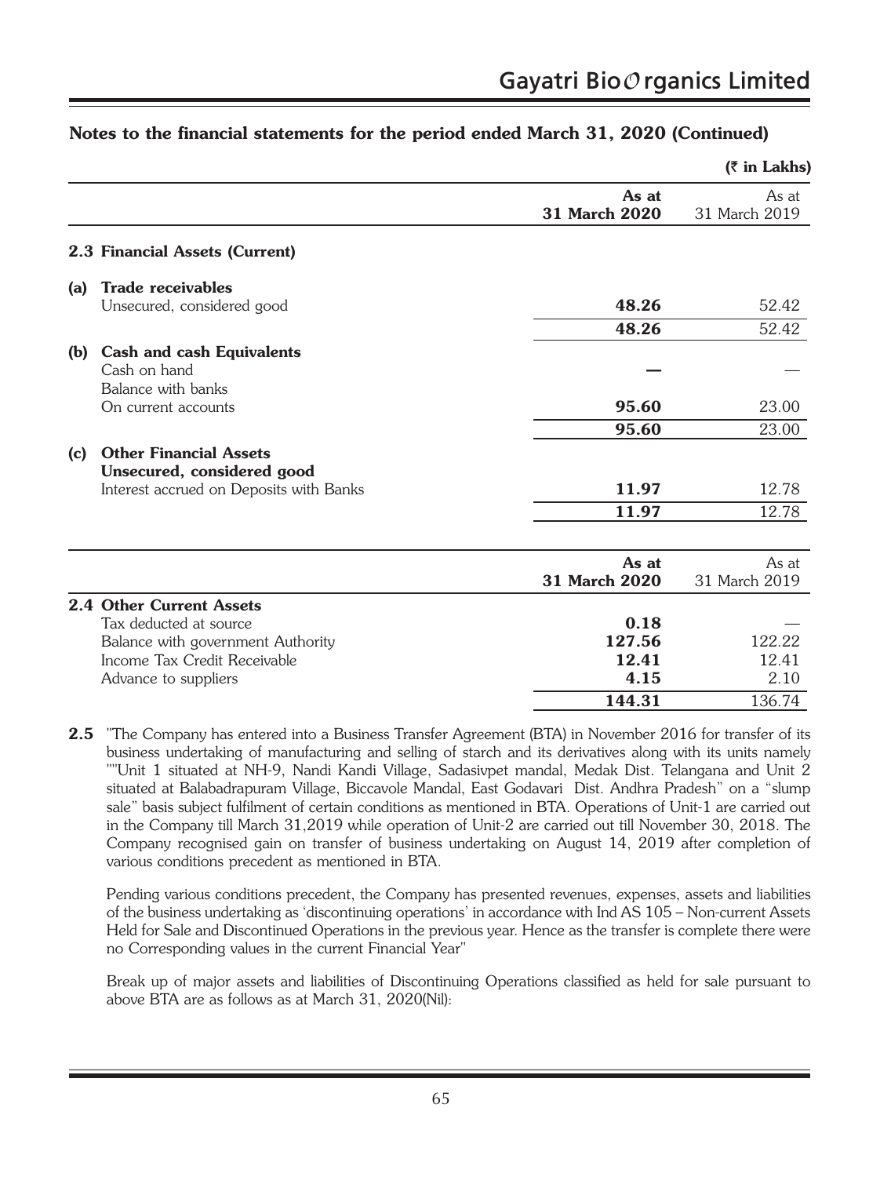## Notes to the financial statements for the period ended March 31, 2020 (Continued)

(₹ in Lakhs)

| | As at 31 March 2020 | As at 31 March 2019 |
|---|---|---|
| **2.3 Financial Assets (Current)** | | |
| **(a) Trade receivables** | | |
| Unsecured, considered good | **48.26** | 52.42 |
| | **48.26** | 52.42 |
| **(b) Cash and cash Equivalents** | | |
| Cash on hand | **—** | — |
| Balance with banks | | |
| On current accounts | **95.60** | 23.00 |
| | **95.60** | 23.00 |
| **(c) Other Financial Assets** | | |
| **Unsecured, considered good** | | |
| Interest accrued on Deposits with Banks | **11.97** | 12.78 |
| | **11.97** | 12.78 |

| | As at 31 March 2020 | As at 31 March 2019 |
|---|---|---|
| **2.4 Other Current Assets** | | |
| Tax deducted at source | **0.18** | — |
| Balance with government Authority | **127.56** | 122.22 |
| Income Tax Credit Receivable | **12.41** | 12.41 |
| Advance to suppliers | **4.15** | 2.10 |
| | **144.31** | 136.74 |

**2.5** "The Company has entered into a Business Transfer Agreement (BTA) in November 2016 for transfer of its business undertaking of manufacturing and selling of starch and its derivatives along with its units namely ""Unit 1 situated at NH-9, Nandi Kandi Village, Sadasivpet mandal, Medak Dist. Telangana and Unit 2 situated at Balabadrapuram Village, Biccavole Mandal, East Godavari Dist. Andhra Pradesh" on a "slump sale" basis subject fulfilment of certain conditions as mentioned in BTA. Operations of Unit-1 are carried out in the Company till March 31,2019 while operation of Unit-2 are carried out till November 30, 2018. The Company recognised gain on transfer of business undertaking on August 14, 2019 after completion of various conditions precedent as mentioned in BTA.

Pending various conditions precedent, the Company has presented revenues, expenses, assets and liabilities of the business undertaking as 'discontinuing operations' in accordance with Ind AS 105 – Non-current Assets Held for Sale and Discontinued Operations in the previous year. Hence as the transfer is complete there were no Corresponding values in the current Financial Year"

Break up of major assets and liabilities of Discontinuing Operations classified as held for sale pursuant to above BTA are as follows as at March 31, 2020(Nil):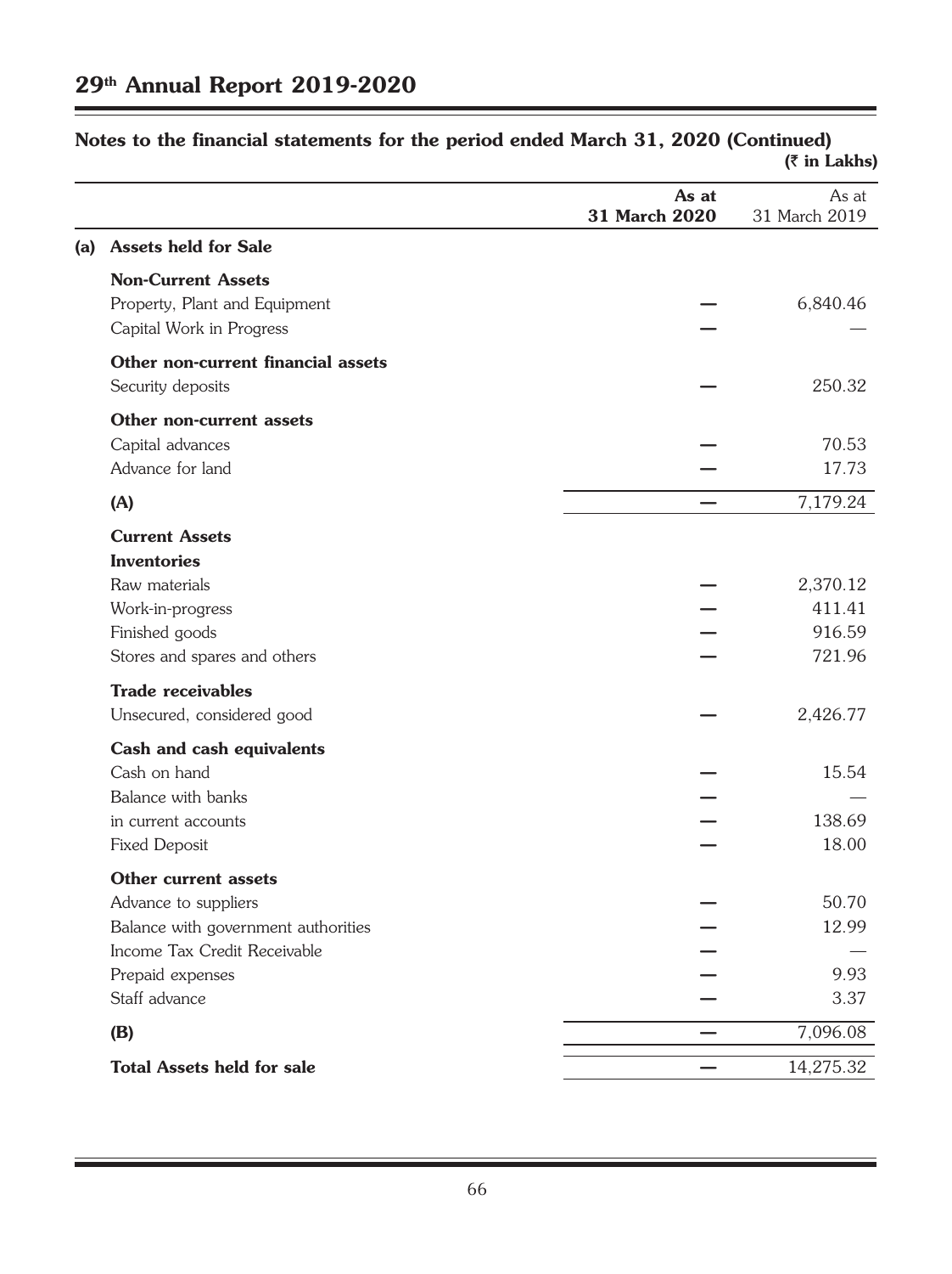## Notes to the financial statements for the period ended March 31, 2020 (Continued)

(₹ in Lakhs)

| | | As at 31 March 2020 | As at 31 March 2019 |
|---|---|---|---|
| **(a)** | **Assets held for Sale** | | |
| | **Non-Current Assets** | | |
| | Property, Plant and Equipment | — | 6,840.46 |
| | Capital Work in Progress | — | — |
| | **Other non-current financial assets** | | |
| | Security deposits | — | 250.32 |
| | **Other non-current assets** | | |
| | Capital advances | — | 70.53 |
| | Advance for land | — | 17.73 |
| | **(A)** | — | 7,179.24 |
| | **Current Assets** | | |
| | **Inventories** | | |
| | Raw materials | — | 2,370.12 |
| | Work-in-progress | — | 411.41 |
| | Finished goods | — | 916.59 |
| | Stores and spares and others | — | 721.96 |
| | **Trade receivables** | | |
| | Unsecured, considered good | — | 2,426.77 |
| | **Cash and cash equivalents** | | |
| | Cash on hand | — | 15.54 |
| | Balance with banks | — | — |
| | in current accounts | — | 138.69 |
| | Fixed Deposit | — | 18.00 |
| | **Other current assets** | | |
| | Advance to suppliers | — | 50.70 |
| | Balance with government authorities | — | 12.99 |
| | Income Tax Credit Receivable | — | — |
| | Prepaid expenses | — | 9.93 |
| | Staff advance | — | 3.37 |
| | **(B)** | — | 7,096.08 |
| | **Total Assets held for sale** | — | 14,275.32 |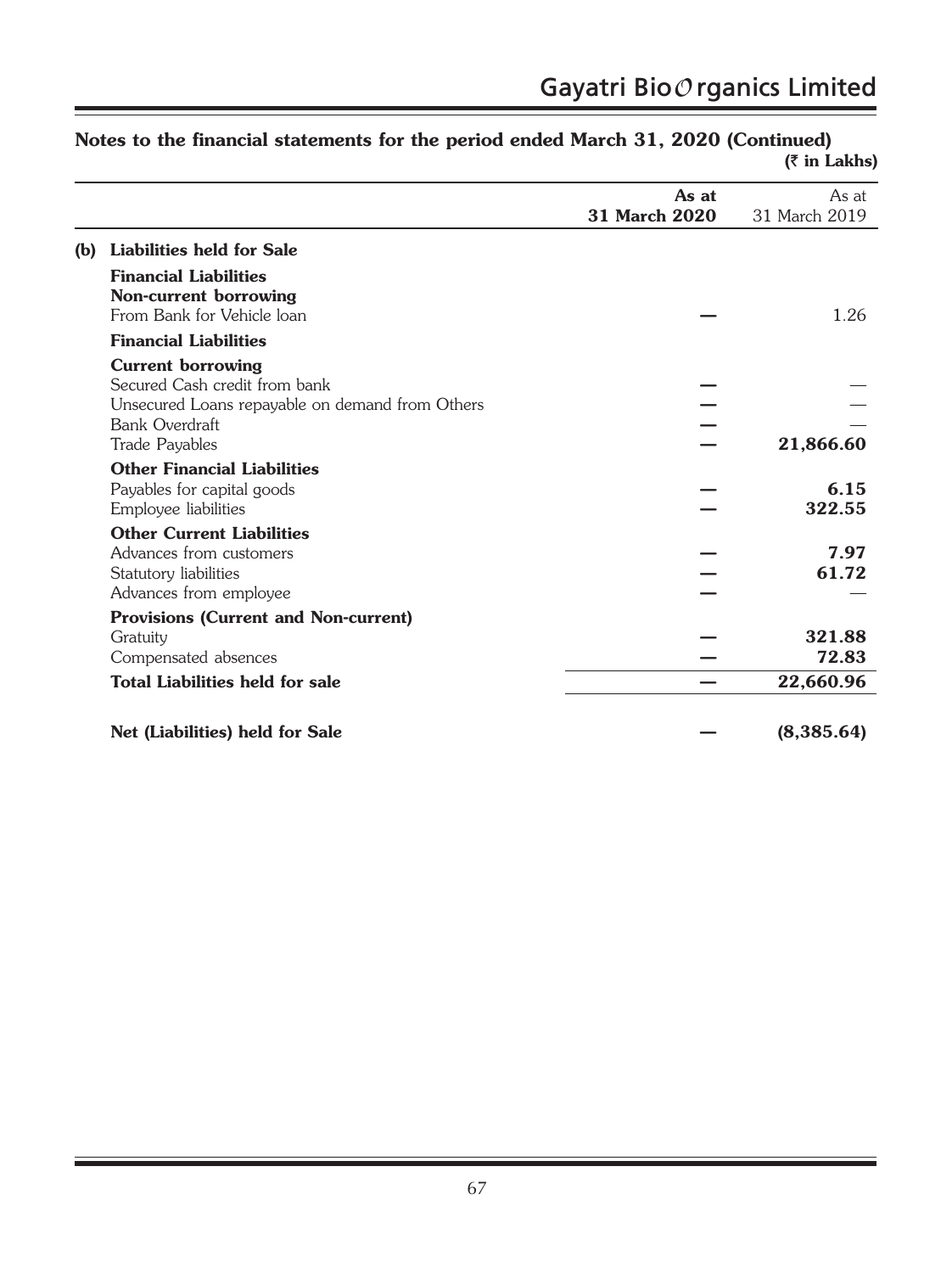## Notes to the financial statements for the period ended March 31, 2020 (Continued)

(₹ in Lakhs)

| | As at 31 March 2020 | As at 31 March 2019 |
|---|---|---|
| **(b) Liabilities held for Sale** | | |
| **Financial Liabilities** | | |
| **Non-current borrowing** | | |
| From Bank for Vehicle loan | — | 1.26 |
| **Financial Liabilities** | | |
| **Current borrowing** | | |
| Secured Cash credit from bank | — | — |
| Unsecured Loans repayable on demand from Others | — | — |
| Bank Overdraft | — | — |
| Trade Payables | — | **21,866.60** |
| **Other Financial Liabilities** | | |
| Payables for capital goods | — | **6.15** |
| Employee liabilities | — | **322.55** |
| **Other Current Liabilities** | | |
| Advances from customers | — | **7.97** |
| Statutory liabilities | — | **61.72** |
| Advances from employee | — | — |
| **Provisions (Current and Non-current)** | | |
| Gratuity | — | **321.88** |
| Compensated absences | — | **72.83** |
| **Total Liabilities held for sale** | — | **22,660.96** |
| **Net (Liabilities) held for Sale** | — | **(8,385.64)** |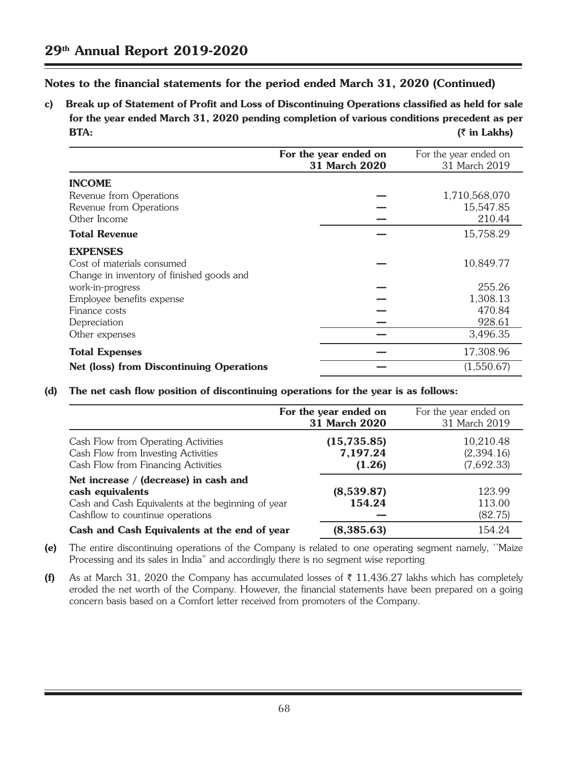## Notes to the financial statements for the period ended March 31, 2020 (Continued)

**c) Break up of Statement of Profit and Loss of Discontinuing Operations classified as held for sale for the year ended March 31, 2020 pending completion of various conditions precedent as per BTA:** **(₹ in Lakhs)**

| | **For the year ended on 31 March 2020** | For the year ended on 31 March 2019 |
|---|---|---|
| **INCOME** | | |
| Revenue from Operations | — | 1,710,568,070 |
| Revenue from Operations | — | 15,547.85 |
| Other Income | — | 210.44 |
| **Total Revenue** | — | 15,758.29 |
| **EXPENSES** | | |
| Cost of materials consumed | — | 10,849.77 |
| Change in inventory of finished goods and work-in-progress | — | 255.26 |
| Employee benefits expense | — | 1,308.13 |
| Finance costs | — | 470.84 |
| Depreciation | — | 928.61 |
| Other expenses | — | 3,496.35 |
| **Total Expenses** | — | 17,308.96 |
| **Net (loss) from Discontinuing Operations** | — | (1,550.67) |

**(d) The net cash flow position of discontinuing operations for the year is as follows:**

| | **For the year ended on 31 March 2020** | For the year ended on 31 March 2019 |
|---|---|---|
| Cash Flow from Operating Activities | **(15,735.85)** | 10,210.48 |
| Cash Flow from Investing Activities | **7,197.24** | (2,394.16) |
| Cash Flow from Financing Activities | **(1.26)** | (7,692.33) |
| **Net increase / (decrease) in cash and cash equivalents** | **(8,539.87)** | 123.99 |
| Cash and Cash Equivalents at the beginning of year | **154.24** | 113.00 |
| Cashflow to countinue operations | — | (82.75) |
| **Cash and Cash Equivalents at the end of year** | **(8,385.63)** | 154.24 |

**(e)** The entire discontinuing operations of the Company is related to one operating segment namely, ''Maize Processing and its sales in India" and accordingly there is no segment wise reporting

**(f)** As at March 31, 2020 the Company has accumulated losses of ₹ 11,436.27 lakhs which has completely eroded the net worth of the Company. However, the financial statements have been prepared on a going concern basis based on a Comfort letter received from promoters of the Company.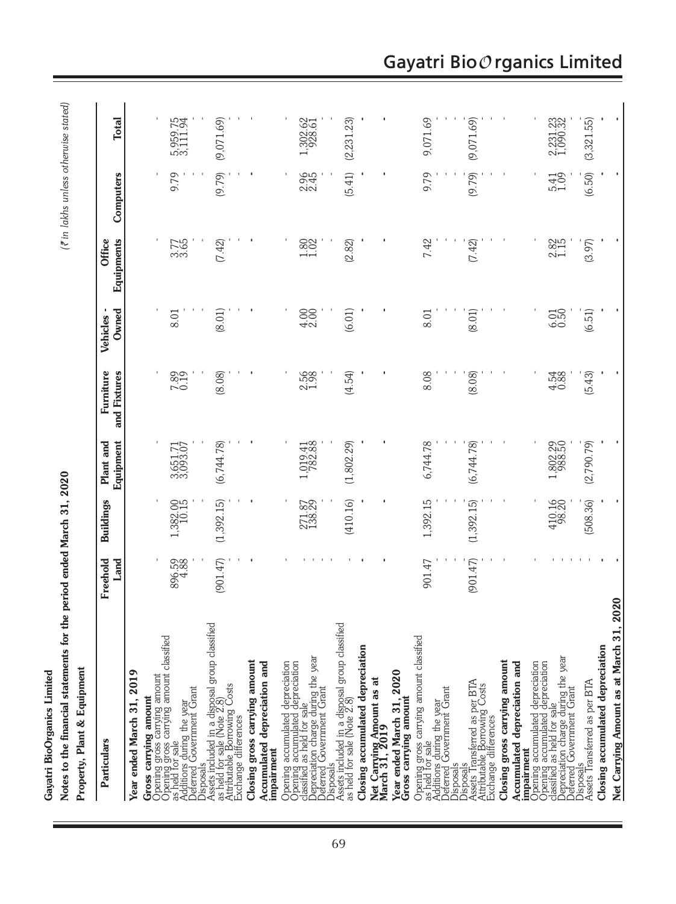Gayatri BioOrganics Limited

Notes to the financial statements for the period ended March 31, 2020

(₹ in lakhs unless otherwise stated)

Property, Plant & Equipment

| Particulars | Freehold Land | Buildings | Plant and Equipment | Furniture and Fixtures | Vehicles - Owned | Office Equipments | Computers | Total |
|---|---|---|---|---|---|---|---|---|
| **Year ended March 31, 2019** | | | | | | | | |
| **Gross carrying amount** | | | | | | | | |
| Opening gross carrying amount | - | - | - | - | - | - | - | - |
| Opening gross carrying amount classified as held for sale | 896.59 | 1,382.00 | 3,651.71 | 7.89 | 8.01 | 3.77 | 9.79 | 5,959.75 |
| Additions during the year | 4.88 | 10.15 | 3,093.07 | 0.19 | - | 3.65 | - | 3,111.94 |
| Deferred Government Grant | - | - | - | - | - | - | - | - |
| Disposals | - | - | - | - | - | - | - | - |
| Assets included in a disposal group classified as held for sale (Note 2.8) | (901.47) | (1,392.15) | (6,744.78) | (8.08) | (8.01) | (7.42) | (9.79) | (9,071.69) |
| Attributable Borrowing Costs | - | - | - | - | - | - | - | - |
| Exchange differences | - | - | - | - | - | - | - | - |
| **Closing gross carrying amount** | - | - | - | - | - | - | - | - |
| **Accumulated depreciation and impairment** | | | | | | | | |
| Opening accumulated depreciation | - | - | - | - | - | - | - | - |
| Opening accumulated depreciation classified as held for sale | - | 271.87 | 1,019.41 | 2.56 | 4.00 | 1.80 | 2.96 | 1,302.62 |
| Depreciation charge during the year | - | 138.29 | 782.88 | 1.98 | 2.00 | 1.02 | 2.45 | 928.61 |
| Deferred Government Grant | - | - | - | - | - | - | - | - |
| Disposals | - | - | - | - | - | - | - | - |
| Assets included in a disposal group classified as held for sale (Note 2.8) | - | (410.16) | (1,802.29) | (4.54) | (6.01) | (2.82) | (5.41) | (2,231.23) |
| **Closing accumulated depreciation** | - | - | - | - | - | - | - | - |
| **Net Carrying Amount as at March 31, 2019** | - | - | - | - | - | - | - | - |
| **Year ended March 31, 2020** | | | | | | | | |
| **Gross carrying amount** | | | | | | | | |
| Opening gross carrying amount classified as held for sale | 901.47 | 1,392.15 | 6,744.78 | 8.08 | 8.01 | 7.42 | 9.79 | 9,071.69 |
| Additions during the year | - | - | - | - | - | - | - | - |
| Deferred Government Grant | - | - | - | - | - | - | - | - |
| Disposals | - | - | - | - | - | - | - | - |
| Assets Transferred as per BTA | (901.47) | (1,392.15) | (6,744.78) | (8.08) | (8.01) | (7.42) | (9.79) | (9,071.69) |
| Attributable Borrowing Costs | - | - | - | - | - | - | - | - |
| Exchange differences | - | - | - | - | - | - | - | - |
| **Closing gross carrying amount** | - | - | - | - | - | - | - | - |
| **Accumulated depreciation and impairment** | | | | | | | | |
| Opening accumulated depreciation | - | - | - | - | - | - | - | - |
| Opening accumulated depreciation classified as held for sale | - | 410.16 | 1,802.29 | 4.54 | 6.01 | 2.82 | 5.41 | 2,231.23 |
| Depreciation charge during the year | - | 98.20 | 988.50 | 0.88 | 0.50 | 1.15 | 1.09 | 1,090.32 |
| Deferred Government Grant | - | - | - | - | - | - | - | - |
| Disposals | - | - | - | - | - | - | - | - |
| Assets Transferred as per BTA | - | (508.36) | (2,790.79) | (5.43) | (6.51) | (3.97) | (6.50) | (3,321.55) |
| **Closing accumulated depreciation** | - | - | - | - | - | - | - | - |
| **Net Carrying Amount as at March 31, 2020** | - | - | - | - | - | - | - | - |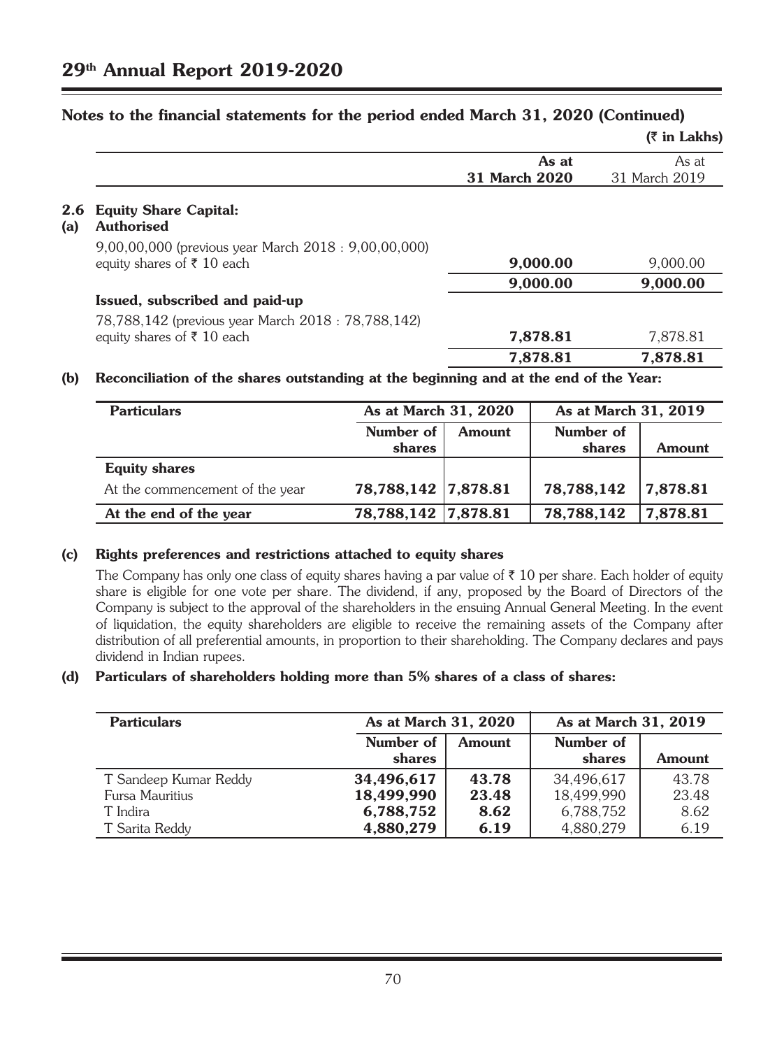## Notes to the financial statements for the period ended March 31, 2020 (Continued)

(₹ in Lakhs)

| | As at 31 March 2020 | As at 31 March 2019 |
|---|---|---|
| **2.6 Equity Share Capital:** | | |
| **(a) Authorised** | | |
| 9,00,00,000 (previous year March 2018 : 9,00,00,000) equity shares of ₹ 10 each | **9,000.00** | 9,000.00 |
| | **9,000.00** | **9,000.00** |
| **Issued, subscribed and paid-up** | | |
| 78,788,142 (previous year March 2018 : 78,788,142) equity shares of ₹ 10 each | **7,878.81** | 7,878.81 |
| | **7,878.81** | **7,878.81** |

**(b) Reconciliation of the shares outstanding at the beginning and at the end of the Year:**

| Particulars | As at March 31, 2020 | | As at March 31, 2019 | |
|---|---|---|---|---|
| | Number of shares | Amount | Number of shares | Amount |
| **Equity shares** | | | | |
| At the commencement of the year | **78,788,142** | **7,878.81** | **78,788,142** | **7,878.81** |
| **At the end of the year** | **78,788,142** | **7,878.81** | **78,788,142** | **7,878.81** |

**(c) Rights preferences and restrictions attached to equity shares**

The Company has only one class of equity shares having a par value of ₹ 10 per share. Each holder of equity share is eligible for one vote per share. The dividend, if any, proposed by the Board of Directors of the Company is subject to the approval of the shareholders in the ensuing Annual General Meeting. In the event of liquidation, the equity shareholders are eligible to receive the remaining assets of the Company after distribution of all preferential amounts, in proportion to their shareholding. The Company declares and pays dividend in Indian rupees.

**(d) Particulars of shareholders holding more than 5% shares of a class of shares:**

| Particulars | As at March 31, 2020 | | As at March 31, 2019 | |
|---|---|---|---|---|
| | Number of shares | Amount | Number of shares | Amount |
| T Sandeep Kumar Reddy | **34,496,617** | **43.78** | 34,496,617 | 43.78 |
| Fursa Mauritius | **18,499,990** | **23.48** | 18,499,990 | 23.48 |
| T Indira | **6,788,752** | **8.62** | 6,788,752 | 8.62 |
| T Sarita Reddy | **4,880,279** | **6.19** | 4,880,279 | 6.19 |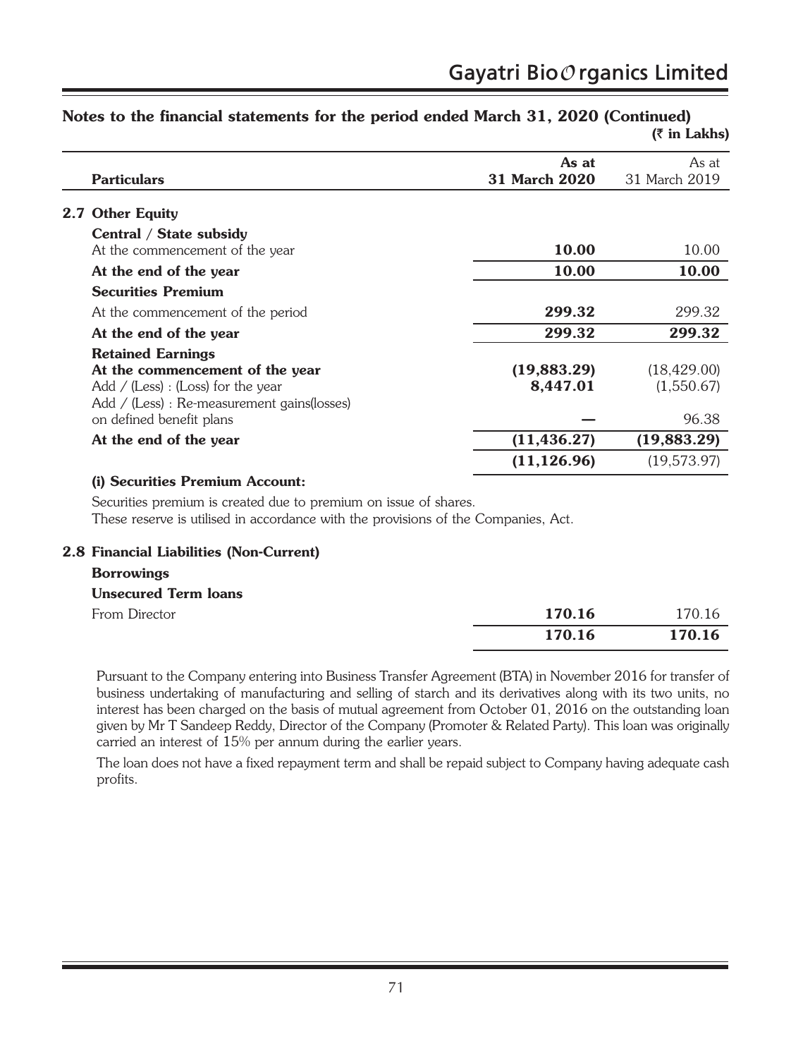## Notes to the financial statements for the period ended March 31, 2020 (Continued)

(₹ in Lakhs)

| Particulars | As at 31 March 2020 | As at 31 March 2019 |
|---|---|---|
| **2.7 Other Equity** | | |
| **Central / State subsidy** | | |
| At the commencement of the year | **10.00** | 10.00 |
| **At the end of the year** | **10.00** | **10.00** |
| **Securities Premium** | | |
| At the commencement of the period | **299.32** | 299.32 |
| **At the end of the year** | **299.32** | **299.32** |
| **Retained Earnings** | | |
| **At the commencement of the year** | **(19,883.29)** | (18,429.00) |
| Add / (Less) : (Loss) for the year | **8,447.01** | (1,550.67) |
| Add / (Less) : Re-measurement gains(losses) on defined benefit plans | **—** | 96.38 |
| **At the end of the year** | **(11,436.27)** | **(19,883.29)** |
| | **(11,126.96)** | (19,573.97) |

**(i) Securities Premium Account:**

Securities premium is created due to premium on issue of shares.
These reserve is utilised in accordance with the provisions of the Companies, Act.

| Particulars | As at 31 March 2020 | As at 31 March 2019 |
|---|---|---|
| **2.8 Financial Liabilities (Non-Current)** | | |
| **Borrowings** | | |
| **Unsecured Term loans** | | |
| From Director | **170.16** | 170.16 |
| | **170.16** | **170.16** |

Pursuant to the Company entering into Business Transfer Agreement (BTA) in November 2016 for transfer of business undertaking of manufacturing and selling of starch and its derivatives along with its two units, no interest has been charged on the basis of mutual agreement from October 01, 2016 on the outstanding loan given by Mr T Sandeep Reddy, Director of the Company (Promoter & Related Party). This loan was originally carried an interest of 15% per annum during the earlier years.

The loan does not have a fixed repayment term and shall be repaid subject to Company having adequate cash profits.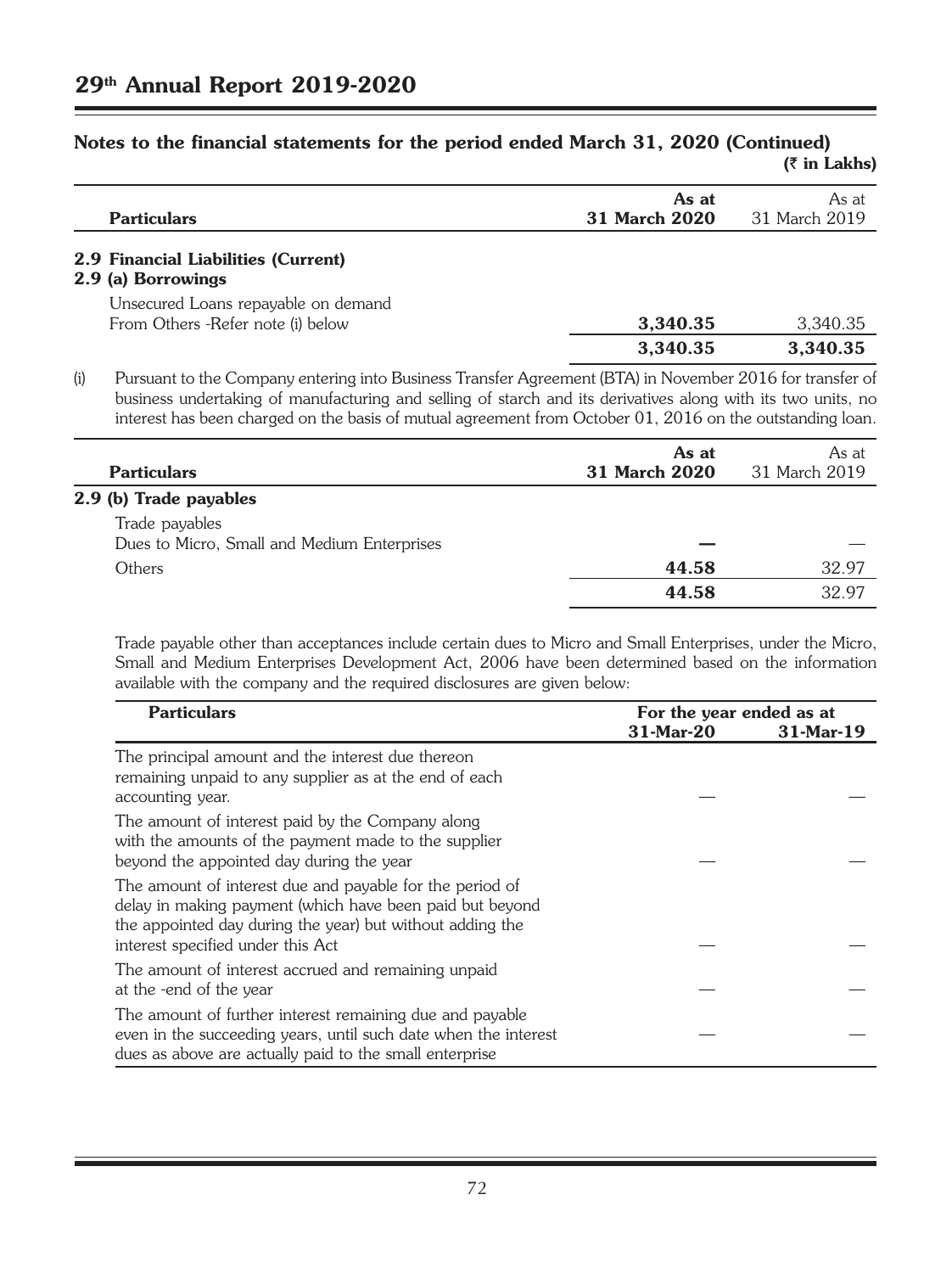## Notes to the financial statements for the period ended March 31, 2020 (Continued)

(₹ in Lakhs)

| Particulars | As at 31 March 2020 | As at 31 March 2019 |
|---|---|---|
| **2.9 Financial Liabilities (Current)** | | |
| **2.9 (a) Borrowings** | | |
| Unsecured Loans repayable on demand | | |
| From Others -Refer note (i) below | **3,340.35** | 3,340.35 |
| | **3,340.35** | **3,340.35** |

(i) Pursuant to the Company entering into Business Transfer Agreement (BTA) in November 2016 for transfer of business undertaking of manufacturing and selling of starch and its derivatives along with its two units, no interest has been charged on the basis of mutual agreement from October 01, 2016 on the outstanding loan.

| Particulars | As at 31 March 2020 | As at 31 March 2019 |
|---|---|---|
| **2.9 (b) Trade payables** | | |
| Trade payables | | |
| Dues to Micro, Small and Medium Enterprises | **—** | — |
| Others | **44.58** | 32.97 |
| | **44.58** | 32.97 |

Trade payable other than acceptances include certain dues to Micro and Small Enterprises, under the Micro, Small and Medium Enterprises Development Act, 2006 have been determined based on the information available with the company and the required disclosures are given below:

| Particulars | For the year ended as at 31-Mar-20 | 31-Mar-19 |
|---|---|---|
| The principal amount and the interest due thereon remaining unpaid to any supplier as at the end of each accounting year. | — | — |
| The amount of interest paid by the Company along with the amounts of the payment made to the supplier beyond the appointed day during the year | — | — |
| The amount of interest due and payable for the period of delay in making payment (which have been paid but beyond the appointed day during the year) but without adding the interest specified under this Act | — | — |
| The amount of interest accrued and remaining unpaid at the -end of the year | — | — |
| The amount of further interest remaining due and payable even in the succeeding years, until such date when the interest dues as above are actually paid to the small enterprise | — | — |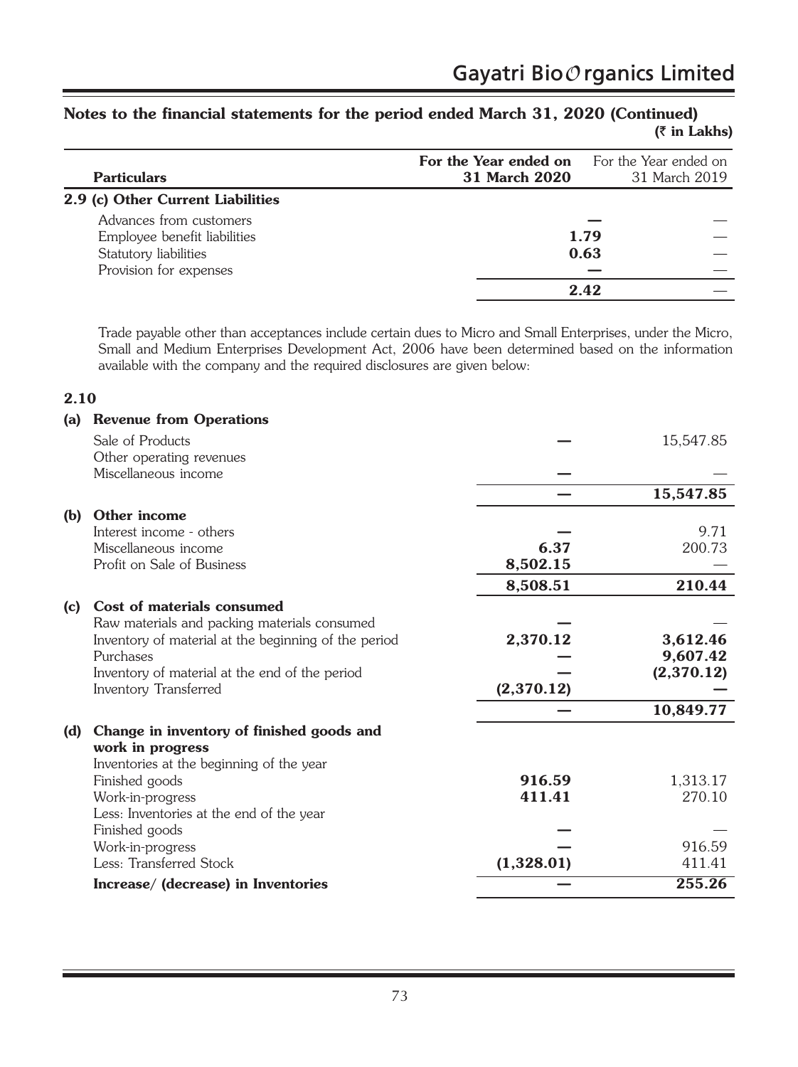## Notes to the financial statements for the period ended March 31, 2020 (Continued)

(₹ in Lakhs)

| Particulars | For the Year ended on 31 March 2020 | For the Year ended on 31 March 2019 |
|---|---|---|
| **2.9 (c) Other Current Liabilities** | | |
| Advances from customers | **—** | — |
| Employee benefit liabilities | **1.79** | — |
| Statutory liabilities | **0.63** | — |
| Provision for expenses | **—** | — |
| | **2.42** | — |

Trade payable other than acceptances include certain dues to Micro and Small Enterprises, under the Micro, Small and Medium Enterprises Development Act, 2006 have been determined based on the information available with the company and the required disclosures are given below:

### 2.10

| Particulars | For the Year ended on 31 March 2020 | For the Year ended on 31 March 2019 |
|---|---|---|
| **(a) Revenue from Operations** | | |
| Sale of Products | **—** | 15,547.85 |
| Other operating revenues | | |
| Miscellaneous income | **—** | — |
| | **—** | **15,547.85** |
| **(b) Other income** | | |
| Interest income - others | **—** | 9.71 |
| Miscellaneous income | **6.37** | 200.73 |
| Profit on Sale of Business | **8,502.15** | — |
| | **8,508.51** | **210.44** |
| **(c) Cost of materials consumed** | | |
| Raw materials and packing materials consumed | **—** | — |
| Inventory of material at the beginning of the period | **2,370.12** | **3,612.46** |
| Purchases | **—** | **9,607.42** |
| Inventory of material at the end of the period | **—** | **(2,370.12)** |
| Inventory Transferred | **(2,370.12)** | **—** |
| | **—** | **10,849.77** |
| **(d) Change in inventory of finished goods and work in progress** | | |
| Inventories at the beginning of the year | | |
| Finished goods | **916.59** | 1,313.17 |
| Work-in-progress | **411.41** | 270.10 |
| Less: Inventories at the end of the year | | |
| Finished goods | **—** | — |
| Work-in-progress | **—** | 916.59 |
| Less: Transferred Stock | **(1,328.01)** | 411.41 |
| **Increase/ (decrease) in Inventories** | **—** | **255.26** |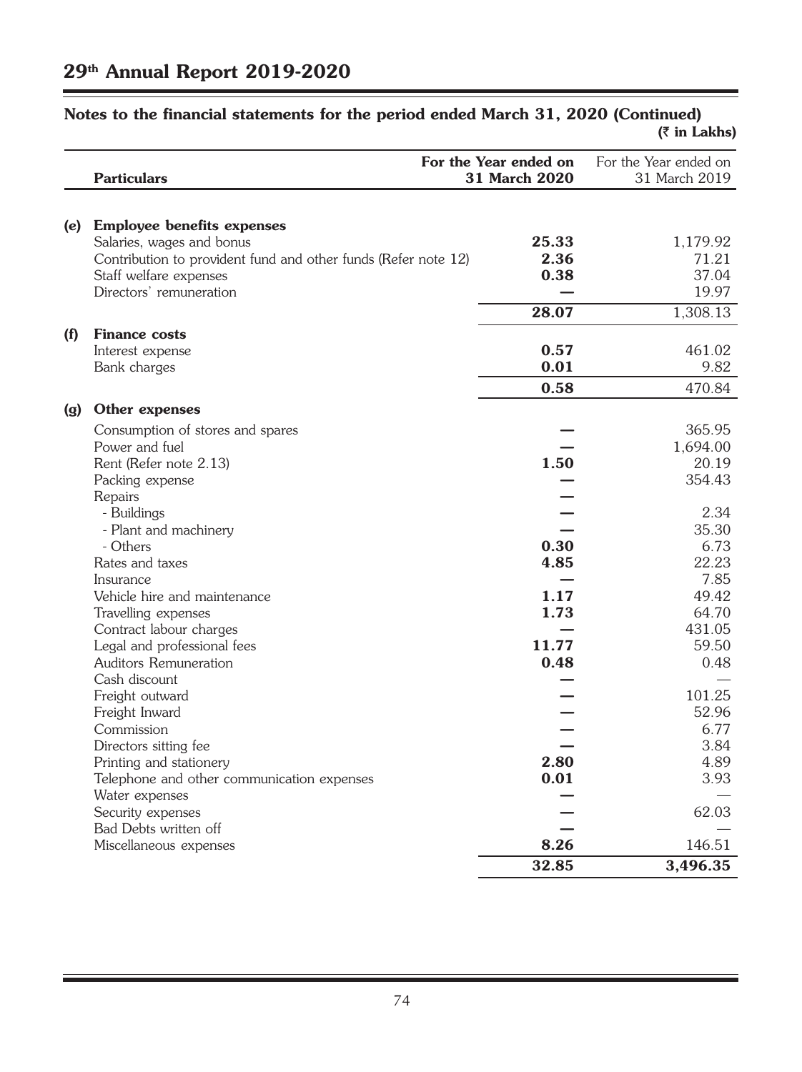## Notes to the financial statements for the period ended March 31, 2020 (Continued)

(₹ in Lakhs)

| | Particulars | For the Year ended on 31 March 2020 | For the Year ended on 31 March 2019 |
|---|---|---|---|
| **(e)** | **Employee benefits expenses** | | |
| | Salaries, wages and bonus | **25.33** | 1,179.92 |
| | Contribution to provident fund and other funds (Refer note 12) | **2.36** | 71.21 |
| | Staff welfare expenses | **0.38** | 37.04 |
| | Directors' remuneration | **—** | 19.97 |
| | | **28.07** | 1,308.13 |
| **(f)** | **Finance costs** | | |
| | Interest expense | **0.57** | 461.02 |
| | Bank charges | **0.01** | 9.82 |
| | | **0.58** | 470.84 |
| **(g)** | **Other expenses** | | |
| | Consumption of stores and spares | **—** | 365.95 |
| | Power and fuel | **—** | 1,694.00 |
| | Rent (Refer note 2.13) | **1.50** | 20.19 |
| | Packing expense | **—** | 354.43 |
| | Repairs | **—** | |
| | - Buildings | **—** | 2.34 |
| | - Plant and machinery | **—** | 35.30 |
| | - Others | **0.30** | 6.73 |
| | Rates and taxes | **4.85** | 22.23 |
| | Insurance | **—** | 7.85 |
| | Vehicle hire and maintenance | **1.17** | 49.42 |
| | Travelling expenses | **1.73** | 64.70 |
| | Contract labour charges | **—** | 431.05 |
| | Legal and professional fees | **11.77** | 59.50 |
| | Auditors Remuneration | **0.48** | 0.48 |
| | Cash discount | **—** | — |
| | Freight outward | **—** | 101.25 |
| | Freight Inward | **—** | 52.96 |
| | Commission | **—** | 6.77 |
| | Directors sitting fee | **—** | 3.84 |
| | Printing and stationery | **2.80** | 4.89 |
| | Telephone and other communication expenses | **0.01** | 3.93 |
| | Water expenses | **—** | — |
| | Security expenses | **—** | 62.03 |
| | Bad Debts written off | **—** | — |
| | Miscellaneous expenses | **8.26** | 146.51 |
| | | **32.85** | **3,496.35** |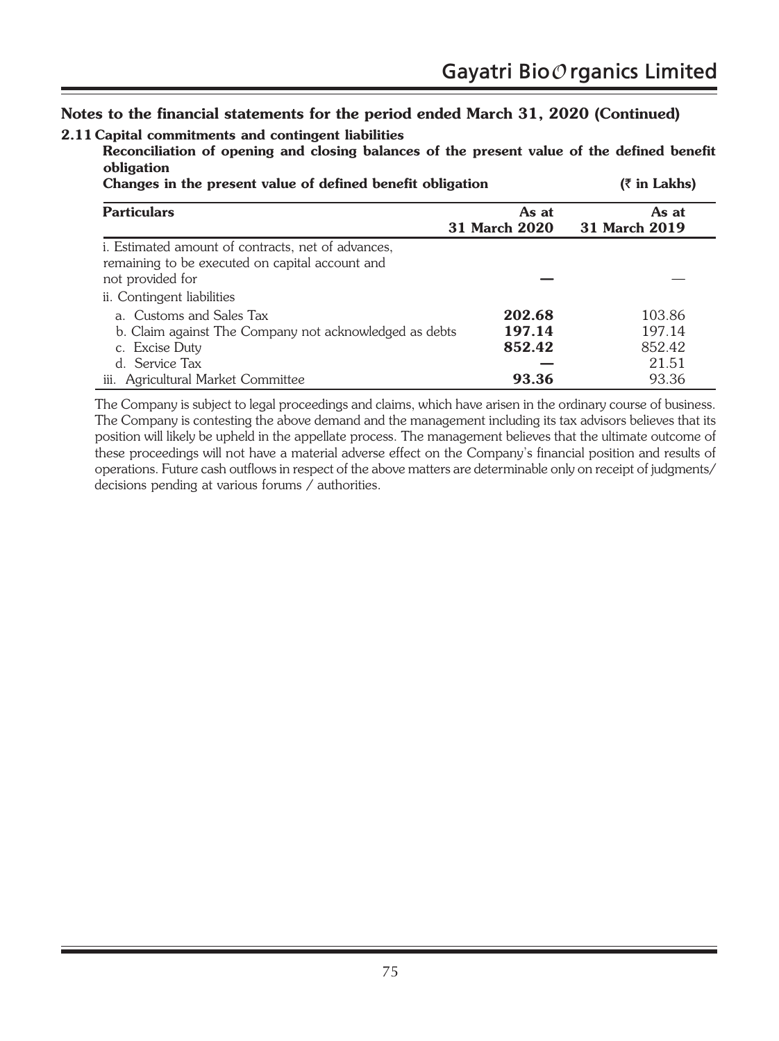## Notes to the financial statements for the period ended March 31, 2020 (Continued)

### 2.11 Capital commitments and contingent liabilities

**Reconciliation of opening and closing balances of the present value of the defined benefit obligation**

**Changes in the present value of defined benefit obligation** (₹ in Lakhs)

| Particulars | As at 31 March 2020 | As at 31 March 2019 |
|---|---|---|
| i. Estimated amount of contracts, net of advances, remaining to be executed on capital account and not provided for | **—** | — |
| ii. Contingent liabilities | | |
| a. Customs and Sales Tax | **202.68** | 103.86 |
| b. Claim against The Company not acknowledged as debts | **197.14** | 197.14 |
| c. Excise Duty | **852.42** | 852.42 |
| d. Service Tax | **—** | 21.51 |
| iii. Agricultural Market Committee | **93.36** | 93.36 |

The Company is subject to legal proceedings and claims, which have arisen in the ordinary course of business. The Company is contesting the above demand and the management including its tax advisors believes that its position will likely be upheld in the appellate process. The management believes that the ultimate outcome of these proceedings will not have a material adverse effect on the Company's financial position and results of operations. Future cash outflows in respect of the above matters are determinable only on receipt of judgments/ decisions pending at various forums / authorities.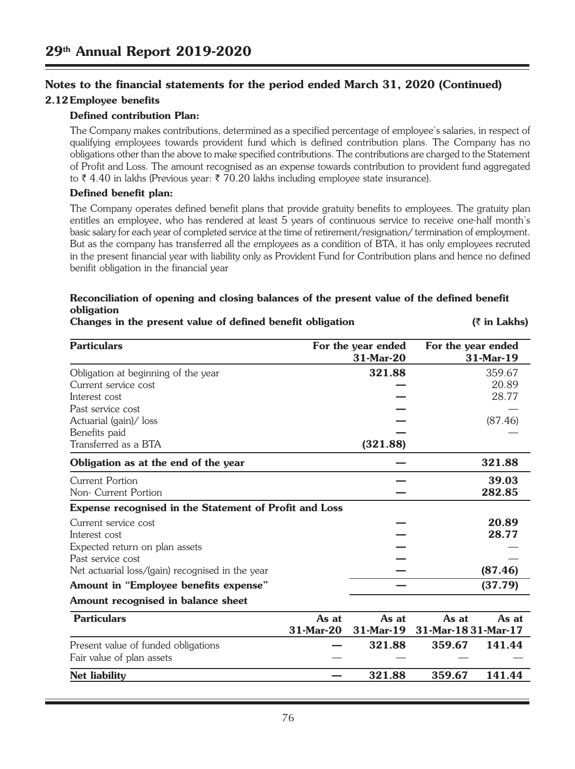## Notes to the financial statements for the period ended March 31, 2020 (Continued)

### 2.12 Employee benefits

**Defined contribution Plan:**

The Company makes contributions, determined as a specified percentage of employee's salaries, in respect of qualifying employees towards provident fund which is defined contribution plans. The Company has no obligations other than the above to make specified contributions. The contributions are charged to the Statement of Profit and Loss. The amount recognised as an expense towards contribution to provident fund aggregated to ₹ 4.40 in lakhs (Previous year: ₹ 70.20 lakhs including employee state insurance).

**Defined benefit plan:**

The Company operates defined benefit plans that provide gratuity benefits to employees. The gratuity plan entitles an employee, who has rendered at least 5 years of continuous service to receive one-half month's basic salary for each year of completed service at the time of retirement/resignation/ termination of employment. But as the company has transferred all the employees as a condition of BTA, it has only employees recruted in the present financial year with liability only as Provident Fund for Contribution plans and hence no defined benifit obligation in the financial year

**Reconciliation of opening and closing balances of the present value of the defined benefit obligation**

**Changes in the present value of defined benefit obligation** (₹ in Lakhs)

| Particulars | For the year ended 31-Mar-20 | For the year ended 31-Mar-19 |
|---|---|---|
| Obligation at beginning of the year | **321.88** | 359.67 |
| Current service cost | — | 20.89 |
| Interest cost | — | 28.77 |
| Past service cost | — | — |
| Actuarial (gain)/ loss | — | (87.46) |
| Benefits paid | — | — |
| Transferred as a BTA | **(321.88)** | |
| **Obligation as at the end of the year** | — | **321.88** |
| Current Portion | — | **39.03** |
| Non- Current Portion | — | **282.85** |
| **Expense recognised in the Statement of Profit and Loss** | | |
| Current service cost | — | **20.89** |
| Interest cost | — | **28.77** |
| Expected return on plan assets | — | — |
| Past service cost | — | — |
| Net actuarial loss/(gain) recognised in the year | — | **(87.46)** |
| **Amount in "Employee benefits expense"** | — | **(37.79)** |

**Amount recognised in balance sheet**

| Particulars | As at 31-Mar-20 | As at 31-Mar-19 | As at 31-Mar-18 | As at 31-Mar-17 |
|---|---|---|---|---|
| Present value of funded obligations | — | **321.88** | **359.67** | **141.44** |
| Fair value of plan assets | — | — | — | — |
| **Net liability** | — | **321.88** | **359.67** | **141.44** |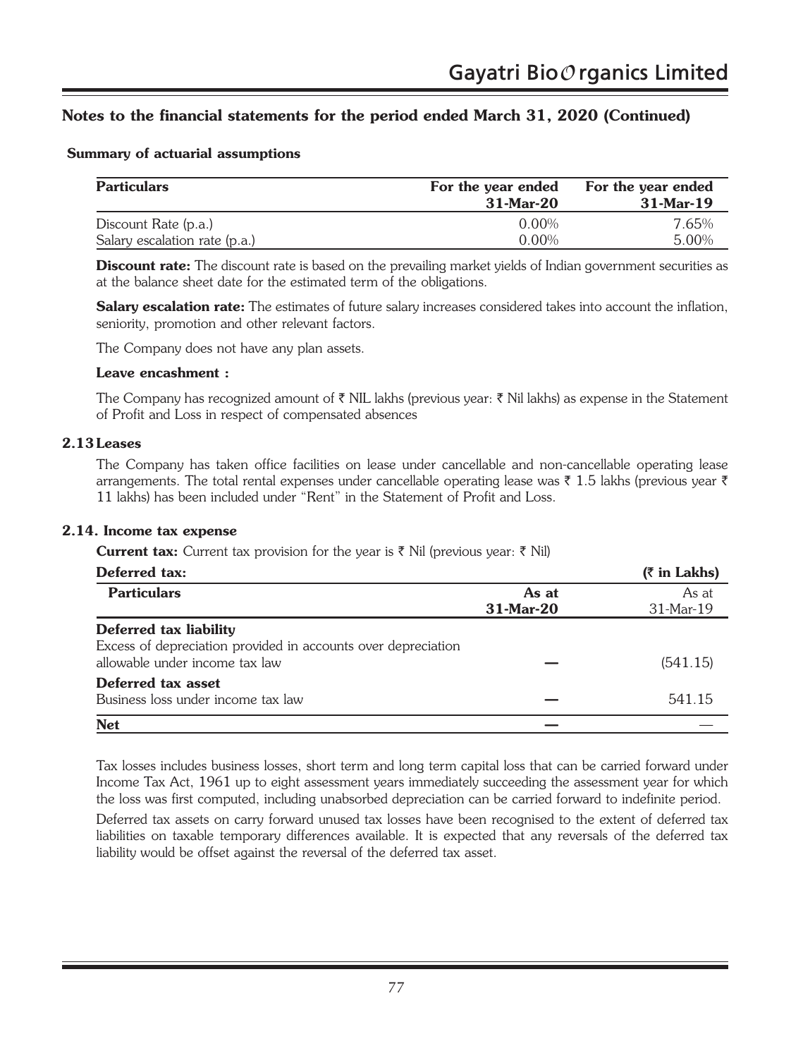## Notes to the financial statements for the period ended March 31, 2020 (Continued)

**Summary of actuarial assumptions**

| Particulars | For the year ended 31-Mar-20 | For the year ended 31-Mar-19 |
|---|---|---|
| Discount Rate (p.a.) | 0.00% | 7.65% |
| Salary escalation rate (p.a.) | 0.00% | 5.00% |

**Discount rate:** The discount rate is based on the prevailing market yields of Indian government securities as at the balance sheet date for the estimated term of the obligations.

**Salary escalation rate:** The estimates of future salary increases considered takes into account the inflation, seniority, promotion and other relevant factors.

The Company does not have any plan assets.

**Leave encashment :**

The Company has recognized amount of ₹ NIL lakhs (previous year: ₹ Nil lakhs) as expense in the Statement of Profit and Loss in respect of compensated absences

### 2.13 Leases

The Company has taken office facilities on lease under cancellable and non-cancellable operating lease arrangements. The total rental expenses under cancellable operating lease was ₹ 1.5 lakhs (previous year ₹ 11 lakhs) has been included under "Rent" in the Statement of Profit and Loss.

### 2.14. Income tax expense

**Current tax:** Current tax provision for the year is ₹ Nil (previous year: ₹ Nil)

**Deferred tax:** (₹ in Lakhs)

| Particulars | As at 31-Mar-20 | As at 31-Mar-19 |
|---|---|---|
| **Deferred tax liability** | | |
| Excess of depreciation provided in accounts over depreciation allowable under income tax law | — | (541.15) |
| **Deferred tax asset** | | |
| Business loss under income tax law | — | 541.15 |
| **Net** | — | — |

Tax losses includes business losses, short term and long term capital loss that can be carried forward under Income Tax Act, 1961 up to eight assessment years immediately succeeding the assessment year for which the loss was first computed, including unabsorbed depreciation can be carried forward to indefinite period.

Deferred tax assets on carry forward unused tax losses have been recognised to the extent of deferred tax liabilities on taxable temporary differences available. It is expected that any reversals of the deferred tax liability would be offset against the reversal of the deferred tax asset.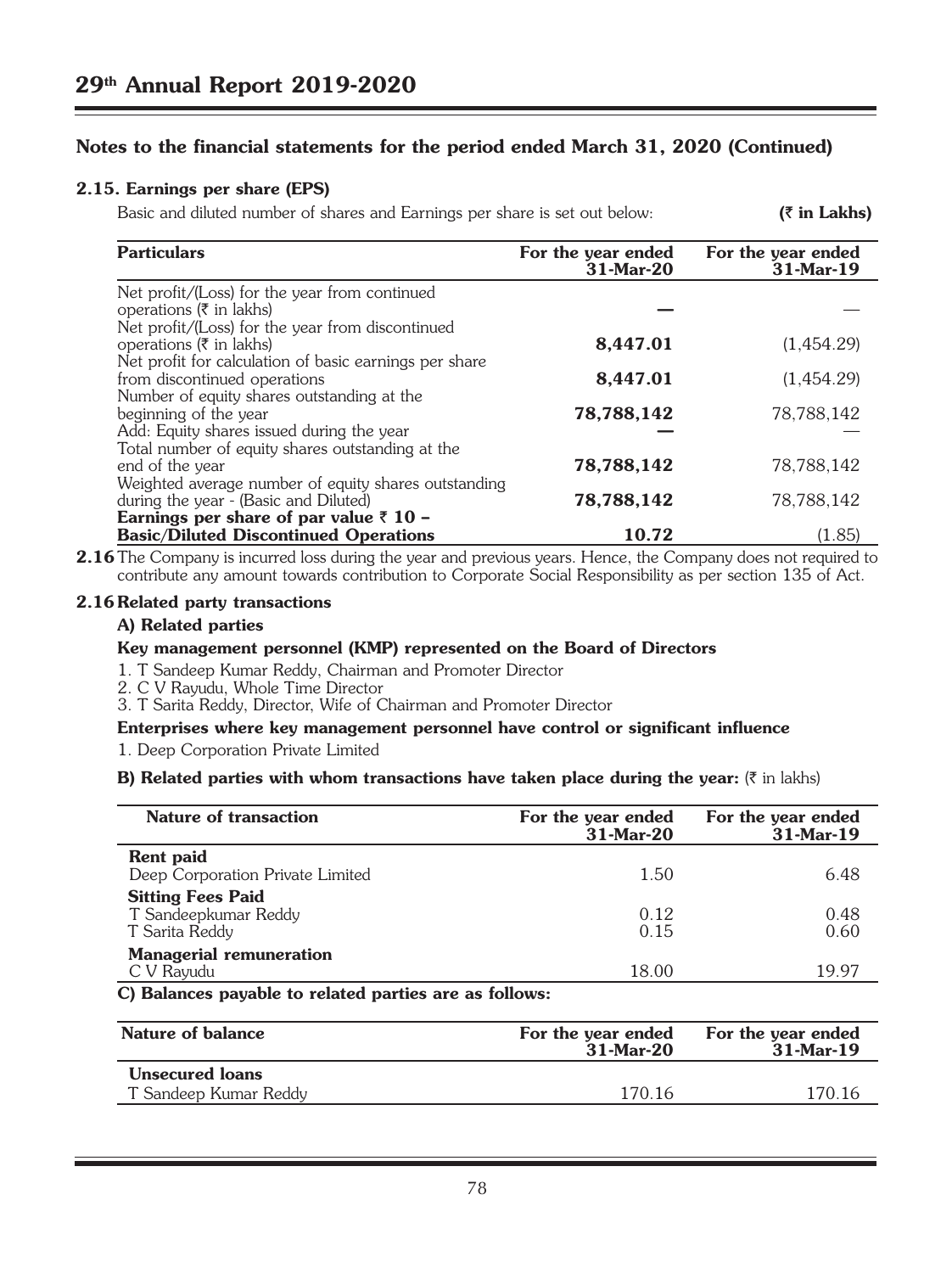## Notes to the financial statements for the period ended March 31, 2020 (Continued)

### 2.15. Earnings per share (EPS)

Basic and diluted number of shares and Earnings per share is set out below: **(₹ in Lakhs)**

| Particulars | For the year ended 31-Mar-20 | For the year ended 31-Mar-19 |
|---|---|---|
| Net profit/(Loss) for the year from continued operations (₹ in lakhs) | **—** | — |
| Net profit/(Loss) for the year from discontinued operations (₹ in lakhs) | **8,447.01** | (1,454.29) |
| Net profit for calculation of basic earnings per share from discontinued operations | **8,447.01** | (1,454.29) |
| Number of equity shares outstanding at the beginning of the year | **78,788,142** | 78,788,142 |
| Add: Equity shares issued during the year | **—** | — |
| Total number of equity shares outstanding at the end of the year | **78,788,142** | 78,788,142 |
| Weighted average number of equity shares outstanding during the year - (Basic and Diluted) | **78,788,142** | 78,788,142 |
| **Earnings per share of par value ₹ 10 – Basic/Diluted Discontinued Operations** | **10.72** | (1.85) |

**2.16** The Company is incurred loss during the year and previous years. Hence, the Company does not required to contribute any amount towards contribution to Corporate Social Responsibility as per section 135 of Act.

### 2.16 Related party transactions

**A) Related parties**

**Key management personnel (KMP) represented on the Board of Directors**

1. T Sandeep Kumar Reddy, Chairman and Promoter Director
2. C V Rayudu, Whole Time Director
3. T Sarita Reddy, Director, Wife of Chairman and Promoter Director

**Enterprises where key management personnel have control or significant influence**

1. Deep Corporation Private Limited

**B) Related parties with whom transactions have taken place during the year:** (₹ in lakhs)

| Nature of transaction | For the year ended 31-Mar-20 | For the year ended 31-Mar-19 |
|---|---|---|
| **Rent paid** | | |
| Deep Corporation Private Limited | 1.50 | 6.48 |
| **Sitting Fees Paid** | | |
| T Sandeepkumar Reddy | 0.12 | 0.48 |
| T Sarita Reddy | 0.15 | 0.60 |
| **Managerial remuneration** | | |
| C V Rayudu | 18.00 | 19.97 |

**C) Balances payable to related parties are as follows:**

| Nature of balance | For the year ended 31-Mar-20 | For the year ended 31-Mar-19 |
|---|---|---|
| **Unsecured loans** | | |
| T Sandeep Kumar Reddy | 170.16 | 170.16 |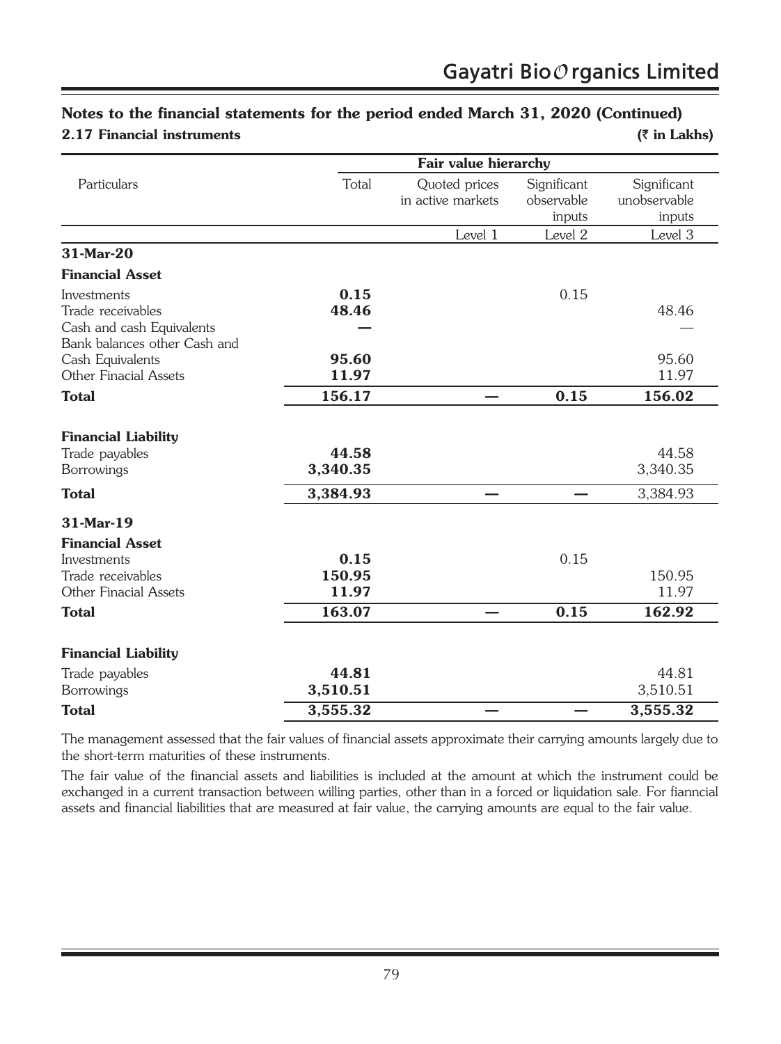## Notes to the financial statements for the period ended March 31, 2020 (Continued)

### 2.17 Financial instruments

**(₹ in Lakhs)**

| Particulars | Total | Fair value hierarchy | | |
|---|---|---|---|---|
| | | Quoted prices in active markets | Significant observable inputs | Significant unobservable inputs |
| | | Level 1 | Level 2 | Level 3 |
| **31-Mar-20** | | | | |
| **Financial Asset** | | | | |
| Investments | **0.15** | | 0.15 | |
| Trade receivables | **48.46** | | | 48.46 |
| Cash and cash Equivalents | **—** | | | — |
| Bank balances other Cash and Cash Equivalents | **95.60** | | | 95.60 |
| Other Finacial Assets | **11.97** | | | 11.97 |
| **Total** | **156.17** | **—** | **0.15** | **156.02** |
| **Financial Liability** | | | | |
| Trade payables | **44.58** | | | 44.58 |
| Borrowings | **3,340.35** | | | 3,340.35 |
| **Total** | **3,384.93** | **—** | **—** | 3,384.93 |
| **31-Mar-19** | | | | |
| **Financial Asset** | | | | |
| Investments | **0.15** | | 0.15 | |
| Trade receivables | **150.95** | | | 150.95 |
| Other Finacial Assets | **11.97** | | | 11.97 |
| **Total** | **163.07** | **—** | **0.15** | **162.92** |
| **Financial Liability** | | | | |
| Trade payables | **44.81** | | | 44.81 |
| Borrowings | **3,510.51** | | | 3,510.51 |
| **Total** | **3,555.32** | **—** | **—** | **3,555.32** |

The management assessed that the fair values of financial assets approximate their carrying amounts largely due to the short-term maturities of these instruments.

The fair value of the financial assets and liabilities is included at the amount at which the instrument could be exchanged in a current transaction between willing parties, other than in a forced or liquidation sale. For fianncial assets and financial liabilities that are measured at fair value, the carrying amounts are equal to the fair value.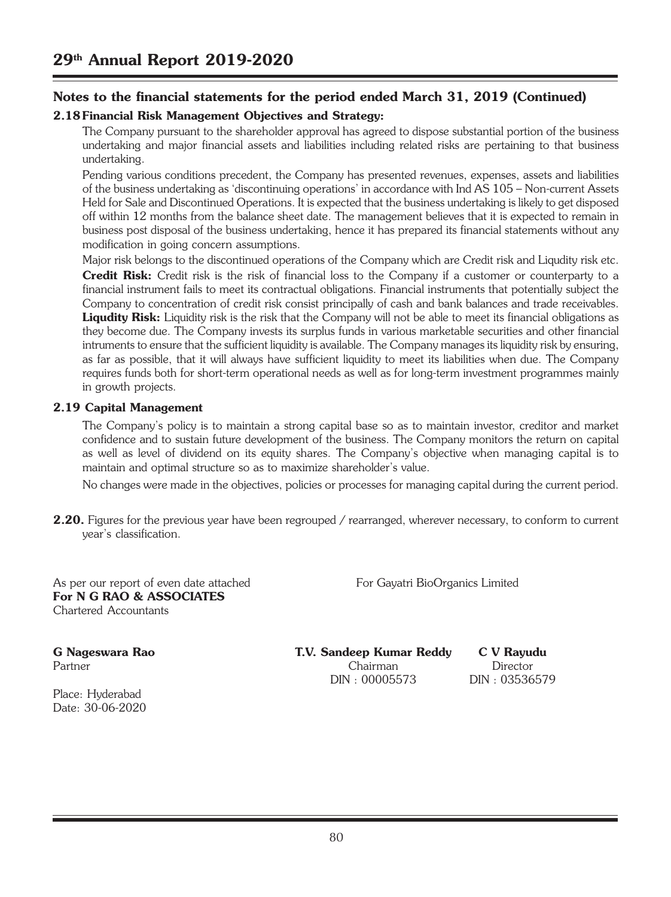## Notes to the financial statements for the period ended March 31, 2019 (Continued)

### 2.18 Financial Risk Management Objectives and Strategy:

The Company pursuant to the shareholder approval has agreed to dispose substantial portion of the business undertaking and major financial assets and liabilities including related risks are pertaining to that business undertaking.

Pending various conditions precedent, the Company has presented revenues, expenses, assets and liabilities of the business undertaking as 'discontinuing operations' in accordance with Ind AS 105 – Non-current Assets Held for Sale and Discontinued Operations. It is expected that the business undertaking is likely to get disposed off within 12 months from the balance sheet date. The management believes that it is expected to remain in business post disposal of the business undertaking, hence it has prepared its financial statements without any modification in going concern assumptions.

Major risk belongs to the discontinued operations of the Company which are Credit risk and Liqudity risk etc.

**Credit Risk:** Credit risk is the risk of financial loss to the Company if a customer or counterparty to a financial instrument fails to meet its contractual obligations. Financial instruments that potentially subject the Company to concentration of credit risk consist principally of cash and bank balances and trade receivables.

**Liqudity Risk:** Liquidity risk is the risk that the Company will not be able to meet its financial obligations as they become due. The Company invests its surplus funds in various marketable securities and other financial intruments to ensure that the sufficient liquidity is available. The Company manages its liquidity risk by ensuring, as far as possible, that it will always have sufficient liquidity to meet its liabilities when due. The Company requires funds both for short-term operational needs as well as for long-term investment programmes mainly in growth projects.

### 2.19 Capital Management

The Company's policy is to maintain a strong capital base so as to maintain investor, creditor and market confidence and to sustain future development of the business. The Company monitors the return on capital as well as level of dividend on its equity shares. The Company's objective when managing capital is to maintain and optimal structure so as to maximize shareholder's value.

No changes were made in the objectives, policies or processes for managing capital during the current period.

**2.20.** Figures for the previous year have been regrouped / rearranged, wherever necessary, to conform to current year's classification.

As per our report of even date attached
**For N G RAO & ASSOCIATES**
Chartered Accountants

**G Nageswara Rao**
Partner

Place: Hyderabad
Date: 30-06-2020

For Gayatri BioOrganics Limited

**T.V. Sandeep Kumar Reddy**
Chairman
DIN : 00005573

**C V Rayudu**
Director
DIN : 03536579